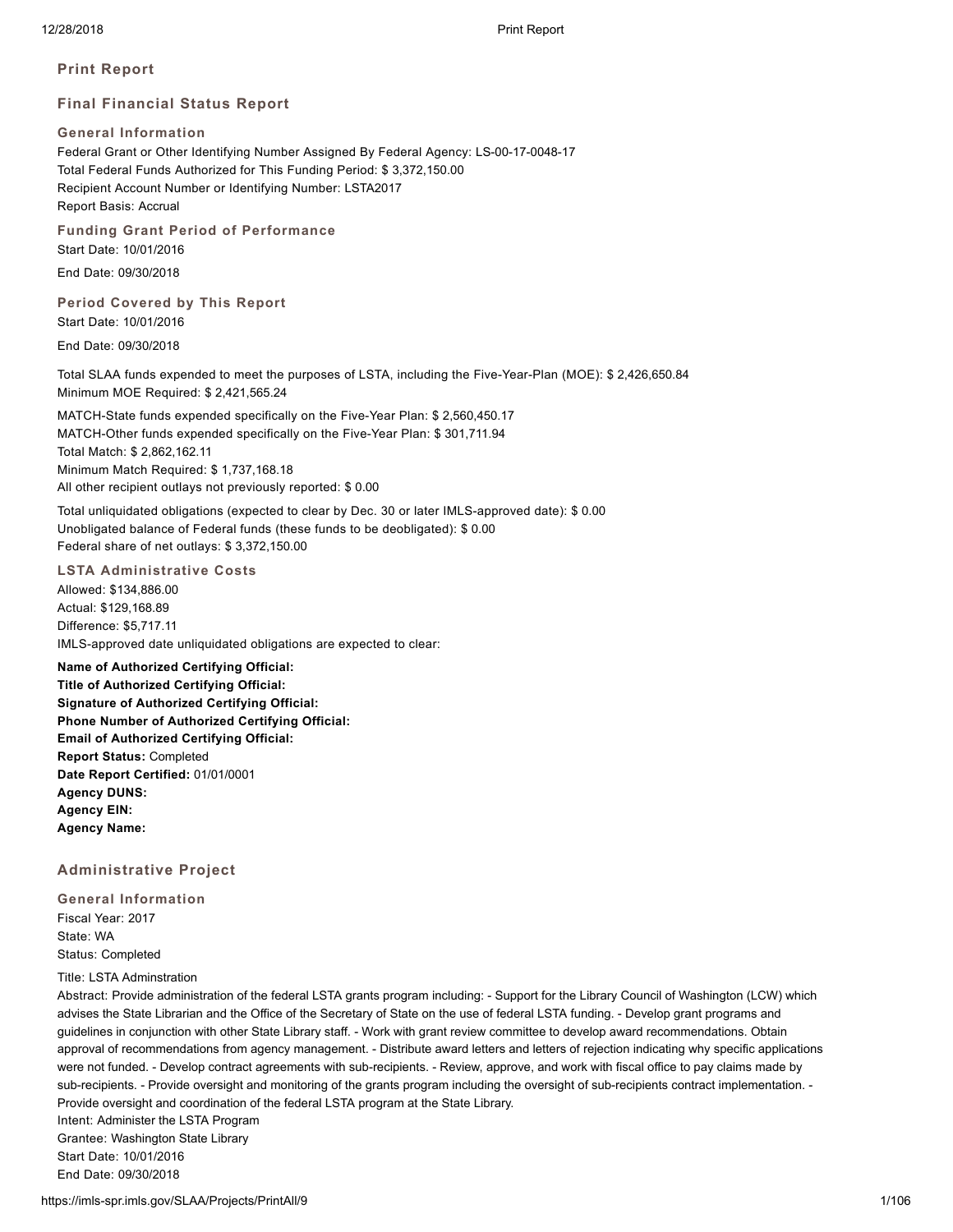# Print Report

## Final Financial Status Report

### General Information

Federal Grant or Other Identifying Number Assigned By Federal Agency: LS-00-17-0048-17
Total Federal Funds Authorized for This Funding Period: $ 3,372,150.00
Recipient Account Number or Identifying Number: LSTA2017
Report Basis: Accrual

### Funding Grant Period of Performance

Start Date: 10/01/2016

End Date: 09/30/2018

### Period Covered by This Report

Start Date: 10/01/2016

End Date: 09/30/2018

Total SLAA funds expended to meet the purposes of LSTA, including the Five-Year-Plan (MOE): $ 2,426,650.84
Minimum MOE Required: $ 2,421,565.24

MATCH-State funds expended specifically on the Five-Year Plan: $ 2,560,450.17
MATCH-Other funds expended specifically on the Five-Year Plan: $ 301,711.94
Total Match: $ 2,862,162.11
Minimum Match Required: $ 1,737,168.18
All other recipient outlays not previously reported: $ 0.00

Total unliquidated obligations (expected to clear by Dec. 30 or later IMLS-approved date): $ 0.00
Unobligated balance of Federal funds (these funds to be deobligated): $ 0.00
Federal share of net outlays: $ 3,372,150.00

### LSTA Administrative Costs

Allowed: $134,886.00
Actual: $129,168.89
Difference: $5,717.11
IMLS-approved date unliquidated obligations are expected to clear:

**Name of Authorized Certifying Official:**
**Title of Authorized Certifying Official:**
**Signature of Authorized Certifying Official:**
**Phone Number of Authorized Certifying Official:**
**Email of Authorized Certifying Official:**
**Report Status:** Completed
**Date Report Certified:** 01/01/0001
**Agency DUNS:**
**Agency EIN:**
**Agency Name:**

## Administrative Project

### General Information

Fiscal Year: 2017
State: WA
Status: Completed

Title: LSTA Adminstration
Abstract: Provide administration of the federal LSTA grants program including: - Support for the Library Council of Washington (LCW) which advises the State Librarian and the Office of the Secretary of State on the use of federal LSTA funding. - Develop grant programs and guidelines in conjunction with other State Library staff. - Work with grant review committee to develop award recommendations. Obtain approval of recommendations from agency management. - Distribute award letters and letters of rejection indicating why specific applications were not funded. - Develop contract agreements with sub-recipients. - Review, approve, and work with fiscal office to pay claims made by sub-recipients. - Provide oversight and monitoring of the grants program including the oversight of sub-recipients contract implementation. - Provide oversight and coordination of the federal LSTA program at the State Library.
Intent: Administer the LSTA Program
Grantee: Washington State Library
Start Date: 10/01/2016
End Date: 09/30/2018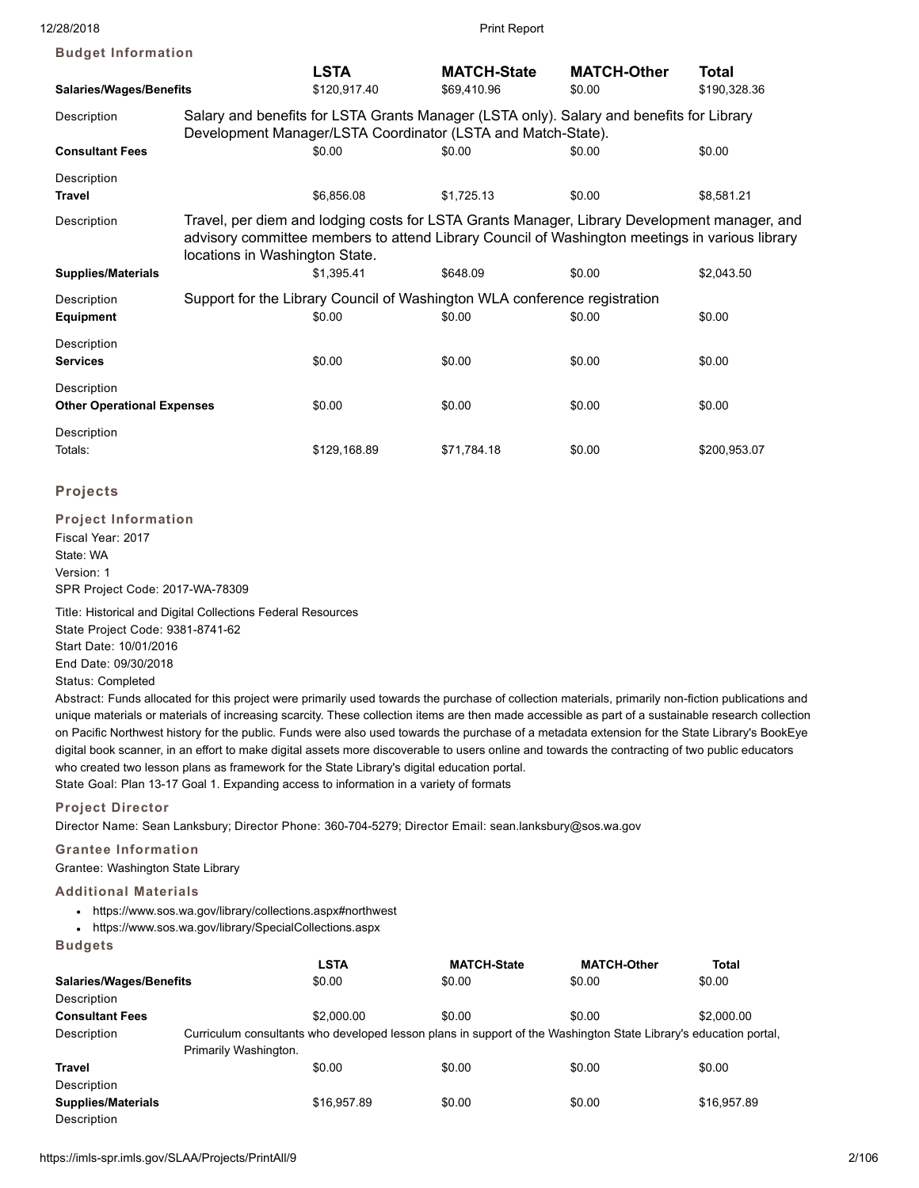### Budget Information

| | LSTA | MATCH-State | MATCH-Other | Total |
|---|---|---|---|---|
| **Salaries/Wages/Benefits** | $120,917.40 | $69,410.96 | $0.00 | $190,328.36 |
| Description | Salary and benefits for LSTA Grants Manager (LSTA only). Salary and benefits for Library Development Manager/LSTA Coordinator (LSTA and Match-State). | | | |
| **Consultant Fees** | $0.00 | $0.00 | $0.00 | $0.00 |
| Description | | | | |
| **Travel** | $6,856.08 | $1,725.13 | $0.00 | $8,581.21 |
| Description | Travel, per diem and lodging costs for LSTA Grants Manager, Library Development manager, and advisory committee members to attend Library Council of Washington meetings in various library locations in Washington State. | | | |
| **Supplies/Materials** | $1,395.41 | $648.09 | $0.00 | $2,043.50 |
| Description | Support for the Library Council of Washington WLA conference registration | | | |
| **Equipment** | $0.00 | $0.00 | $0.00 | $0.00 |
| Description | | | | |
| **Services** | $0.00 | $0.00 | $0.00 | $0.00 |
| Description | | | | |
| **Other Operational Expenses** | $0.00 | $0.00 | $0.00 | $0.00 |
| Description | | | | |
| Totals: | $129,168.89 | $71,784.18 | $0.00 | $200,953.07 |

## Projects

### Project Information

Fiscal Year: 2017
State: WA
Version: 1
SPR Project Code: 2017-WA-78309

Title: Historical and Digital Collections Federal Resources
State Project Code: 9381-8741-62
Start Date: 10/01/2016
End Date: 09/30/2018
Status: Completed
Abstract: Funds allocated for this project were primarily used towards the purchase of collection materials, primarily non-fiction publications and unique materials or materials of increasing scarcity. These collection items are then made accessible as part of a sustainable research collection on Pacific Northwest history for the public. Funds were also used towards the purchase of a metadata extension for the State Library's BookEye digital book scanner, in an effort to make digital assets more discoverable to users online and towards the contracting of two public educators who created two lesson plans as framework for the State Library's digital education portal.
State Goal: Plan 13-17 Goal 1. Expanding access to information in a variety of formats

### Project Director

Director Name: Sean Lanksbury; Director Phone: 360-704-5279; Director Email: sean.lanksbury@sos.wa.gov

### Grantee Information

Grantee: Washington State Library

### Additional Materials

- https://www.sos.wa.gov/library/collections.aspx#northwest
- https://www.sos.wa.gov/library/SpecialCollections.aspx

### Budgets

| | LSTA | MATCH-State | MATCH-Other | Total |
|---|---|---|---|---|
| **Salaries/Wages/Benefits** | $0.00 | $0.00 | $0.00 | $0.00 |
| Description | | | | |
| **Consultant Fees** | $2,000.00 | $0.00 | $0.00 | $2,000.00 |
| Description | Curriculum consultants who developed lesson plans in support of the Washington State Library's education portal, Primarily Washington. | | | |
| **Travel** | $0.00 | $0.00 | $0.00 | $0.00 |
| Description | | | | |
| **Supplies/Materials** | $16,957.89 | $0.00 | $0.00 | $16,957.89 |
| Description | | | | |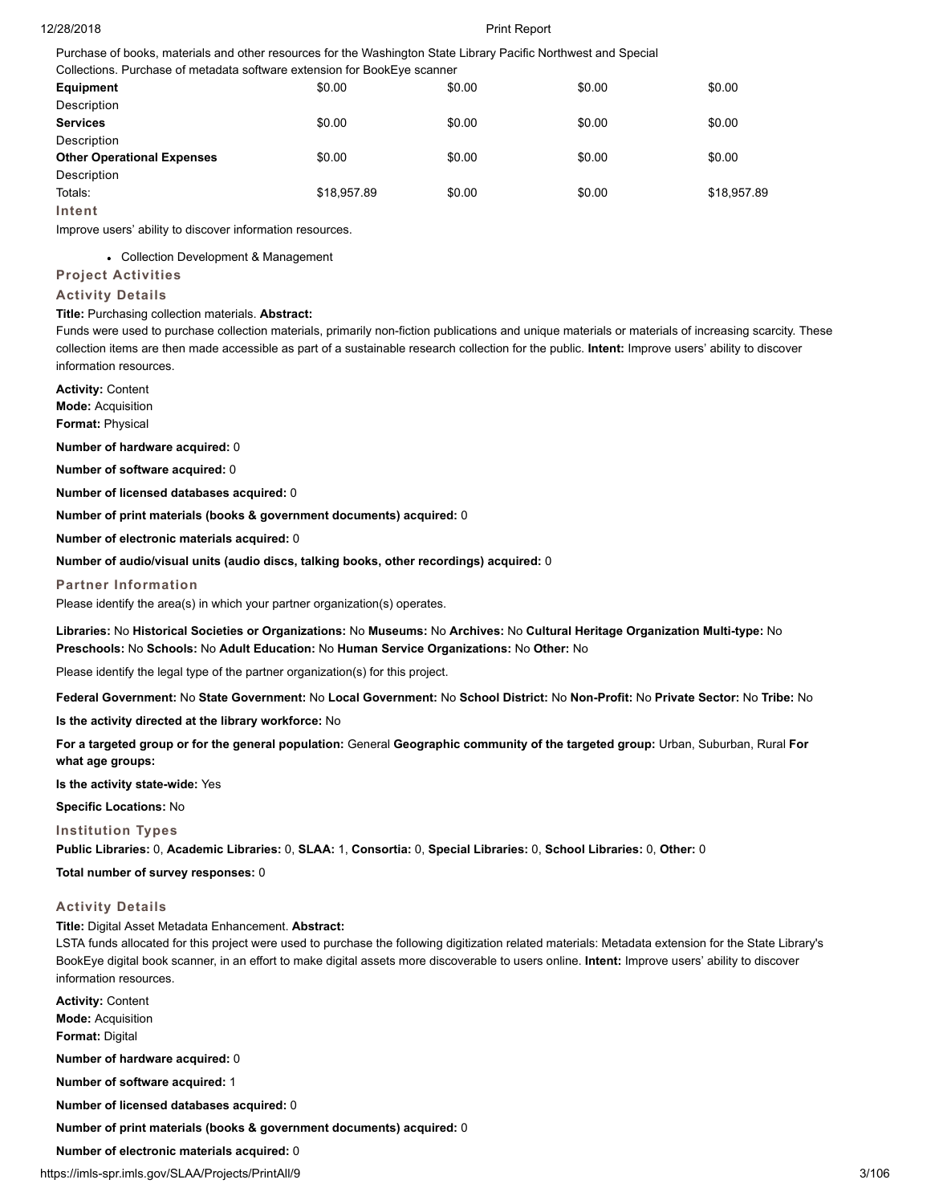Purchase of books, materials and other resources for the Washington State Library Pacific Northwest and Special Collections. Purchase of metadata software extension for BookEye scanner

| | | | | |
|---|---|---|---|---|
| **Equipment** | $0.00 | $0.00 | $0.00 | $0.00 |
| Description | | | | |
| **Services** | $0.00 | $0.00 | $0.00 | $0.00 |
| Description | | | | |
| **Other Operational Expenses** | $0.00 | $0.00 | $0.00 | $0.00 |
| Description | | | | |
| Totals: | $18,957.89 | $0.00 | $0.00 | $18,957.89 |

### Intent

Improve users' ability to discover information resources.

- Collection Development & Management

### Project Activities

### Activity Details

**Title:** Purchasing collection materials. **Abstract:**
Funds were used to purchase collection materials, primarily non-fiction publications and unique materials or materials of increasing scarcity. These collection items are then made accessible as part of a sustainable research collection for the public. **Intent:** Improve users' ability to discover information resources.

**Activity:** Content
**Mode:** Acquisition
**Format:** Physical

**Number of hardware acquired:** 0

**Number of software acquired:** 0

**Number of licensed databases acquired:** 0

**Number of print materials (books & government documents) acquired:** 0

**Number of electronic materials acquired:** 0

**Number of audio/visual units (audio discs, talking books, other recordings) acquired:** 0

### Partner Information

Please identify the area(s) in which your partner organization(s) operates.

**Libraries:** No **Historical Societies or Organizations:** No **Museums:** No **Archives:** No **Cultural Heritage Organization Multi-type:** No **Preschools:** No **Schools:** No **Adult Education:** No **Human Service Organizations:** No **Other:** No

Please identify the legal type of the partner organization(s) for this project.

**Federal Government:** No **State Government:** No **Local Government:** No **School District:** No **Non-Profit:** No **Private Sector:** No **Tribe:** No

**Is the activity directed at the library workforce:** No

**For a targeted group or for the general population:** General **Geographic community of the targeted group:** Urban, Suburban, Rural **For what age groups:**

**Is the activity state-wide:** Yes

**Specific Locations:** No

### Institution Types

**Public Libraries:** 0, **Academic Libraries:** 0, **SLAA:** 1, **Consortia:** 0, **Special Libraries:** 0, **School Libraries:** 0, **Other:** 0

**Total number of survey responses:** 0

### Activity Details

**Title:** Digital Asset Metadata Enhancement. **Abstract:**
LSTA funds allocated for this project were used to purchase the following digitization related materials: Metadata extension for the State Library's BookEye digital book scanner, in an effort to make digital assets more discoverable to users online. **Intent:** Improve users' ability to discover information resources.

**Activity:** Content
**Mode:** Acquisition
**Format:** Digital

**Number of hardware acquired:** 0

**Number of software acquired:** 1

**Number of licensed databases acquired:** 0

**Number of print materials (books & government documents) acquired:** 0

**Number of electronic materials acquired:** 0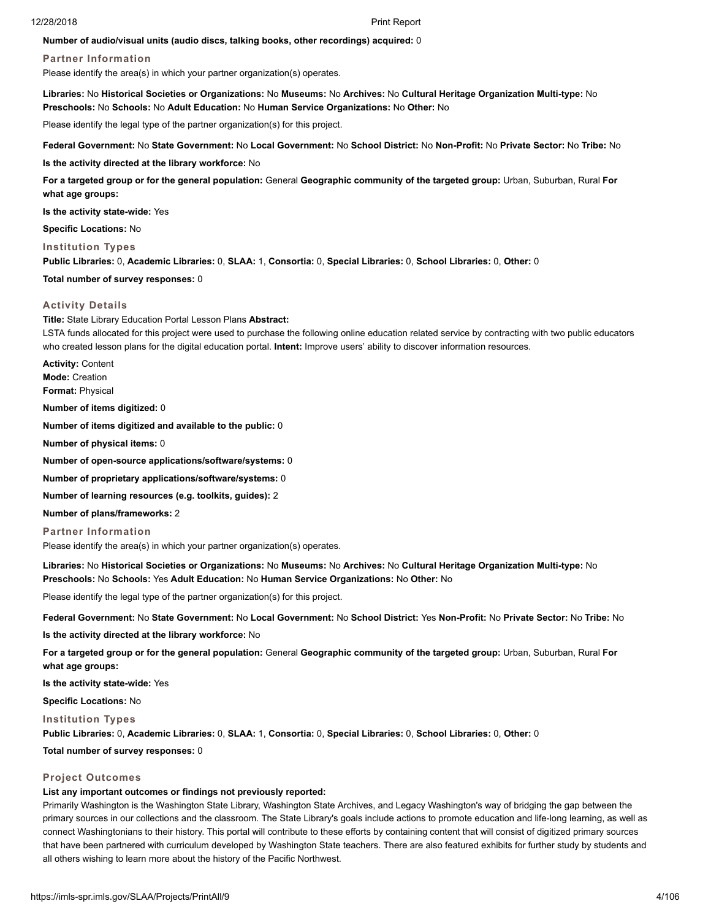**Number of audio/visual units (audio discs, talking books, other recordings) acquired:** 0

### Partner Information

Please identify the area(s) in which your partner organization(s) operates.

**Libraries:** No **Historical Societies or Organizations:** No **Museums:** No **Archives:** No **Cultural Heritage Organization Multi-type:** No **Preschools:** No **Schools:** No **Adult Education:** No **Human Service Organizations:** No **Other:** No

Please identify the legal type of the partner organization(s) for this project.

**Federal Government:** No **State Government:** No **Local Government:** No **School District:** No **Non-Profit:** No **Private Sector:** No **Tribe:** No

**Is the activity directed at the library workforce:** No

**For a targeted group or for the general population:** General **Geographic community of the targeted group:** Urban, Suburban, Rural **For what age groups:**

**Is the activity state-wide:** Yes

**Specific Locations:** No

### Institution Types

**Public Libraries:** 0, **Academic Libraries:** 0, **SLAA:** 1, **Consortia:** 0, **Special Libraries:** 0, **School Libraries:** 0, **Other:** 0

**Total number of survey responses:** 0

### Activity Details

**Title:** State Library Education Portal Lesson Plans **Abstract:**
LSTA funds allocated for this project were used to purchase the following online education related service by contracting with two public educators who created lesson plans for the digital education portal. **Intent:** Improve users' ability to discover information resources.

**Activity:** Content
**Mode:** Creation
**Format:** Physical

**Number of items digitized:** 0

**Number of items digitized and available to the public:** 0

**Number of physical items:** 0

**Number of open-source applications/software/systems:** 0

**Number of proprietary applications/software/systems:** 0

**Number of learning resources (e.g. toolkits, guides):** 2

**Number of plans/frameworks:** 2

### Partner Information

Please identify the area(s) in which your partner organization(s) operates.

**Libraries:** No **Historical Societies or Organizations:** No **Museums:** No **Archives:** No **Cultural Heritage Organization Multi-type:** No **Preschools:** No **Schools:** Yes **Adult Education:** No **Human Service Organizations:** No **Other:** No

Please identify the legal type of the partner organization(s) for this project.

**Federal Government:** No **State Government:** No **Local Government:** No **School District:** Yes **Non-Profit:** No **Private Sector:** No **Tribe:** No

**Is the activity directed at the library workforce:** No

**For a targeted group or for the general population:** General **Geographic community of the targeted group:** Urban, Suburban, Rural **For what age groups:**

**Is the activity state-wide:** Yes

**Specific Locations:** No

### Institution Types

**Public Libraries:** 0, **Academic Libraries:** 0, **SLAA:** 1, **Consortia:** 0, **Special Libraries:** 0, **School Libraries:** 0, **Other:** 0

**Total number of survey responses:** 0

### Project Outcomes

**List any important outcomes or findings not previously reported:**
Primarily Washington is the Washington State Library, Washington State Archives, and Legacy Washington's way of bridging the gap between the primary sources in our collections and the classroom. The State Library's goals include actions to promote education and life-long learning, as well as connect Washingtonians to their history. This portal will contribute to these efforts by containing content that will consist of digitized primary sources that have been partnered with curriculum developed by Washington State teachers. There are also featured exhibits for further study by students and all others wishing to learn more about the history of the Pacific Northwest.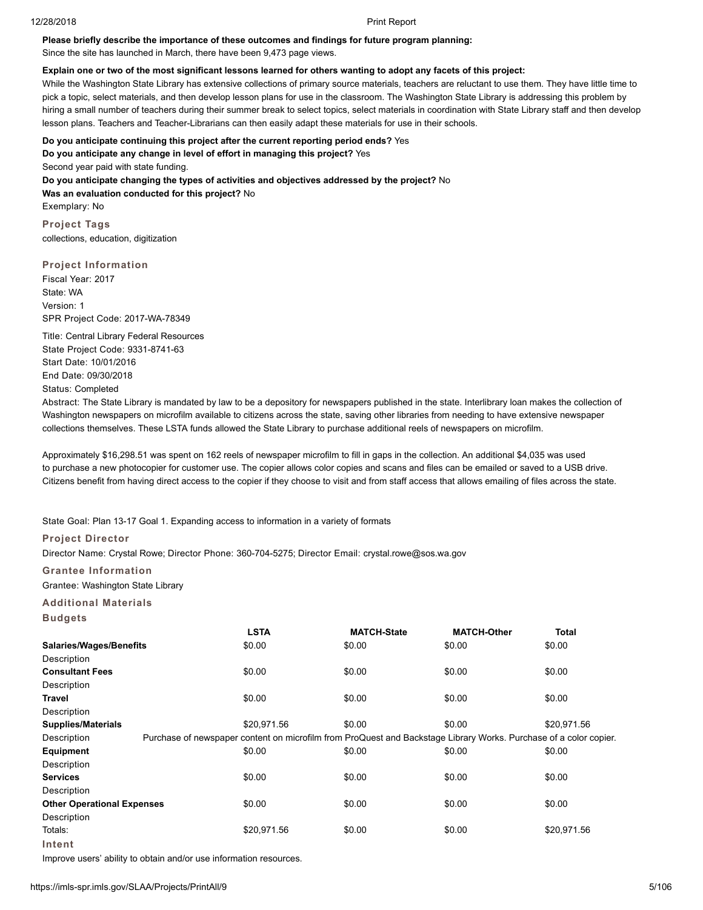**Please briefly describe the importance of these outcomes and findings for future program planning:**
Since the site has launched in March, there have been 9,473 page views.

**Explain one or two of the most significant lessons learned for others wanting to adopt any facets of this project:**
While the Washington State Library has extensive collections of primary source materials, teachers are reluctant to use them. They have little time to pick a topic, select materials, and then develop lesson plans for use in the classroom. The Washington State Library is addressing this problem by hiring a small number of teachers during their summer break to select topics, select materials in coordination with State Library staff and then develop lesson plans. Teachers and Teacher-Librarians can then easily adapt these materials for use in their schools.

**Do you anticipate continuing this project after the current reporting period ends?** Yes
**Do you anticipate any change in level of effort in managing this project?** Yes
Second year paid with state funding.
**Do you anticipate changing the types of activities and objectives addressed by the project?** No
**Was an evaluation conducted for this project?** No
Exemplary: No

### Project Tags

collections, education, digitization

### Project Information

Fiscal Year: 2017
State: WA
Version: 1
SPR Project Code: 2017-WA-78349

Title: Central Library Federal Resources
State Project Code: 9331-8741-63
Start Date: 10/01/2016
End Date: 09/30/2018
Status: Completed
Abstract: The State Library is mandated by law to be a depository for newspapers published in the state. Interlibrary loan makes the collection of Washington newspapers on microfilm available to citizens across the state, saving other libraries from needing to have extensive newspaper collections themselves. These LSTA funds allowed the State Library to purchase additional reels of newspapers on microfilm.

Approximately $16,298.51 was spent on 162 reels of newspaper microfilm to fill in gaps in the collection. An additional $4,035 was used to purchase a new photocopier for customer use. The copier allows color copies and scans and files can be emailed or saved to a USB drive. Citizens benefit from having direct access to the copier if they choose to visit and from staff access that allows emailing of files across the state.

State Goal: Plan 13-17 Goal 1. Expanding access to information in a variety of formats

### Project Director

Director Name: Crystal Rowe; Director Phone: 360-704-5275; Director Email: crystal.rowe@sos.wa.gov

### Grantee Information

Grantee: Washington State Library

### Additional Materials

### Budgets

| | LSTA | MATCH-State | MATCH-Other | Total |
|---|---|---|---|---|
| **Salaries/Wages/Benefits** | $0.00 | $0.00 | $0.00 | $0.00 |
| Description | | | | |
| **Consultant Fees** | $0.00 | $0.00 | $0.00 | $0.00 |
| Description | | | | |
| **Travel** | $0.00 | $0.00 | $0.00 | $0.00 |
| Description | | | | |
| **Supplies/Materials** | $20,971.56 | $0.00 | $0.00 | $20,971.56 |
| Description | Purchase of newspaper content on microfilm from ProQuest and Backstage Library Works. Purchase of a color copier. | | | |
| **Equipment** | $0.00 | $0.00 | $0.00 | $0.00 |
| Description | | | | |
| **Services** | $0.00 | $0.00 | $0.00 | $0.00 |
| Description | | | | |
| **Other Operational Expenses** | $0.00 | $0.00 | $0.00 | $0.00 |
| Description | | | | |
| Totals: | $20,971.56 | $0.00 | $0.00 | $20,971.56 |

### Intent

Improve users' ability to obtain and/or use information resources.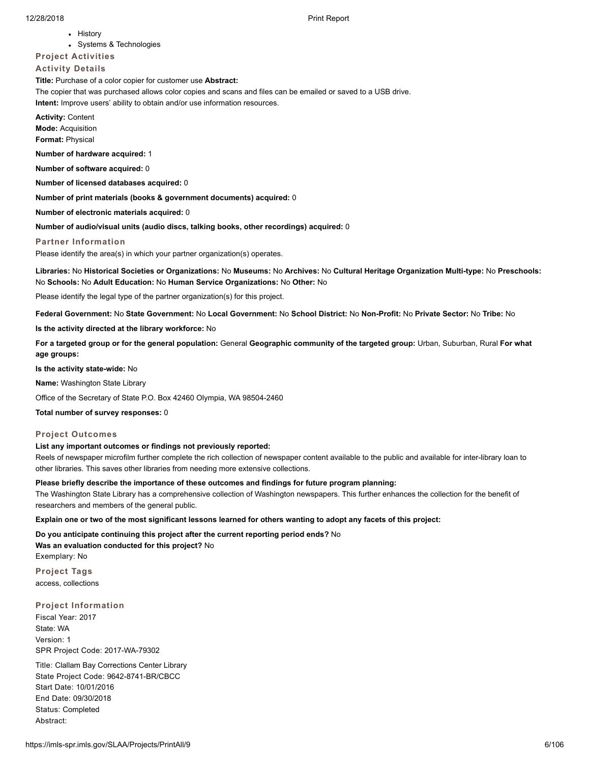- History
- Systems & Technologies

### Project Activities

### Activity Details

**Title:** Purchase of a color copier for customer use **Abstract:**

The copier that was purchased allows color copies and scans and files can be emailed or saved to a USB drive.

**Intent:** Improve users' ability to obtain and/or use information resources.

**Activity:** Content

**Mode:** Acquisition

**Format:** Physical

**Number of hardware acquired:** 1

**Number of software acquired:** 0

**Number of licensed databases acquired:** 0

**Number of print materials (books & government documents) acquired:** 0

**Number of electronic materials acquired:** 0

**Number of audio/visual units (audio discs, talking books, other recordings) acquired:** 0

### Partner Information

Please identify the area(s) in which your partner organization(s) operates.

**Libraries:** No **Historical Societies or Organizations:** No **Museums:** No **Archives:** No **Cultural Heritage Organization Multi-type:** No **Preschools:** No **Schools:** No **Adult Education:** No **Human Service Organizations:** No **Other:** No

Please identify the legal type of the partner organization(s) for this project.

**Federal Government:** No **State Government:** No **Local Government:** No **School District:** No **Non-Profit:** No **Private Sector:** No **Tribe:** No

**Is the activity directed at the library workforce:** No

**For a targeted group or for the general population:** General **Geographic community of the targeted group:** Urban, Suburban, Rural **For what age groups:**

**Is the activity state-wide:** No

**Name:** Washington State Library

Office of the Secretary of State P.O. Box 42460 Olympia, WA 98504-2460

**Total number of survey responses:** 0

### Project Outcomes

**List any important outcomes or findings not previously reported:**

Reels of newspaper microfilm further complete the rich collection of newspaper content available to the public and available for inter-library loan to other libraries. This saves other libraries from needing more extensive collections.

**Please briefly describe the importance of these outcomes and findings for future program planning:**

The Washington State Library has a comprehensive collection of Washington newspapers. This further enhances the collection for the benefit of researchers and members of the general public.

**Explain one or two of the most significant lessons learned for others wanting to adopt any facets of this project:**

**Do you anticipate continuing this project after the current reporting period ends?** No

**Was an evaluation conducted for this project?** No

Exemplary: No

### Project Tags

access, collections

### Project Information

Fiscal Year: 2017
State: WA
Version: 1
SPR Project Code: 2017-WA-79302

Title: Clallam Bay Corrections Center Library
State Project Code: 9642-8741-BR/CBCC
Start Date: 10/01/2016
End Date: 09/30/2018
Status: Completed
Abstract: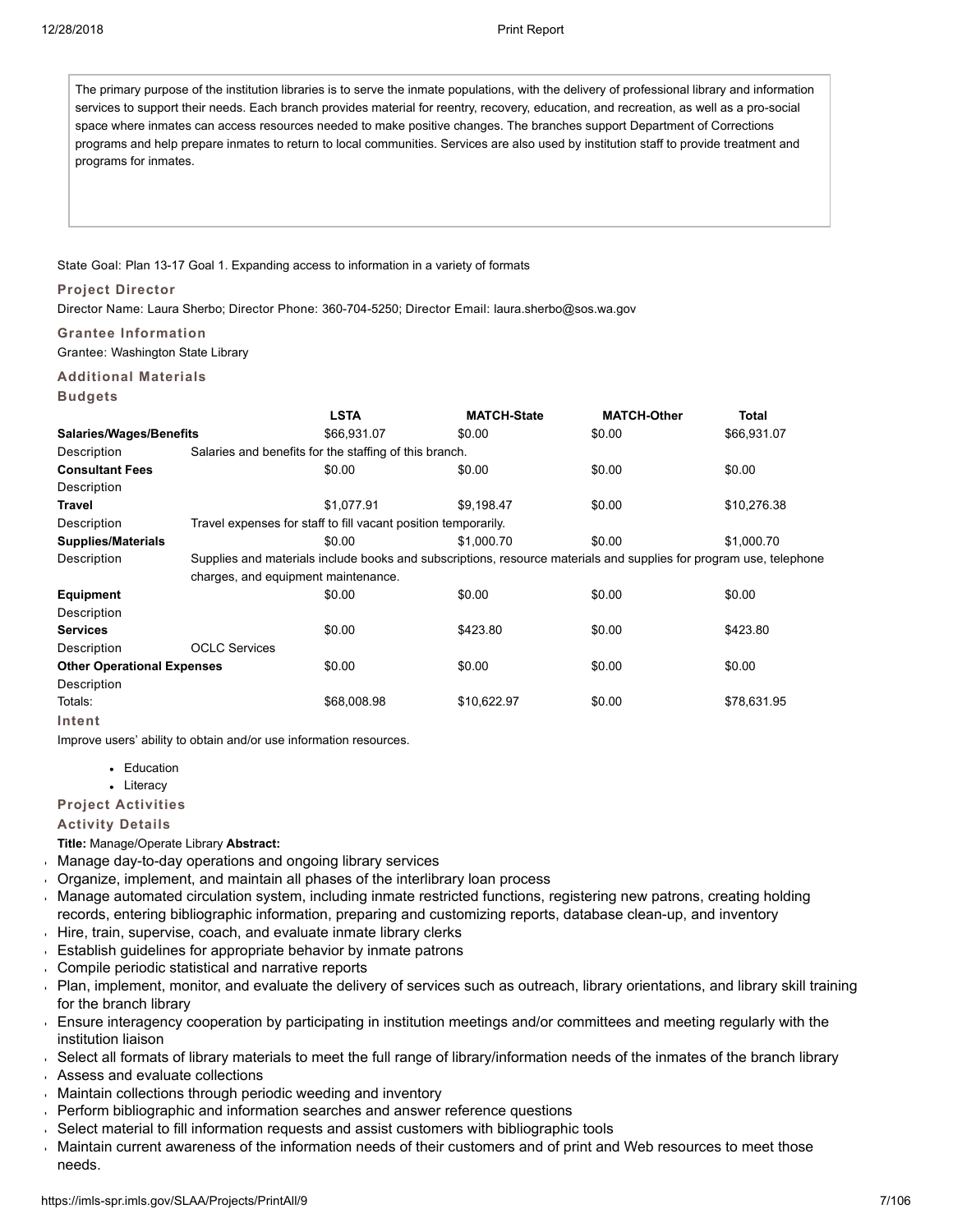The primary purpose of the institution libraries is to serve the inmate populations, with the delivery of professional library and information services to support their needs. Each branch provides material for reentry, recovery, education, and recreation, as well as a pro-social space where inmates can access resources needed to make positive changes. The branches support Department of Corrections programs and help prepare inmates to return to local communities. Services are also used by institution staff to provide treatment and programs for inmates.

State Goal: Plan 13-17 Goal 1. Expanding access to information in a variety of formats

### Project Director

Director Name: Laura Sherbo; Director Phone: 360-704-5250; Director Email: laura.sherbo@sos.wa.gov

### Grantee Information

Grantee: Washington State Library

### Additional Materials

### Budgets

| | LSTA | MATCH-State | MATCH-Other | Total |
|---|---|---|---|---|
| **Salaries/Wages/Benefits** | $66,931.07 | $0.00 | $0.00 | $66,931.07 |
| Description | Salaries and benefits for the staffing of this branch. | | | |
| **Consultant Fees** | $0.00 | $0.00 | $0.00 | $0.00 |
| Description | | | | |
| **Travel** | $1,077.91 | $9,198.47 | $0.00 | $10,276.38 |
| Description | Travel expenses for staff to fill vacant position temporarily. | | | |
| **Supplies/Materials** | $0.00 | $1,000.70 | $0.00 | $1,000.70 |
| Description | Supplies and materials include books and subscriptions, resource materials and supplies for program use, telephone charges, and equipment maintenance. | | | |
| **Equipment** | $0.00 | $0.00 | $0.00 | $0.00 |
| Description | | | | |
| **Services** | $0.00 | $423.80 | $0.00 | $423.80 |
| Description | OCLC Services | | | |
| **Other Operational Expenses** | $0.00 | $0.00 | $0.00 | $0.00 |
| Description | | | | |
| Totals: | $68,008.98 | $10,622.97 | $0.00 | $78,631.95 |

### Intent

Improve users' ability to obtain and/or use information resources.

- Education
- Literacy

### Project Activities

### Activity Details

**Title:** Manage/Operate Library **Abstract:**

- Manage day-to-day operations and ongoing library services
- Organize, implement, and maintain all phases of the interlibrary loan process
- Manage automated circulation system, including inmate restricted functions, registering new patrons, creating holding records, entering bibliographic information, preparing and customizing reports, database clean-up, and inventory
- Hire, train, supervise, coach, and evaluate inmate library clerks
- Establish guidelines for appropriate behavior by inmate patrons
- Compile periodic statistical and narrative reports
- Plan, implement, monitor, and evaluate the delivery of services such as outreach, library orientations, and library skill training for the branch library
- Ensure interagency cooperation by participating in institution meetings and/or committees and meeting regularly with the institution liaison
- Select all formats of library materials to meet the full range of library/information needs of the inmates of the branch library
- Assess and evaluate collections
- Maintain collections through periodic weeding and inventory
- Perform bibliographic and information searches and answer reference questions
- Select material to fill information requests and assist customers with bibliographic tools
- Maintain current awareness of the information needs of their customers and of print and Web resources to meet those needs.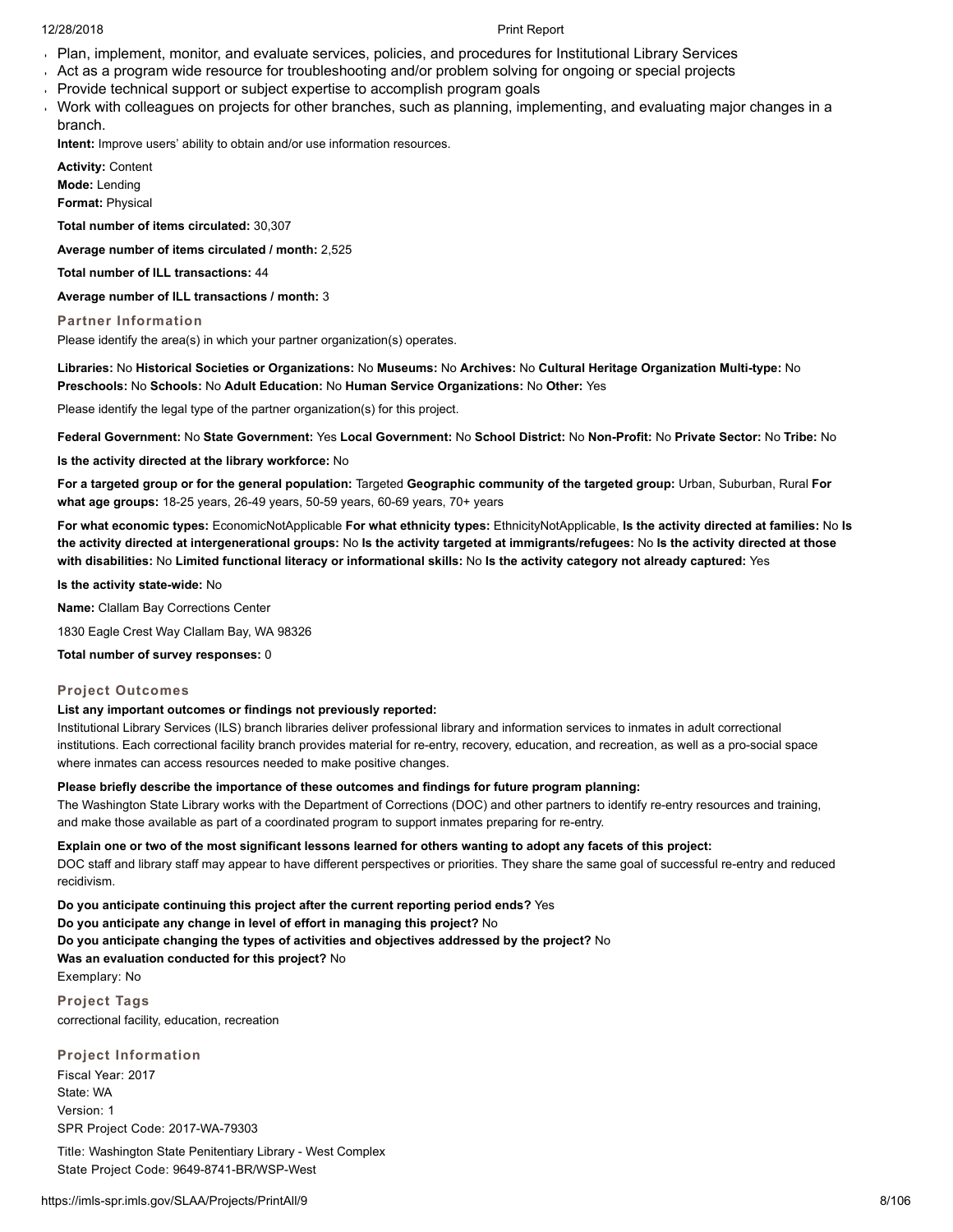- Plan, implement, monitor, and evaluate services, policies, and procedures for Institutional Library Services
- Act as a program wide resource for troubleshooting and/or problem solving for ongoing or special projects
- Provide technical support or subject expertise to accomplish program goals
- Work with colleagues on projects for other branches, such as planning, implementing, and evaluating major changes in a branch.

**Intent:** Improve users' ability to obtain and/or use information resources.

**Activity:** Content
**Mode:** Lending
**Format:** Physical

**Total number of items circulated:** 30,307

**Average number of items circulated / month:** 2,525

**Total number of ILL transactions:** 44

**Average number of ILL transactions / month:** 3

### Partner Information

Please identify the area(s) in which your partner organization(s) operates.

**Libraries:** No **Historical Societies or Organizations:** No **Museums:** No **Archives:** No **Cultural Heritage Organization Multi-type:** No **Preschools:** No **Schools:** No **Adult Education:** No **Human Service Organizations:** No **Other:** Yes

Please identify the legal type of the partner organization(s) for this project.

**Federal Government:** No **State Government:** Yes **Local Government:** No **School District:** No **Non-Profit:** No **Private Sector:** No **Tribe:** No

**Is the activity directed at the library workforce:** No

**For a targeted group or for the general population:** Targeted **Geographic community of the targeted group:** Urban, Suburban, Rural **For what age groups:** 18-25 years, 26-49 years, 50-59 years, 60-69 years, 70+ years

**For what economic types:** EconomicNotApplicable **For what ethnicity types:** EthnicityNotApplicable, **Is the activity directed at families:** No **Is the activity directed at intergenerational groups:** No **Is the activity targeted at immigrants/refugees:** No **Is the activity directed at those with disabilities:** No **Limited functional literacy or informational skills:** No **Is the activity category not already captured:** Yes

**Is the activity state-wide:** No

**Name:** Clallam Bay Corrections Center

1830 Eagle Crest Way Clallam Bay, WA 98326

**Total number of survey responses:** 0

### Project Outcomes

**List any important outcomes or findings not previously reported:**
Institutional Library Services (ILS) branch libraries deliver professional library and information services to inmates in adult correctional institutions. Each correctional facility branch provides material for re-entry, recovery, education, and recreation, as well as a pro-social space where inmates can access resources needed to make positive changes.

**Please briefly describe the importance of these outcomes and findings for future program planning:**
The Washington State Library works with the Department of Corrections (DOC) and other partners to identify re-entry resources and training, and make those available as part of a coordinated program to support inmates preparing for re-entry.

**Explain one or two of the most significant lessons learned for others wanting to adopt any facets of this project:**
DOC staff and library staff may appear to have different perspectives or priorities. They share the same goal of successful re-entry and reduced recidivism.

**Do you anticipate continuing this project after the current reporting period ends?** Yes
**Do you anticipate any change in level of effort in managing this project?** No
**Do you anticipate changing the types of activities and objectives addressed by the project?** No
**Was an evaluation conducted for this project?** No
Exemplary: No

### Project Tags

correctional facility, education, recreation

### Project Information

Fiscal Year: 2017
State: WA
Version: 1
SPR Project Code: 2017-WA-79303

Title: Washington State Penitentiary Library - West Complex
State Project Code: 9649-8741-BR/WSP-West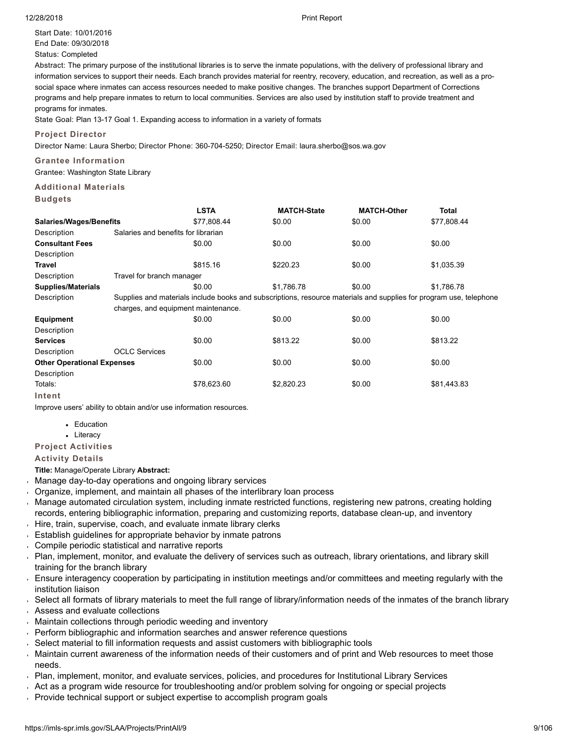Start Date: 10/01/2016

End Date: 09/30/2018

Status: Completed

Abstract: The primary purpose of the institutional libraries is to serve the inmate populations, with the delivery of professional library and information services to support their needs. Each branch provides material for reentry, recovery, education, and recreation, as well as a pro-social space where inmates can access resources needed to make positive changes. The branches support Department of Corrections programs and help prepare inmates to return to local communities. Services are also used by institution staff to provide treatment and programs for inmates.

State Goal: Plan 13-17 Goal 1. Expanding access to information in a variety of formats

### Project Director

Director Name: Laura Sherbo; Director Phone: 360-704-5250; Director Email: laura.sherbo@sos.wa.gov

### Grantee Information

Grantee: Washington State Library

### Additional Materials

### Budgets

| | | LSTA | MATCH-State | MATCH-Other | Total |
|---|---|---|---|---|---|
| **Salaries/Wages/Benefits** | | $77,808.44 | $0.00 | $0.00 | $77,808.44 |
| Description | Salaries and benefits for librarian | | | | |
| **Consultant Fees** | | $0.00 | $0.00 | $0.00 | $0.00 |
| Description | | | | | |
| **Travel** | | $815.16 | $220.23 | $0.00 | $1,035.39 |
| Description | Travel for branch manager | | | | |
| **Supplies/Materials** | | $0.00 | $1,786.78 | $0.00 | $1,786.78 |
| Description | Supplies and materials include books and subscriptions, resource materials and supplies for program use, telephone charges, and equipment maintenance. | | | | |
| **Equipment** | | $0.00 | $0.00 | $0.00 | $0.00 |
| Description | | | | | |
| **Services** | | $0.00 | $813.22 | $0.00 | $813.22 |
| Description | OCLC Services | | | | |
| **Other Operational Expenses** | | $0.00 | $0.00 | $0.00 | $0.00 |
| Description | | | | | |
| Totals: | | $78,623.60 | $2,820.23 | $0.00 | $81,443.83 |

### Intent

Improve users' ability to obtain and/or use information resources.

- Education
- Literacy

### Project Activities

### Activity Details

**Title:** Manage/Operate Library **Abstract:**

- Manage day-to-day operations and ongoing library services
- Organize, implement, and maintain all phases of the interlibrary loan process
- Manage automated circulation system, including inmate restricted functions, registering new patrons, creating holding records, entering bibliographic information, preparing and customizing reports, database clean-up, and inventory
- Hire, train, supervise, coach, and evaluate inmate library clerks
- Establish guidelines for appropriate behavior by inmate patrons
- Compile periodic statistical and narrative reports
- Plan, implement, monitor, and evaluate the delivery of services such as outreach, library orientations, and library skill training for the branch library
- Ensure interagency cooperation by participating in institution meetings and/or committees and meeting regularly with the institution liaison
- Select all formats of library materials to meet the full range of library/information needs of the inmates of the branch library
- Assess and evaluate collections
- Maintain collections through periodic weeding and inventory
- Perform bibliographic and information searches and answer reference questions
- Select material to fill information requests and assist customers with bibliographic tools
- Maintain current awareness of the information needs of their customers and of print and Web resources to meet those needs.
- Plan, implement, monitor, and evaluate services, policies, and procedures for Institutional Library Services
- Act as a program wide resource for troubleshooting and/or problem solving for ongoing or special projects
- Provide technical support or subject expertise to accomplish program goals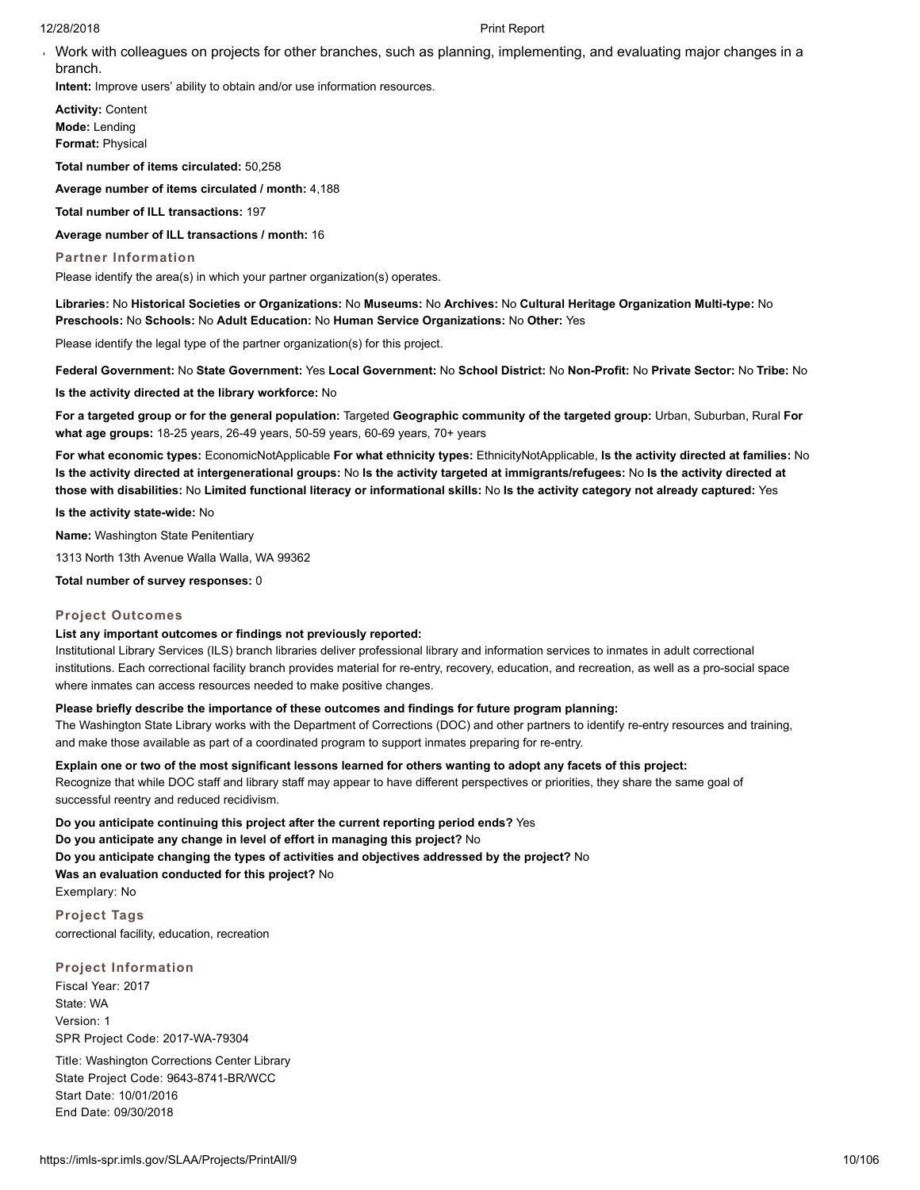- Work with colleagues on projects for other branches, such as planning, implementing, and evaluating major changes in a branch.

**Intent:** Improve users' ability to obtain and/or use information resources.

**Activity:** Content
**Mode:** Lending
**Format:** Physical

**Total number of items circulated:** 50,258

**Average number of items circulated / month:** 4,188

**Total number of ILL transactions:** 197

**Average number of ILL transactions / month:** 16

### Partner Information

Please identify the area(s) in which your partner organization(s) operates.

**Libraries:** No **Historical Societies or Organizations:** No **Museums:** No **Archives:** No **Cultural Heritage Organization Multi-type:** No **Preschools:** No **Schools:** No **Adult Education:** No **Human Service Organizations:** No **Other:** Yes

Please identify the legal type of the partner organization(s) for this project.

**Federal Government:** No **State Government:** Yes **Local Government:** No **School District:** No **Non-Profit:** No **Private Sector:** No **Tribe:** No

**Is the activity directed at the library workforce:** No

**For a targeted group or for the general population:** Targeted **Geographic community of the targeted group:** Urban, Suburban, Rural **For what age groups:** 18-25 years, 26-49 years, 50-59 years, 60-69 years, 70+ years

**For what economic types:** EconomicNotApplicable **For what ethnicity types:** EthnicityNotApplicable, **Is the activity directed at families:** No **Is the activity directed at intergenerational groups:** No **Is the activity targeted at immigrants/refugees:** No **Is the activity directed at those with disabilities:** No **Limited functional literacy or informational skills:** No **Is the activity category not already captured:** Yes

**Is the activity state-wide:** No

**Name:** Washington State Penitentiary

1313 North 13th Avenue Walla Walla, WA 99362

**Total number of survey responses:** 0

### Project Outcomes

**List any important outcomes or findings not previously reported:**

Institutional Library Services (ILS) branch libraries deliver professional library and information services to inmates in adult correctional institutions. Each correctional facility branch provides material for re-entry, recovery, education, and recreation, as well as a pro-social space where inmates can access resources needed to make positive changes.

**Please briefly describe the importance of these outcomes and findings for future program planning:**

The Washington State Library works with the Department of Corrections (DOC) and other partners to identify re-entry resources and training, and make those available as part of a coordinated program to support inmates preparing for re-entry.

**Explain one or two of the most significant lessons learned for others wanting to adopt any facets of this project:**

Recognize that while DOC staff and library staff may appear to have different perspectives or priorities, they share the same goal of successful reentry and reduced recidivism.

**Do you anticipate continuing this project after the current reporting period ends?** Yes
**Do you anticipate any change in level of effort in managing this project?** No
**Do you anticipate changing the types of activities and objectives addressed by the project?** No
**Was an evaluation conducted for this project?** No
Exemplary: No

### Project Tags

correctional facility, education, recreation

### Project Information

Fiscal Year: 2017
State: WA
Version: 1
SPR Project Code: 2017-WA-79304

Title: Washington Corrections Center Library
State Project Code: 9643-8741-BR/WCC
Start Date: 10/01/2016
End Date: 09/30/2018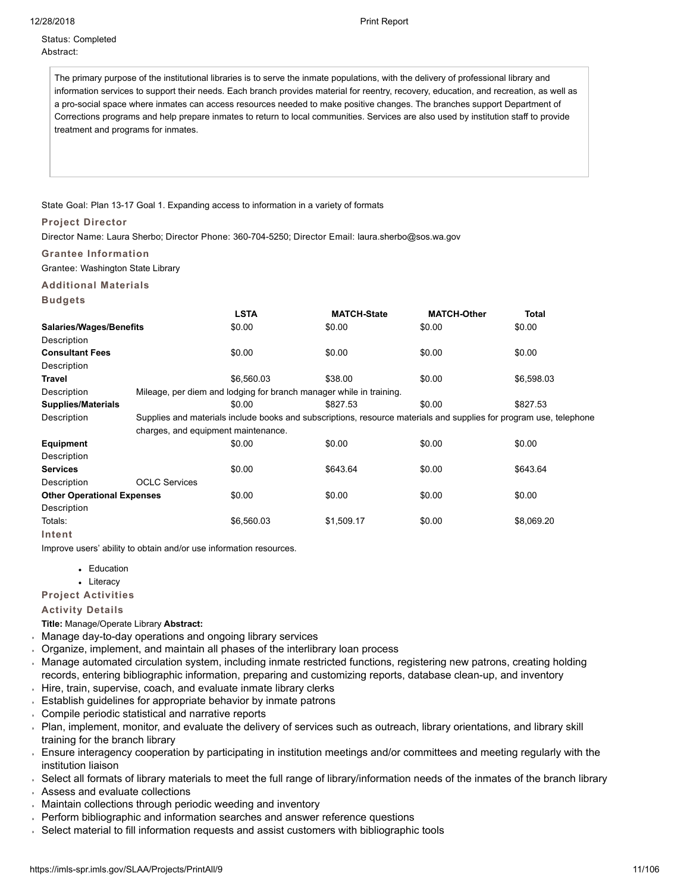Status: Completed
Abstract:

The primary purpose of the institutional libraries is to serve the inmate populations, with the delivery of professional library and information services to support their needs. Each branch provides material for reentry, recovery, education, and recreation, as well as a pro-social space where inmates can access resources needed to make positive changes. The branches support Department of Corrections programs and help prepare inmates to return to local communities. Services are also used by institution staff to provide treatment and programs for inmates.

State Goal: Plan 13-17 Goal 1. Expanding access to information in a variety of formats

### Project Director

Director Name: Laura Sherbo; Director Phone: 360-704-5250; Director Email: laura.sherbo@sos.wa.gov

### Grantee Information

Grantee: Washington State Library

### Additional Materials

### Budgets

| | LSTA | MATCH-State | MATCH-Other | Total |
|---|---|---|---|---|
| **Salaries/Wages/Benefits** | $0.00 | $0.00 | $0.00 | $0.00 |
| Description | | | | |
| **Consultant Fees** | $0.00 | $0.00 | $0.00 | $0.00 |
| Description | | | | |
| **Travel** | $6,560.03 | $38.00 | $0.00 | $6,598.03 |
| Description | Mileage, per diem and lodging for branch manager while in training. | | | |
| **Supplies/Materials** | $0.00 | $827.53 | $0.00 | $827.53 |
| Description | Supplies and materials include books and subscriptions, resource materials and supplies for program use, telephone charges, and equipment maintenance. | | | |
| **Equipment** | $0.00 | $0.00 | $0.00 | $0.00 |
| Description | | | | |
| **Services** | $0.00 | $643.64 | $0.00 | $643.64 |
| Description | OCLC Services | | | |
| **Other Operational Expenses** | $0.00 | $0.00 | $0.00 | $0.00 |
| Description | | | | |
| Totals: | $6,560.03 | $1,509.17 | $0.00 | $8,069.20 |

### Intent

Improve users' ability to obtain and/or use information resources.

- Education
- Literacy

### Project Activities

### Activity Details

**Title:** Manage/Operate Library **Abstract:**

- Manage day-to-day operations and ongoing library services
- Organize, implement, and maintain all phases of the interlibrary loan process
- Manage automated circulation system, including inmate restricted functions, registering new patrons, creating holding records, entering bibliographic information, preparing and customizing reports, database clean-up, and inventory
- Hire, train, supervise, coach, and evaluate inmate library clerks
- Establish guidelines for appropriate behavior by inmate patrons
- Compile periodic statistical and narrative reports
- Plan, implement, monitor, and evaluate the delivery of services such as outreach, library orientations, and library skill training for the branch library
- Ensure interagency cooperation by participating in institution meetings and/or committees and meeting regularly with the institution liaison
- Select all formats of library materials to meet the full range of library/information needs of the inmates of the branch library
- Assess and evaluate collections
- Maintain collections through periodic weeding and inventory
- Perform bibliographic and information searches and answer reference questions
- Select material to fill information requests and assist customers with bibliographic tools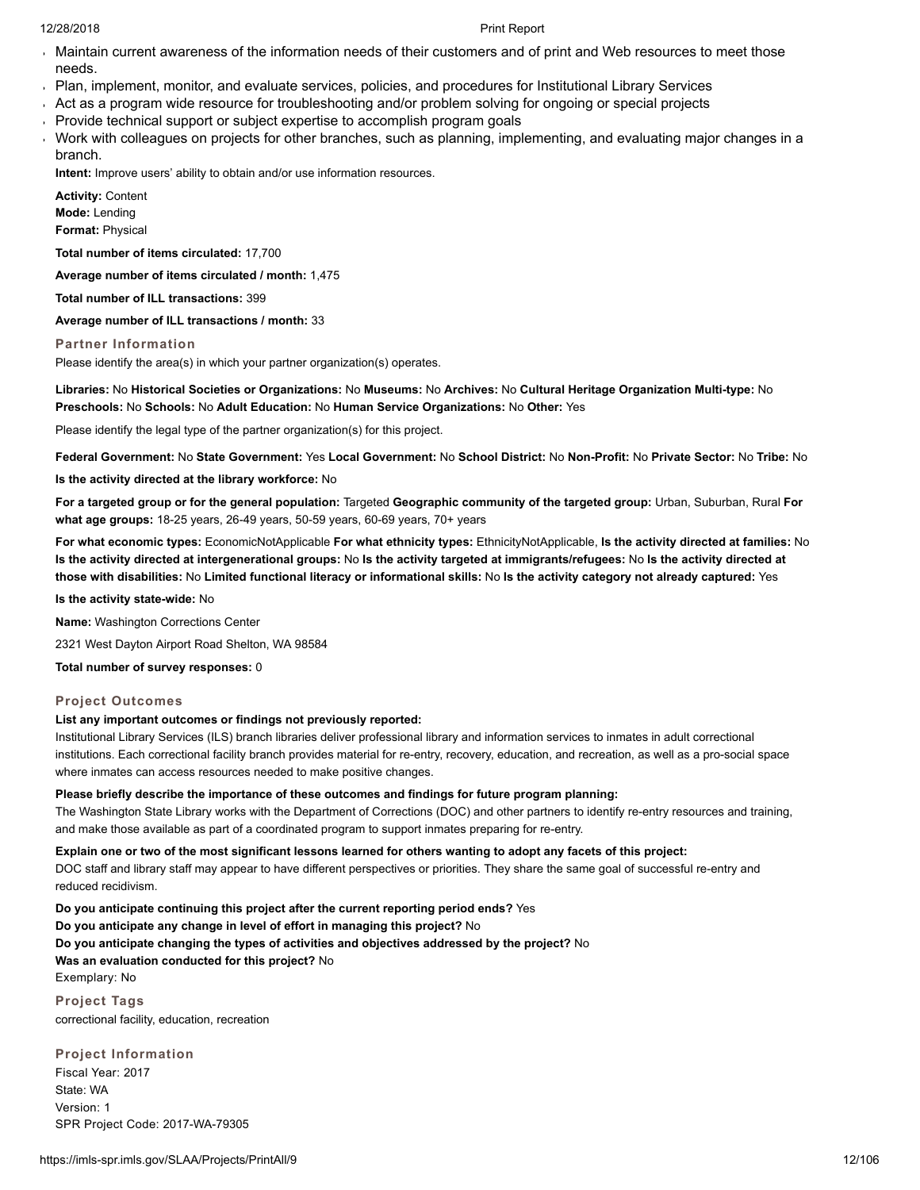- Maintain current awareness of the information needs of their customers and of print and Web resources to meet those needs.
- Plan, implement, monitor, and evaluate services, policies, and procedures for Institutional Library Services
- Act as a program wide resource for troubleshooting and/or problem solving for ongoing or special projects
- Provide technical support or subject expertise to accomplish program goals
- Work with colleagues on projects for other branches, such as planning, implementing, and evaluating major changes in a branch.

**Intent:** Improve users' ability to obtain and/or use information resources.

**Activity:** Content
**Mode:** Lending
**Format:** Physical

**Total number of items circulated:** 17,700

**Average number of items circulated / month:** 1,475

**Total number of ILL transactions:** 399

**Average number of ILL transactions / month:** 33

### Partner Information

Please identify the area(s) in which your partner organization(s) operates.

**Libraries:** No **Historical Societies or Organizations:** No **Museums:** No **Archives:** No **Cultural Heritage Organization Multi-type:** No **Preschools:** No **Schools:** No **Adult Education:** No **Human Service Organizations:** No **Other:** Yes

Please identify the legal type of the partner organization(s) for this project.

**Federal Government:** No **State Government:** Yes **Local Government:** No **School District:** No **Non-Profit:** No **Private Sector:** No **Tribe:** No

**Is the activity directed at the library workforce:** No

**For a targeted group or for the general population:** Targeted **Geographic community of the targeted group:** Urban, Suburban, Rural **For what age groups:** 18-25 years, 26-49 years, 50-59 years, 60-69 years, 70+ years

**For what economic types:** EconomicNotApplicable **For what ethnicity types:** EthnicityNotApplicable, **Is the activity directed at families:** No **Is the activity directed at intergenerational groups:** No **Is the activity targeted at immigrants/refugees:** No **Is the activity directed at those with disabilities:** No **Limited functional literacy or informational skills:** No **Is the activity category not already captured:** Yes

**Is the activity state-wide:** No

**Name:** Washington Corrections Center

2321 West Dayton Airport Road Shelton, WA 98584

**Total number of survey responses:** 0

### Project Outcomes

**List any important outcomes or findings not previously reported:**

Institutional Library Services (ILS) branch libraries deliver professional library and information services to inmates in adult correctional institutions. Each correctional facility branch provides material for re-entry, recovery, education, and recreation, as well as a pro-social space where inmates can access resources needed to make positive changes.

**Please briefly describe the importance of these outcomes and findings for future program planning:**

The Washington State Library works with the Department of Corrections (DOC) and other partners to identify re-entry resources and training, and make those available as part of a coordinated program to support inmates preparing for re-entry.

**Explain one or two of the most significant lessons learned for others wanting to adopt any facets of this project:**

DOC staff and library staff may appear to have different perspectives or priorities. They share the same goal of successful re-entry and reduced recidivism.

**Do you anticipate continuing this project after the current reporting period ends?** Yes
**Do you anticipate any change in level of effort in managing this project?** No
**Do you anticipate changing the types of activities and objectives addressed by the project?** No
**Was an evaluation conducted for this project?** No
Exemplary: No

### Project Tags

correctional facility, education, recreation

### Project Information

Fiscal Year: 2017
State: WA
Version: 1
SPR Project Code: 2017-WA-79305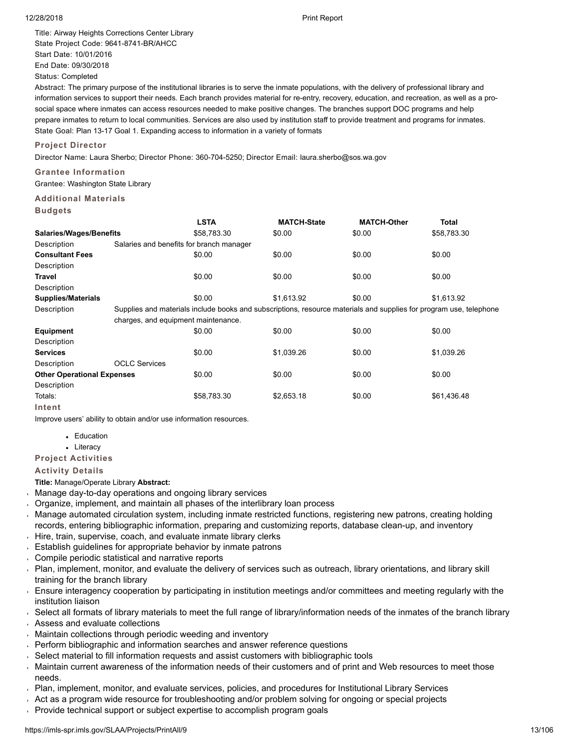Title: Airway Heights Corrections Center Library
State Project Code: 9641-8741-BR/AHCC
Start Date: 10/01/2016
End Date: 09/30/2018
Status: Completed
Abstract: The primary purpose of the institutional libraries is to serve the inmate populations, with the delivery of professional library and information services to support their needs. Each branch provides material for re-entry, recovery, education, and recreation, as well as a pro-social space where inmates can access resources needed to make positive changes. The branches support DOC programs and help prepare inmates to return to local communities. Services are also used by institution staff to provide treatment and programs for inmates.
State Goal: Plan 13-17 Goal 1. Expanding access to information in a variety of formats

### Project Director

Director Name: Laura Sherbo; Director Phone: 360-704-5250; Director Email: laura.sherbo@sos.wa.gov

### Grantee Information

Grantee: Washington State Library

### Additional Materials

### Budgets

| | LSTA | MATCH-State | MATCH-Other | Total |
|---|---|---|---|---|
| **Salaries/Wages/Benefits** | $58,783.30 | $0.00 | $0.00 | $58,783.30 |
| Description | Salaries and benefits for branch manager | | | |
| **Consultant Fees** | $0.00 | $0.00 | $0.00 | $0.00 |
| Description | | | | |
| **Travel** | $0.00 | $0.00 | $0.00 | $0.00 |
| Description | | | | |
| **Supplies/Materials** | $0.00 | $1,613.92 | $0.00 | $1,613.92 |
| Description | Supplies and materials include books and subscriptions, resource materials and supplies for program use, telephone charges, and equipment maintenance. | | | |
| **Equipment** | $0.00 | $0.00 | $0.00 | $0.00 |
| Description | | | | |
| **Services** | $0.00 | $1,039.26 | $0.00 | $1,039.26 |
| Description | OCLC Services | | | |
| **Other Operational Expenses** | $0.00 | $0.00 | $0.00 | $0.00 |
| Description | | | | |
| Totals: | $58,783.30 | $2,653.18 | $0.00 | $61,436.48 |

### Intent

Improve users' ability to obtain and/or use information resources.

- Education
- Literacy

### Project Activities

### Activity Details

**Title:** Manage/Operate Library **Abstract:**

- Manage day-to-day operations and ongoing library services
- Organize, implement, and maintain all phases of the interlibrary loan process
- Manage automated circulation system, including inmate restricted functions, registering new patrons, creating holding records, entering bibliographic information, preparing and customizing reports, database clean-up, and inventory
- Hire, train, supervise, coach, and evaluate inmate library clerks
- Establish guidelines for appropriate behavior by inmate patrons
- Compile periodic statistical and narrative reports
- Plan, implement, monitor, and evaluate the delivery of services such as outreach, library orientations, and library skill training for the branch library
- Ensure interagency cooperation by participating in institution meetings and/or committees and meeting regularly with the institution liaison
- Select all formats of library materials to meet the full range of library/information needs of the inmates of the branch library
- Assess and evaluate collections
- Maintain collections through periodic weeding and inventory
- Perform bibliographic and information searches and answer reference questions
- Select material to fill information requests and assist customers with bibliographic tools
- Maintain current awareness of the information needs of their customers and of print and Web resources to meet those needs.
- Plan, implement, monitor, and evaluate services, policies, and procedures for Institutional Library Services
- Act as a program wide resource for troubleshooting and/or problem solving for ongoing or special projects
- Provide technical support or subject expertise to accomplish program goals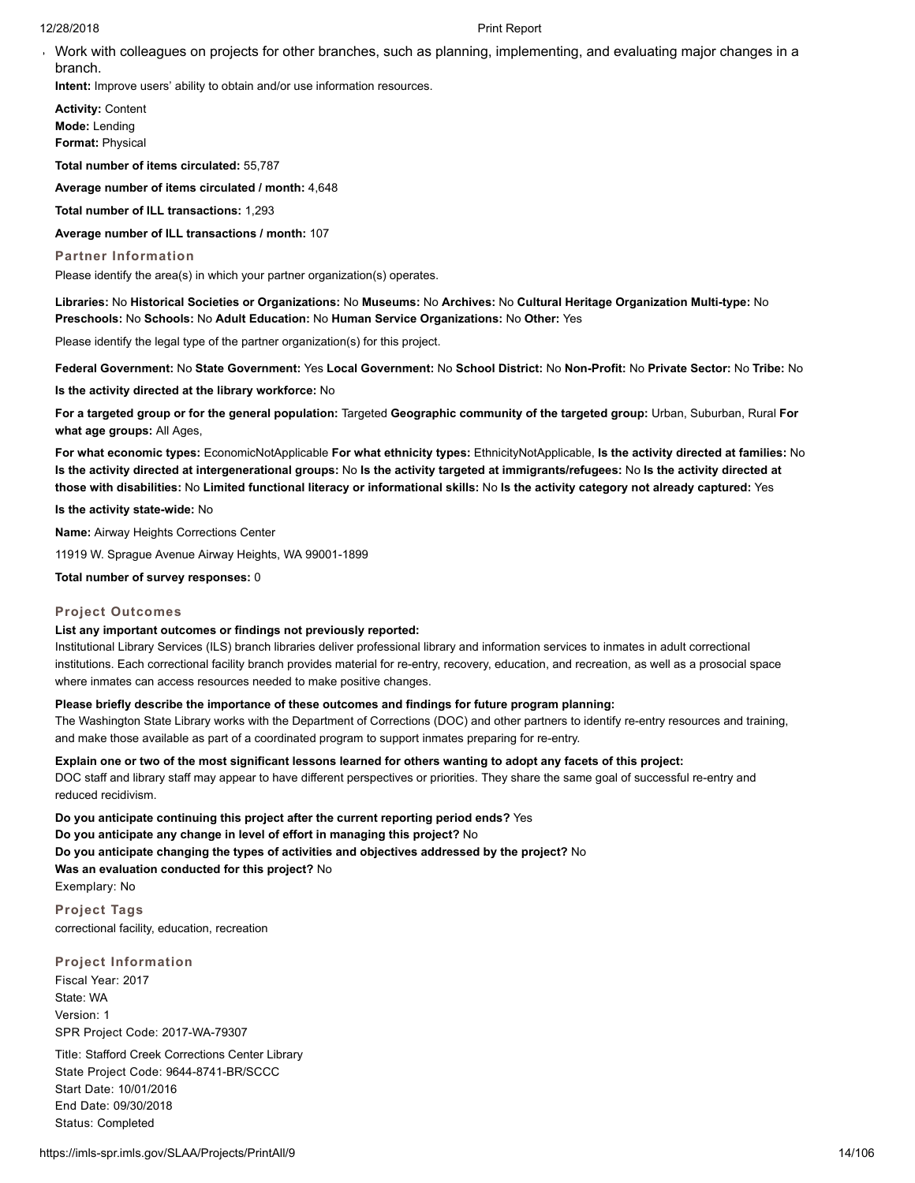- Work with colleagues on projects for other branches, such as planning, implementing, and evaluating major changes in a branch.

**Intent:** Improve users' ability to obtain and/or use information resources.

**Activity:** Content
**Mode:** Lending
**Format:** Physical

**Total number of items circulated:** 55,787

**Average number of items circulated / month:** 4,648

**Total number of ILL transactions:** 1,293

**Average number of ILL transactions / month:** 107

### Partner Information

Please identify the area(s) in which your partner organization(s) operates.

**Libraries:** No **Historical Societies or Organizations:** No **Museums:** No **Archives:** No **Cultural Heritage Organization Multi-type:** No **Preschools:** No **Schools:** No **Adult Education:** No **Human Service Organizations:** No **Other:** Yes

Please identify the legal type of the partner organization(s) for this project.

**Federal Government:** No **State Government:** Yes **Local Government:** No **School District:** No **Non-Profit:** No **Private Sector:** No **Tribe:** No

**Is the activity directed at the library workforce:** No

**For a targeted group or for the general population:** Targeted **Geographic community of the targeted group:** Urban, Suburban, Rural **For what age groups:** All Ages,

**For what economic types:** EconomicNotApplicable **For what ethnicity types:** EthnicityNotApplicable, **Is the activity directed at families:** No **Is the activity directed at intergenerational groups:** No **Is the activity targeted at immigrants/refugees:** No **Is the activity directed at those with disabilities:** No **Limited functional literacy or informational skills:** No **Is the activity category not already captured:** Yes

**Is the activity state-wide:** No

**Name:** Airway Heights Corrections Center

11919 W. Sprague Avenue Airway Heights, WA 99001-1899

**Total number of survey responses:** 0

### Project Outcomes

**List any important outcomes or findings not previously reported:**

Institutional Library Services (ILS) branch libraries deliver professional library and information services to inmates in adult correctional institutions. Each correctional facility branch provides material for re-entry, recovery, education, and recreation, as well as a prosocial space where inmates can access resources needed to make positive changes.

**Please briefly describe the importance of these outcomes and findings for future program planning:**

The Washington State Library works with the Department of Corrections (DOC) and other partners to identify re-entry resources and training, and make those available as part of a coordinated program to support inmates preparing for re-entry.

**Explain one or two of the most significant lessons learned for others wanting to adopt any facets of this project:**

DOC staff and library staff may appear to have different perspectives or priorities. They share the same goal of successful re-entry and reduced recidivism.

**Do you anticipate continuing this project after the current reporting period ends?** Yes
**Do you anticipate any change in level of effort in managing this project?** No
**Do you anticipate changing the types of activities and objectives addressed by the project?** No
**Was an evaluation conducted for this project?** No
Exemplary: No

### Project Tags

correctional facility, education, recreation

### Project Information

Fiscal Year: 2017
State: WA
Version: 1
SPR Project Code: 2017-WA-79307

Title: Stafford Creek Corrections Center Library
State Project Code: 9644-8741-BR/SCCC
Start Date: 10/01/2016
End Date: 09/30/2018
Status: Completed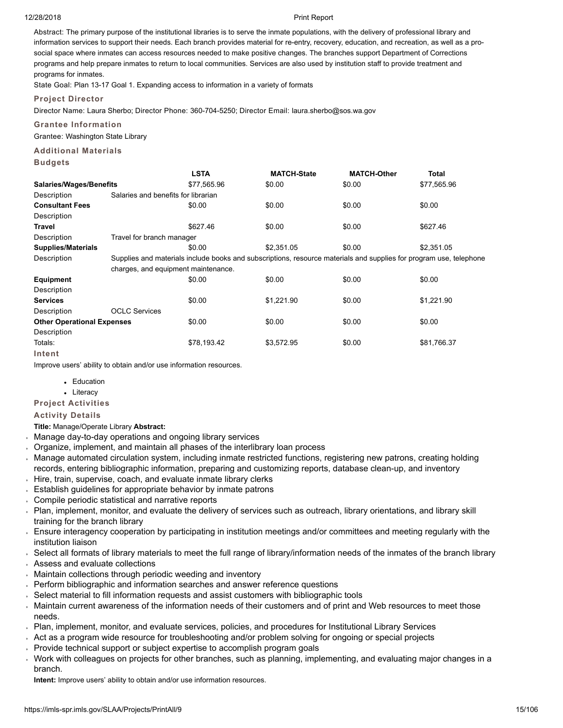Abstract: The primary purpose of the institutional libraries is to serve the inmate populations, with the delivery of professional library and information services to support their needs. Each branch provides material for re-entry, recovery, education, and recreation, as well as a pro-social space where inmates can access resources needed to make positive changes. The branches support Department of Corrections programs and help prepare inmates to return to local communities. Services are also used by institution staff to provide treatment and programs for inmates.

State Goal: Plan 13-17 Goal 1. Expanding access to information in a variety of formats

### Project Director

Director Name: Laura Sherbo; Director Phone: 360-704-5250; Director Email: laura.sherbo@sos.wa.gov

### Grantee Information

Grantee: Washington State Library

### Additional Materials

### Budgets

| | LSTA | MATCH-State | MATCH-Other | Total |
|---|---|---|---|---|
| **Salaries/Wages/Benefits** | $77,565.96 | $0.00 | $0.00 | $77,565.96 |
| Description | Salaries and benefits for librarian | | | |
| **Consultant Fees** | $0.00 | $0.00 | $0.00 | $0.00 |
| Description | | | | |
| **Travel** | $627.46 | $0.00 | $0.00 | $627.46 |
| Description | Travel for branch manager | | | |
| **Supplies/Materials** | $0.00 | $2,351.05 | $0.00 | $2,351.05 |
| Description | Supplies and materials include books and subscriptions, resource materials and supplies for program use, telephone charges, and equipment maintenance. | | | |
| **Equipment** | $0.00 | $0.00 | $0.00 | $0.00 |
| Description | | | | |
| **Services** | $0.00 | $1,221.90 | $0.00 | $1,221.90 |
| Description | OCLC Services | | | |
| **Other Operational Expenses** | $0.00 | $0.00 | $0.00 | $0.00 |
| Description | | | | |
| Totals: | $78,193.42 | $3,572.95 | $0.00 | $81,766.37 |

### Intent

Improve users' ability to obtain and/or use information resources.

- Education
- Literacy

### Project Activities

### Activity Details

**Title:** Manage/Operate Library **Abstract:**

- Manage day-to-day operations and ongoing library services
- Organize, implement, and maintain all phases of the interlibrary loan process
- Manage automated circulation system, including inmate restricted functions, registering new patrons, creating holding records, entering bibliographic information, preparing and customizing reports, database clean-up, and inventory
- Hire, train, supervise, coach, and evaluate inmate library clerks
- Establish guidelines for appropriate behavior by inmate patrons
- Compile periodic statistical and narrative reports
- Plan, implement, monitor, and evaluate the delivery of services such as outreach, library orientations, and library skill training for the branch library
- Ensure interagency cooperation by participating in institution meetings and/or committees and meeting regularly with the institution liaison
- Select all formats of library materials to meet the full range of library/information needs of the inmates of the branch library
- Assess and evaluate collections
- Maintain collections through periodic weeding and inventory
- Perform bibliographic and information searches and answer reference questions
- Select material to fill information requests and assist customers with bibliographic tools
- Maintain current awareness of the information needs of their customers and of print and Web resources to meet those needs.
- Plan, implement, monitor, and evaluate services, policies, and procedures for Institutional Library Services
- Act as a program wide resource for troubleshooting and/or problem solving for ongoing or special projects
- Provide technical support or subject expertise to accomplish program goals
- Work with colleagues on projects for other branches, such as planning, implementing, and evaluating major changes in a branch.

**Intent:** Improve users' ability to obtain and/or use information resources.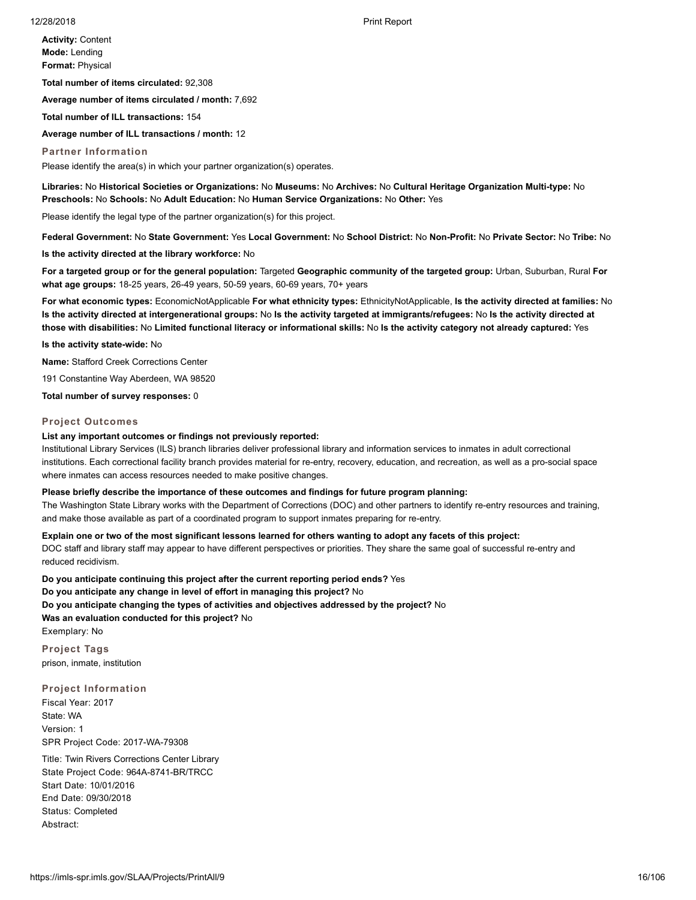**Activity:** Content
**Mode:** Lending
**Format:** Physical

**Total number of items circulated:** 92,308

**Average number of items circulated / month:** 7,692

**Total number of ILL transactions:** 154

**Average number of ILL transactions / month:** 12

### Partner Information

Please identify the area(s) in which your partner organization(s) operates.

**Libraries:** No **Historical Societies or Organizations:** No **Museums:** No **Archives:** No **Cultural Heritage Organization Multi-type:** No **Preschools:** No **Schools:** No **Adult Education:** No **Human Service Organizations:** No **Other:** Yes

Please identify the legal type of the partner organization(s) for this project.

**Federal Government:** No **State Government:** Yes **Local Government:** No **School District:** No **Non-Profit:** No **Private Sector:** No **Tribe:** No

**Is the activity directed at the library workforce:** No

**For a targeted group or for the general population:** Targeted **Geographic community of the targeted group:** Urban, Suburban, Rural **For what age groups:** 18-25 years, 26-49 years, 50-59 years, 60-69 years, 70+ years

**For what economic types:** EconomicNotApplicable **For what ethnicity types:** EthnicityNotApplicable, **Is the activity directed at families:** No **Is the activity directed at intergenerational groups:** No **Is the activity targeted at immigrants/refugees:** No **Is the activity directed at those with disabilities:** No **Limited functional literacy or informational skills:** No **Is the activity category not already captured:** Yes

**Is the activity state-wide:** No

**Name:** Stafford Creek Corrections Center

191 Constantine Way Aberdeen, WA 98520

**Total number of survey responses:** 0

### Project Outcomes

**List any important outcomes or findings not previously reported:**
Institutional Library Services (ILS) branch libraries deliver professional library and information services to inmates in adult correctional institutions. Each correctional facility branch provides material for re-entry, recovery, education, and recreation, as well as a pro-social space where inmates can access resources needed to make positive changes.

**Please briefly describe the importance of these outcomes and findings for future program planning:**
The Washington State Library works with the Department of Corrections (DOC) and other partners to identify re-entry resources and training, and make those available as part of a coordinated program to support inmates preparing for re-entry.

**Explain one or two of the most significant lessons learned for others wanting to adopt any facets of this project:**
DOC staff and library staff may appear to have different perspectives or priorities. They share the same goal of successful re-entry and reduced recidivism.

**Do you anticipate continuing this project after the current reporting period ends?** Yes
**Do you anticipate any change in level of effort in managing this project?** No
**Do you anticipate changing the types of activities and objectives addressed by the project?** No
**Was an evaluation conducted for this project?** No
Exemplary: No

### Project Tags

prison, inmate, institution

### Project Information

Fiscal Year: 2017
State: WA
Version: 1
SPR Project Code: 2017-WA-79308

Title: Twin Rivers Corrections Center Library
State Project Code: 964A-8741-BR/TRCC
Start Date: 10/01/2016
End Date: 09/30/2018
Status: Completed
Abstract: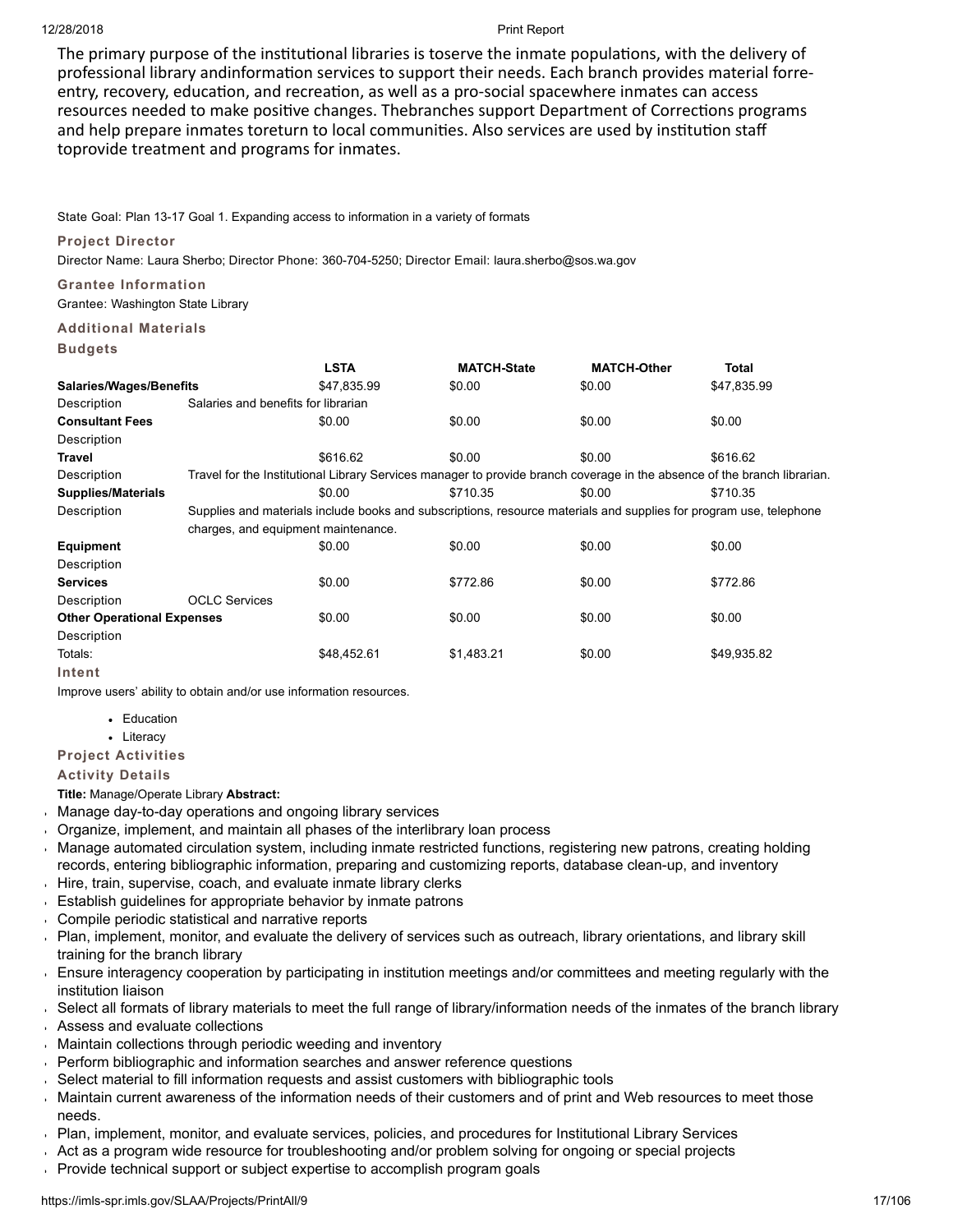The primary purpose of the institutional libraries is toserve the inmate populations, with the delivery of professional library andinformation services to support their needs. Each branch provides material forre-entry, recovery, education, and recreation, as well as a pro-social spacewhere inmates can access resources needed to make positive changes. Thebranches support Department of Corrections programs and help prepare inmates toreturn to local communities. Also services are used by institution staff toprovide treatment and programs for inmates.

State Goal: Plan 13-17 Goal 1. Expanding access to information in a variety of formats

### Project Director

Director Name: Laura Sherbo; Director Phone: 360-704-5250; Director Email: laura.sherbo@sos.wa.gov

### Grantee Information

Grantee: Washington State Library

### Additional Materials

### Budgets

| | LSTA | MATCH-State | MATCH-Other | Total |
|---|---|---|---|---|
| **Salaries/Wages/Benefits** | $47,835.99 | $0.00 | $0.00 | $47,835.99 |
| Description | Salaries and benefits for librarian | | | |
| **Consultant Fees** | $0.00 | $0.00 | $0.00 | $0.00 |
| Description | | | | |
| **Travel** | $616.62 | $0.00 | $0.00 | $616.62 |
| Description | Travel for the Institutional Library Services manager to provide branch coverage in the absence of the branch librarian. | | | |
| **Supplies/Materials** | $0.00 | $710.35 | $0.00 | $710.35 |
| Description | Supplies and materials include books and subscriptions, resource materials and supplies for program use, telephone charges, and equipment maintenance. | | | |
| **Equipment** | $0.00 | $0.00 | $0.00 | $0.00 |
| Description | | | | |
| **Services** | $0.00 | $772.86 | $0.00 | $772.86 |
| Description | OCLC Services | | | |
| **Other Operational Expenses** | $0.00 | $0.00 | $0.00 | $0.00 |
| Description | | | | |
| Totals: | $48,452.61 | $1,483.21 | $0.00 | $49,935.82 |

### Intent

Improve users' ability to obtain and/or use information resources.

- Education
- Literacy

### Project Activities

### Activity Details

**Title:** Manage/Operate Library **Abstract:**

- Manage day-to-day operations and ongoing library services
- Organize, implement, and maintain all phases of the interlibrary loan process
- Manage automated circulation system, including inmate restricted functions, registering new patrons, creating holding records, entering bibliographic information, preparing and customizing reports, database clean-up, and inventory
- Hire, train, supervise, coach, and evaluate inmate library clerks
- Establish guidelines for appropriate behavior by inmate patrons
- Compile periodic statistical and narrative reports
- Plan, implement, monitor, and evaluate the delivery of services such as outreach, library orientations, and library skill training for the branch library
- Ensure interagency cooperation by participating in institution meetings and/or committees and meeting regularly with the institution liaison
- Select all formats of library materials to meet the full range of library/information needs of the inmates of the branch library
- Assess and evaluate collections
- Maintain collections through periodic weeding and inventory
- Perform bibliographic and information searches and answer reference questions
- Select material to fill information requests and assist customers with bibliographic tools
- Maintain current awareness of the information needs of their customers and of print and Web resources to meet those needs.
- Plan, implement, monitor, and evaluate services, policies, and procedures for Institutional Library Services
- Act as a program wide resource for troubleshooting and/or problem solving for ongoing or special projects
- Provide technical support or subject expertise to accomplish program goals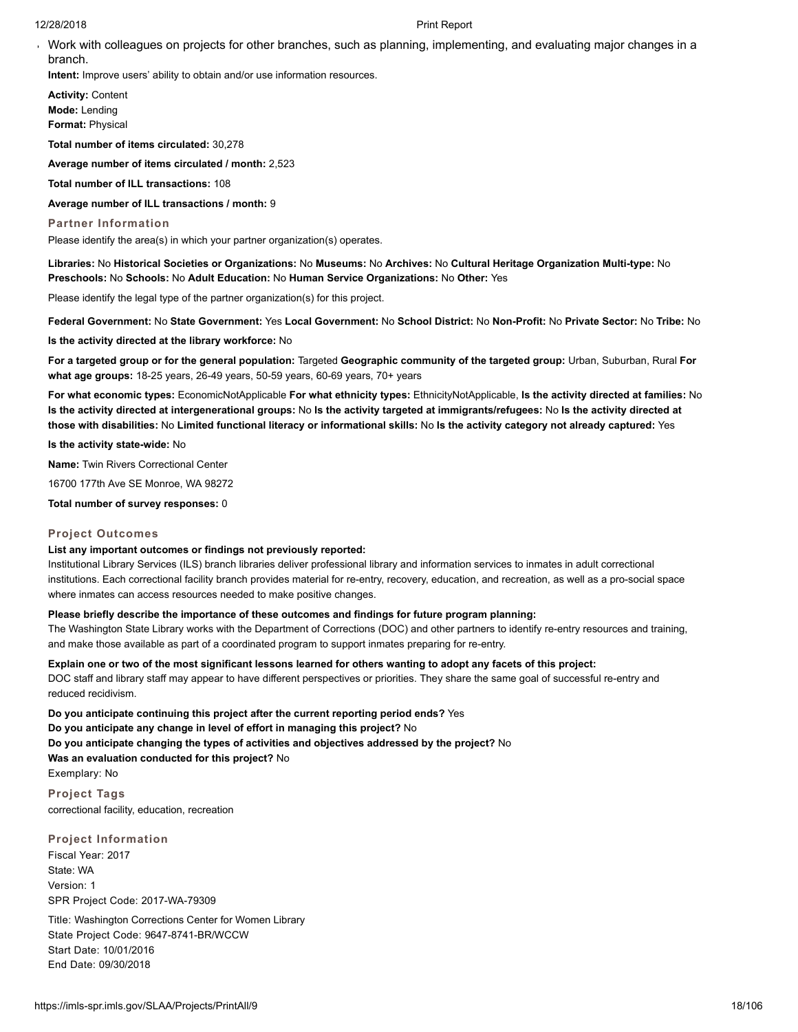- Work with colleagues on projects for other branches, such as planning, implementing, and evaluating major changes in a branch.

**Intent:** Improve users' ability to obtain and/or use information resources.

**Activity:** Content
**Mode:** Lending
**Format:** Physical

**Total number of items circulated:** 30,278

**Average number of items circulated / month:** 2,523

**Total number of ILL transactions:** 108

**Average number of ILL transactions / month:** 9

### Partner Information

Please identify the area(s) in which your partner organization(s) operates.

**Libraries:** No **Historical Societies or Organizations:** No **Museums:** No **Archives:** No **Cultural Heritage Organization Multi-type:** No **Preschools:** No **Schools:** No **Adult Education:** No **Human Service Organizations:** No **Other:** Yes

Please identify the legal type of the partner organization(s) for this project.

**Federal Government:** No **State Government:** Yes **Local Government:** No **School District:** No **Non-Profit:** No **Private Sector:** No **Tribe:** No

**Is the activity directed at the library workforce:** No

**For a targeted group or for the general population:** Targeted **Geographic community of the targeted group:** Urban, Suburban, Rural **For what age groups:** 18-25 years, 26-49 years, 50-59 years, 60-69 years, 70+ years

**For what economic types:** EconomicNotApplicable **For what ethnicity types:** EthnicityNotApplicable, **Is the activity directed at families:** No **Is the activity directed at intergenerational groups:** No **Is the activity targeted at immigrants/refugees:** No **Is the activity directed at those with disabilities:** No **Limited functional literacy or informational skills:** No **Is the activity category not already captured:** Yes

**Is the activity state-wide:** No

**Name:** Twin Rivers Correctional Center

16700 177th Ave SE Monroe, WA 98272

**Total number of survey responses:** 0

### Project Outcomes

**List any important outcomes or findings not previously reported:**
Institutional Library Services (ILS) branch libraries deliver professional library and information services to inmates in adult correctional institutions. Each correctional facility branch provides material for re-entry, recovery, education, and recreation, as well as a pro-social space where inmates can access resources needed to make positive changes.

**Please briefly describe the importance of these outcomes and findings for future program planning:**
The Washington State Library works with the Department of Corrections (DOC) and other partners to identify re-entry resources and training, and make those available as part of a coordinated program to support inmates preparing for re-entry.

**Explain one or two of the most significant lessons learned for others wanting to adopt any facets of this project:**
DOC staff and library staff may appear to have different perspectives or priorities. They share the same goal of successful re-entry and reduced recidivism.

**Do you anticipate continuing this project after the current reporting period ends?** Yes
**Do you anticipate any change in level of effort in managing this project?** No
**Do you anticipate changing the types of activities and objectives addressed by the project?** No
**Was an evaluation conducted for this project?** No
Exemplary: No

### Project Tags

correctional facility, education, recreation

### Project Information

Fiscal Year: 2017
State: WA
Version: 1
SPR Project Code: 2017-WA-79309

Title: Washington Corrections Center for Women Library
State Project Code: 9647-8741-BR/WCCW
Start Date: 10/01/2016
End Date: 09/30/2018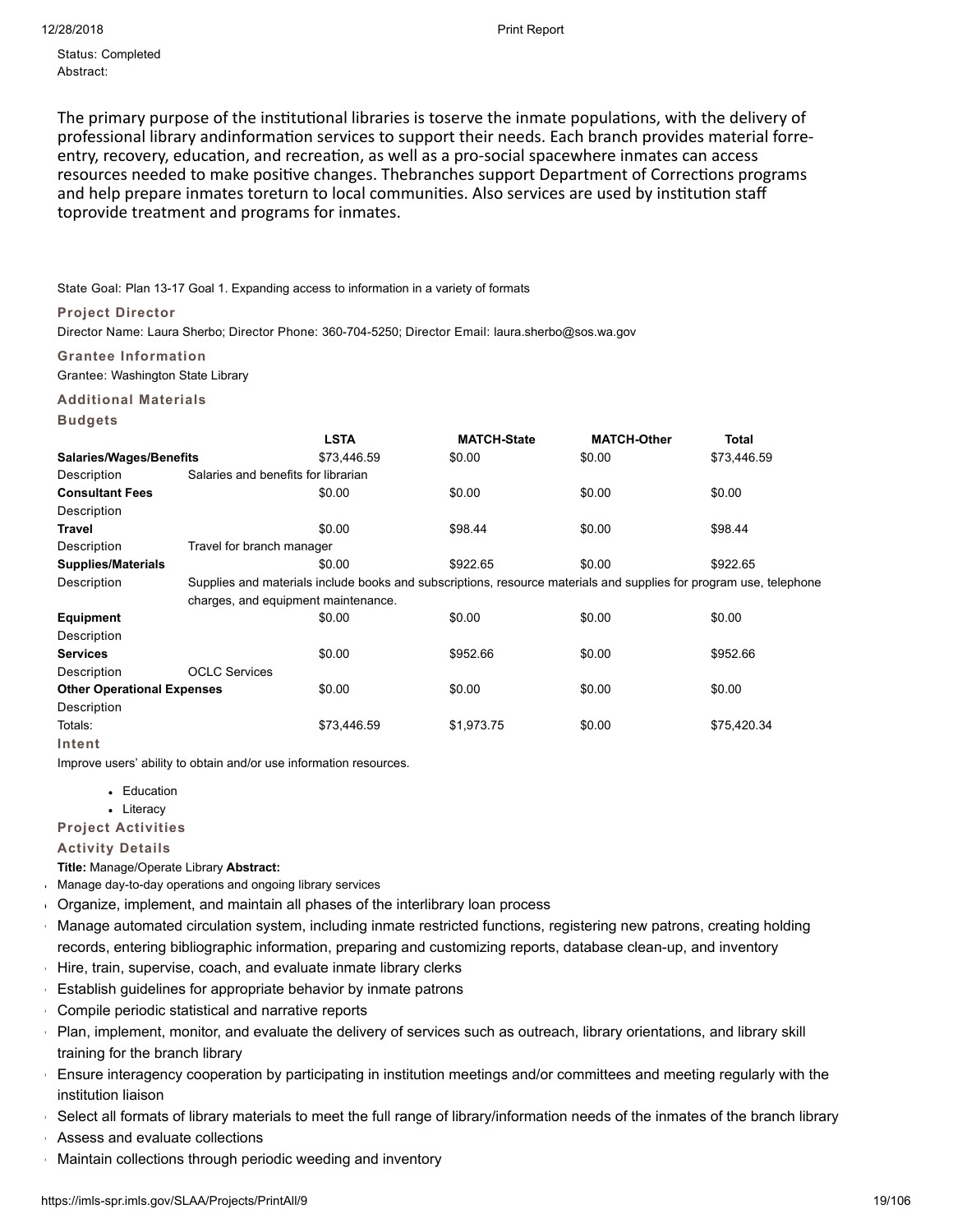Status: Completed
Abstract:

The primary purpose of the institutional libraries is toserve the inmate populations, with the delivery of professional library andinformation services to support their needs. Each branch provides material forre-entry, recovery, education, and recreation, as well as a pro-social spacewhere inmates can access resources needed to make positive changes. Thebranches support Department of Corrections programs and help prepare inmates toreturn to local communities. Also services are used by institution staff toprovide treatment and programs for inmates.

State Goal: Plan 13-17 Goal 1. Expanding access to information in a variety of formats

### Project Director

Director Name: Laura Sherbo; Director Phone: 360-704-5250; Director Email: laura.sherbo@sos.wa.gov

### Grantee Information

Grantee: Washington State Library

### Additional Materials

### Budgets

| | LSTA | MATCH-State | MATCH-Other | Total |
|---|---|---|---|---|
| **Salaries/Wages/Benefits** | $73,446.59 | $0.00 | $0.00 | $73,446.59 |
| Description: Salaries and benefits for librarian | | | | |
| **Consultant Fees** | $0.00 | $0.00 | $0.00 | $0.00 |
| Description | | | | |
| **Travel** | $0.00 | $98.44 | $0.00 | $98.44 |
| Description: Travel for branch manager | | | | |
| **Supplies/Materials** | $0.00 | $922.65 | $0.00 | $922.65 |
| Description: Supplies and materials include books and subscriptions, resource materials and supplies for program use, telephone charges, and equipment maintenance. | | | | |
| **Equipment** | $0.00 | $0.00 | $0.00 | $0.00 |
| Description | | | | |
| **Services** | $0.00 | $952.66 | $0.00 | $952.66 |
| Description: OCLC Services | | | | |
| **Other Operational Expenses** | $0.00 | $0.00 | $0.00 | $0.00 |
| Description | | | | |
| Totals: | $73,446.59 | $1,973.75 | $0.00 | $75,420.34 |

### Intent

Improve users' ability to obtain and/or use information resources.

- Education
- Literacy

### Project Activities

### Activity Details

**Title:** Manage/Operate Library **Abstract:**

- Manage day-to-day operations and ongoing library services
- Organize, implement, and maintain all phases of the interlibrary loan process
- Manage automated circulation system, including inmate restricted functions, registering new patrons, creating holding records, entering bibliographic information, preparing and customizing reports, database clean-up, and inventory
- Hire, train, supervise, coach, and evaluate inmate library clerks
- Establish guidelines for appropriate behavior by inmate patrons
- Compile periodic statistical and narrative reports
- Plan, implement, monitor, and evaluate the delivery of services such as outreach, library orientations, and library skill training for the branch library
- Ensure interagency cooperation by participating in institution meetings and/or committees and meeting regularly with the institution liaison
- Select all formats of library materials to meet the full range of library/information needs of the inmates of the branch library
- Assess and evaluate collections
- Maintain collections through periodic weeding and inventory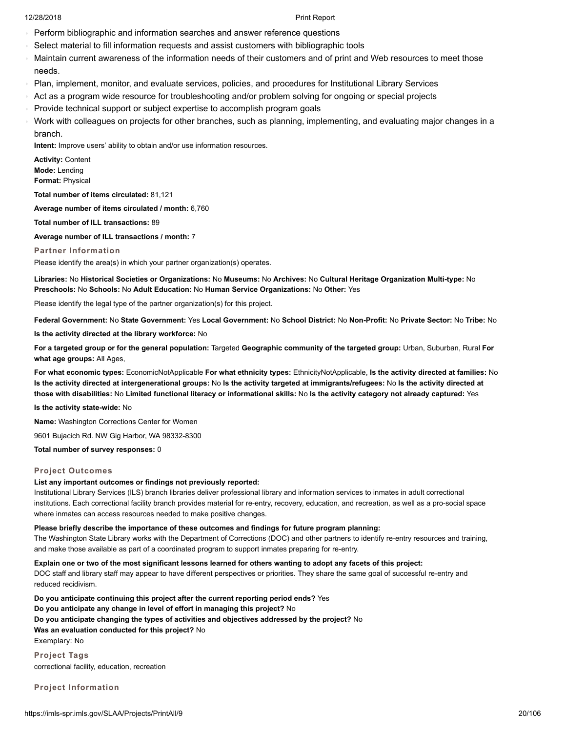- Perform bibliographic and information searches and answer reference questions
- Select material to fill information requests and assist customers with bibliographic tools
- Maintain current awareness of the information needs of their customers and of print and Web resources to meet those needs.
- Plan, implement, monitor, and evaluate services, policies, and procedures for Institutional Library Services
- Act as a program wide resource for troubleshooting and/or problem solving for ongoing or special projects
- Provide technical support or subject expertise to accomplish program goals
- Work with colleagues on projects for other branches, such as planning, implementing, and evaluating major changes in a branch.

**Intent:** Improve users' ability to obtain and/or use information resources.

**Activity:** Content
**Mode:** Lending
**Format:** Physical

**Total number of items circulated:** 81,121

**Average number of items circulated / month:** 6,760

**Total number of ILL transactions:** 89

**Average number of ILL transactions / month:** 7

### Partner Information

Please identify the area(s) in which your partner organization(s) operates.

**Libraries:** No **Historical Societies or Organizations:** No **Museums:** No **Archives:** No **Cultural Heritage Organization Multi-type:** No **Preschools:** No **Schools:** No **Adult Education:** No **Human Service Organizations:** No **Other:** Yes

Please identify the legal type of the partner organization(s) for this project.

**Federal Government:** No **State Government:** Yes **Local Government:** No **School District:** No **Non-Profit:** No **Private Sector:** No **Tribe:** No

**Is the activity directed at the library workforce:** No

**For a targeted group or for the general population:** Targeted **Geographic community of the targeted group:** Urban, Suburban, Rural **For what age groups:** All Ages,

**For what economic types:** EconomicNotApplicable **For what ethnicity types:** EthnicityNotApplicable, **Is the activity directed at families:** No **Is the activity directed at intergenerational groups:** No **Is the activity targeted at immigrants/refugees:** No **Is the activity directed at those with disabilities:** No **Limited functional literacy or informational skills:** No **Is the activity category not already captured:** Yes

**Is the activity state-wide:** No

**Name:** Washington Corrections Center for Women

9601 Bujacich Rd. NW Gig Harbor, WA 98332-8300

**Total number of survey responses:** 0

### Project Outcomes

**List any important outcomes or findings not previously reported:**
Institutional Library Services (ILS) branch libraries deliver professional library and information services to inmates in adult correctional institutions. Each correctional facility branch provides material for re-entry, recovery, education, and recreation, as well as a pro-social space where inmates can access resources needed to make positive changes.

**Please briefly describe the importance of these outcomes and findings for future program planning:**
The Washington State Library works with the Department of Corrections (DOC) and other partners to identify re-entry resources and training, and make those available as part of a coordinated program to support inmates preparing for re-entry.

**Explain one or two of the most significant lessons learned for others wanting to adopt any facets of this project:**
DOC staff and library staff may appear to have different perspectives or priorities. They share the same goal of successful re-entry and reduced recidivism.

**Do you anticipate continuing this project after the current reporting period ends?** Yes
**Do you anticipate any change in level of effort in managing this project?** No
**Do you anticipate changing the types of activities and objectives addressed by the project?** No
**Was an evaluation conducted for this project?** No
Exemplary: No

### Project Tags

correctional facility, education, recreation

### Project Information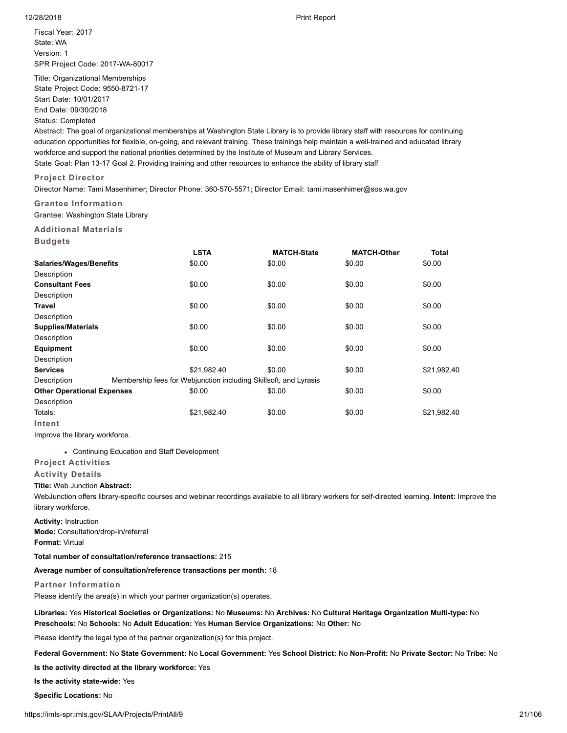Fiscal Year: 2017
State: WA
Version: 1
SPR Project Code: 2017-WA-80017

Title: Organizational Memberships
State Project Code: 9550-8721-17
Start Date: 10/01/2017
End Date: 09/30/2018
Status: Completed
Abstract: The goal of organizational memberships at Washington State Library is to provide library staff with resources for continuing education opportunities for flexible, on-going, and relevant training. These trainings help maintain a well-trained and educated library workforce and support the national priorities determined by the Institute of Museum and Library Services.
State Goal: Plan 13-17 Goal 2. Providing training and other resources to enhance the ability of library staff

### Project Director

Director Name: Tami Masenhimer; Director Phone: 360-570-5571; Director Email: tami.masenhimer@sos.wa.gov

### Grantee Information

Grantee: Washington State Library

### Additional Materials

### Budgets

| | LSTA | MATCH-State | MATCH-Other | Total |
|---|---|---|---|---|
| **Salaries/Wages/Benefits** | $0.00 | $0.00 | $0.00 | $0.00 |
| Description | | | | |
| **Consultant Fees** | $0.00 | $0.00 | $0.00 | $0.00 |
| Description | | | | |
| **Travel** | $0.00 | $0.00 | $0.00 | $0.00 |
| Description | | | | |
| **Supplies/Materials** | $0.00 | $0.00 | $0.00 | $0.00 |
| Description | | | | |
| **Equipment** | $0.00 | $0.00 | $0.00 | $0.00 |
| Description | | | | |
| **Services** | $21,982.40 | $0.00 | $0.00 | $21,982.40 |
| Description | Membership fees for Webjunction including Skillsoft, and Lyrasis | | | |
| **Other Operational Expenses** | $0.00 | $0.00 | $0.00 | $0.00 |
| Description | | | | |
| Totals: | $21,982.40 | $0.00 | $0.00 | $21,982.40 |

### Intent

Improve the library workforce.

- Continuing Education and Staff Development

### Project Activities

### Activity Details

**Title:** Web Junction **Abstract:**
WebJunction offers library-specific courses and webinar recordings available to all library workers for self-directed learning. **Intent:** Improve the library workforce.

**Activity:** Instruction
**Mode:** Consultation/drop-in/referral
**Format:** Virtual

**Total number of consultation/reference transactions:** 215

**Average number of consultation/reference transactions per month:** 18

### Partner Information

Please identify the area(s) in which your partner organization(s) operates.

**Libraries:** Yes **Historical Societies or Organizations:** No **Museums:** No **Archives:** No **Cultural Heritage Organization Multi-type:** No **Preschools:** No **Schools:** No **Adult Education:** Yes **Human Service Organizations:** No **Other:** No

Please identify the legal type of the partner organization(s) for this project.

**Federal Government:** No **State Government:** No **Local Government:** Yes **School District:** No **Non-Profit:** No **Private Sector:** No **Tribe:** No

**Is the activity directed at the library workforce:** Yes

**Is the activity state-wide:** Yes

**Specific Locations:** No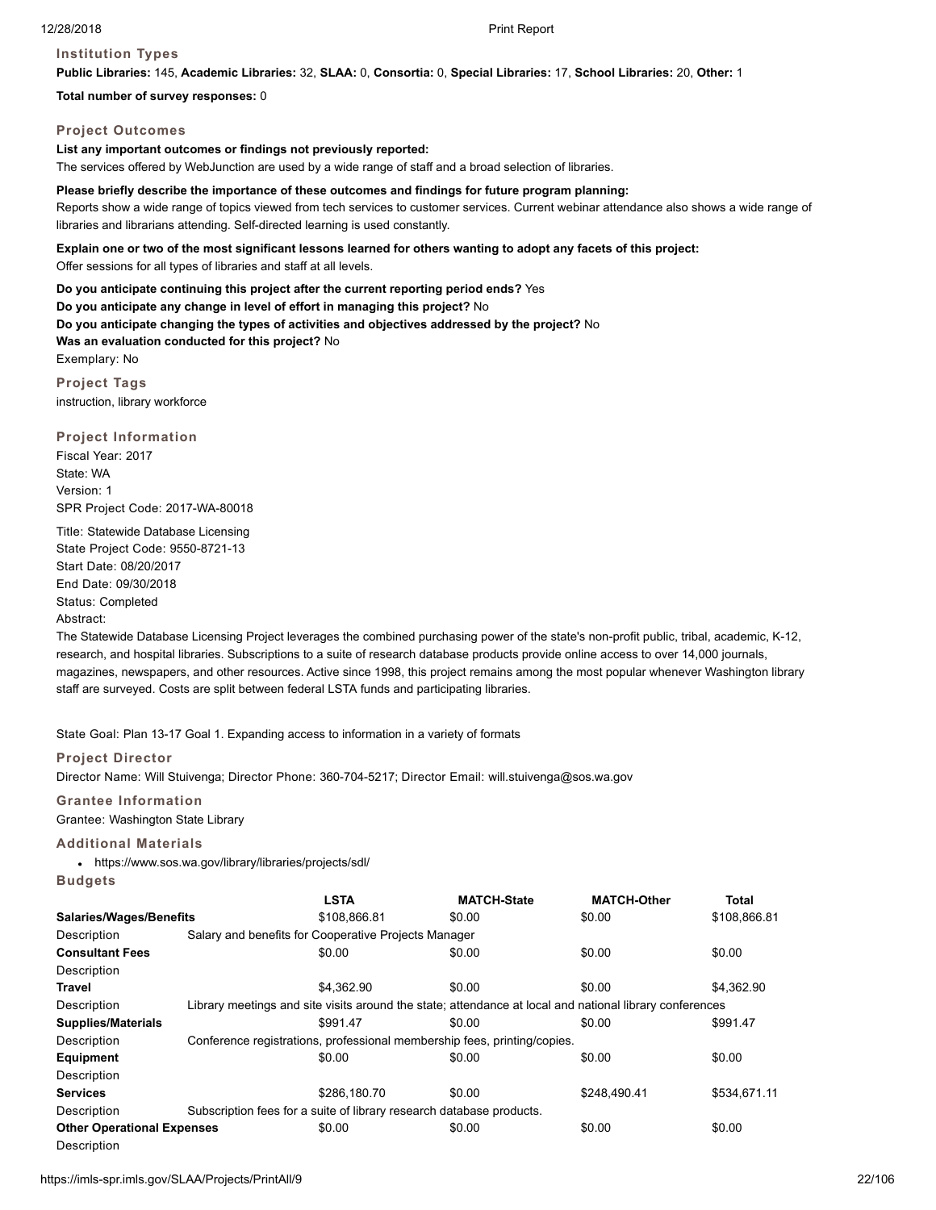### Institution Types

**Public Libraries:** 145, **Academic Libraries:** 32, **SLAA:** 0, **Consortia:** 0, **Special Libraries:** 17, **School Libraries:** 20, **Other:** 1

**Total number of survey responses:** 0

### Project Outcomes

**List any important outcomes or findings not previously reported:**
The services offered by WebJunction are used by a wide range of staff and a broad selection of libraries.

**Please briefly describe the importance of these outcomes and findings for future program planning:**
Reports show a wide range of topics viewed from tech services to customer services. Current webinar attendance also shows a wide range of libraries and librarians attending. Self-directed learning is used constantly.

**Explain one or two of the most significant lessons learned for others wanting to adopt any facets of this project:**
Offer sessions for all types of libraries and staff at all levels.

**Do you anticipate continuing this project after the current reporting period ends?** Yes
**Do you anticipate any change in level of effort in managing this project?** No
**Do you anticipate changing the types of activities and objectives addressed by the project?** No
**Was an evaluation conducted for this project?** No
Exemplary: No

### Project Tags

instruction, library workforce

### Project Information

Fiscal Year: 2017
State: WA
Version: 1
SPR Project Code: 2017-WA-80018

Title: Statewide Database Licensing
State Project Code: 9550-8721-13
Start Date: 08/20/2017
End Date: 09/30/2018
Status: Completed
Abstract:

The Statewide Database Licensing Project leverages the combined purchasing power of the state's non-profit public, tribal, academic, K-12, research, and hospital libraries. Subscriptions to a suite of research database products provide online access to over 14,000 journals, magazines, newspapers, and other resources. Active since 1998, this project remains among the most popular whenever Washington library staff are surveyed. Costs are split between federal LSTA funds and participating libraries.

State Goal: Plan 13-17 Goal 1. Expanding access to information in a variety of formats

### Project Director

Director Name: Will Stuivenga; Director Phone: 360-704-5217; Director Email: will.stuivenga@sos.wa.gov

### Grantee Information

Grantee: Washington State Library

### Additional Materials

- https://www.sos.wa.gov/library/libraries/projects/sdl/

### Budgets

| | LSTA | MATCH-State | MATCH-Other | Total |
|---|---|---|---|---|
| **Salaries/Wages/Benefits** | $108,866.81 | $0.00 | $0.00 | $108,866.81 |
| Description | Salary and benefits for Cooperative Projects Manager | | | |
| **Consultant Fees** | $0.00 | $0.00 | $0.00 | $0.00 |
| Description | | | | |
| **Travel** | $4,362.90 | $0.00 | $0.00 | $4,362.90 |
| Description | Library meetings and site visits around the state; attendance at local and national library conferences | | | |
| **Supplies/Materials** | $991.47 | $0.00 | $0.00 | $991.47 |
| Description | Conference registrations, professional membership fees, printing/copies. | | | |
| **Equipment** | $0.00 | $0.00 | $0.00 | $0.00 |
| Description | | | | |
| **Services** | $286,180.70 | $0.00 | $248,490.41 | $534,671.11 |
| Description | Subscription fees for a suite of library research database products. | | | |
| **Other Operational Expenses** | $0.00 | $0.00 | $0.00 | $0.00 |
| Description | | | | |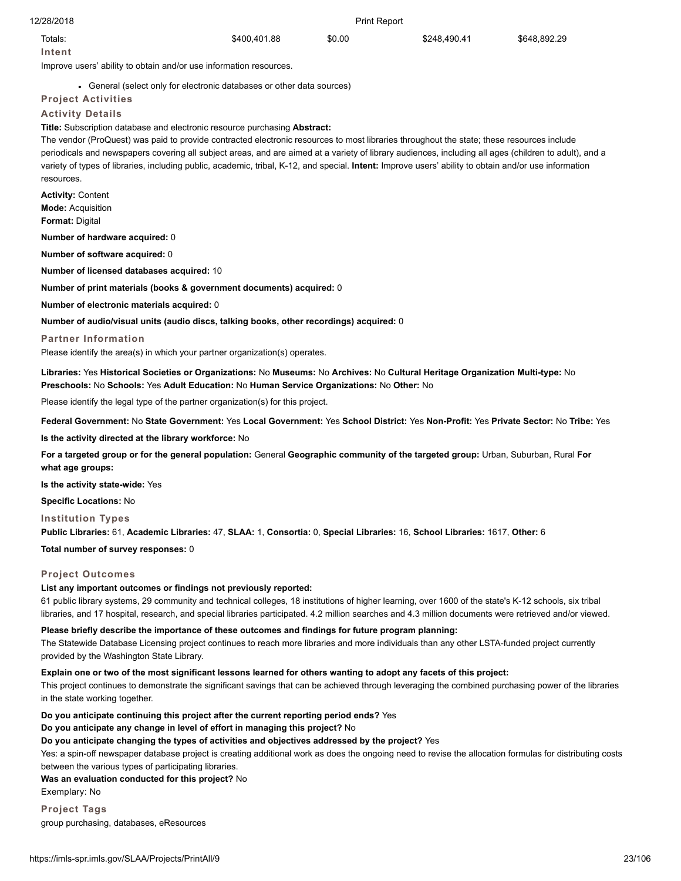| Totals: | $400,401.88 | $0.00 | $248,490.41 | $648,892.29 |
|---|---|---|---|---|

**Intent**

Improve users' ability to obtain and/or use information resources.

- General (select only for electronic databases or other data sources)

**Project Activities**

**Activity Details**

**Title:** Subscription database and electronic resource purchasing **Abstract:**
The vendor (ProQuest) was paid to provide contracted electronic resources to most libraries throughout the state; these resources include periodicals and newspapers covering all subject areas, and are aimed at a variety of library audiences, including all ages (children to adult), and a variety of types of libraries, including public, academic, tribal, K-12, and special. **Intent:** Improve users' ability to obtain and/or use information resources.

**Activity:** Content
**Mode:** Acquisition
**Format:** Digital

**Number of hardware acquired:** 0

**Number of software acquired:** 0

**Number of licensed databases acquired:** 10

**Number of print materials (books & government documents) acquired:** 0

**Number of electronic materials acquired:** 0

**Number of audio/visual units (audio discs, talking books, other recordings) acquired:** 0

**Partner Information**

Please identify the area(s) in which your partner organization(s) operates.

**Libraries:** Yes **Historical Societies or Organizations:** No **Museums:** No **Archives:** No **Cultural Heritage Organization Multi-type:** No **Preschools:** No **Schools:** Yes **Adult Education:** No **Human Service Organizations:** No **Other:** No

Please identify the legal type of the partner organization(s) for this project.

**Federal Government:** No **State Government:** Yes **Local Government:** Yes **School District:** Yes **Non-Profit:** Yes **Private Sector:** No **Tribe:** Yes

**Is the activity directed at the library workforce:** No

**For a targeted group or for the general population:** General **Geographic community of the targeted group:** Urban, Suburban, Rural **For what age groups:**

**Is the activity state-wide:** Yes

**Specific Locations:** No

**Institution Types**

**Public Libraries:** 61, **Academic Libraries:** 47, **SLAA:** 1, **Consortia:** 0, **Special Libraries:** 16, **School Libraries:** 1617, **Other:** 6

**Total number of survey responses:** 0

**Project Outcomes**

**List any important outcomes or findings not previously reported:**
61 public library systems, 29 community and technical colleges, 18 institutions of higher learning, over 1600 of the state's K-12 schools, six tribal libraries, and 17 hospital, research, and special libraries participated. 4.2 million searches and 4.3 million documents were retrieved and/or viewed.

**Please briefly describe the importance of these outcomes and findings for future program planning:**
The Statewide Database Licensing project continues to reach more libraries and more individuals than any other LSTA-funded project currently provided by the Washington State Library.

**Explain one or two of the most significant lessons learned for others wanting to adopt any facets of this project:**
This project continues to demonstrate the significant savings that can be achieved through leveraging the combined purchasing power of the libraries in the state working together.

**Do you anticipate continuing this project after the current reporting period ends?** Yes
**Do you anticipate any change in level of effort in managing this project?** No
**Do you anticipate changing the types of activities and objectives addressed by the project?** Yes
Yes: a spin-off newspaper database project is creating additional work as does the ongoing need to revise the allocation formulas for distributing costs between the various types of participating libraries.
**Was an evaluation conducted for this project?** No
Exemplary: No

**Project Tags**

group purchasing, databases, eResources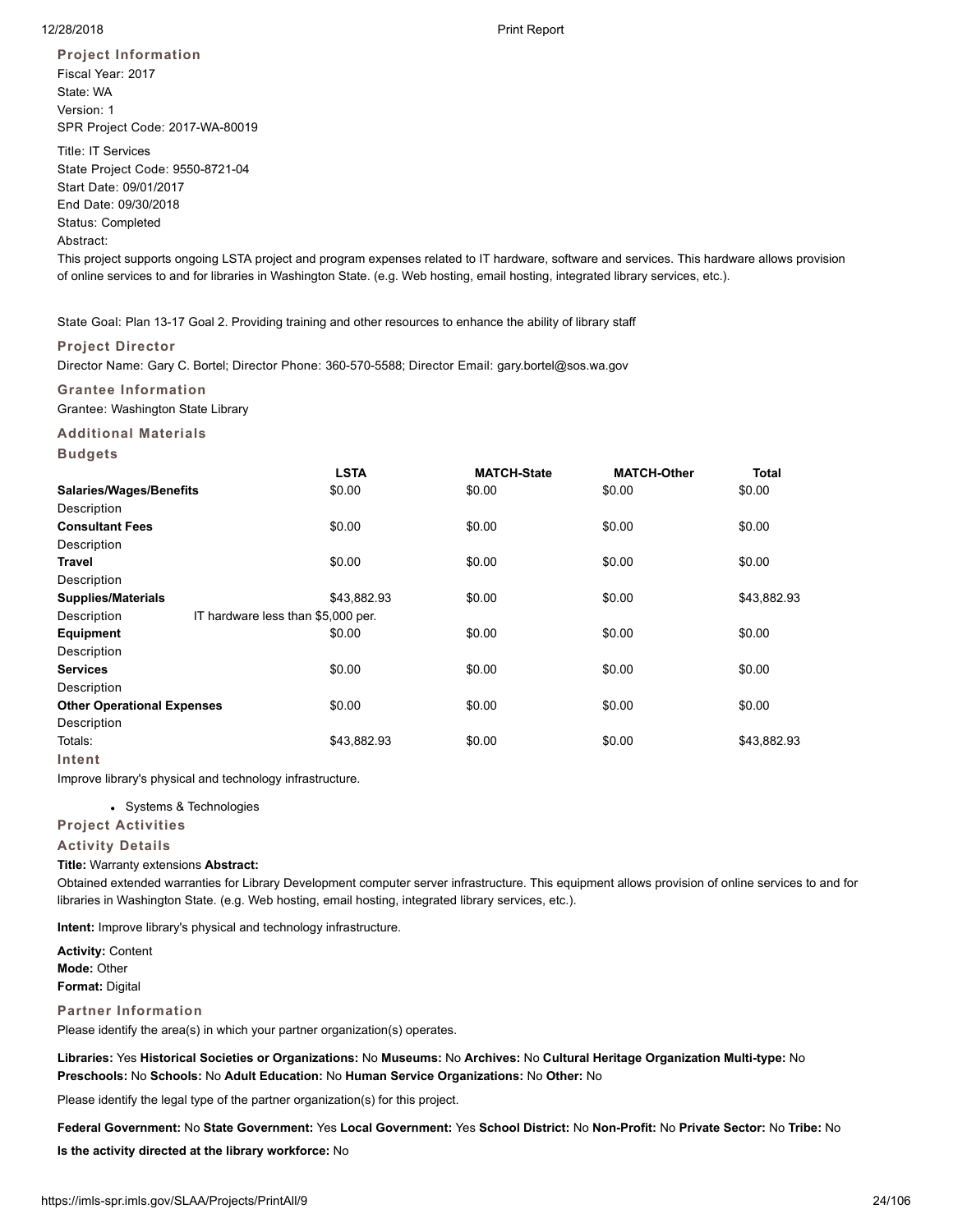### Project Information

Fiscal Year: 2017
State: WA
Version: 1
SPR Project Code: 2017-WA-80019

Title: IT Services
State Project Code: 9550-8721-04
Start Date: 09/01/2017
End Date: 09/30/2018
Status: Completed
Abstract:

This project supports ongoing LSTA project and program expenses related to IT hardware, software and services. This hardware allows provision of online services to and for libraries in Washington State. (e.g. Web hosting, email hosting, integrated library services, etc.).

State Goal: Plan 13-17 Goal 2. Providing training and other resources to enhance the ability of library staff

### Project Director

Director Name: Gary C. Bortel; Director Phone: 360-570-5588; Director Email: gary.bortel@sos.wa.gov

### Grantee Information

Grantee: Washington State Library

### Additional Materials

### Budgets

| | LSTA | MATCH-State | MATCH-Other | Total |
|---|---|---|---|---|
| **Salaries/Wages/Benefits** | $0.00 | $0.00 | $0.00 | $0.00 |
| Description | | | | |
| **Consultant Fees** | $0.00 | $0.00 | $0.00 | $0.00 |
| Description | | | | |
| **Travel** | $0.00 | $0.00 | $0.00 | $0.00 |
| Description | | | | |
| **Supplies/Materials** | $43,882.93 | $0.00 | $0.00 | $43,882.93 |
| Description | IT hardware less than $5,000 per. | | | |
| **Equipment** | $0.00 | $0.00 | $0.00 | $0.00 |
| Description | | | | |
| **Services** | $0.00 | $0.00 | $0.00 | $0.00 |
| Description | | | | |
| **Other Operational Expenses** | $0.00 | $0.00 | $0.00 | $0.00 |
| Description | | | | |
| Totals: | $43,882.93 | $0.00 | $0.00 | $43,882.93 |

### Intent

Improve library's physical and technology infrastructure.

- Systems & Technologies

### Project Activities

### Activity Details

**Title:** Warranty extensions **Abstract:**

Obtained extended warranties for Library Development computer server infrastructure. This equipment allows provision of online services to and for libraries in Washington State. (e.g. Web hosting, email hosting, integrated library services, etc.).

**Intent:** Improve library's physical and technology infrastructure.

**Activity:** Content
**Mode:** Other
**Format:** Digital

### Partner Information

Please identify the area(s) in which your partner organization(s) operates.

**Libraries:** Yes **Historical Societies or Organizations:** No **Museums:** No **Archives:** No **Cultural Heritage Organization Multi-type:** No **Preschools:** No **Schools:** No **Adult Education:** No **Human Service Organizations:** No **Other:** No

Please identify the legal type of the partner organization(s) for this project.

**Federal Government:** No **State Government:** Yes **Local Government:** Yes **School District:** No **Non-Profit:** No **Private Sector:** No **Tribe:** No

**Is the activity directed at the library workforce:** No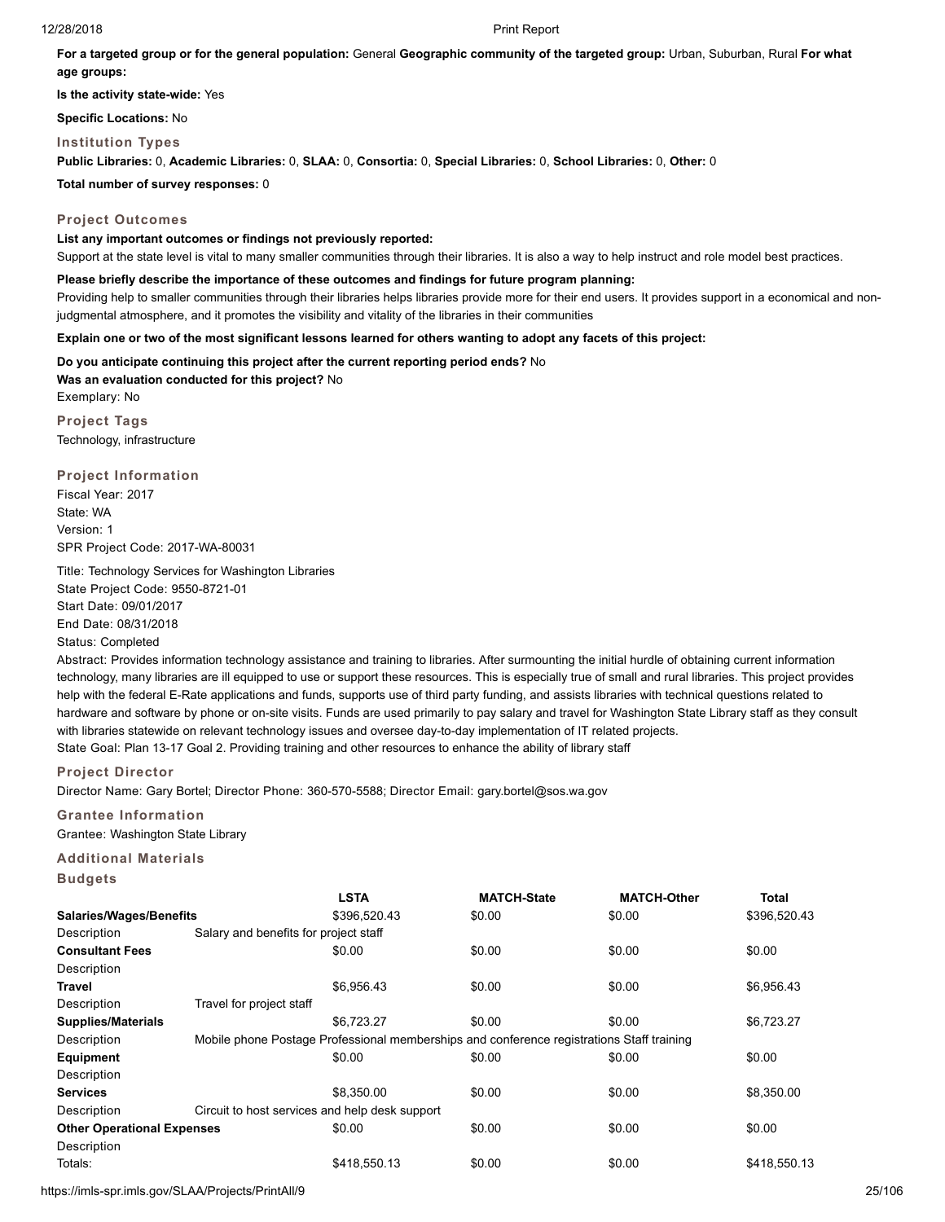**For a targeted group or for the general population:** General **Geographic community of the targeted group:** Urban, Suburban, Rural **For what age groups:**

**Is the activity state-wide:** Yes

**Specific Locations:** No

### Institution Types

**Public Libraries:** 0, **Academic Libraries:** 0, **SLAA:** 0, **Consortia:** 0, **Special Libraries:** 0, **School Libraries:** 0, **Other:** 0

**Total number of survey responses:** 0

### Project Outcomes

**List any important outcomes or findings not previously reported:**

Support at the state level is vital to many smaller communities through their libraries. It is also a way to help instruct and role model best practices.

**Please briefly describe the importance of these outcomes and findings for future program planning:**

Providing help to smaller communities through their libraries helps libraries provide more for their end users. It provides support in a economical and non-judgmental atmosphere, and it promotes the visibility and vitality of the libraries in their communities

**Explain one or two of the most significant lessons learned for others wanting to adopt any facets of this project:**

**Do you anticipate continuing this project after the current reporting period ends?** No
**Was an evaluation conducted for this project?** No
Exemplary: No

### Project Tags

Technology, infrastructure

### Project Information

Fiscal Year: 2017
State: WA
Version: 1
SPR Project Code: 2017-WA-80031

Title: Technology Services for Washington Libraries
State Project Code: 9550-8721-01
Start Date: 09/01/2017
End Date: 08/31/2018
Status: Completed
Abstract: Provides information technology assistance and training to libraries. After surmounting the initial hurdle of obtaining current information technology, many libraries are ill equipped to use or support these resources. This is especially true of small and rural libraries. This project provides help with the federal E-Rate applications and funds, supports use of third party funding, and assists libraries with technical questions related to hardware and software by phone or on-site visits. Funds are used primarily to pay salary and travel for Washington State Library staff as they consult with libraries statewide on relevant technology issues and oversee day-to-day implementation of IT related projects.
State Goal: Plan 13-17 Goal 2. Providing training and other resources to enhance the ability of library staff

### Project Director

Director Name: Gary Bortel; Director Phone: 360-570-5588; Director Email: gary.bortel@sos.wa.gov

### Grantee Information

Grantee: Washington State Library

### Additional Materials

### Budgets

| | | LSTA | MATCH-State | MATCH-Other | Total |
|---|---|---|---|---|---|
| **Salaries/Wages/Benefits** | | $396,520.43 | $0.00 | $0.00 | $396,520.43 |
| Description | Salary and benefits for project staff | | | | |
| **Consultant Fees** | | $0.00 | $0.00 | $0.00 | $0.00 |
| Description | | | | | |
| **Travel** | | $6,956.43 | $0.00 | $0.00 | $6,956.43 |
| Description | Travel for project staff | | | | |
| **Supplies/Materials** | | $6,723.27 | $0.00 | $0.00 | $6,723.27 |
| Description | Mobile phone Postage Professional memberships and conference registrations Staff training | | | | |
| **Equipment** | | $0.00 | $0.00 | $0.00 | $0.00 |
| Description | | | | | |
| **Services** | | $8,350.00 | $0.00 | $0.00 | $8,350.00 |
| Description | Circuit to host services and help desk support | | | | |
| **Other Operational Expenses** | | $0.00 | $0.00 | $0.00 | $0.00 |
| Description | | | | | |
| Totals: | | $418,550.13 | $0.00 | $0.00 | $418,550.13 |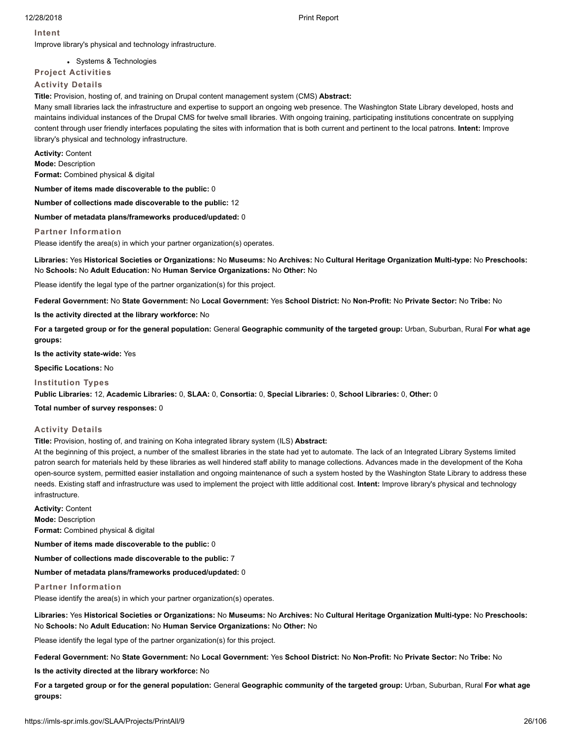### Intent

Improve library's physical and technology infrastructure.

- Systems & Technologies

### Project Activities

### Activity Details

**Title:** Provision, hosting of, and training on Drupal content management system (CMS) **Abstract:**
Many small libraries lack the infrastructure and expertise to support an ongoing web presence. The Washington State Library developed, hosts and maintains individual instances of the Drupal CMS for twelve small libraries. With ongoing training, participating institutions concentrate on supplying content through user friendly interfaces populating the sites with information that is both current and pertinent to the local patrons. **Intent:** Improve library's physical and technology infrastructure.

**Activity:** Content
**Mode:** Description
**Format:** Combined physical & digital

**Number of items made discoverable to the public:** 0

**Number of collections made discoverable to the public:** 12

**Number of metadata plans/frameworks produced/updated:** 0

### Partner Information

Please identify the area(s) in which your partner organization(s) operates.

**Libraries:** Yes **Historical Societies or Organizations:** No **Museums:** No **Archives:** No **Cultural Heritage Organization Multi-type:** No **Preschools:** No **Schools:** No **Adult Education:** No **Human Service Organizations:** No **Other:** No

Please identify the legal type of the partner organization(s) for this project.

**Federal Government:** No **State Government:** No **Local Government:** Yes **School District:** No **Non-Profit:** No **Private Sector:** No **Tribe:** No

**Is the activity directed at the library workforce:** No

**For a targeted group or for the general population:** General **Geographic community of the targeted group:** Urban, Suburban, Rural **For what age groups:**

**Is the activity state-wide:** Yes

**Specific Locations:** No

### Institution Types

**Public Libraries:** 12, **Academic Libraries:** 0, **SLAA:** 0, **Consortia:** 0, **Special Libraries:** 0, **School Libraries:** 0, **Other:** 0

**Total number of survey responses:** 0

### Activity Details

**Title:** Provision, hosting of, and training on Koha integrated library system (ILS) **Abstract:**
At the beginning of this project, a number of the smallest libraries in the state had yet to automate. The lack of an Integrated Library Systems limited patron search for materials held by these libraries as well hindered staff ability to manage collections. Advances made in the development of the Koha open-source system, permitted easier installation and ongoing maintenance of such a system hosted by the Washington State Library to address these needs. Existing staff and infrastructure was used to implement the project with little additional cost. **Intent:** Improve library's physical and technology infrastructure.

**Activity:** Content
**Mode:** Description
**Format:** Combined physical & digital

**Number of items made discoverable to the public:** 0

**Number of collections made discoverable to the public:** 7

**Number of metadata plans/frameworks produced/updated:** 0

### Partner Information

Please identify the area(s) in which your partner organization(s) operates.

**Libraries:** Yes **Historical Societies or Organizations:** No **Museums:** No **Archives:** No **Cultural Heritage Organization Multi-type:** No **Preschools:** No **Schools:** No **Adult Education:** No **Human Service Organizations:** No **Other:** No

Please identify the legal type of the partner organization(s) for this project.

**Federal Government:** No **State Government:** No **Local Government:** Yes **School District:** No **Non-Profit:** No **Private Sector:** No **Tribe:** No

**Is the activity directed at the library workforce:** No

**For a targeted group or for the general population:** General **Geographic community of the targeted group:** Urban, Suburban, Rural **For what age groups:**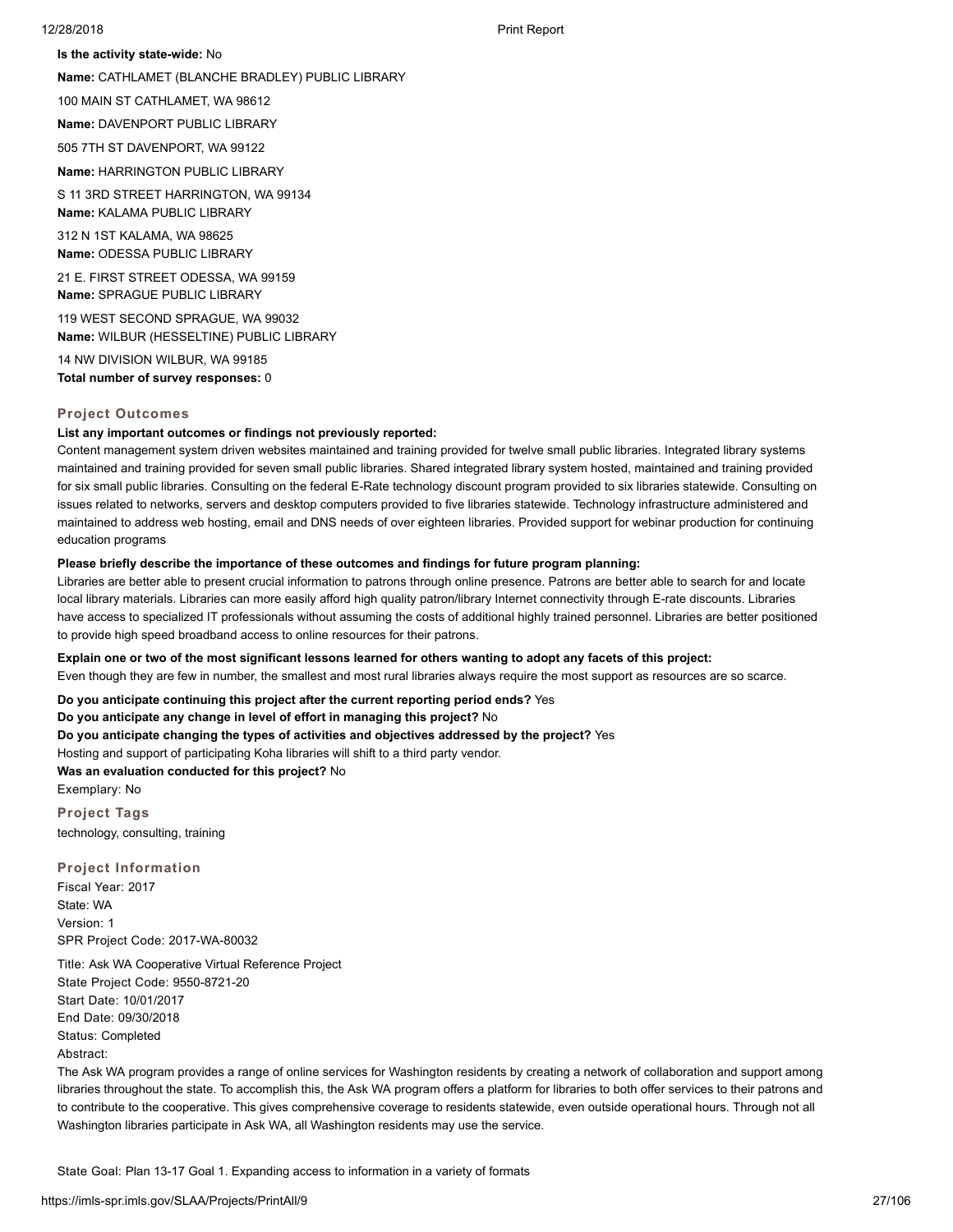**Is the activity state-wide:** No

**Name:** CATHLAMET (BLANCHE BRADLEY) PUBLIC LIBRARY

100 MAIN ST CATHLAMET, WA 98612

**Name:** DAVENPORT PUBLIC LIBRARY

505 7TH ST DAVENPORT, WA 99122

**Name:** HARRINGTON PUBLIC LIBRARY

S 11 3RD STREET HARRINGTON, WA 99134

**Name:** KALAMA PUBLIC LIBRARY

312 N 1ST KALAMA, WA 98625

**Name:** ODESSA PUBLIC LIBRARY

21 E. FIRST STREET ODESSA, WA 99159

**Name:** SPRAGUE PUBLIC LIBRARY

119 WEST SECOND SPRAGUE, WA 99032

**Name:** WILBUR (HESSELTINE) PUBLIC LIBRARY

14 NW DIVISION WILBUR, WA 99185

**Total number of survey responses:** 0

### Project Outcomes

**List any important outcomes or findings not previously reported:**

Content management system driven websites maintained and training provided for twelve small public libraries. Integrated library systems maintained and training provided for seven small public libraries. Shared integrated library system hosted, maintained and training provided for six small public libraries. Consulting on the federal E-Rate technology discount program provided to six libraries statewide. Consulting on issues related to networks, servers and desktop computers provided to five libraries statewide. Technology infrastructure administered and maintained to address web hosting, email and DNS needs of over eighteen libraries. Provided support for webinar production for continuing education programs

**Please briefly describe the importance of these outcomes and findings for future program planning:**

Libraries are better able to present crucial information to patrons through online presence. Patrons are better able to search for and locate local library materials. Libraries can more easily afford high quality patron/library Internet connectivity through E-rate discounts. Libraries have access to specialized IT professionals without assuming the costs of additional highly trained personnel. Libraries are better positioned to provide high speed broadband access to online resources for their patrons.

**Explain one or two of the most significant lessons learned for others wanting to adopt any facets of this project:**

Even though they are few in number, the smallest and most rural libraries always require the most support as resources are so scarce.

**Do you anticipate continuing this project after the current reporting period ends?** Yes

**Do you anticipate any change in level of effort in managing this project?** No

**Do you anticipate changing the types of activities and objectives addressed by the project?** Yes

Hosting and support of participating Koha libraries will shift to a third party vendor.

**Was an evaluation conducted for this project?** No

Exemplary: No

### Project Tags

technology, consulting, training

### Project Information

Fiscal Year: 2017
State: WA
Version: 1
SPR Project Code: 2017-WA-80032

Title: Ask WA Cooperative Virtual Reference Project
State Project Code: 9550-8721-20
Start Date: 10/01/2017
End Date: 09/30/2018
Status: Completed
Abstract:

The Ask WA program provides a range of online services for Washington residents by creating a network of collaboration and support among libraries throughout the state. To accomplish this, the Ask WA program offers a platform for libraries to both offer services to their patrons and to contribute to the cooperative. This gives comprehensive coverage to residents statewide, even outside operational hours. Through not all Washington libraries participate in Ask WA, all Washington residents may use the service.

State Goal: Plan 13-17 Goal 1. Expanding access to information in a variety of formats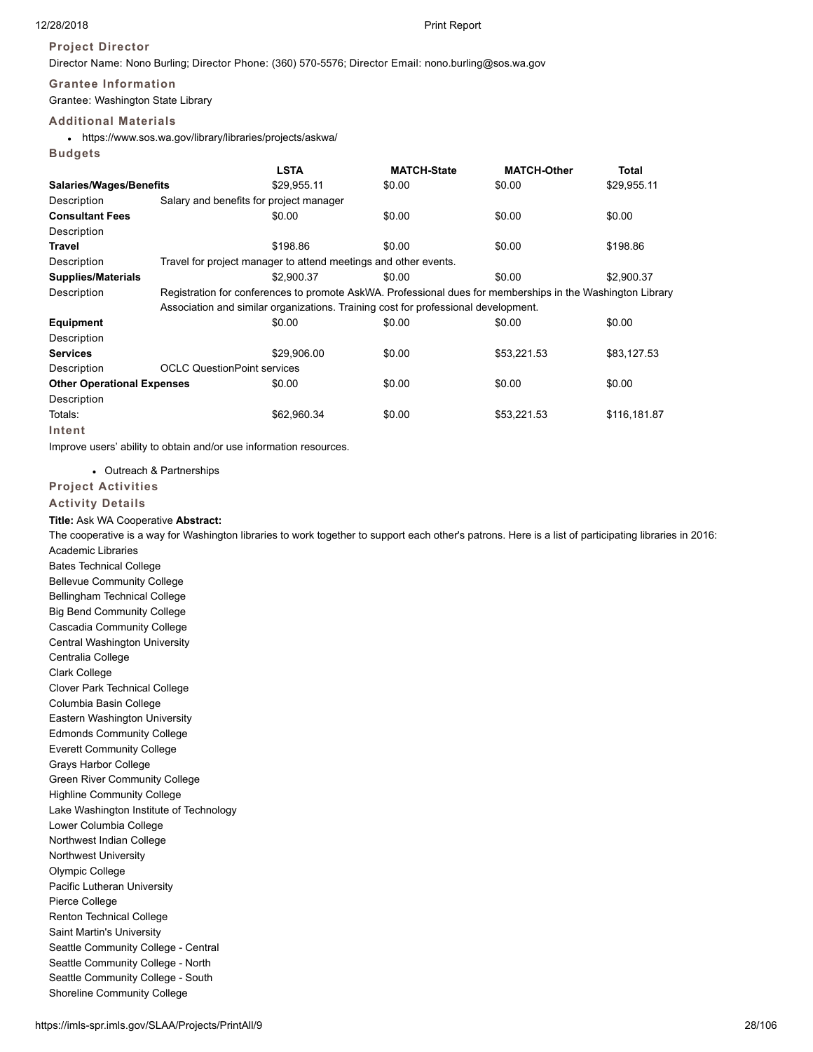### Project Director

Director Name: Nono Burling; Director Phone: (360) 570-5576; Director Email: nono.burling@sos.wa.gov

### Grantee Information

Grantee: Washington State Library

### Additional Materials

- https://www.sos.wa.gov/library/libraries/projects/askwa/

### Budgets

| | | LSTA | MATCH-State | MATCH-Other | Total |
|---|---|---|---|---|---|
| **Salaries/Wages/Benefits** | | $29,955.11 | $0.00 | $0.00 | $29,955.11 |
| Description | Salary and benefits for project manager | | | | |
| **Consultant Fees** | | $0.00 | $0.00 | $0.00 | $0.00 |
| Description | | | | | |
| **Travel** | | $198.86 | $0.00 | $0.00 | $198.86 |
| Description | Travel for project manager to attend meetings and other events. | | | | |
| **Supplies/Materials** | | $2,900.37 | $0.00 | $0.00 | $2,900.37 |
| Description | Registration for conferences to promote AskWA. Professional dues for memberships in the Washington Library Association and similar organizations. Training cost for professional development. | | | | |
| **Equipment** | | $0.00 | $0.00 | $0.00 | $0.00 |
| Description | | | | | |
| **Services** | | $29,906.00 | $0.00 | $53,221.53 | $83,127.53 |
| Description | OCLC QuestionPoint services | | | | |
| **Other Operational Expenses** | | $0.00 | $0.00 | $0.00 | $0.00 |
| Description | | | | | |
| Totals: | | $62,960.34 | $0.00 | $53,221.53 | $116,181.87 |

### Intent

Improve users' ability to obtain and/or use information resources.

- Outreach & Partnerships

### Project Activities

### Activity Details

**Title:** Ask WA Cooperative **Abstract:**

The cooperative is a way for Washington libraries to work together to support each other's patrons. Here is a list of participating libraries in 2016:

Academic Libraries
Bates Technical College
Bellevue Community College
Bellingham Technical College
Big Bend Community College
Cascadia Community College
Central Washington University
Centralia College
Clark College
Clover Park Technical College
Columbia Basin College
Eastern Washington University
Edmonds Community College
Everett Community College
Grays Harbor College
Green River Community College
Highline Community College
Lake Washington Institute of Technology
Lower Columbia College
Northwest Indian College
Northwest University
Olympic College
Pacific Lutheran University
Pierce College
Renton Technical College
Saint Martin's University
Seattle Community College - Central
Seattle Community College - North
Seattle Community College - South
Shoreline Community College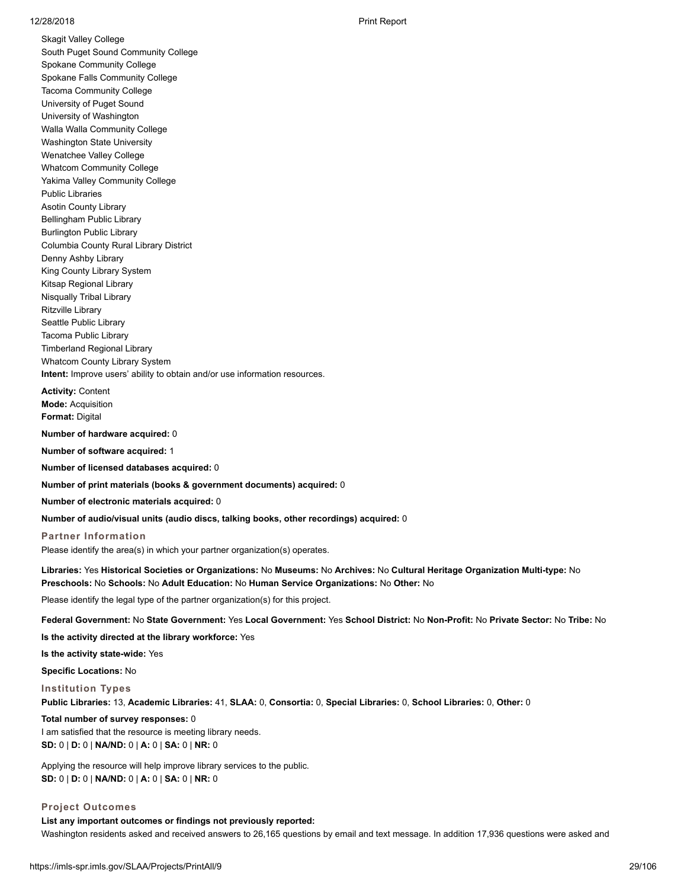Skagit Valley College
South Puget Sound Community College
Spokane Community College
Spokane Falls Community College
Tacoma Community College
University of Puget Sound
University of Washington
Walla Walla Community College
Washington State University
Wenatchee Valley College
Whatcom Community College
Yakima Valley Community College
Public Libraries
Asotin County Library
Bellingham Public Library
Burlington Public Library
Columbia County Rural Library District
Denny Ashby Library
King County Library System
Kitsap Regional Library
Nisqually Tribal Library
Ritzville Library
Seattle Public Library
Tacoma Public Library
Timberland Regional Library
Whatcom County Library System
**Intent:** Improve users' ability to obtain and/or use information resources.

**Activity:** Content
**Mode:** Acquisition
**Format:** Digital

**Number of hardware acquired:** 0

**Number of software acquired:** 1

**Number of licensed databases acquired:** 0

**Number of print materials (books & government documents) acquired:** 0

**Number of electronic materials acquired:** 0

**Number of audio/visual units (audio discs, talking books, other recordings) acquired:** 0

### Partner Information

Please identify the area(s) in which your partner organization(s) operates.

**Libraries:** Yes **Historical Societies or Organizations:** No **Museums:** No **Archives:** No **Cultural Heritage Organization Multi-type:** No **Preschools:** No **Schools:** No **Adult Education:** No **Human Service Organizations:** No **Other:** No

Please identify the legal type of the partner organization(s) for this project.

**Federal Government:** No **State Government:** Yes **Local Government:** Yes **School District:** No **Non-Profit:** No **Private Sector:** No **Tribe:** No

**Is the activity directed at the library workforce:** Yes

**Is the activity state-wide:** Yes

**Specific Locations:** No

### Institution Types

**Public Libraries:** 13, **Academic Libraries:** 41, **SLAA:** 0, **Consortia:** 0, **Special Libraries:** 0, **School Libraries:** 0, **Other:** 0

**Total number of survey responses:** 0
I am satisfied that the resource is meeting library needs.
**SD:** 0 | **D:** 0 | **NA/ND:** 0 | **A:** 0 | **SA:** 0 | **NR:** 0

Applying the resource will help improve library services to the public.
**SD:** 0 | **D:** 0 | **NA/ND:** 0 | **A:** 0 | **SA:** 0 | **NR:** 0

### Project Outcomes

**List any important outcomes or findings not previously reported:**
Washington residents asked and received answers to 26,165 questions by email and text message. In addition 17,936 questions were asked and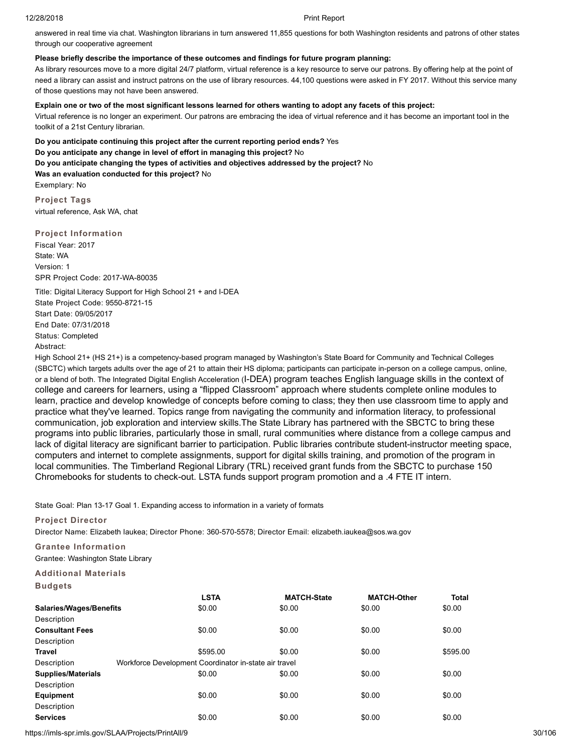answered in real time via chat. Washington librarians in turn answered 11,855 questions for both Washington residents and patrons of other states through our cooperative agreement

**Please briefly describe the importance of these outcomes and findings for future program planning:**
As library resources move to a more digital 24/7 platform, virtual reference is a key resource to serve our patrons. By offering help at the point of need a library can assist and instruct patrons on the use of library resources. 44,100 questions were asked in FY 2017. Without this service many of those questions may not have been answered.

**Explain one or two of the most significant lessons learned for others wanting to adopt any facets of this project:**
Virtual reference is no longer an experiment. Our patrons are embracing the idea of virtual reference and it has become an important tool in the toolkit of a 21st Century librarian.

**Do you anticipate continuing this project after the current reporting period ends?** Yes
**Do you anticipate any change in level of effort in managing this project?** No
**Do you anticipate changing the types of activities and objectives addressed by the project?** No
**Was an evaluation conducted for this project?** No
Exemplary: No

### Project Tags

virtual reference, Ask WA, chat

### Project Information

Fiscal Year: 2017
State: WA
Version: 1
SPR Project Code: 2017-WA-80035

Title: Digital Literacy Support for High School 21 + and I-DEA
State Project Code: 9550-8721-15
Start Date: 09/05/2017
End Date: 07/31/2018
Status: Completed
Abstract:

High School 21+ (HS 21+) is a competency-based program managed by Washington's State Board for Community and Technical Colleges (SBCTC) which targets adults over the age of 21 to attain their HS diploma; participants can participate in-person on a college campus, online, or a blend of both. The Integrated Digital English Acceleration (I-DEA) program teaches English language skills in the context of college and careers for learners, using a "flipped Classroom" approach where students complete online modules to learn, practice and develop knowledge of concepts before coming to class; they then use classroom time to apply and practice what they've learned. Topics range from navigating the community and information literacy, to professional communication, job exploration and interview skills.The State Library has partnered with the SBCTC to bring these programs into public libraries, particularly those in small, rural communities where distance from a college campus and lack of digital literacy are significant barrier to participation. Public libraries contribute student-instructor meeting space, computers and internet to complete assignments, support for digital skills training, and promotion of the program in local communities. The Timberland Regional Library (TRL) received grant funds from the SBCTC to purchase 150 Chromebooks for students to check-out. LSTA funds support program promotion and a .4 FTE IT intern.

State Goal: Plan 13-17 Goal 1. Expanding access to information in a variety of formats

### Project Director

Director Name: Elizabeth Iaukea; Director Phone: 360-570-5578; Director Email: elizabeth.iaukea@sos.wa.gov

### Grantee Information

Grantee: Washington State Library

### Additional Materials

### Budgets

| | LSTA | MATCH-State | MATCH-Other | Total |
|---|---|---|---|---|
| **Salaries/Wages/Benefits** | $0.00 | $0.00 | $0.00 | $0.00 |
| Description | | | | |
| **Consultant Fees** | $0.00 | $0.00 | $0.00 | $0.00 |
| Description | | | | |
| **Travel** | $595.00 | $0.00 | $0.00 | $595.00 |
| Description | Workforce Development Coordinator in-state air travel | | | |
| **Supplies/Materials** | $0.00 | $0.00 | $0.00 | $0.00 |
| Description | | | | |
| **Equipment** | $0.00 | $0.00 | $0.00 | $0.00 |
| Description | | | | |
| **Services** | $0.00 | $0.00 | $0.00 | $0.00 |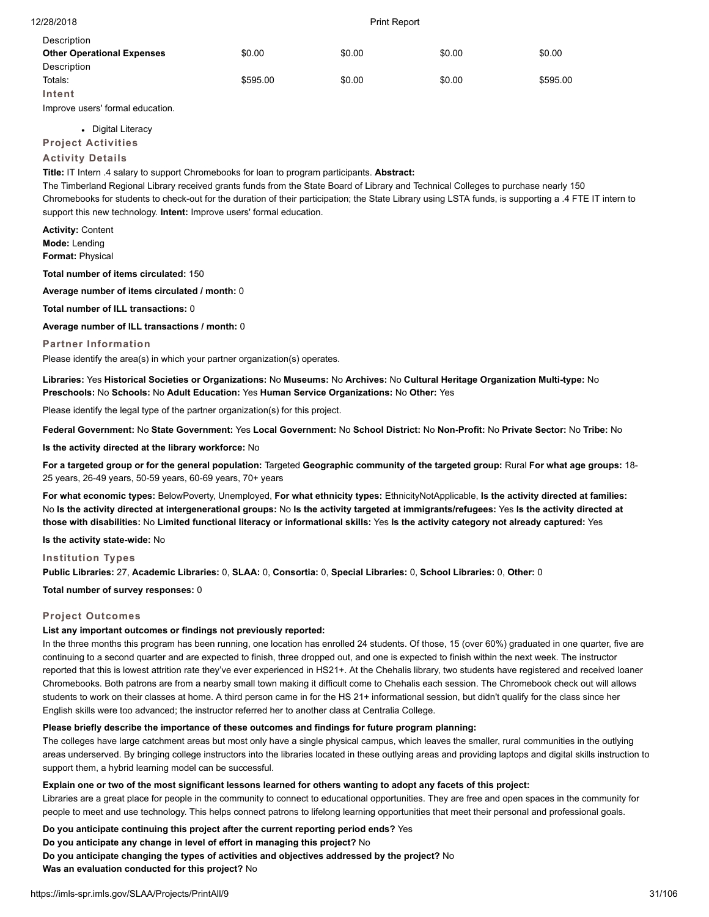| Description | | | | |
|---|---|---|---|---|
| **Other Operational Expenses** | $0.00 | $0.00 | $0.00 | $0.00 |
| Description | | | | |
| Totals: | $595.00 | $0.00 | $0.00 | $595.00 |

### Intent

Improve users' formal education.

- Digital Literacy

### Project Activities

### Activity Details

**Title:** IT Intern .4 salary to support Chromebooks for loan to program participants. **Abstract:**
The Timberland Regional Library received grants funds from the State Board of Library and Technical Colleges to purchase nearly 150 Chromebooks for students to check-out for the duration of their participation; the State Library using LSTA funds, is supporting a .4 FTE IT intern to support this new technology. **Intent:** Improve users' formal education.

**Activity:** Content
**Mode:** Lending
**Format:** Physical

**Total number of items circulated:** 150

**Average number of items circulated / month:** 0

**Total number of ILL transactions:** 0

**Average number of ILL transactions / month:** 0

### Partner Information

Please identify the area(s) in which your partner organization(s) operates.

**Libraries:** Yes **Historical Societies or Organizations:** No **Museums:** No **Archives:** No **Cultural Heritage Organization Multi-type:** No **Preschools:** No **Schools:** No **Adult Education:** Yes **Human Service Organizations:** No **Other:** Yes

Please identify the legal type of the partner organization(s) for this project.

**Federal Government:** No **State Government:** Yes **Local Government:** No **School District:** No **Non-Profit:** No **Private Sector:** No **Tribe:** No

**Is the activity directed at the library workforce:** No

**For a targeted group or for the general population:** Targeted **Geographic community of the targeted group:** Rural **For what age groups:** 18-25 years, 26-49 years, 50-59 years, 60-69 years, 70+ years

**For what economic types:** BelowPoverty, Unemployed, **For what ethnicity types:** EthnicityNotApplicable, **Is the activity directed at families:** No **Is the activity directed at intergenerational groups:** No **Is the activity targeted at immigrants/refugees:** Yes **Is the activity directed at those with disabilities:** No **Limited functional literacy or informational skills:** Yes **Is the activity category not already captured:** Yes

**Is the activity state-wide:** No

### Institution Types

**Public Libraries:** 27, **Academic Libraries:** 0, **SLAA:** 0, **Consortia:** 0, **Special Libraries:** 0, **School Libraries:** 0, **Other:** 0

**Total number of survey responses:** 0

### Project Outcomes

**List any important outcomes or findings not previously reported:**

In the three months this program has been running, one location has enrolled 24 students. Of those, 15 (over 60%) graduated in one quarter, five are continuing to a second quarter and are expected to finish, three dropped out, and one is expected to finish within the next week. The instructor reported that this is lowest attrition rate they've ever experienced in HS21+. At the Chehalis library, two students have registered and received loaner Chromebooks. Both patrons are from a nearby small town making it difficult come to Chehalis each session. The Chromebook check out will allows students to work on their classes at home. A third person came in for the HS 21+ informational session, but didn't qualify for the class since her English skills were too advanced; the instructor referred her to another class at Centralia College.

**Please briefly describe the importance of these outcomes and findings for future program planning:**

The colleges have large catchment areas but most only have a single physical campus, which leaves the smaller, rural communities in the outlying areas underserved. By bringing college instructors into the libraries located in these outlying areas and providing laptops and digital skills instruction to support them, a hybrid learning model can be successful.

**Explain one or two of the most significant lessons learned for others wanting to adopt any facets of this project:**

Libraries are a great place for people in the community to connect to educational opportunities. They are free and open spaces in the community for people to meet and use technology. This helps connect patrons to lifelong learning opportunities that meet their personal and professional goals.

**Do you anticipate continuing this project after the current reporting period ends?** Yes
**Do you anticipate any change in level of effort in managing this project?** No
**Do you anticipate changing the types of activities and objectives addressed by the project?** No
**Was an evaluation conducted for this project?** No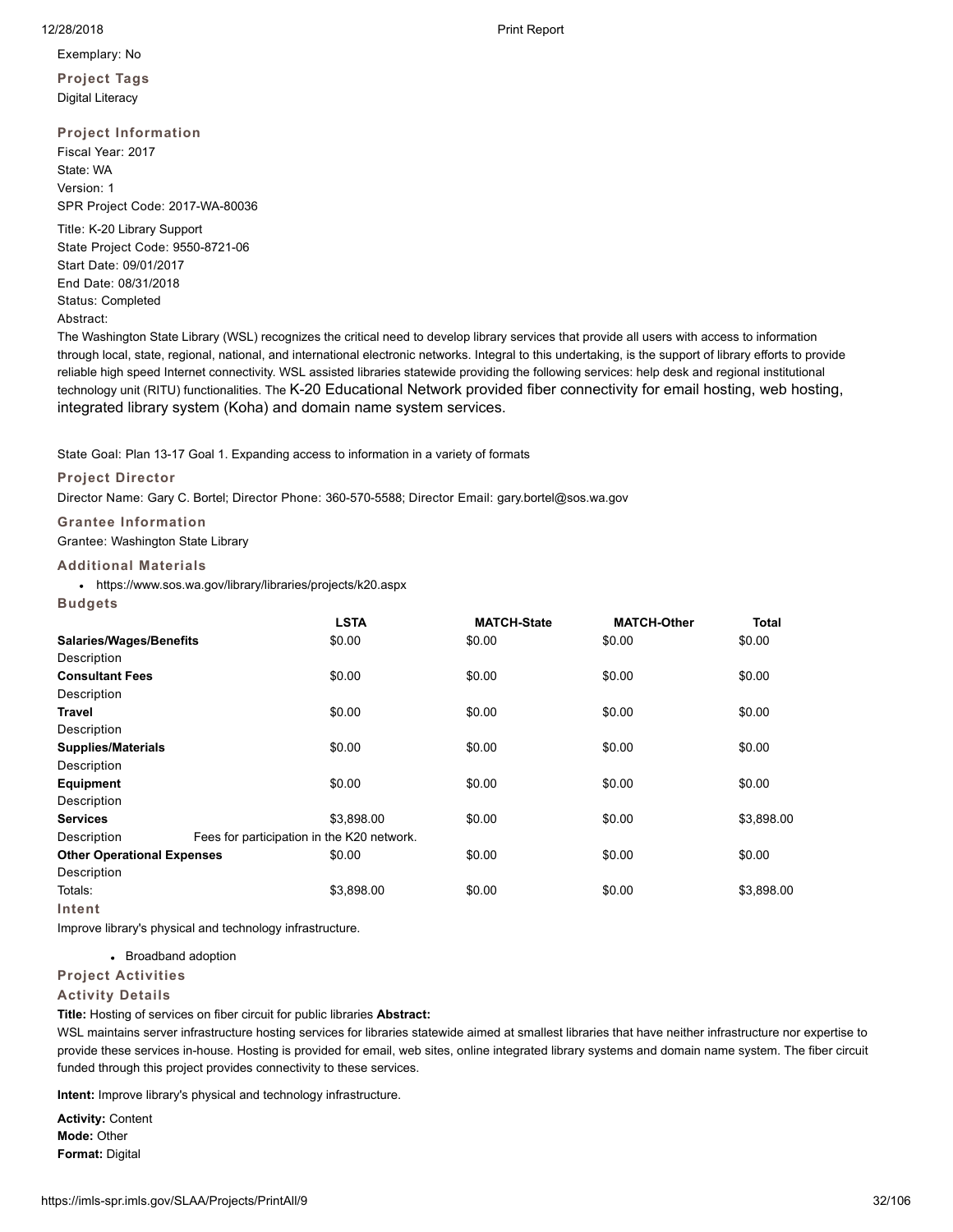Exemplary: No

### Project Tags

Digital Literacy

### Project Information

Fiscal Year: 2017
State: WA
Version: 1
SPR Project Code: 2017-WA-80036

Title: K-20 Library Support
State Project Code: 9550-8721-06
Start Date: 09/01/2017
End Date: 08/31/2018
Status: Completed
Abstract:

The Washington State Library (WSL) recognizes the critical need to develop library services that provide all users with access to information through local, state, regional, national, and international electronic networks. Integral to this undertaking, is the support of library efforts to provide reliable high speed Internet connectivity. WSL assisted libraries statewide providing the following services: help desk and regional institutional technology unit (RITU) functionalities. The K-20 Educational Network provided fiber connectivity for email hosting, web hosting, integrated library system (Koha) and domain name system services.

State Goal: Plan 13-17 Goal 1. Expanding access to information in a variety of formats

### Project Director

Director Name: Gary C. Bortel; Director Phone: 360-570-5588; Director Email: gary.bortel@sos.wa.gov

### Grantee Information

Grantee: Washington State Library

### Additional Materials

- https://www.sos.wa.gov/library/libraries/projects/k20.aspx

### Budgets

| | LSTA | MATCH-State | MATCH-Other | Total |
|---|---|---|---|---|
| **Salaries/Wages/Benefits** | $0.00 | $0.00 | $0.00 | $0.00 |
| Description | | | | |
| **Consultant Fees** | $0.00 | $0.00 | $0.00 | $0.00 |
| Description | | | | |
| **Travel** | $0.00 | $0.00 | $0.00 | $0.00 |
| Description | | | | |
| **Supplies/Materials** | $0.00 | $0.00 | $0.00 | $0.00 |
| Description | | | | |
| **Equipment** | $0.00 | $0.00 | $0.00 | $0.00 |
| Description | | | | |
| **Services** | $3,898.00 | $0.00 | $0.00 | $3,898.00 |
| Description | Fees for participation in the K20 network. | | | |
| **Other Operational Expenses** | $0.00 | $0.00 | $0.00 | $0.00 |
| Description | | | | |
| Totals: | $3,898.00 | $0.00 | $0.00 | $3,898.00 |

### Intent

Improve library's physical and technology infrastructure.

- Broadband adoption

### Project Activities

### Activity Details

**Title:** Hosting of services on fiber circuit for public libraries **Abstract:**

WSL maintains server infrastructure hosting services for libraries statewide aimed at smallest libraries that have neither infrastructure nor expertise to provide these services in-house. Hosting is provided for email, web sites, online integrated library systems and domain name system. The fiber circuit funded through this project provides connectivity to these services.

**Intent:** Improve library's physical and technology infrastructure.

**Activity:** Content
**Mode:** Other
**Format:** Digital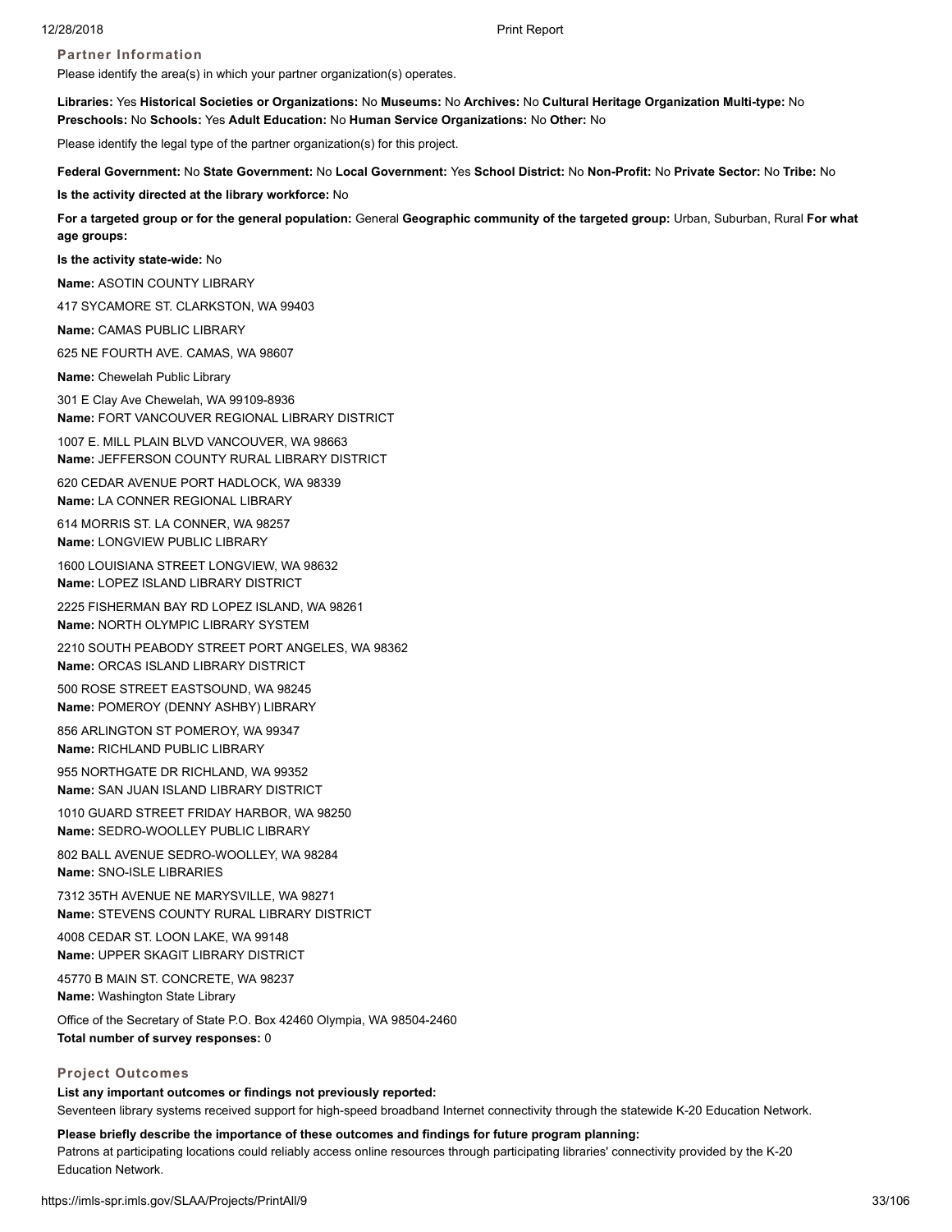### Partner Information

Please identify the area(s) in which your partner organization(s) operates.

**Libraries:** Yes **Historical Societies or Organizations:** No **Museums:** No **Archives:** No **Cultural Heritage Organization Multi-type:** No **Preschools:** No **Schools:** Yes **Adult Education:** No **Human Service Organizations:** No **Other:** No

Please identify the legal type of the partner organization(s) for this project.

**Federal Government:** No **State Government:** No **Local Government:** Yes **School District:** No **Non-Profit:** No **Private Sector:** No **Tribe:** No

**Is the activity directed at the library workforce:** No

**For a targeted group or for the general population:** General **Geographic community of the targeted group:** Urban, Suburban, Rural **For what age groups:**

**Is the activity state-wide:** No

**Name:** ASOTIN COUNTY LIBRARY

417 SYCAMORE ST. CLARKSTON, WA 99403

**Name:** CAMAS PUBLIC LIBRARY

625 NE FOURTH AVE. CAMAS, WA 98607

**Name:** Chewelah Public Library

301 E Clay Ave Chewelah, WA 99109-8936

**Name:** FORT VANCOUVER REGIONAL LIBRARY DISTRICT

1007 E. MILL PLAIN BLVD VANCOUVER, WA 98663

**Name:** JEFFERSON COUNTY RURAL LIBRARY DISTRICT

620 CEDAR AVENUE PORT HADLOCK, WA 98339

**Name:** LA CONNER REGIONAL LIBRARY

614 MORRIS ST. LA CONNER, WA 98257

**Name:** LONGVIEW PUBLIC LIBRARY

1600 LOUISIANA STREET LONGVIEW, WA 98632

**Name:** LOPEZ ISLAND LIBRARY DISTRICT

2225 FISHERMAN BAY RD LOPEZ ISLAND, WA 98261

**Name:** NORTH OLYMPIC LIBRARY SYSTEM

2210 SOUTH PEABODY STREET PORT ANGELES, WA 98362

**Name:** ORCAS ISLAND LIBRARY DISTRICT

500 ROSE STREET EASTSOUND, WA 98245

**Name:** POMEROY (DENNY ASHBY) LIBRARY

856 ARLINGTON ST POMEROY, WA 99347

**Name:** RICHLAND PUBLIC LIBRARY

955 NORTHGATE DR RICHLAND, WA 99352

**Name:** SAN JUAN ISLAND LIBRARY DISTRICT

1010 GUARD STREET FRIDAY HARBOR, WA 98250

**Name:** SEDRO-WOOLLEY PUBLIC LIBRARY

802 BALL AVENUE SEDRO-WOOLLEY, WA 98284

**Name:** SNO-ISLE LIBRARIES

7312 35TH AVENUE NE MARYSVILLE, WA 98271

**Name:** STEVENS COUNTY RURAL LIBRARY DISTRICT

4008 CEDAR ST. LOON LAKE, WA 99148

**Name:** UPPER SKAGIT LIBRARY DISTRICT

45770 B MAIN ST. CONCRETE, WA 98237

**Name:** Washington State Library

Office of the Secretary of State P.O. Box 42460 Olympia, WA 98504-2460

**Total number of survey responses:** 0

### Project Outcomes

**List any important outcomes or findings not previously reported:**

Seventeen library systems received support for high-speed broadband Internet connectivity through the statewide K-20 Education Network.

**Please briefly describe the importance of these outcomes and findings for future program planning:**

Patrons at participating locations could reliably access online resources through participating libraries' connectivity provided by the K-20 Education Network.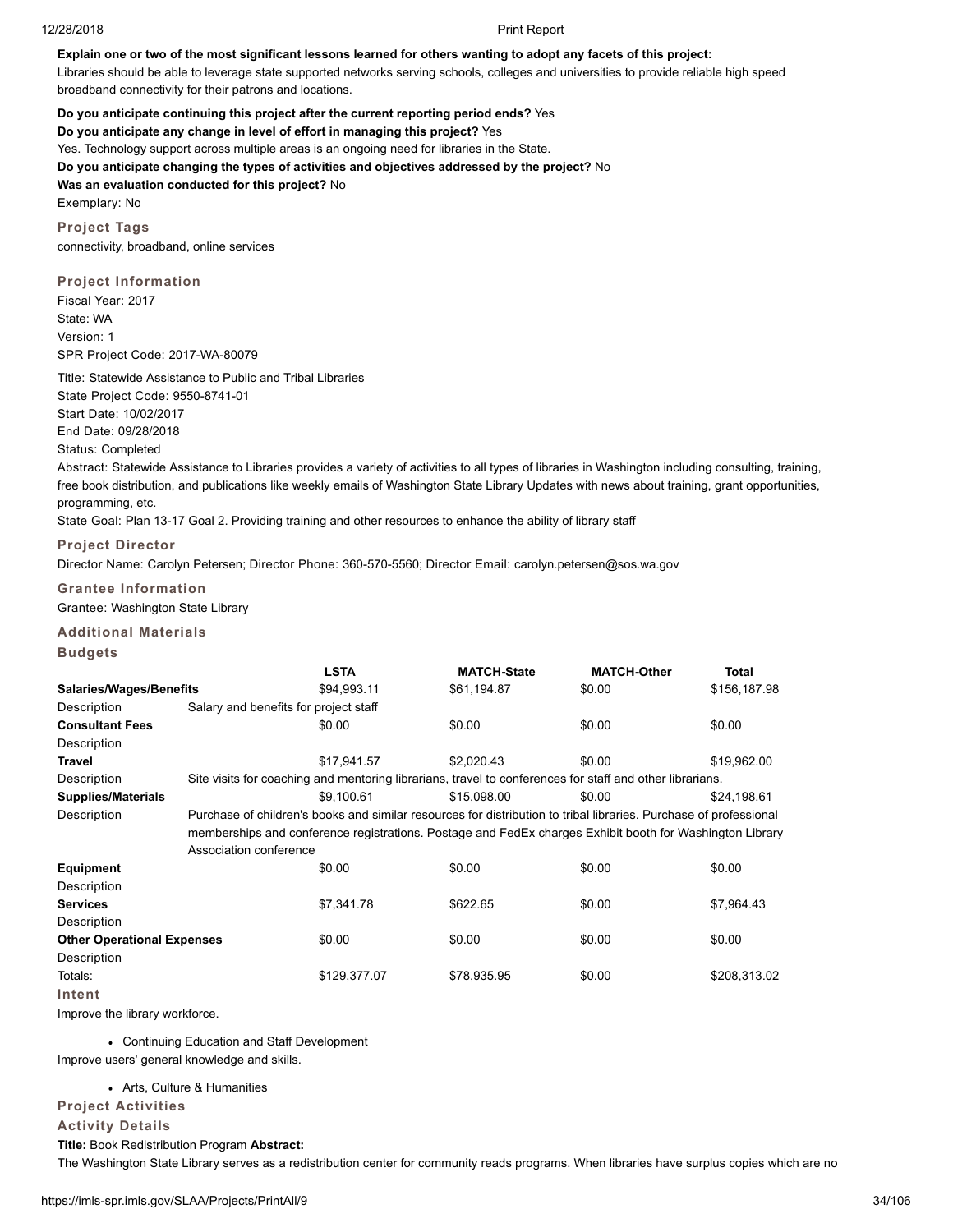**Explain one or two of the most significant lessons learned for others wanting to adopt any facets of this project:**
Libraries should be able to leverage state supported networks serving schools, colleges and universities to provide reliable high speed broadband connectivity for their patrons and locations.

**Do you anticipate continuing this project after the current reporting period ends?** Yes
**Do you anticipate any change in level of effort in managing this project?** Yes
Yes. Technology support across multiple areas is an ongoing need for libraries in the State.
**Do you anticipate changing the types of activities and objectives addressed by the project?** No
**Was an evaluation conducted for this project?** No
Exemplary: No

### Project Tags

connectivity, broadband, online services

### Project Information

Fiscal Year: 2017
State: WA
Version: 1
SPR Project Code: 2017-WA-80079

Title: Statewide Assistance to Public and Tribal Libraries
State Project Code: 9550-8741-01
Start Date: 10/02/2017
End Date: 09/28/2018
Status: Completed
Abstract: Statewide Assistance to Libraries provides a variety of activities to all types of libraries in Washington including consulting, training, free book distribution, and publications like weekly emails of Washington State Library Updates with news about training, grant opportunities, programming, etc.
State Goal: Plan 13-17 Goal 2. Providing training and other resources to enhance the ability of library staff

### Project Director

Director Name: Carolyn Petersen; Director Phone: 360-570-5560; Director Email: carolyn.petersen@sos.wa.gov

### Grantee Information

Grantee: Washington State Library

### Additional Materials

### Budgets

| | LSTA | MATCH-State | MATCH-Other | Total |
|---|---|---|---|---|
| **Salaries/Wages/Benefits** | $94,993.11 | $61,194.87 | $0.00 | $156,187.98 |
| Description | Salary and benefits for project staff | | | |
| **Consultant Fees** | $0.00 | $0.00 | $0.00 | $0.00 |
| Description | | | | |
| **Travel** | $17,941.57 | $2,020.43 | $0.00 | $19,962.00 |
| Description | Site visits for coaching and mentoring librarians, travel to conferences for staff and other librarians. | | | |
| **Supplies/Materials** | $9,100.61 | $15,098.00 | $0.00 | $24,198.61 |
| Description | Purchase of children's books and similar resources for distribution to tribal libraries. Purchase of professional memberships and conference registrations. Postage and FedEx charges Exhibit booth for Washington Library Association conference | | | |
| **Equipment** | $0.00 | $0.00 | $0.00 | $0.00 |
| Description | | | | |
| **Services** | $7,341.78 | $622.65 | $0.00 | $7,964.43 |
| Description | | | | |
| **Other Operational Expenses** | $0.00 | $0.00 | $0.00 | $0.00 |
| Description | | | | |
| Totals: | $129,377.07 | $78,935.95 | $0.00 | $208,313.02 |

### Intent

Improve the library workforce.

- Continuing Education and Staff Development

Improve users' general knowledge and skills.

- Arts, Culture & Humanities

### Project Activities

### Activity Details

**Title:** Book Redistribution Program **Abstract:**
The Washington State Library serves as a redistribution center for community reads programs. When libraries have surplus copies which are no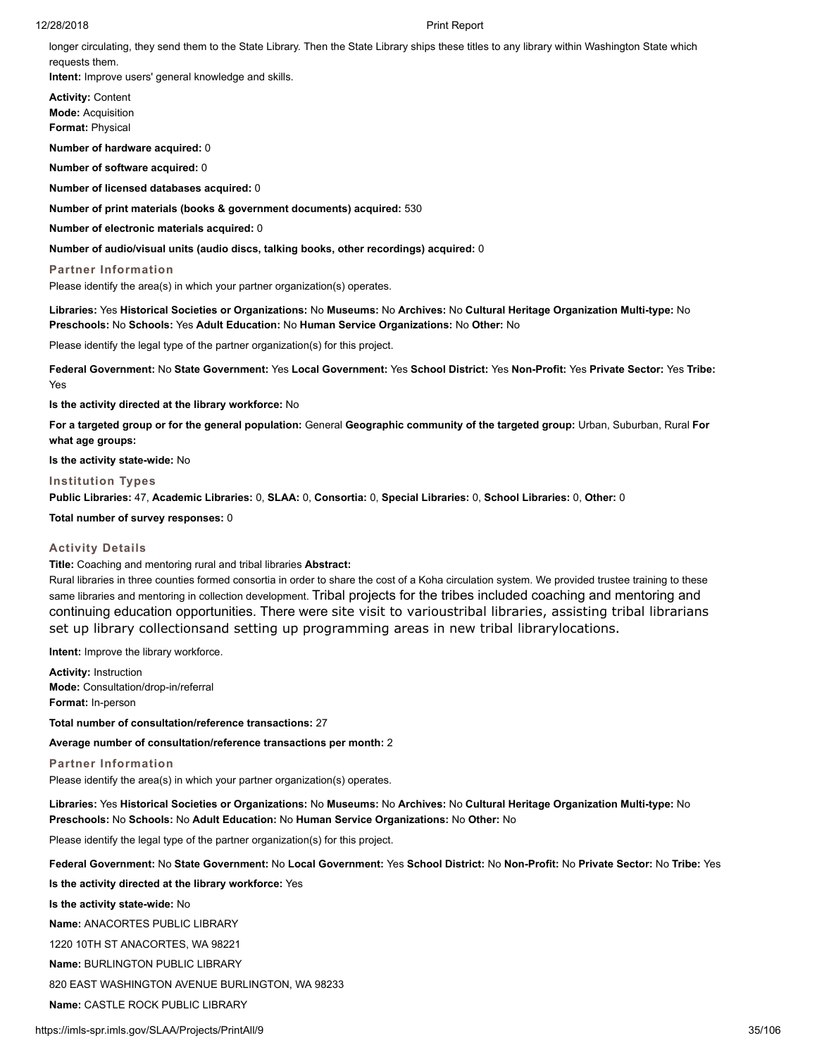longer circulating, they send them to the State Library. Then the State Library ships these titles to any library within Washington State which requests them.

**Intent:** Improve users' general knowledge and skills.

**Activity:** Content
**Mode:** Acquisition
**Format:** Physical

**Number of hardware acquired:** 0

**Number of software acquired:** 0

**Number of licensed databases acquired:** 0

**Number of print materials (books & government documents) acquired:** 530

**Number of electronic materials acquired:** 0

**Number of audio/visual units (audio discs, talking books, other recordings) acquired:** 0

### Partner Information

Please identify the area(s) in which your partner organization(s) operates.

**Libraries:** Yes **Historical Societies or Organizations:** No **Museums:** No **Archives:** No **Cultural Heritage Organization Multi-type:** No **Preschools:** No **Schools:** Yes **Adult Education:** No **Human Service Organizations:** No **Other:** No

Please identify the legal type of the partner organization(s) for this project.

**Federal Government:** No **State Government:** Yes **Local Government:** Yes **School District:** Yes **Non-Profit:** Yes **Private Sector:** Yes **Tribe:** Yes

**Is the activity directed at the library workforce:** No

**For a targeted group or for the general population:** General **Geographic community of the targeted group:** Urban, Suburban, Rural **For what age groups:**

**Is the activity state-wide:** No

### Institution Types

**Public Libraries:** 47, **Academic Libraries:** 0, **SLAA:** 0, **Consortia:** 0, **Special Libraries:** 0, **School Libraries:** 0, **Other:** 0

**Total number of survey responses:** 0

### Activity Details

**Title:** Coaching and mentoring rural and tribal libraries **Abstract:**
Rural libraries in three counties formed consortia in order to share the cost of a Koha circulation system. We provided trustee training to these same libraries and mentoring in collection development. Tribal projects for the tribes included coaching and mentoring and continuing education opportunities. There were site visit to varioustribal libraries, assisting tribal librarians set up library collectionsand setting up programming areas in new tribal librarylocations.

**Intent:** Improve the library workforce.

**Activity:** Instruction
**Mode:** Consultation/drop-in/referral
**Format:** In-person

**Total number of consultation/reference transactions:** 27

**Average number of consultation/reference transactions per month:** 2

### Partner Information

Please identify the area(s) in which your partner organization(s) operates.

**Libraries:** Yes **Historical Societies or Organizations:** No **Museums:** No **Archives:** No **Cultural Heritage Organization Multi-type:** No **Preschools:** No **Schools:** No **Adult Education:** No **Human Service Organizations:** No **Other:** No

Please identify the legal type of the partner organization(s) for this project.

**Federal Government:** No **State Government:** No **Local Government:** Yes **School District:** No **Non-Profit:** No **Private Sector:** No **Tribe:** Yes

**Is the activity directed at the library workforce:** Yes

**Is the activity state-wide:** No

**Name:** ANACORTES PUBLIC LIBRARY

1220 10TH ST ANACORTES, WA 98221

**Name:** BURLINGTON PUBLIC LIBRARY

820 EAST WASHINGTON AVENUE BURLINGTON, WA 98233

**Name:** CASTLE ROCK PUBLIC LIBRARY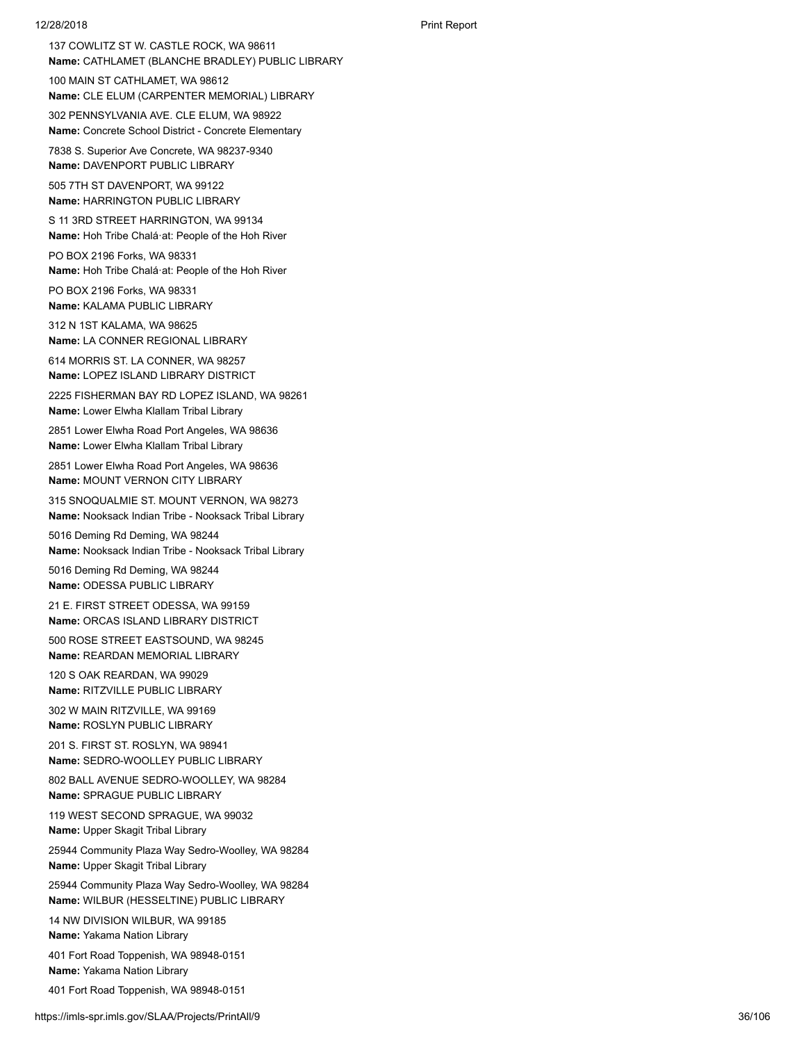137 COWLITZ ST W. CASTLE ROCK, WA 98611

**Name:** CATHLAMET (BLANCHE BRADLEY) PUBLIC LIBRARY

100 MAIN ST CATHLAMET, WA 98612

**Name:** CLE ELUM (CARPENTER MEMORIAL) LIBRARY

302 PENNSYLVANIA AVE. CLE ELUM, WA 98922

**Name:** Concrete School District - Concrete Elementary

7838 S. Superior Ave Concrete, WA 98237-9340

**Name:** DAVENPORT PUBLIC LIBRARY

505 7TH ST DAVENPORT, WA 99122

**Name:** HARRINGTON PUBLIC LIBRARY

S 11 3RD STREET HARRINGTON, WA 99134

**Name:** Hoh Tribe Chalá·at: People of the Hoh River

PO BOX 2196 Forks, WA 98331

**Name:** Hoh Tribe Chalá·at: People of the Hoh River

PO BOX 2196 Forks, WA 98331

**Name:** KALAMA PUBLIC LIBRARY

312 N 1ST KALAMA, WA 98625

**Name:** LA CONNER REGIONAL LIBRARY

614 MORRIS ST. LA CONNER, WA 98257

**Name:** LOPEZ ISLAND LIBRARY DISTRICT

2225 FISHERMAN BAY RD LOPEZ ISLAND, WA 98261

**Name:** Lower Elwha Klallam Tribal Library

2851 Lower Elwha Road Port Angeles, WA 98636

**Name:** Lower Elwha Klallam Tribal Library

2851 Lower Elwha Road Port Angeles, WA 98636

**Name:** MOUNT VERNON CITY LIBRARY

315 SNOQUALMIE ST. MOUNT VERNON, WA 98273

**Name:** Nooksack Indian Tribe - Nooksack Tribal Library

5016 Deming Rd Deming, WA 98244

**Name:** Nooksack Indian Tribe - Nooksack Tribal Library

5016 Deming Rd Deming, WA 98244

**Name:** ODESSA PUBLIC LIBRARY

21 E. FIRST STREET ODESSA, WA 99159

**Name:** ORCAS ISLAND LIBRARY DISTRICT

500 ROSE STREET EASTSOUND, WA 98245

**Name:** REARDAN MEMORIAL LIBRARY

120 S OAK REARDAN, WA 99029

**Name:** RITZVILLE PUBLIC LIBRARY

302 W MAIN RITZVILLE, WA 99169

**Name:** ROSLYN PUBLIC LIBRARY

201 S. FIRST ST. ROSLYN, WA 98941

**Name:** SEDRO-WOOLLEY PUBLIC LIBRARY

802 BALL AVENUE SEDRO-WOOLLEY, WA 98284

**Name:** SPRAGUE PUBLIC LIBRARY

119 WEST SECOND SPRAGUE, WA 99032

**Name:** Upper Skagit Tribal Library

25944 Community Plaza Way Sedro-Woolley, WA 98284

**Name:** Upper Skagit Tribal Library

25944 Community Plaza Way Sedro-Woolley, WA 98284

**Name:** WILBUR (HESSELTINE) PUBLIC LIBRARY

14 NW DIVISION WILBUR, WA 99185

**Name:** Yakama Nation Library

401 Fort Road Toppenish, WA 98948-0151

**Name:** Yakama Nation Library

401 Fort Road Toppenish, WA 98948-0151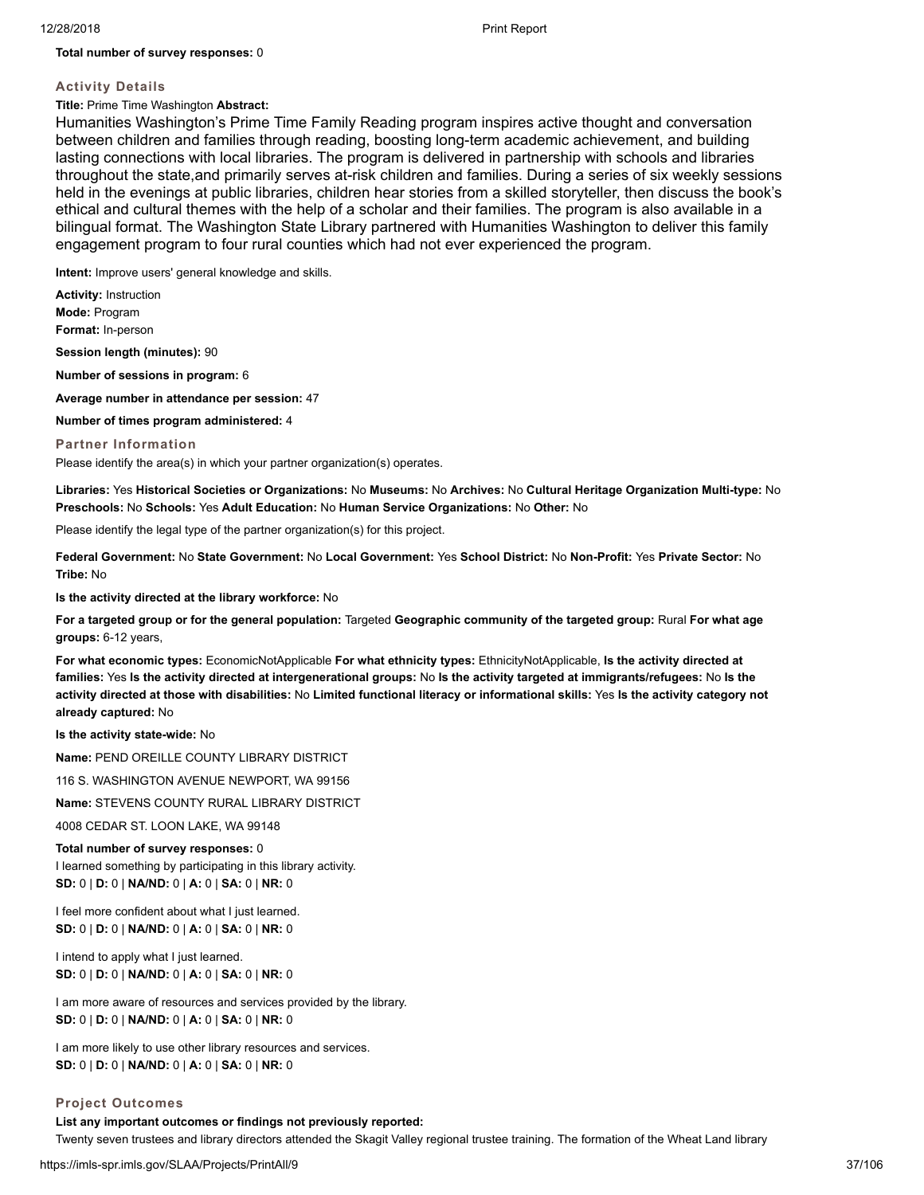**Total number of survey responses:** 0

### Activity Details

**Title:** Prime Time Washington **Abstract:**

Humanities Washington's Prime Time Family Reading program inspires active thought and conversation between children and families through reading, boosting long-term academic achievement, and building lasting connections with local libraries. The program is delivered in partnership with schools and libraries throughout the state,and primarily serves at-risk children and families. During a series of six weekly sessions held in the evenings at public libraries, children hear stories from a skilled storyteller, then discuss the book's ethical and cultural themes with the help of a scholar and their families. The program is also available in a bilingual format. The Washington State Library partnered with Humanities Washington to deliver this family engagement program to four rural counties which had not ever experienced the program.

**Intent:** Improve users' general knowledge and skills.

**Activity:** Instruction
**Mode:** Program
**Format:** In-person

**Session length (minutes):** 90

**Number of sessions in program:** 6

**Average number in attendance per session:** 47

**Number of times program administered:** 4

### Partner Information

Please identify the area(s) in which your partner organization(s) operates.

**Libraries:** Yes **Historical Societies or Organizations:** No **Museums:** No **Archives:** No **Cultural Heritage Organization Multi-type:** No **Preschools:** No **Schools:** Yes **Adult Education:** No **Human Service Organizations:** No **Other:** No

Please identify the legal type of the partner organization(s) for this project.

**Federal Government:** No **State Government:** No **Local Government:** Yes **School District:** No **Non-Profit:** Yes **Private Sector:** No **Tribe:** No

**Is the activity directed at the library workforce:** No

**For a targeted group or for the general population:** Targeted **Geographic community of the targeted group:** Rural **For what age groups:** 6-12 years,

**For what economic types:** EconomicNotApplicable **For what ethnicity types:** EthnicityNotApplicable, **Is the activity directed at families:** Yes **Is the activity directed at intergenerational groups:** No **Is the activity targeted at immigrants/refugees:** No **Is the activity directed at those with disabilities:** No **Limited functional literacy or informational skills:** Yes **Is the activity category not already captured:** No

**Is the activity state-wide:** No

**Name:** PEND OREILLE COUNTY LIBRARY DISTRICT

116 S. WASHINGTON AVENUE NEWPORT, WA 99156

**Name:** STEVENS COUNTY RURAL LIBRARY DISTRICT

4008 CEDAR ST. LOON LAKE, WA 99148

**Total number of survey responses:** 0

I learned something by participating in this library activity.
**SD:** 0 | **D:** 0 | **NA/ND:** 0 | **A:** 0 | **SA:** 0 | **NR:** 0

I feel more confident about what I just learned.
**SD:** 0 | **D:** 0 | **NA/ND:** 0 | **A:** 0 | **SA:** 0 | **NR:** 0

I intend to apply what I just learned.
**SD:** 0 | **D:** 0 | **NA/ND:** 0 | **A:** 0 | **SA:** 0 | **NR:** 0

I am more aware of resources and services provided by the library.
**SD:** 0 | **D:** 0 | **NA/ND:** 0 | **A:** 0 | **SA:** 0 | **NR:** 0

I am more likely to use other library resources and services.
**SD:** 0 | **D:** 0 | **NA/ND:** 0 | **A:** 0 | **SA:** 0 | **NR:** 0

### Project Outcomes

**List any important outcomes or findings not previously reported:**

Twenty seven trustees and library directors attended the Skagit Valley regional trustee training. The formation of the Wheat Land library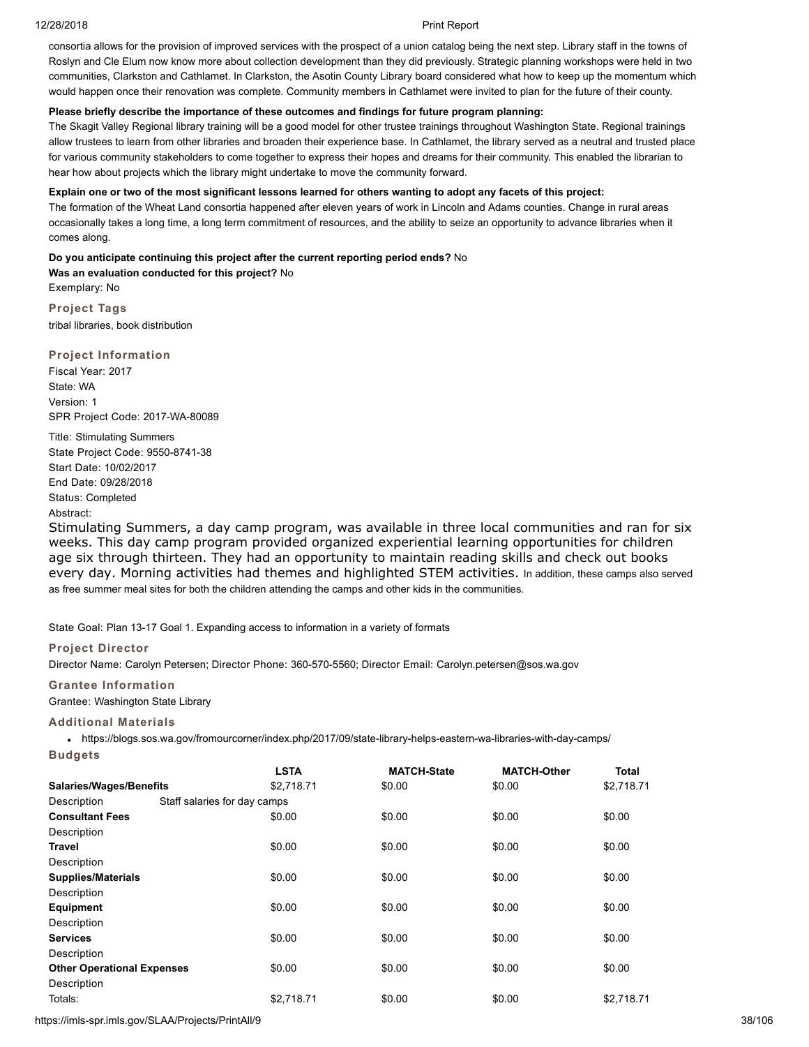consortia allows for the provision of improved services with the prospect of a union catalog being the next step. Library staff in the towns of Roslyn and Cle Elum now know more about collection development than they did previously. Strategic planning workshops were held in two communities, Clarkston and Cathlamet. In Clarkston, the Asotin County Library board considered what how to keep up the momentum which would happen once their renovation was complete. Community members in Cathlamet were invited to plan for the future of their county.

**Please briefly describe the importance of these outcomes and findings for future program planning:**
The Skagit Valley Regional library training will be a good model for other trustee trainings throughout Washington State. Regional trainings allow trustees to learn from other libraries and broaden their experience base. In Cathlamet, the library served as a neutral and trusted place for various community stakeholders to come together to express their hopes and dreams for their community. This enabled the librarian to hear how about projects which the library might undertake to move the community forward.

**Explain one or two of the most significant lessons learned for others wanting to adopt any facets of this project:**
The formation of the Wheat Land consortia happened after eleven years of work in Lincoln and Adams counties. Change in rural areas occasionally takes a long time, a long term commitment of resources, and the ability to seize an opportunity to advance libraries when it comes along.

**Do you anticipate continuing this project after the current reporting period ends?** No
**Was an evaluation conducted for this project?** No
Exemplary: No

### Project Tags

tribal libraries, book distribution

### Project Information

Fiscal Year: 2017
State: WA
Version: 1
SPR Project Code: 2017-WA-80089

Title: Stimulating Summers
State Project Code: 9550-8741-38
Start Date: 10/02/2017
End Date: 09/28/2018
Status: Completed
Abstract:

Stimulating Summers, a day camp program, was available in three local communities and ran for six weeks. This day camp program provided organized experiential learning opportunities for children age six through thirteen. They had an opportunity to maintain reading skills and check out books every day. Morning activities had themes and highlighted STEM activities. In addition, these camps also served as free summer meal sites for both the children attending the camps and other kids in the communities.

State Goal: Plan 13-17 Goal 1. Expanding access to information in a variety of formats

### Project Director

Director Name: Carolyn Petersen; Director Phone: 360-570-5560; Director Email: Carolyn.petersen@sos.wa.gov

### Grantee Information

Grantee: Washington State Library

### Additional Materials

- https://blogs.sos.wa.gov/fromourcorner/index.php/2017/09/state-library-helps-eastern-wa-libraries-with-day-camps/

### Budgets

| | LSTA | MATCH-State | MATCH-Other | Total |
|---|---|---|---|---|
| **Salaries/Wages/Benefits** | $2,718.71 | $0.00 | $0.00 | $2,718.71 |
| Description | Staff salaries for day camps | | | |
| **Consultant Fees** | $0.00 | $0.00 | $0.00 | $0.00 |
| Description | | | | |
| **Travel** | $0.00 | $0.00 | $0.00 | $0.00 |
| Description | | | | |
| **Supplies/Materials** | $0.00 | $0.00 | $0.00 | $0.00 |
| Description | | | | |
| **Equipment** | $0.00 | $0.00 | $0.00 | $0.00 |
| Description | | | | |
| **Services** | $0.00 | $0.00 | $0.00 | $0.00 |
| Description | | | | |
| **Other Operational Expenses** | $0.00 | $0.00 | $0.00 | $0.00 |
| Description | | | | |
| Totals: | $2,718.71 | $0.00 | $0.00 | $2,718.71 |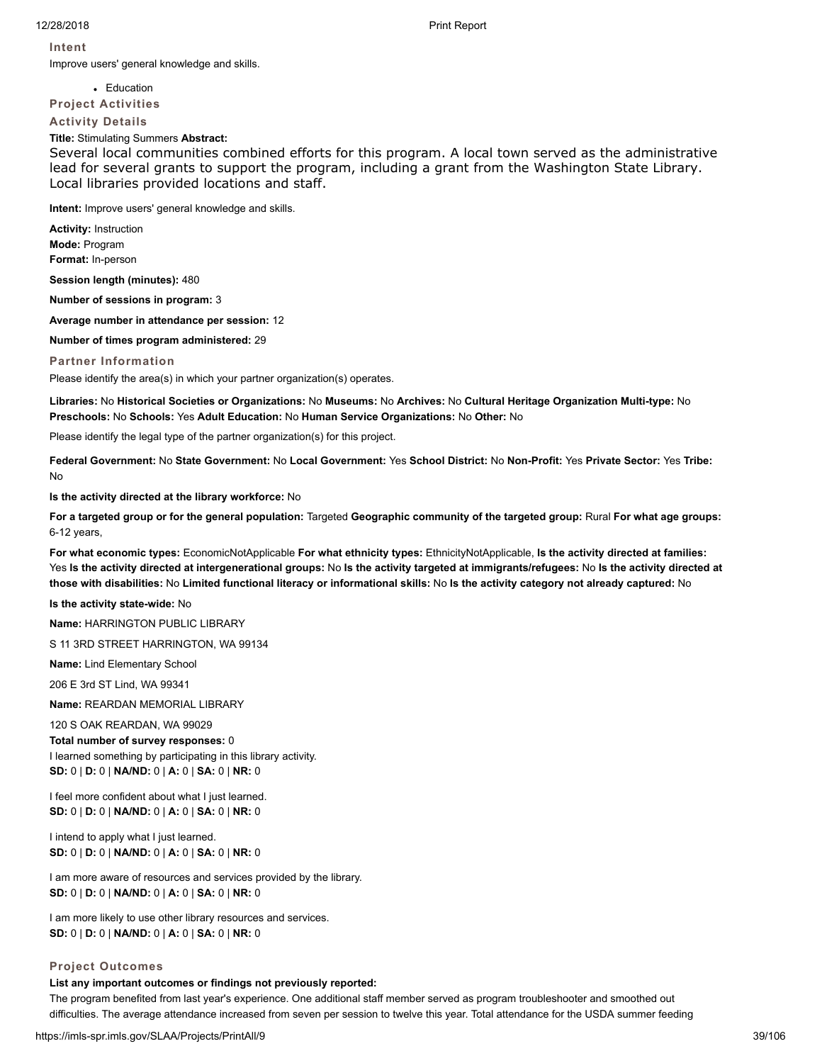### Intent

Improve users' general knowledge and skills.

- Education

### Project Activities

### Activity Details

**Title:** Stimulating Summers **Abstract:**

Several local communities combined efforts for this program. A local town served as the administrative lead for several grants to support the program, including a grant from the Washington State Library. Local libraries provided locations and staff.

**Intent:** Improve users' general knowledge and skills.

**Activity:** Instruction
**Mode:** Program
**Format:** In-person

**Session length (minutes):** 480

**Number of sessions in program:** 3

**Average number in attendance per session:** 12

**Number of times program administered:** 29

### Partner Information

Please identify the area(s) in which your partner organization(s) operates.

**Libraries:** No **Historical Societies or Organizations:** No **Museums:** No **Archives:** No **Cultural Heritage Organization Multi-type:** No **Preschools:** No **Schools:** Yes **Adult Education:** No **Human Service Organizations:** No **Other:** No

Please identify the legal type of the partner organization(s) for this project.

**Federal Government:** No **State Government:** No **Local Government:** Yes **School District:** No **Non-Profit:** Yes **Private Sector:** Yes **Tribe:** No

**Is the activity directed at the library workforce:** No

**For a targeted group or for the general population:** Targeted **Geographic community of the targeted group:** Rural **For what age groups:** 6-12 years,

**For what economic types:** EconomicNotApplicable **For what ethnicity types:** EthnicityNotApplicable, **Is the activity directed at families:** Yes **Is the activity directed at intergenerational groups:** No **Is the activity targeted at immigrants/refugees:** No **Is the activity directed at those with disabilities:** No **Limited functional literacy or informational skills:** No **Is the activity category not already captured:** No

**Is the activity state-wide:** No

**Name:** HARRINGTON PUBLIC LIBRARY

S 11 3RD STREET HARRINGTON, WA 99134

**Name:** Lind Elementary School

206 E 3rd ST Lind, WA 99341

**Name:** REARDAN MEMORIAL LIBRARY

120 S OAK REARDAN, WA 99029

**Total number of survey responses:** 0

I learned something by participating in this library activity.
**SD:** 0 | **D:** 0 | **NA/ND:** 0 | **A:** 0 | **SA:** 0 | **NR:** 0

I feel more confident about what I just learned.
**SD:** 0 | **D:** 0 | **NA/ND:** 0 | **A:** 0 | **SA:** 0 | **NR:** 0

I intend to apply what I just learned.
**SD:** 0 | **D:** 0 | **NA/ND:** 0 | **A:** 0 | **SA:** 0 | **NR:** 0

I am more aware of resources and services provided by the library.
**SD:** 0 | **D:** 0 | **NA/ND:** 0 | **A:** 0 | **SA:** 0 | **NR:** 0

I am more likely to use other library resources and services.
**SD:** 0 | **D:** 0 | **NA/ND:** 0 | **A:** 0 | **SA:** 0 | **NR:** 0

### Project Outcomes

**List any important outcomes or findings not previously reported:**

The program benefited from last year's experience. One additional staff member served as program troubleshooter and smoothed out difficulties. The average attendance increased from seven per session to twelve this year. Total attendance for the USDA summer feeding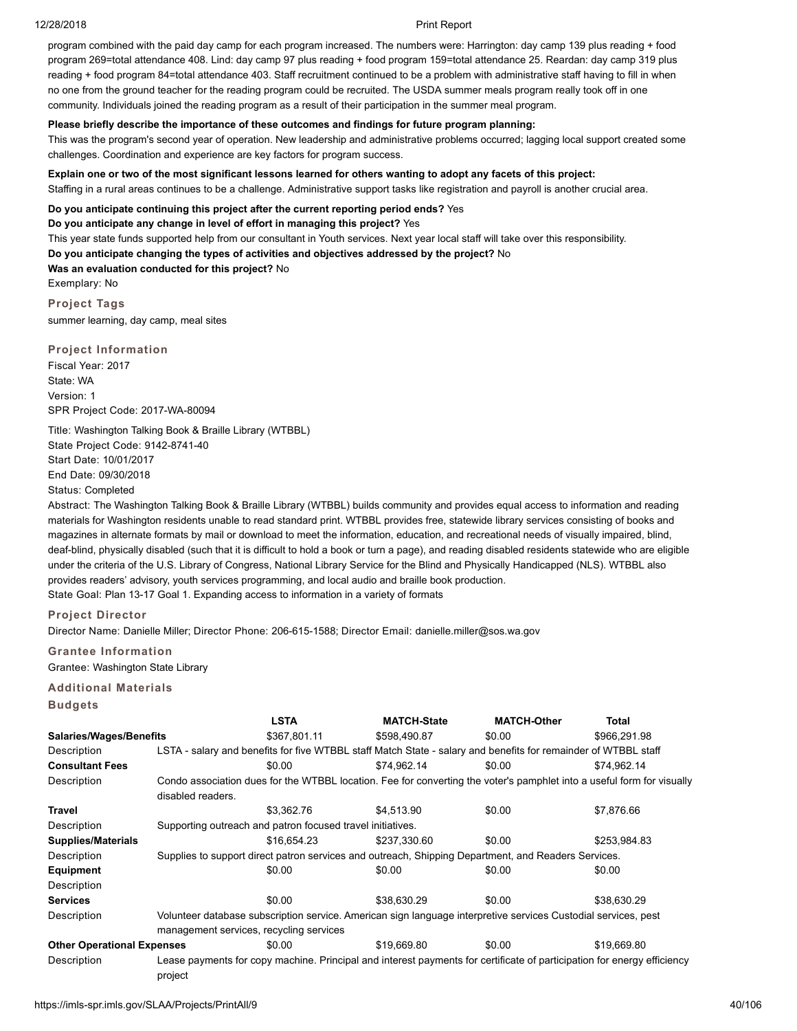program combined with the paid day camp for each program increased. The numbers were: Harrington: day camp 139 plus reading + food program 269=total attendance 408. Lind: day camp 97 plus reading + food program 159=total attendance 25. Reardan: day camp 319 plus reading + food program 84=total attendance 403. Staff recruitment continued to be a problem with administrative staff having to fill in when no one from the ground teacher for the reading program could be recruited. The USDA summer meals program really took off in one community. Individuals joined the reading program as a result of their participation in the summer meal program.

**Please briefly describe the importance of these outcomes and findings for future program planning:**

This was the program's second year of operation. New leadership and administrative problems occurred; lagging local support created some challenges. Coordination and experience are key factors for program success.

**Explain one or two of the most significant lessons learned for others wanting to adopt any facets of this project:**

Staffing in a rural areas continues to be a challenge. Administrative support tasks like registration and payroll is another crucial area.

**Do you anticipate continuing this project after the current reporting period ends?** Yes

**Do you anticipate any change in level of effort in managing this project?** Yes

This year state funds supported help from our consultant in Youth services. Next year local staff will take over this responsibility.

**Do you anticipate changing the types of activities and objectives addressed by the project?** No

**Was an evaluation conducted for this project?** No

Exemplary: No

### Project Tags

summer learning, day camp, meal sites

### Project Information

Fiscal Year: 2017
State: WA
Version: 1
SPR Project Code: 2017-WA-80094

Title: Washington Talking Book & Braille Library (WTBBL)
State Project Code: 9142-8741-40
Start Date: 10/01/2017
End Date: 09/30/2018
Status: Completed

Abstract: The Washington Talking Book & Braille Library (WTBBL) builds community and provides equal access to information and reading materials for Washington residents unable to read standard print. WTBBL provides free, statewide library services consisting of books and magazines in alternate formats by mail or download to meet the information, education, and recreational needs of visually impaired, blind, deaf-blind, physically disabled (such that it is difficult to hold a book or turn a page), and reading disabled residents statewide who are eligible under the criteria of the U.S. Library of Congress, National Library Service for the Blind and Physically Handicapped (NLS). WTBBL also provides readers' advisory, youth services programming, and local audio and braille book production.
State Goal: Plan 13-17 Goal 1. Expanding access to information in a variety of formats

### Project Director

Director Name: Danielle Miller; Director Phone: 206-615-1588; Director Email: danielle.miller@sos.wa.gov

### Grantee Information

Grantee: Washington State Library

### Additional Materials

### Budgets

| | LSTA | MATCH-State | MATCH-Other | Total |
|---|---|---|---|---|
| **Salaries/Wages/Benefits** | $367,801.11 | $598,490.87 | $0.00 | $966,291.98 |
| Description | LSTA - salary and benefits for five WTBBL staff Match State - salary and benefits for remainder of WTBBL staff | | | |
| **Consultant Fees** | $0.00 | $74,962.14 | $0.00 | $74,962.14 |
| Description | Condo association dues for the WTBBL location. Fee for converting the voter's pamphlet into a useful form for visually disabled readers. | | | |
| **Travel** | $3,362.76 | $4,513.90 | $0.00 | $7,876.66 |
| Description | Supporting outreach and patron focused travel initiatives. | | | |
| **Supplies/Materials** | $16,654.23 | $237,330.60 | $0.00 | $253,984.83 |
| Description | Supplies to support direct patron services and outreach, Shipping Department, and Readers Services. | | | |
| **Equipment** | $0.00 | $0.00 | $0.00 | $0.00 |
| Description | | | | |
| **Services** | $0.00 | $38,630.29 | $0.00 | $38,630.29 |
| Description | Volunteer database subscription service. American sign language interpretive services Custodial services, pest management services, recycling services | | | |
| **Other Operational Expenses** | $0.00 | $19,669.80 | $0.00 | $19,669.80 |
| Description | Lease payments for copy machine. Principal and interest payments for certificate of participation for energy efficiency project | | | |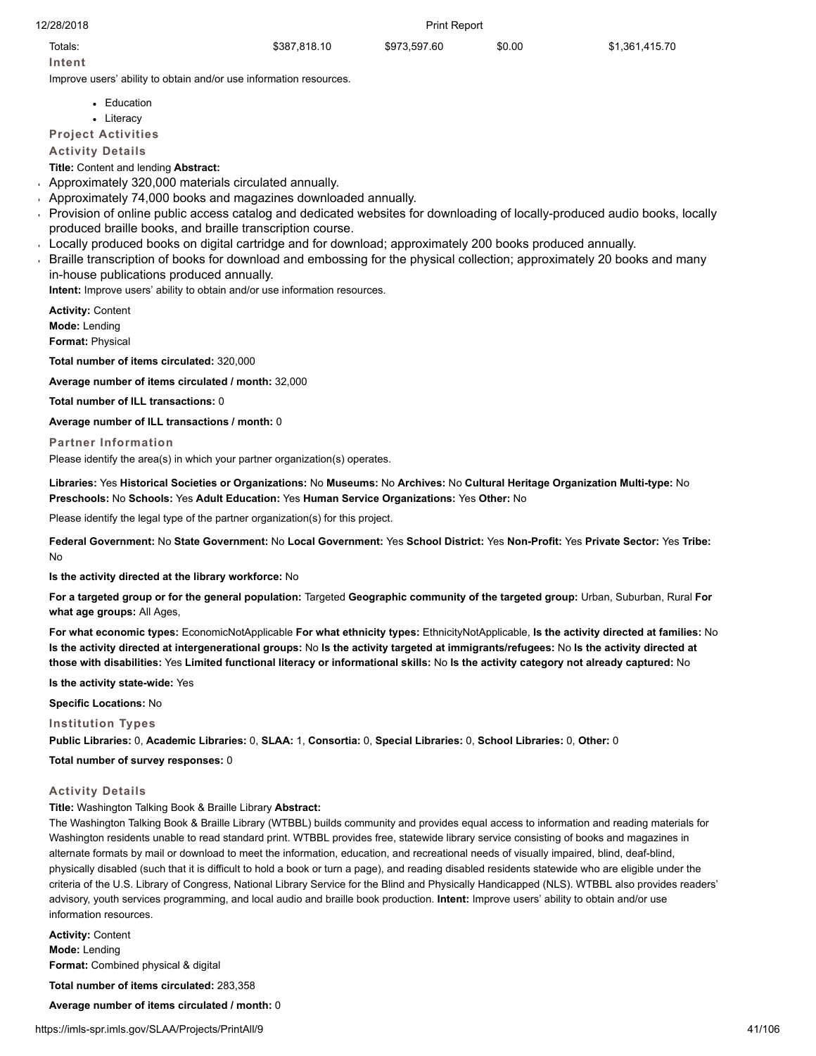| Totals: | $387,818.10 | $973,597.60 | $0.00 | $1,361,415.70 |
|---|---|---|---|---|

### Intent

Improve users' ability to obtain and/or use information resources.

- Education
- Literacy

### Project Activities

### Activity Details

**Title:** Content and lending **Abstract:**

- Approximately 320,000 materials circulated annually.
- Approximately 74,000 books and magazines downloaded annually.
- Provision of online public access catalog and dedicated websites for downloading of locally-produced audio books, locally produced braille books, and braille transcription course.
- Locally produced books on digital cartridge and for download; approximately 200 books produced annually.
- Braille transcription of books for download and embossing for the physical collection; approximately 20 books and many in-house publications produced annually.

**Intent:** Improve users' ability to obtain and/or use information resources.

**Activity:** Content
**Mode:** Lending
**Format:** Physical

**Total number of items circulated:** 320,000

**Average number of items circulated / month:** 32,000

**Total number of ILL transactions:** 0

**Average number of ILL transactions / month:** 0

### Partner Information

Please identify the area(s) in which your partner organization(s) operates.

**Libraries:** Yes **Historical Societies or Organizations:** No **Museums:** No **Archives:** No **Cultural Heritage Organization Multi-type:** No **Preschools:** No **Schools:** Yes **Adult Education:** Yes **Human Service Organizations:** Yes **Other:** No

Please identify the legal type of the partner organization(s) for this project.

**Federal Government:** No **State Government:** No **Local Government:** Yes **School District:** Yes **Non-Profit:** Yes **Private Sector:** Yes **Tribe:** No

**Is the activity directed at the library workforce:** No

**For a targeted group or for the general population:** Targeted **Geographic community of the targeted group:** Urban, Suburban, Rural **For what age groups:** All Ages,

**For what economic types:** EconomicNotApplicable **For what ethnicity types:** EthnicityNotApplicable, **Is the activity directed at families:** No **Is the activity directed at intergenerational groups:** No **Is the activity targeted at immigrants/refugees:** No **Is the activity directed at those with disabilities:** Yes **Limited functional literacy or informational skills:** No **Is the activity category not already captured:** No

**Is the activity state-wide:** Yes

**Specific Locations:** No

### Institution Types

**Public Libraries:** 0, **Academic Libraries:** 0, **SLAA:** 1, **Consortia:** 0, **Special Libraries:** 0, **School Libraries:** 0, **Other:** 0

**Total number of survey responses:** 0

### Activity Details

**Title:** Washington Talking Book & Braille Library **Abstract:**

The Washington Talking Book & Braille Library (WTBBL) builds community and provides equal access to information and reading materials for Washington residents unable to read standard print. WTBBL provides free, statewide library service consisting of books and magazines in alternate formats by mail or download to meet the information, education, and recreational needs of visually impaired, blind, deaf-blind, physically disabled (such that it is difficult to hold a book or turn a page), and reading disabled residents statewide who are eligible under the criteria of the U.S. Library of Congress, National Library Service for the Blind and Physically Handicapped (NLS). WTBBL also provides readers' advisory, youth services programming, and local audio and braille book production. **Intent:** Improve users' ability to obtain and/or use information resources.

**Activity:** Content
**Mode:** Lending
**Format:** Combined physical & digital

**Total number of items circulated:** 283,358

**Average number of items circulated / month:** 0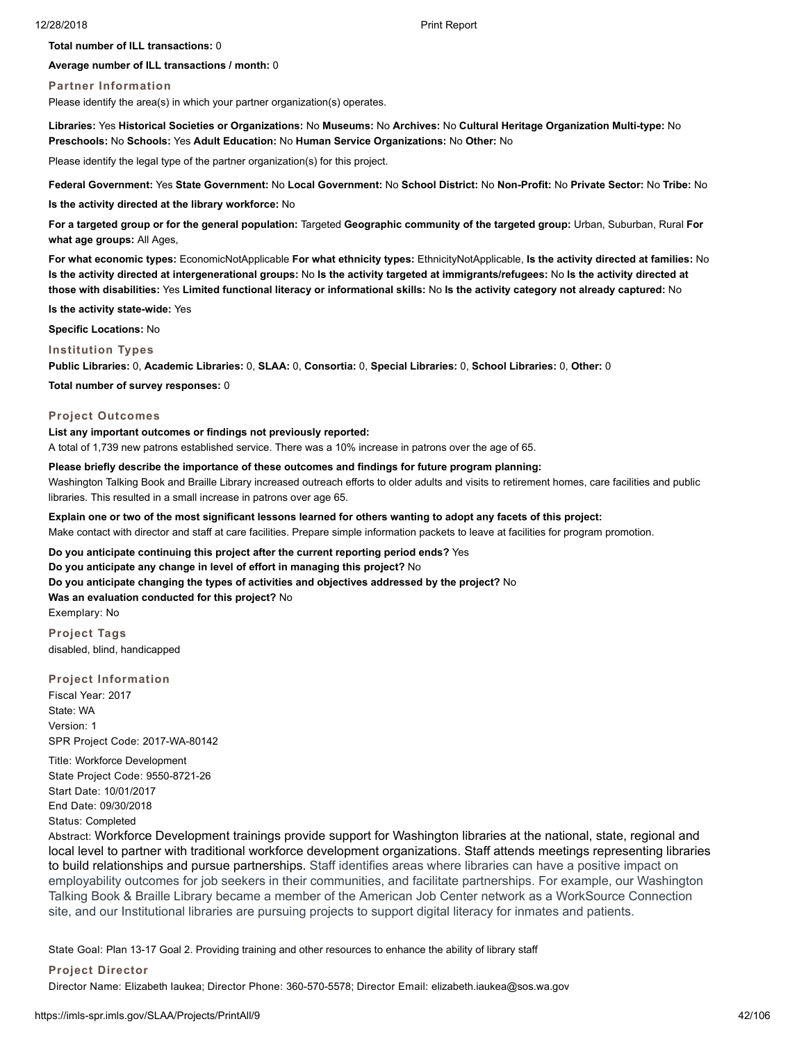**Total number of ILL transactions:** 0

**Average number of ILL transactions / month:** 0

### Partner Information

Please identify the area(s) in which your partner organization(s) operates.

**Libraries:** Yes **Historical Societies or Organizations:** No **Museums:** No **Archives:** No **Cultural Heritage Organization Multi-type:** No **Preschools:** No **Schools:** Yes **Adult Education:** No **Human Service Organizations:** No **Other:** No

Please identify the legal type of the partner organization(s) for this project.

**Federal Government:** Yes **State Government:** No **Local Government:** No **School District:** No **Non-Profit:** No **Private Sector:** No **Tribe:** No

**Is the activity directed at the library workforce:** No

**For a targeted group or for the general population:** Targeted **Geographic community of the targeted group:** Urban, Suburban, Rural **For what age groups:** All Ages,

**For what economic types:** EconomicNotApplicable **For what ethnicity types:** EthnicityNotApplicable, **Is the activity directed at families:** No **Is the activity directed at intergenerational groups:** No **Is the activity targeted at immigrants/refugees:** No **Is the activity directed at those with disabilities:** Yes **Limited functional literacy or informational skills:** No **Is the activity category not already captured:** No

**Is the activity state-wide:** Yes

**Specific Locations:** No

### Institution Types

**Public Libraries:** 0, **Academic Libraries:** 0, **SLAA:** 0, **Consortia:** 0, **Special Libraries:** 0, **School Libraries:** 0, **Other:** 0

**Total number of survey responses:** 0

### Project Outcomes

**List any important outcomes or findings not previously reported:**

A total of 1,739 new patrons established service. There was a 10% increase in patrons over the age of 65.

**Please briefly describe the importance of these outcomes and findings for future program planning:**

Washington Talking Book and Braille Library increased outreach efforts to older adults and visits to retirement homes, care facilities and public libraries. This resulted in a small increase in patrons over age 65.

**Explain one or two of the most significant lessons learned for others wanting to adopt any facets of this project:**

Make contact with director and staff at care facilities. Prepare simple information packets to leave at facilities for program promotion.

**Do you anticipate continuing this project after the current reporting period ends?** Yes
**Do you anticipate any change in level of effort in managing this project?** No
**Do you anticipate changing the types of activities and objectives addressed by the project?** No
**Was an evaluation conducted for this project?** No
Exemplary: No

### Project Tags

disabled, blind, handicapped

### Project Information

Fiscal Year: 2017
State: WA
Version: 1
SPR Project Code: 2017-WA-80142

Title: Workforce Development
State Project Code: 9550-8721-26
Start Date: 10/01/2017
End Date: 09/30/2018
Status: Completed

Abstract: Workforce Development trainings provide support for Washington libraries at the national, state, regional and local level to partner with traditional workforce development organizations. Staff attends meetings representing libraries to build relationships and pursue partnerships. Staff identifies areas where libraries can have a positive impact on employability outcomes for job seekers in their communities, and facilitate partnerships. For example, our Washington Talking Book & Braille Library became a member of the American Job Center network as a WorkSource Connection site, and our Institutional libraries are pursuing projects to support digital literacy for inmates and patients.

State Goal: Plan 13-17 Goal 2. Providing training and other resources to enhance the ability of library staff

### Project Director

Director Name: Elizabeth Iaukea; Director Phone: 360-570-5578; Director Email: elizabeth.iaukea@sos.wa.gov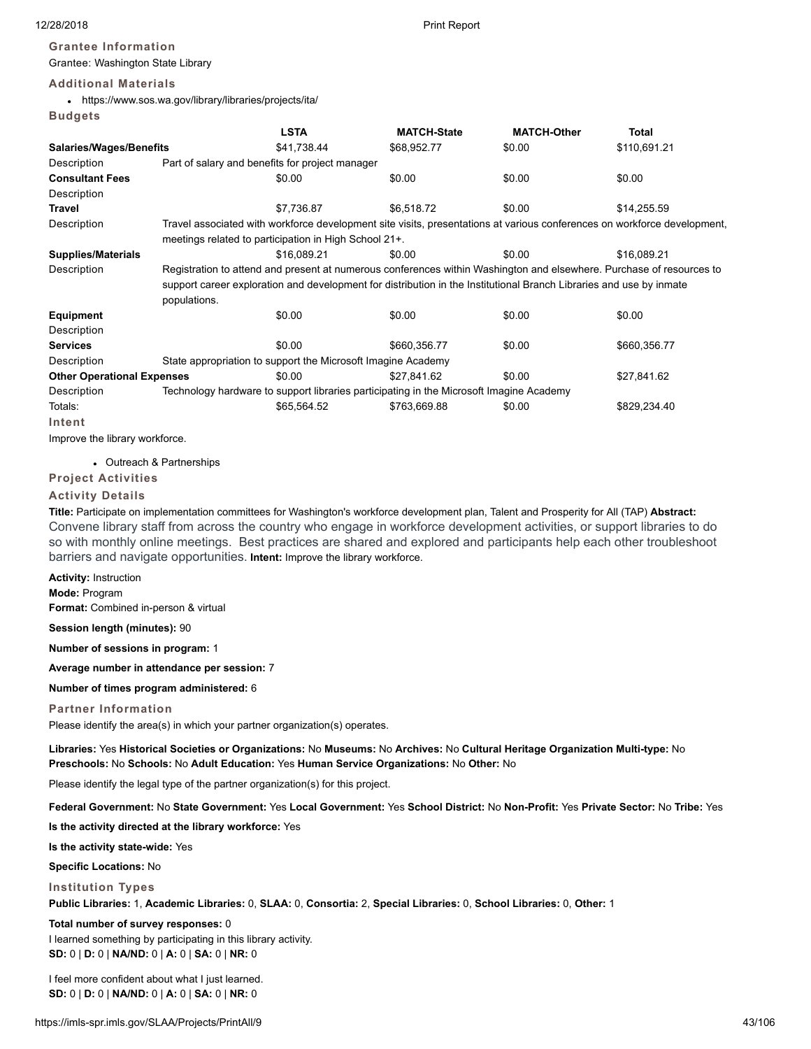### Grantee Information

Grantee: Washington State Library

### Additional Materials

- https://www.sos.wa.gov/library/libraries/projects/ita/

### Budgets

| | LSTA | MATCH-State | MATCH-Other | Total |
|---|---|---|---|---|
| **Salaries/Wages/Benefits** | $41,738.44 | $68,952.77 | $0.00 | $110,691.21 |
| Description | Part of salary and benefits for project manager | | | |
| **Consultant Fees** | $0.00 | $0.00 | $0.00 | $0.00 |
| Description | | | | |
| **Travel** | $7,736.87 | $6,518.72 | $0.00 | $14,255.59 |
| Description | Travel associated with workforce development site visits, presentations at various conferences on workforce development, meetings related to participation in High School 21+. | | | |
| **Supplies/Materials** | $16,089.21 | $0.00 | $0.00 | $16,089.21 |
| Description | Registration to attend and present at numerous conferences within Washington and elsewhere. Purchase of resources to support career exploration and development for distribution in the Institutional Branch Libraries and use by inmate populations. | | | |
| **Equipment** | $0.00 | $0.00 | $0.00 | $0.00 |
| Description | | | | |
| **Services** | $0.00 | $660,356.77 | $0.00 | $660,356.77 |
| Description | State appropriation to support the Microsoft Imagine Academy | | | |
| **Other Operational Expenses** | $0.00 | $27,841.62 | $0.00 | $27,841.62 |
| Description | Technology hardware to support libraries participating in the Microsoft Imagine Academy | | | |
| Totals: | $65,564.52 | $763,669.88 | $0.00 | $829,234.40 |

### Intent

Improve the library workforce.

- Outreach & Partnerships

### Project Activities

### Activity Details

**Title:** Participate on implementation committees for Washington's workforce development plan, Talent and Prosperity for All (TAP) **Abstract:** Convene library staff from across the country who engage in workforce development activities, or support libraries to do so with monthly online meetings. Best practices are shared and explored and participants help each other troubleshoot barriers and navigate opportunities. **Intent:** Improve the library workforce.

**Activity:** Instruction
**Mode:** Program
**Format:** Combined in-person & virtual

**Session length (minutes):** 90

**Number of sessions in program:** 1

**Average number in attendance per session:** 7

**Number of times program administered:** 6

### Partner Information

Please identify the area(s) in which your partner organization(s) operates.

**Libraries:** Yes **Historical Societies or Organizations:** No **Museums:** No **Archives:** No **Cultural Heritage Organization Multi-type:** No **Preschools:** No **Schools:** No **Adult Education:** Yes **Human Service Organizations:** No **Other:** No

Please identify the legal type of the partner organization(s) for this project.

**Federal Government:** No **State Government:** Yes **Local Government:** Yes **School District:** No **Non-Profit:** Yes **Private Sector:** No **Tribe:** Yes

**Is the activity directed at the library workforce:** Yes

**Is the activity state-wide:** Yes

**Specific Locations:** No

### Institution Types

**Public Libraries:** 1, **Academic Libraries:** 0, **SLAA:** 0, **Consortia:** 2, **Special Libraries:** 0, **School Libraries:** 0, **Other:** 1

**Total number of survey responses:** 0
I learned something by participating in this library activity.
**SD:** 0 | **D:** 0 | **NA/ND:** 0 | **A:** 0 | **SA:** 0 | **NR:** 0

I feel more confident about what I just learned.
**SD:** 0 | **D:** 0 | **NA/ND:** 0 | **A:** 0 | **SA:** 0 | **NR:** 0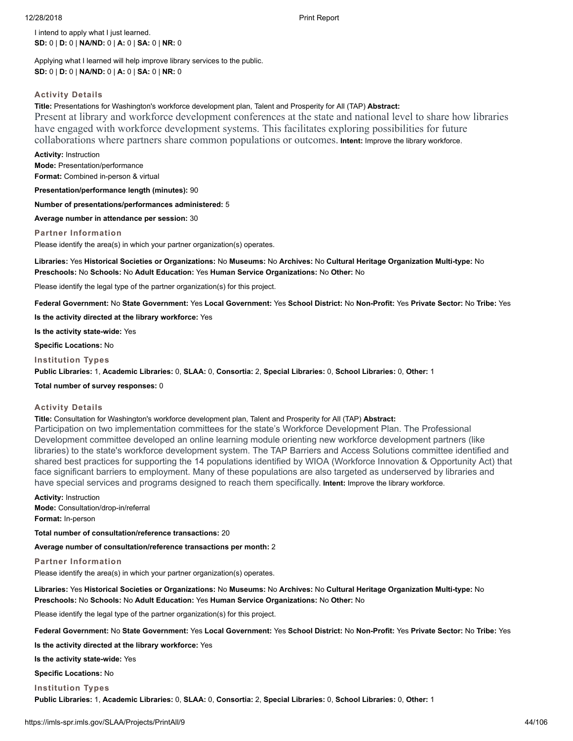I intend to apply what I just learned.
**SD:** 0 | **D:** 0 | **NA/ND:** 0 | **A:** 0 | **SA:** 0 | **NR:** 0

Applying what I learned will help improve library services to the public.
**SD:** 0 | **D:** 0 | **NA/ND:** 0 | **A:** 0 | **SA:** 0 | **NR:** 0

### Activity Details

**Title:** Presentations for Washington's workforce development plan, Talent and Prosperity for All (TAP) **Abstract:**
Present at library and workforce development conferences at the state and national level to share how libraries have engaged with workforce development systems. This facilitates exploring possibilities for future collaborations where partners share common populations or outcomes. **Intent:** Improve the library workforce.

**Activity:** Instruction
**Mode:** Presentation/performance
**Format:** Combined in-person & virtual

**Presentation/performance length (minutes):** 90

**Number of presentations/performances administered:** 5

**Average number in attendance per session:** 30

### Partner Information

Please identify the area(s) in which your partner organization(s) operates.

**Libraries:** Yes **Historical Societies or Organizations:** No **Museums:** No **Archives:** No **Cultural Heritage Organization Multi-type:** No **Preschools:** No **Schools:** No **Adult Education:** Yes **Human Service Organizations:** No **Other:** No

Please identify the legal type of the partner organization(s) for this project.

**Federal Government:** No **State Government:** Yes **Local Government:** Yes **School District:** No **Non-Profit:** Yes **Private Sector:** No **Tribe:** Yes

**Is the activity directed at the library workforce:** Yes

**Is the activity state-wide:** Yes

**Specific Locations:** No

### Institution Types

**Public Libraries:** 1, **Academic Libraries:** 0, **SLAA:** 0, **Consortia:** 2, **Special Libraries:** 0, **School Libraries:** 0, **Other:** 1

**Total number of survey responses:** 0

### Activity Details

**Title:** Consultation for Washington's workforce development plan, Talent and Prosperity for All (TAP) **Abstract:**
Participation on two implementation committees for the state's Workforce Development Plan. The Professional Development committee developed an online learning module orienting new workforce development partners (like libraries) to the state's workforce development system. The TAP Barriers and Access Solutions committee identified and shared best practices for supporting the 14 populations identified by WIOA (Workforce Innovation & Opportunity Act) that face significant barriers to employment. Many of these populations are also targeted as underserved by libraries and have special services and programs designed to reach them specifically. **Intent:** Improve the library workforce.

**Activity:** Instruction
**Mode:** Consultation/drop-in/referral
**Format:** In-person

**Total number of consultation/reference transactions:** 20

**Average number of consultation/reference transactions per month:** 2

### Partner Information

Please identify the area(s) in which your partner organization(s) operates.

**Libraries:** Yes **Historical Societies or Organizations:** No **Museums:** No **Archives:** No **Cultural Heritage Organization Multi-type:** No **Preschools:** No **Schools:** No **Adult Education:** Yes **Human Service Organizations:** No **Other:** No

Please identify the legal type of the partner organization(s) for this project.

**Federal Government:** No **State Government:** Yes **Local Government:** Yes **School District:** No **Non-Profit:** Yes **Private Sector:** No **Tribe:** Yes

**Is the activity directed at the library workforce:** Yes

**Is the activity state-wide:** Yes

**Specific Locations:** No

### Institution Types

**Public Libraries:** 1, **Academic Libraries:** 0, **SLAA:** 0, **Consortia:** 2, **Special Libraries:** 0, **School Libraries:** 0, **Other:** 1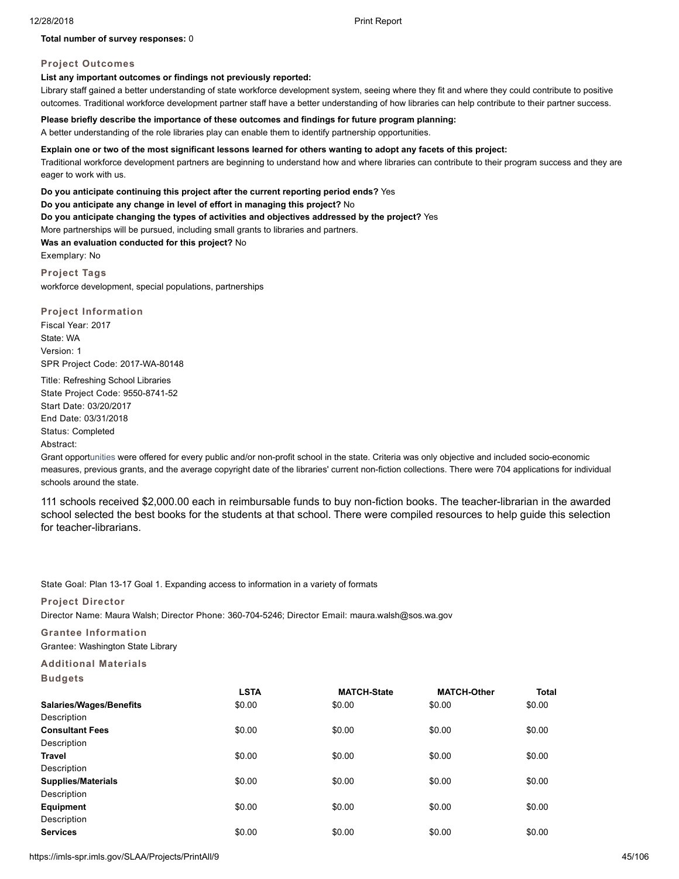**Total number of survey responses:** 0

### Project Outcomes

**List any important outcomes or findings not previously reported:**

Library staff gained a better understanding of state workforce development system, seeing where they fit and where they could contribute to positive outcomes. Traditional workforce development partner staff have a better understanding of how libraries can help contribute to their partner success.

**Please briefly describe the importance of these outcomes and findings for future program planning:**

A better understanding of the role libraries play can enable them to identify partnership opportunities.

**Explain one or two of the most significant lessons learned for others wanting to adopt any facets of this project:**

Traditional workforce development partners are beginning to understand how and where libraries can contribute to their program success and they are eager to work with us.

**Do you anticipate continuing this project after the current reporting period ends?** Yes

**Do you anticipate any change in level of effort in managing this project?** No

**Do you anticipate changing the types of activities and objectives addressed by the project?** Yes

More partnerships will be pursued, including small grants to libraries and partners.

**Was an evaluation conducted for this project?** No

Exemplary: No

### Project Tags

workforce development, special populations, partnerships

### Project Information

Fiscal Year: 2017
State: WA
Version: 1
SPR Project Code: 2017-WA-80148

Title: Refreshing School Libraries
State Project Code: 9550-8741-52
Start Date: 03/20/2017
End Date: 03/31/2018
Status: Completed
Abstract:

Grant opportunities were offered for every public and/or non-profit school in the state. Criteria was only objective and included socio-economic measures, previous grants, and the average copyright date of the libraries' current non-fiction collections. There were 704 applications for individual schools around the state.

111 schools received $2,000.00 each in reimbursable funds to buy non-fiction books. The teacher-librarian in the awarded school selected the best books for the students at that school. There were compiled resources to help guide this selection for teacher-librarians.

State Goal: Plan 13-17 Goal 1. Expanding access to information in a variety of formats

### Project Director

Director Name: Maura Walsh; Director Phone: 360-704-5246; Director Email: maura.walsh@sos.wa.gov

### Grantee Information

Grantee: Washington State Library

### Additional Materials

### Budgets

| | LSTA | MATCH-State | MATCH-Other | Total |
|---|---|---|---|---|
| **Salaries/Wages/Benefits** | $0.00 | $0.00 | $0.00 | $0.00 |
| Description | | | | |
| **Consultant Fees** | $0.00 | $0.00 | $0.00 | $0.00 |
| Description | | | | |
| **Travel** | $0.00 | $0.00 | $0.00 | $0.00 |
| Description | | | | |
| **Supplies/Materials** | $0.00 | $0.00 | $0.00 | $0.00 |
| Description | | | | |
| **Equipment** | $0.00 | $0.00 | $0.00 | $0.00 |
| Description | | | | |
| **Services** | $0.00 | $0.00 | $0.00 | $0.00 |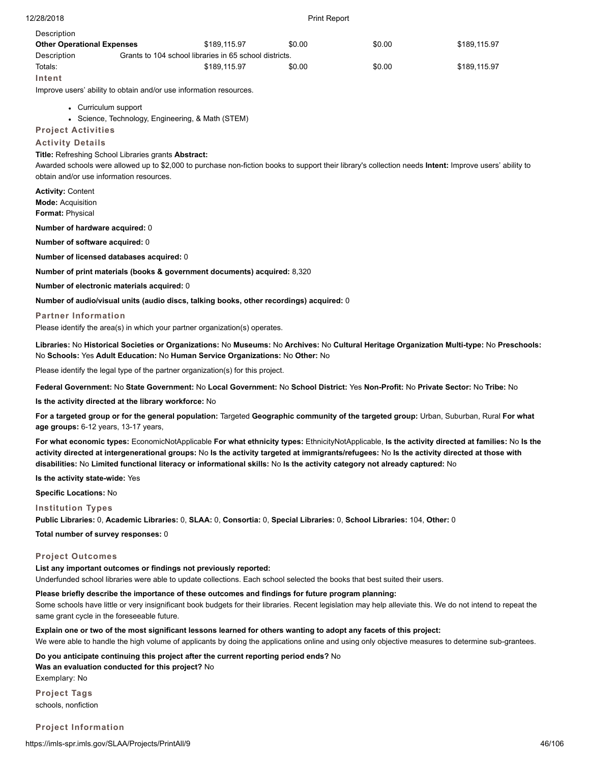| Description | | | | |
|---|---|---|---|---|
| **Other Operational Expenses** | $189,115.97 | $0.00 | $0.00 | $189,115.97 |
| Description | Grants to 104 school libraries in 65 school districts. | | | |
| Totals: | $189,115.97 | $0.00 | $0.00 | $189,115.97 |

### Intent

Improve users' ability to obtain and/or use information resources.

- Curriculum support
- Science, Technology, Engineering, & Math (STEM)

### Project Activities

### Activity Details

**Title:** Refreshing School Libraries grants **Abstract:**
Awarded schools were allowed up to $2,000 to purchase non-fiction books to support their library's collection needs **Intent:** Improve users' ability to obtain and/or use information resources.

**Activity:** Content
**Mode:** Acquisition
**Format:** Physical

**Number of hardware acquired:** 0

**Number of software acquired:** 0

**Number of licensed databases acquired:** 0

**Number of print materials (books & government documents) acquired:** 8,320

**Number of electronic materials acquired:** 0

**Number of audio/visual units (audio discs, talking books, other recordings) acquired:** 0

### Partner Information

Please identify the area(s) in which your partner organization(s) operates.

**Libraries:** No **Historical Societies or Organizations:** No **Museums:** No **Archives:** No **Cultural Heritage Organization Multi-type:** No **Preschools:** No **Schools:** Yes **Adult Education:** No **Human Service Organizations:** No **Other:** No

Please identify the legal type of the partner organization(s) for this project.

**Federal Government:** No **State Government:** No **Local Government:** No **School District:** Yes **Non-Profit:** No **Private Sector:** No **Tribe:** No

**Is the activity directed at the library workforce:** No

**For a targeted group or for the general population:** Targeted **Geographic community of the targeted group:** Urban, Suburban, Rural **For what age groups:** 6-12 years, 13-17 years,

**For what economic types:** EconomicNotApplicable **For what ethnicity types:** EthnicityNotApplicable, **Is the activity directed at families:** No **Is the activity directed at intergenerational groups:** No **Is the activity targeted at immigrants/refugees:** No **Is the activity directed at those with disabilities:** No **Limited functional literacy or informational skills:** No **Is the activity category not already captured:** No

**Is the activity state-wide:** Yes

**Specific Locations:** No

### Institution Types

**Public Libraries:** 0, **Academic Libraries:** 0, **SLAA:** 0, **Consortia:** 0, **Special Libraries:** 0, **School Libraries:** 104, **Other:** 0

**Total number of survey responses:** 0

### Project Outcomes

**List any important outcomes or findings not previously reported:**
Underfunded school libraries were able to update collections. Each school selected the books that best suited their users.

**Please briefly describe the importance of these outcomes and findings for future program planning:**
Some schools have little or very insignificant book budgets for their libraries. Recent legislation may help alleviate this. We do not intend to repeat the same grant cycle in the foreseeable future.

**Explain one or two of the most significant lessons learned for others wanting to adopt any facets of this project:**
We were able to handle the high volume of applicants by doing the applications online and using only objective measures to determine sub-grantees.

**Do you anticipate continuing this project after the current reporting period ends?** No
**Was an evaluation conducted for this project?** No
Exemplary: No

### Project Tags

schools, nonfiction

### Project Information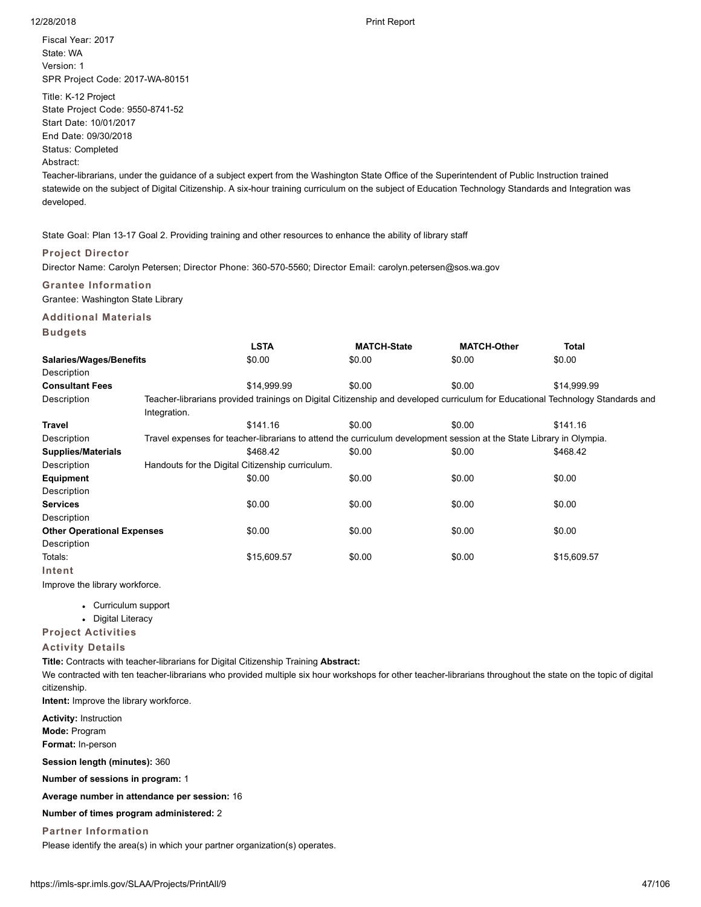Fiscal Year: 2017
State: WA
Version: 1
SPR Project Code: 2017-WA-80151

Title: K-12 Project
State Project Code: 9550-8741-52
Start Date: 10/01/2017
End Date: 09/30/2018
Status: Completed
Abstract:
Teacher-librarians, under the guidance of a subject expert from the Washington State Office of the Superintendent of Public Instruction trained statewide on the subject of Digital Citizenship. A six-hour training curriculum on the subject of Education Technology Standards and Integration was developed.

State Goal: Plan 13-17 Goal 2. Providing training and other resources to enhance the ability of library staff

### Project Director

Director Name: Carolyn Petersen; Director Phone: 360-570-5560; Director Email: carolyn.petersen@sos.wa.gov

### Grantee Information

Grantee: Washington State Library

### Additional Materials

### Budgets

| | LSTA | MATCH-State | MATCH-Other | Total |
|---|---|---|---|---|
| **Salaries/Wages/Benefits** | $0.00 | $0.00 | $0.00 | $0.00 |
| Description | | | | |
| **Consultant Fees** | $14,999.99 | $0.00 | $0.00 | $14,999.99 |
| Description | Teacher-librarians provided trainings on Digital Citizenship and developed curriculum for Educational Technology Standards and Integration. | | | |
| **Travel** | $141.16 | $0.00 | $0.00 | $141.16 |
| Description | Travel expenses for teacher-librarians to attend the curriculum development session at the State Library in Olympia. | | | |
| **Supplies/Materials** | $468.42 | $0.00 | $0.00 | $468.42 |
| Description | Handouts for the Digital Citizenship curriculum. | | | |
| **Equipment** | $0.00 | $0.00 | $0.00 | $0.00 |
| Description | | | | |
| **Services** | $0.00 | $0.00 | $0.00 | $0.00 |
| Description | | | | |
| **Other Operational Expenses** | $0.00 | $0.00 | $0.00 | $0.00 |
| Description | | | | |
| Totals: | $15,609.57 | $0.00 | $0.00 | $15,609.57 |

### Intent

Improve the library workforce.

- Curriculum support
- Digital Literacy

### Project Activities

### Activity Details

**Title:** Contracts with teacher-librarians for Digital Citizenship Training **Abstract:**
We contracted with ten teacher-librarians who provided multiple six hour workshops for other teacher-librarians throughout the state on the topic of digital citizenship.
**Intent:** Improve the library workforce.

**Activity:** Instruction
**Mode:** Program
**Format:** In-person

**Session length (minutes):** 360

**Number of sessions in program:** 1

**Average number in attendance per session:** 16

**Number of times program administered:** 2

### Partner Information

Please identify the area(s) in which your partner organization(s) operates.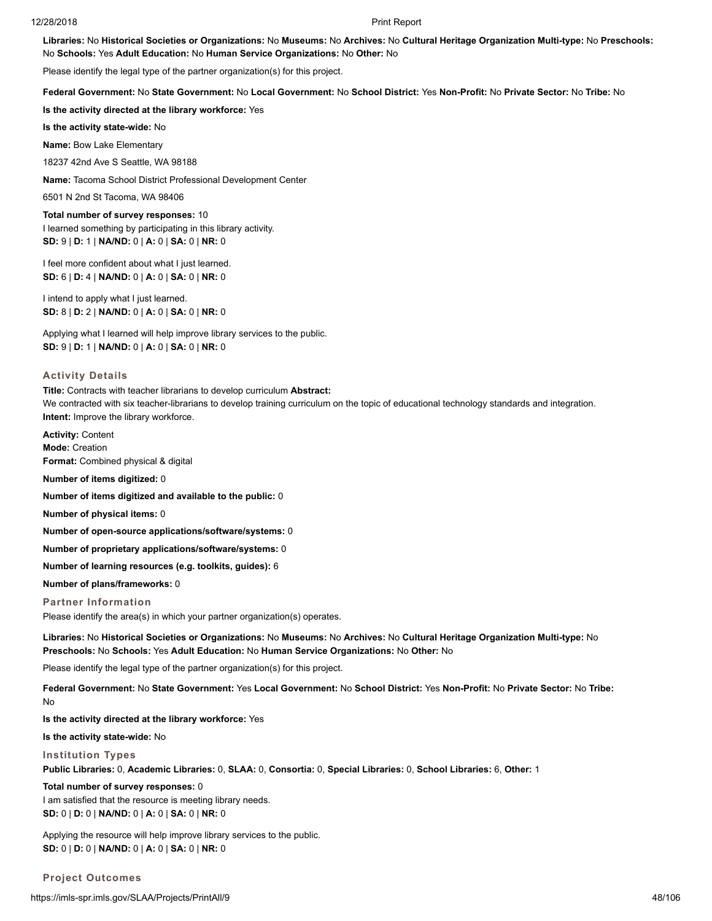**Libraries:** No **Historical Societies or Organizations:** No **Museums:** No **Archives:** No **Cultural Heritage Organization Multi-type:** No **Preschools:** No **Schools:** Yes **Adult Education:** No **Human Service Organizations:** No **Other:** No

Please identify the legal type of the partner organization(s) for this project.

**Federal Government:** No **State Government:** No **Local Government:** No **School District:** Yes **Non-Profit:** No **Private Sector:** No **Tribe:** No

**Is the activity directed at the library workforce:** Yes

**Is the activity state-wide:** No

**Name:** Bow Lake Elementary

18237 42nd Ave S Seattle, WA 98188

**Name:** Tacoma School District Professional Development Center

6501 N 2nd St Tacoma, WA 98406

**Total number of survey responses:** 10

I learned something by participating in this library activity.
**SD:** 9 | **D:** 1 | **NA/ND:** 0 | **A:** 0 | **SA:** 0 | **NR:** 0

I feel more confident about what I just learned.
**SD:** 6 | **D:** 4 | **NA/ND:** 0 | **A:** 0 | **SA:** 0 | **NR:** 0

I intend to apply what I just learned.
**SD:** 8 | **D:** 2 | **NA/ND:** 0 | **A:** 0 | **SA:** 0 | **NR:** 0

Applying what I learned will help improve library services to the public.
**SD:** 9 | **D:** 1 | **NA/ND:** 0 | **A:** 0 | **SA:** 0 | **NR:** 0

### Activity Details

**Title:** Contracts with teacher librarians to develop curriculum **Abstract:**
We contracted with six teacher-librarians to develop training curriculum on the topic of educational technology standards and integration.
**Intent:** Improve the library workforce.

**Activity:** Content
**Mode:** Creation
**Format:** Combined physical & digital

**Number of items digitized:** 0

**Number of items digitized and available to the public:** 0

**Number of physical items:** 0

**Number of open-source applications/software/systems:** 0

**Number of proprietary applications/software/systems:** 0

**Number of learning resources (e.g. toolkits, guides):** 6

**Number of plans/frameworks:** 0

### Partner Information

Please identify the area(s) in which your partner organization(s) operates.

**Libraries:** No **Historical Societies or Organizations:** No **Museums:** No **Archives:** No **Cultural Heritage Organization Multi-type:** No **Preschools:** No **Schools:** Yes **Adult Education:** No **Human Service Organizations:** No **Other:** No

Please identify the legal type of the partner organization(s) for this project.

**Federal Government:** No **State Government:** Yes **Local Government:** No **School District:** Yes **Non-Profit:** No **Private Sector:** No **Tribe:** No

**Is the activity directed at the library workforce:** Yes

**Is the activity state-wide:** No

### Institution Types

**Public Libraries:** 0, **Academic Libraries:** 0, **SLAA:** 0, **Consortia:** 0, **Special Libraries:** 0, **School Libraries:** 6, **Other:** 1

**Total number of survey responses:** 0

I am satisfied that the resource is meeting library needs.
**SD:** 0 | **D:** 0 | **NA/ND:** 0 | **A:** 0 | **SA:** 0 | **NR:** 0

Applying the resource will help improve library services to the public.
**SD:** 0 | **D:** 0 | **NA/ND:** 0 | **A:** 0 | **SA:** 0 | **NR:** 0

### Project Outcomes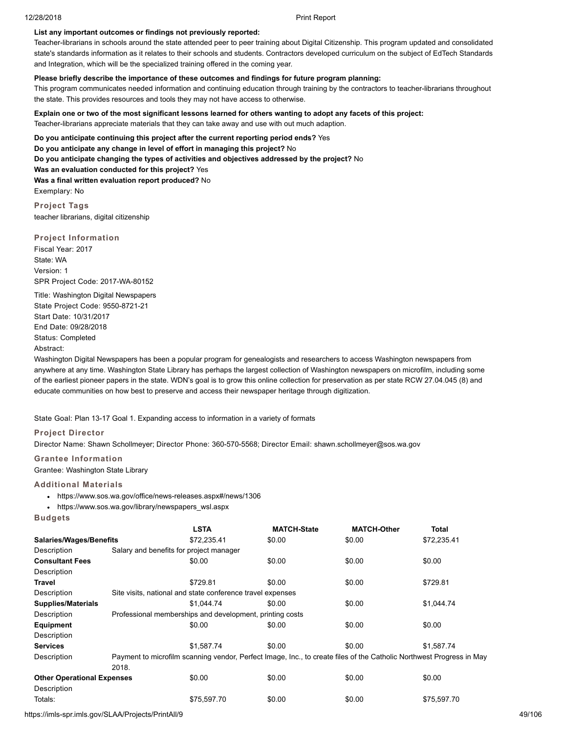**List any important outcomes or findings not previously reported:**
Teacher-librarians in schools around the state attended peer to peer training about Digital Citizenship. This program updated and consolidated state's standards information as it relates to their schools and students. Contractors developed curriculum on the subject of EdTech Standards and Integration, which will be the specialized training offered in the coming year.

**Please briefly describe the importance of these outcomes and findings for future program planning:**
This program communicates needed information and continuing education through training by the contractors to teacher-librarians throughout the state. This provides resources and tools they may not have access to otherwise.

**Explain one or two of the most significant lessons learned for others wanting to adopt any facets of this project:**
Teacher-librarians appreciate materials that they can take away and use with out much adaption.

**Do you anticipate continuing this project after the current reporting period ends?** Yes
**Do you anticipate any change in level of effort in managing this project?** No
**Do you anticipate changing the types of activities and objectives addressed by the project?** No
**Was an evaluation conducted for this project?** Yes
**Was a final written evaluation report produced?** No
Exemplary: No

### Project Tags

teacher librarians, digital citizenship

### Project Information

Fiscal Year: 2017
State: WA
Version: 1
SPR Project Code: 2017-WA-80152

Title: Washington Digital Newspapers
State Project Code: 9550-8721-21
Start Date: 10/31/2017
End Date: 09/28/2018
Status: Completed
Abstract:
Washington Digital Newspapers has been a popular program for genealogists and researchers to access Washington newspapers from anywhere at any time. Washington State Library has perhaps the largest collection of Washington newspapers on microfilm, including some of the earliest pioneer papers in the state. WDN's goal is to grow this online collection for preservation as per state RCW 27.04.045 (8) and educate communities on how best to preserve and access their newspaper heritage through digitization.

State Goal: Plan 13-17 Goal 1. Expanding access to information in a variety of formats

### Project Director

Director Name: Shawn Schollmeyer; Director Phone: 360-570-5568; Director Email: shawn.schollmeyer@sos.wa.gov

### Grantee Information

Grantee: Washington State Library

### Additional Materials

- https://www.sos.wa.gov/office/news-releases.aspx#/news/1306
- https://www.sos.wa.gov/library/newspapers_wsl.aspx

### Budgets

| | LSTA | MATCH-State | MATCH-Other | Total |
|---|---|---|---|---|
| **Salaries/Wages/Benefits** | $72,235.41 | $0.00 | $0.00 | $72,235.41 |
| Description | Salary and benefits for project manager | | | |
| **Consultant Fees** | $0.00 | $0.00 | $0.00 | $0.00 |
| Description | | | | |
| **Travel** | $729.81 | $0.00 | $0.00 | $729.81 |
| Description | Site visits, national and state conference travel expenses | | | |
| **Supplies/Materials** | $1,044.74 | $0.00 | $0.00 | $1,044.74 |
| Description | Professional memberships and development, printing costs | | | |
| **Equipment** | $0.00 | $0.00 | $0.00 | $0.00 |
| Description | | | | |
| **Services** | $1,587.74 | $0.00 | $0.00 | $1,587.74 |
| Description | Payment to microfilm scanning vendor, Perfect Image, Inc., to create files of the Catholic Northwest Progress in May 2018. | | | |
| **Other Operational Expenses** | $0.00 | $0.00 | $0.00 | $0.00 |
| Description | | | | |
| Totals: | $75,597.70 | $0.00 | $0.00 | $75,597.70 |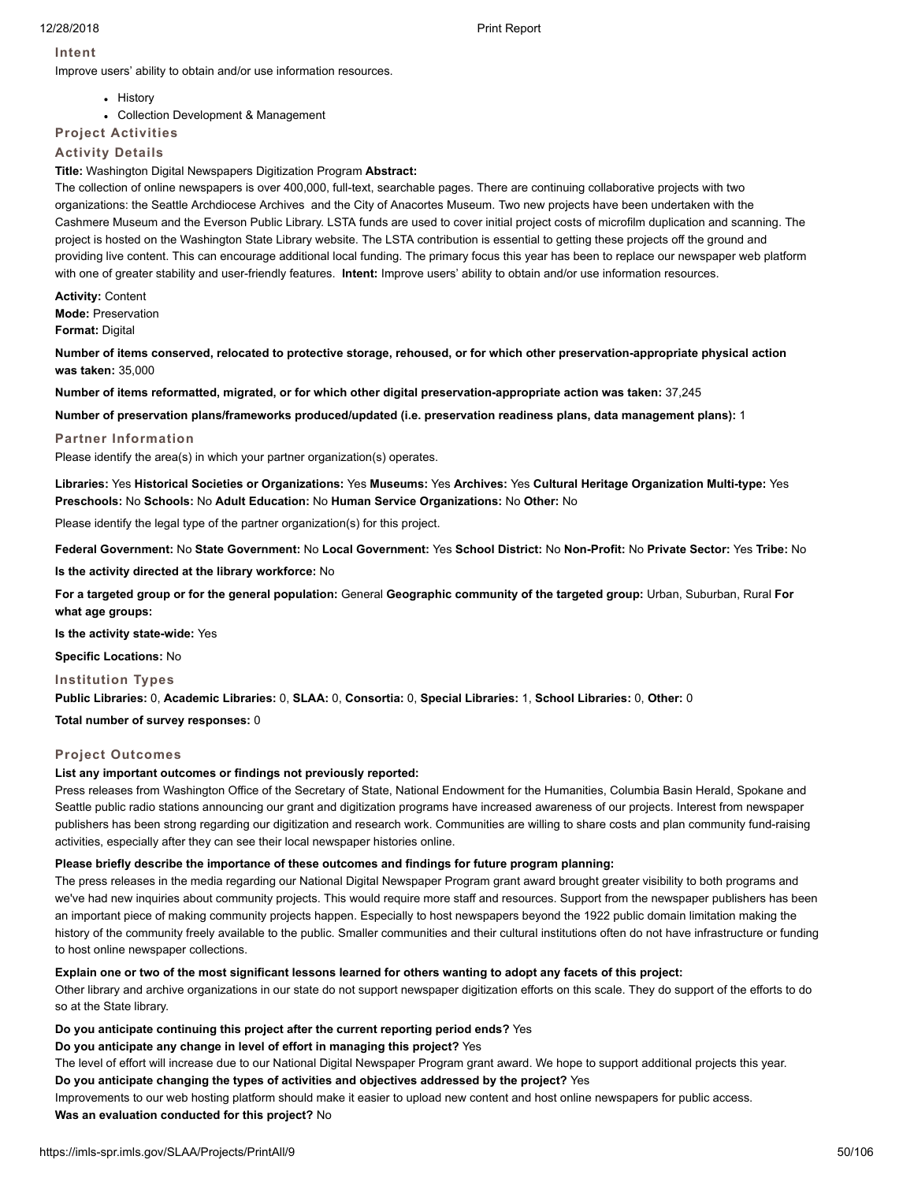### Intent

Improve users' ability to obtain and/or use information resources.

- History
- Collection Development & Management

### Project Activities

### Activity Details

**Title:** Washington Digital Newspapers Digitization Program **Abstract:**

The collection of online newspapers is over 400,000, full-text, searchable pages. There are continuing collaborative projects with two organizations: the Seattle Archdiocese Archives and the City of Anacortes Museum. Two new projects have been undertaken with the Cashmere Museum and the Everson Public Library. LSTA funds are used to cover initial project costs of microfilm duplication and scanning. The project is hosted on the Washington State Library website. The LSTA contribution is essential to getting these projects off the ground and providing live content. This can encourage additional local funding. The primary focus this year has been to replace our newspaper web platform with one of greater stability and user-friendly features. **Intent:** Improve users' ability to obtain and/or use information resources.

**Activity:** Content
**Mode:** Preservation
**Format:** Digital

**Number of items conserved, relocated to protective storage, rehoused, or for which other preservation-appropriate physical action was taken:** 35,000

**Number of items reformatted, migrated, or for which other digital preservation-appropriate action was taken:** 37,245

**Number of preservation plans/frameworks produced/updated (i.e. preservation readiness plans, data management plans):** 1

### Partner Information

Please identify the area(s) in which your partner organization(s) operates.

**Libraries:** Yes **Historical Societies or Organizations:** Yes **Museums:** Yes **Archives:** Yes **Cultural Heritage Organization Multi-type:** Yes **Preschools:** No **Schools:** No **Adult Education:** No **Human Service Organizations:** No **Other:** No

Please identify the legal type of the partner organization(s) for this project.

**Federal Government:** No **State Government:** No **Local Government:** Yes **School District:** No **Non-Profit:** No **Private Sector:** Yes **Tribe:** No

**Is the activity directed at the library workforce:** No

**For a targeted group or for the general population:** General **Geographic community of the targeted group:** Urban, Suburban, Rural **For what age groups:**

**Is the activity state-wide:** Yes

**Specific Locations:** No

### Institution Types

**Public Libraries:** 0, **Academic Libraries:** 0, **SLAA:** 0, **Consortia:** 0, **Special Libraries:** 1, **School Libraries:** 0, **Other:** 0

**Total number of survey responses:** 0

### Project Outcomes

**List any important outcomes or findings not previously reported:**

Press releases from Washington Office of the Secretary of State, National Endowment for the Humanities, Columbia Basin Herald, Spokane and Seattle public radio stations announcing our grant and digitization programs have increased awareness of our projects. Interest from newspaper publishers has been strong regarding our digitization and research work. Communities are willing to share costs and plan community fund-raising activities, especially after they can see their local newspaper histories online.

**Please briefly describe the importance of these outcomes and findings for future program planning:**

The press releases in the media regarding our National Digital Newspaper Program grant award brought greater visibility to both programs and we've had new inquiries about community projects. This would require more staff and resources. Support from the newspaper publishers has been an important piece of making community projects happen. Especially to host newspapers beyond the 1922 public domain limitation making the history of the community freely available to the public. Smaller communities and their cultural institutions often do not have infrastructure or funding to host online newspaper collections.

**Explain one or two of the most significant lessons learned for others wanting to adopt any facets of this project:**

Other library and archive organizations in our state do not support newspaper digitization efforts on this scale. They do support of the efforts to do so at the State library.

**Do you anticipate continuing this project after the current reporting period ends?** Yes

**Do you anticipate any change in level of effort in managing this project?** Yes

The level of effort will increase due to our National Digital Newspaper Program grant award. We hope to support additional projects this year.

**Do you anticipate changing the types of activities and objectives addressed by the project?** Yes

Improvements to our web hosting platform should make it easier to upload new content and host online newspapers for public access.

**Was an evaluation conducted for this project?** No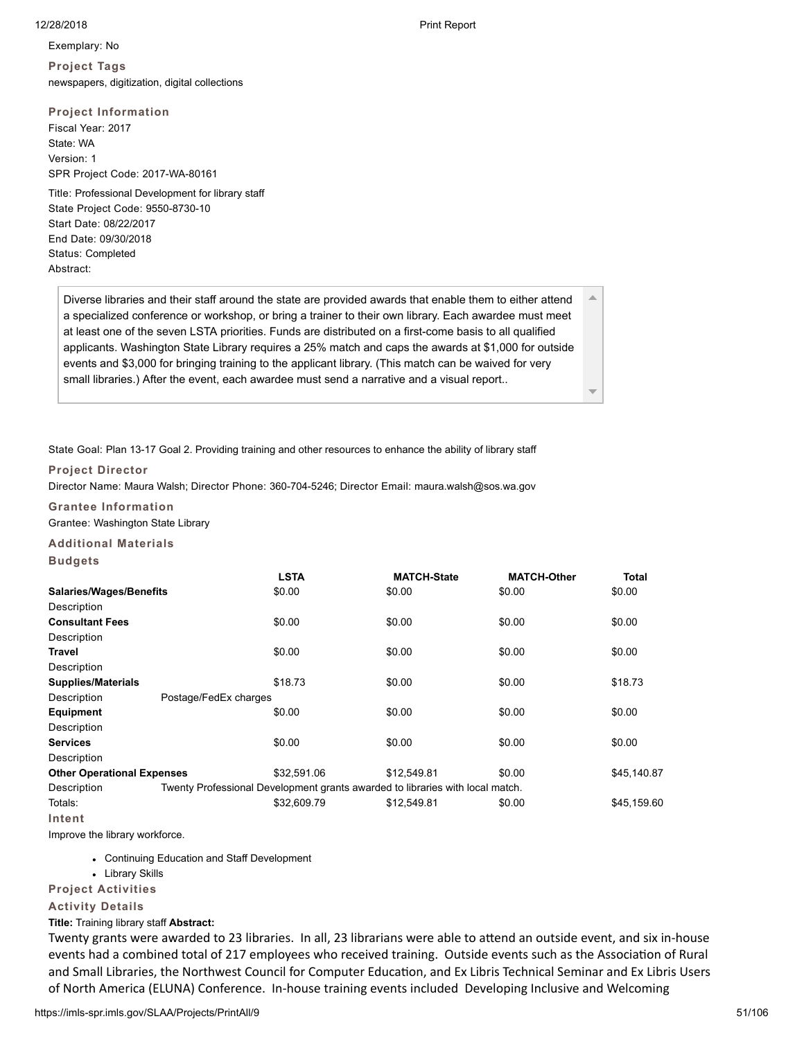Exemplary: No

### Project Tags

newspapers, digitization, digital collections

### Project Information

Fiscal Year: 2017
State: WA
Version: 1
SPR Project Code: 2017-WA-80161

Title: Professional Development for library staff
State Project Code: 9550-8730-10
Start Date: 08/22/2017
End Date: 09/30/2018
Status: Completed
Abstract:

Diverse libraries and their staff around the state are provided awards that enable them to either attend a specialized conference or workshop, or bring a trainer to their own library. Each awardee must meet at least one of the seven LSTA priorities. Funds are distributed on a first-come basis to all qualified applicants. Washington State Library requires a 25% match and caps the awards at $1,000 for outside events and $3,000 for bringing training to the applicant library. (This match can be waived for very small libraries.) After the event, each awardee must send a narrative and a visual report..

State Goal: Plan 13-17 Goal 2. Providing training and other resources to enhance the ability of library staff

### Project Director

Director Name: Maura Walsh; Director Phone: 360-704-5246; Director Email: maura.walsh@sos.wa.gov

### Grantee Information

Grantee: Washington State Library

### Additional Materials

### Budgets

| | LSTA | MATCH-State | MATCH-Other | Total |
|---|---|---|---|---|
| **Salaries/Wages/Benefits** | $0.00 | $0.00 | $0.00 | $0.00 |
| Description | | | | |
| **Consultant Fees** | $0.00 | $0.00 | $0.00 | $0.00 |
| Description | | | | |
| **Travel** | $0.00 | $0.00 | $0.00 | $0.00 |
| Description | | | | |
| **Supplies/Materials** | $18.73 | $0.00 | $0.00 | $18.73 |
| Description | Postage/FedEx charges | | | |
| **Equipment** | $0.00 | $0.00 | $0.00 | $0.00 |
| Description | | | | |
| **Services** | $0.00 | $0.00 | $0.00 | $0.00 |
| Description | | | | |
| **Other Operational Expenses** | $32,591.06 | $12,549.81 | $0.00 | $45,140.87 |
| Description | Twenty Professional Development grants awarded to libraries with local match. | | | |
| Totals: | $32,609.79 | $12,549.81 | $0.00 | $45,159.60 |

### Intent

Improve the library workforce.

- Continuing Education and Staff Development
- Library Skills

### Project Activities

### Activity Details

**Title:** Training library staff **Abstract:**

Twenty grants were awarded to 23 libraries. In all, 23 librarians were able to attend an outside event, and six in-house events had a combined total of 217 employees who received training. Outside events such as the Association of Rural and Small Libraries, the Northwest Council for Computer Education, and Ex Libris Technical Seminar and Ex Libris Users of North America (ELUNA) Conference. In-house training events included Developing Inclusive and Welcoming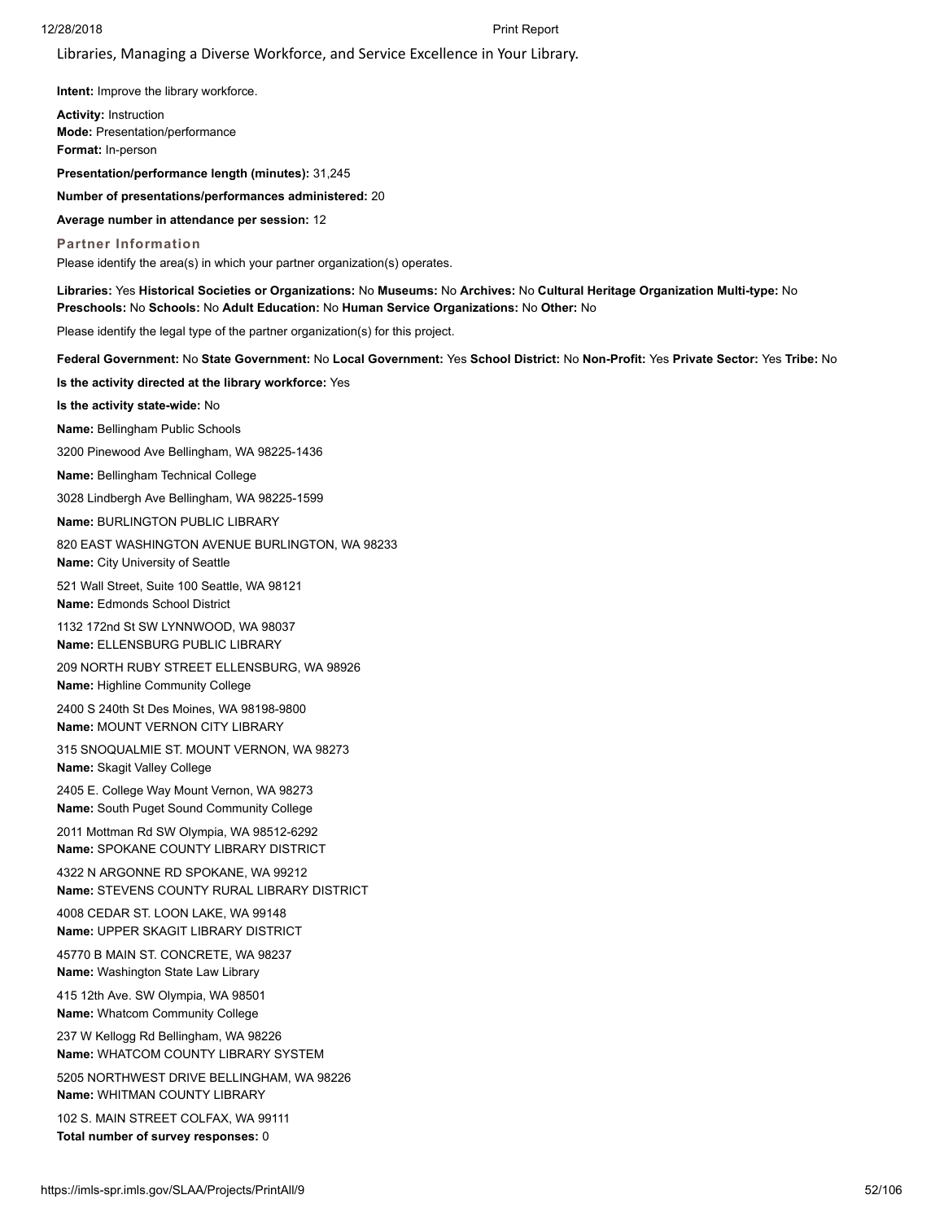Libraries, Managing a Diverse Workforce, and Service Excellence in Your Library.

**Intent:** Improve the library workforce.

**Activity:** Instruction
**Mode:** Presentation/performance
**Format:** In-person

**Presentation/performance length (minutes):** 31,245

**Number of presentations/performances administered:** 20

**Average number in attendance per session:** 12

**Partner Information**

Please identify the area(s) in which your partner organization(s) operates.

**Libraries:** Yes **Historical Societies or Organizations:** No **Museums:** No **Archives:** No **Cultural Heritage Organization Multi-type:** No **Preschools:** No **Schools:** No **Adult Education:** No **Human Service Organizations:** No **Other:** No

Please identify the legal type of the partner organization(s) for this project.

**Federal Government:** No **State Government:** No **Local Government:** Yes **School District:** No **Non-Profit:** Yes **Private Sector:** Yes **Tribe:** No

**Is the activity directed at the library workforce:** Yes

**Is the activity state-wide:** No

**Name:** Bellingham Public Schools

3200 Pinewood Ave Bellingham, WA 98225-1436

**Name:** Bellingham Technical College

3028 Lindbergh Ave Bellingham, WA 98225-1599

**Name:** BURLINGTON PUBLIC LIBRARY

820 EAST WASHINGTON AVENUE BURLINGTON, WA 98233

**Name:** City University of Seattle

521 Wall Street, Suite 100 Seattle, WA 98121

**Name:** Edmonds School District

1132 172nd St SW LYNNWOOD, WA 98037

**Name:** ELLENSBURG PUBLIC LIBRARY

209 NORTH RUBY STREET ELLENSBURG, WA 98926

**Name:** Highline Community College

2400 S 240th St Des Moines, WA 98198-9800

**Name:** MOUNT VERNON CITY LIBRARY

315 SNOQUALMIE ST. MOUNT VERNON, WA 98273

**Name:** Skagit Valley College

2405 E. College Way Mount Vernon, WA 98273

**Name:** South Puget Sound Community College

2011 Mottman Rd SW Olympia, WA 98512-6292

**Name:** SPOKANE COUNTY LIBRARY DISTRICT

4322 N ARGONNE RD SPOKANE, WA 99212

**Name:** STEVENS COUNTY RURAL LIBRARY DISTRICT

4008 CEDAR ST. LOON LAKE, WA 99148

**Name:** UPPER SKAGIT LIBRARY DISTRICT

45770 B MAIN ST. CONCRETE, WA 98237

**Name:** Washington State Law Library

415 12th Ave. SW Olympia, WA 98501

**Name:** Whatcom Community College

237 W Kellogg Rd Bellingham, WA 98226

**Name:** WHATCOM COUNTY LIBRARY SYSTEM

5205 NORTHWEST DRIVE BELLINGHAM, WA 98226

**Name:** WHITMAN COUNTY LIBRARY

102 S. MAIN STREET COLFAX, WA 99111

**Total number of survey responses:** 0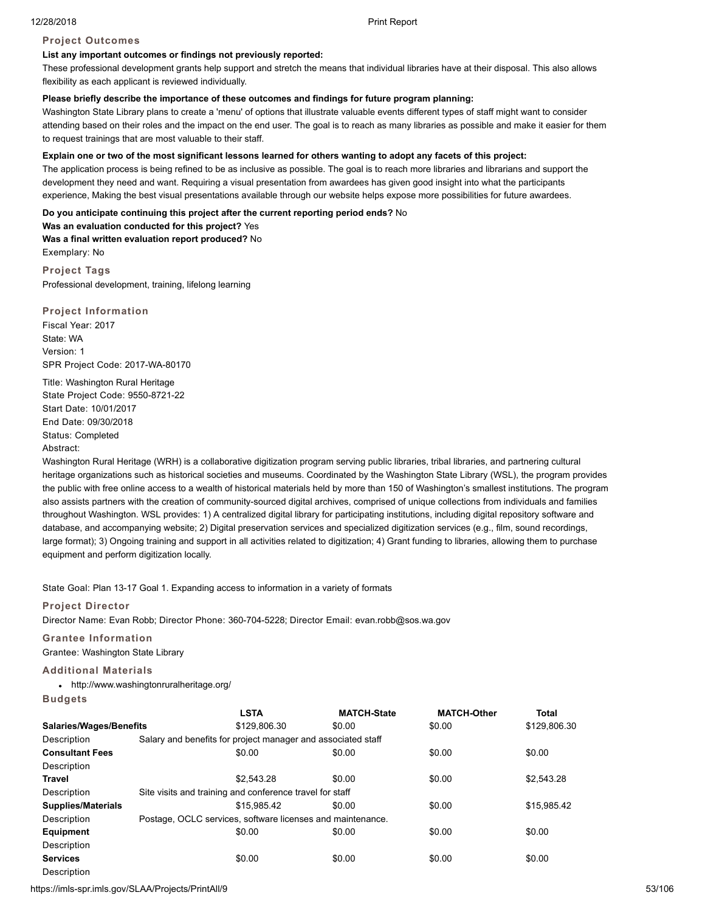### Project Outcomes

**List any important outcomes or findings not previously reported:**

These professional development grants help support and stretch the means that individual libraries have at their disposal. This also allows flexibility as each applicant is reviewed individually.

**Please briefly describe the importance of these outcomes and findings for future program planning:**

Washington State Library plans to create a 'menu' of options that illustrate valuable events different types of staff might want to consider attending based on their roles and the impact on the end user. The goal is to reach as many libraries as possible and make it easier for them to request trainings that are most valuable to their staff.

**Explain one or two of the most significant lessons learned for others wanting to adopt any facets of this project:**

The application process is being refined to be as inclusive as possible. The goal is to reach more libraries and librarians and support the development they need and want. Requiring a visual presentation from awardees has given good insight into what the participants experience, Making the best visual presentations available through our website helps expose more possibilities for future awardees.

**Do you anticipate continuing this project after the current reporting period ends?** No

**Was an evaluation conducted for this project?** Yes

**Was a final written evaluation report produced?** No

Exemplary: No

### Project Tags

Professional development, training, lifelong learning

### Project Information

Fiscal Year: 2017

State: WA

Version: 1

SPR Project Code: 2017-WA-80170

Title: Washington Rural Heritage

State Project Code: 9550-8721-22

Start Date: 10/01/2017

End Date: 09/30/2018

Status: Completed

Abstract:

Washington Rural Heritage (WRH) is a collaborative digitization program serving public libraries, tribal libraries, and partnering cultural heritage organizations such as historical societies and museums. Coordinated by the Washington State Library (WSL), the program provides the public with free online access to a wealth of historical materials held by more than 150 of Washington's smallest institutions. The program also assists partners with the creation of community-sourced digital archives, comprised of unique collections from individuals and families throughout Washington. WSL provides: 1) A centralized digital library for participating institutions, including digital repository software and database, and accompanying website; 2) Digital preservation services and specialized digitization services (e.g., film, sound recordings, large format); 3) Ongoing training and support in all activities related to digitization; 4) Grant funding to libraries, allowing them to purchase equipment and perform digitization locally.

State Goal: Plan 13-17 Goal 1. Expanding access to information in a variety of formats

### Project Director

Director Name: Evan Robb; Director Phone: 360-704-5228; Director Email: evan.robb@sos.wa.gov

### Grantee Information

Grantee: Washington State Library

### Additional Materials

- http://www.washingtonruralheritage.org/

### Budgets

| | LSTA | MATCH-State | MATCH-Other | Total |
|---|---|---|---|---|
| **Salaries/Wages/Benefits** | $129,806.30 | $0.00 | $0.00 | $129,806.30 |
| Description | Salary and benefits for project manager and associated staff | | | |
| **Consultant Fees** | $0.00 | $0.00 | $0.00 | $0.00 |
| Description | | | | |
| **Travel** | $2,543.28 | $0.00 | $0.00 | $2,543.28 |
| Description | Site visits and training and conference travel for staff | | | |
| **Supplies/Materials** | $15,985.42 | $0.00 | $0.00 | $15,985.42 |
| Description | Postage, OCLC services, software licenses and maintenance. | | | |
| **Equipment** | $0.00 | $0.00 | $0.00 | $0.00 |
| Description | | | | |
| **Services** | $0.00 | $0.00 | $0.00 | $0.00 |
| Description | | | | |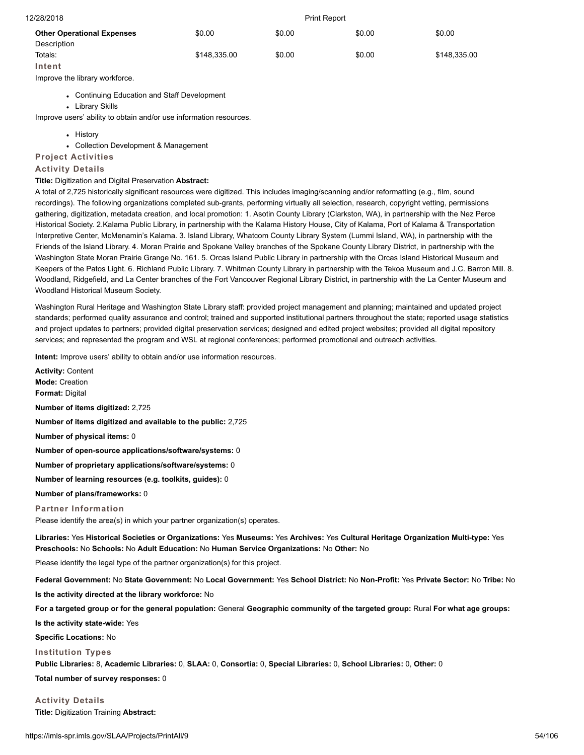| Other Operational Expenses | $0.00 | $0.00 | $0.00 | $0.00 |
|---|---|---|---|---|
| Description | | | | |
| Totals: | $148,335.00 | $0.00 | $0.00 | $148,335.00 |

### Intent

Improve the library workforce.

- Continuing Education and Staff Development
- Library Skills

Improve users' ability to obtain and/or use information resources.

- History
- Collection Development & Management

### Project Activities

### Activity Details

**Title:** Digitization and Digital Preservation **Abstract:**

A total of 2,725 historically significant resources were digitized. This includes imaging/scanning and/or reformatting (e.g., film, sound recordings). The following organizations completed sub-grants, performing virtually all selection, research, copyright vetting, permissions gathering, digitization, metadata creation, and local promotion: 1. Asotin County Library (Clarkston, WA), in partnership with the Nez Perce Historical Society. 2.Kalama Public Library, in partnership with the Kalama History House, City of Kalama, Port of Kalama & Transportation Interpretive Center, McMenamin's Kalama. 3. Island Library, Whatcom County Library System (Lummi Island, WA), in partnership with the Friends of the Island Library. 4. Moran Prairie and Spokane Valley branches of the Spokane County Library District, in partnership with the Washington State Moran Prairie Grange No. 161. 5. Orcas Island Public Library in partnership with the Orcas Island Historical Museum and Keepers of the Patos Light. 6. Richland Public Library. 7. Whitman County Library in partnership with the Tekoa Museum and J.C. Barron Mill. 8. Woodland, Ridgefield, and La Center branches of the Fort Vancouver Regional Library District, in partnership with the La Center Museum and Woodland Historical Museum Society.

Washington Rural Heritage and Washington State Library staff: provided project management and planning; maintained and updated project standards; performed quality assurance and control; trained and supported institutional partners throughout the state; reported usage statistics and project updates to partners; provided digital preservation services; designed and edited project websites; provided all digital repository services; and represented the program and WSL at regional conferences; performed promotional and outreach activities.

**Intent:** Improve users' ability to obtain and/or use information resources.

**Activity:** Content
**Mode:** Creation
**Format:** Digital

**Number of items digitized:** 2,725

**Number of items digitized and available to the public:** 2,725

**Number of physical items:** 0

**Number of open-source applications/software/systems:** 0

**Number of proprietary applications/software/systems:** 0

**Number of learning resources (e.g. toolkits, guides):** 0

**Number of plans/frameworks:** 0

### Partner Information

Please identify the area(s) in which your partner organization(s) operates.

**Libraries:** Yes **Historical Societies or Organizations:** Yes **Museums:** Yes **Archives:** Yes **Cultural Heritage Organization Multi-type:** Yes **Preschools:** No **Schools:** No **Adult Education:** No **Human Service Organizations:** No **Other:** No

Please identify the legal type of the partner organization(s) for this project.

**Federal Government:** No **State Government:** No **Local Government:** Yes **School District:** No **Non-Profit:** Yes **Private Sector:** No **Tribe:** No

**Is the activity directed at the library workforce:** No

**For a targeted group or for the general population:** General **Geographic community of the targeted group:** Rural **For what age groups:**

**Is the activity state-wide:** Yes

**Specific Locations:** No

### Institution Types

**Public Libraries:** 8, **Academic Libraries:** 0, **SLAA:** 0, **Consortia:** 0, **Special Libraries:** 0, **School Libraries:** 0, **Other:** 0

**Total number of survey responses:** 0

### Activity Details

**Title:** Digitization Training **Abstract:**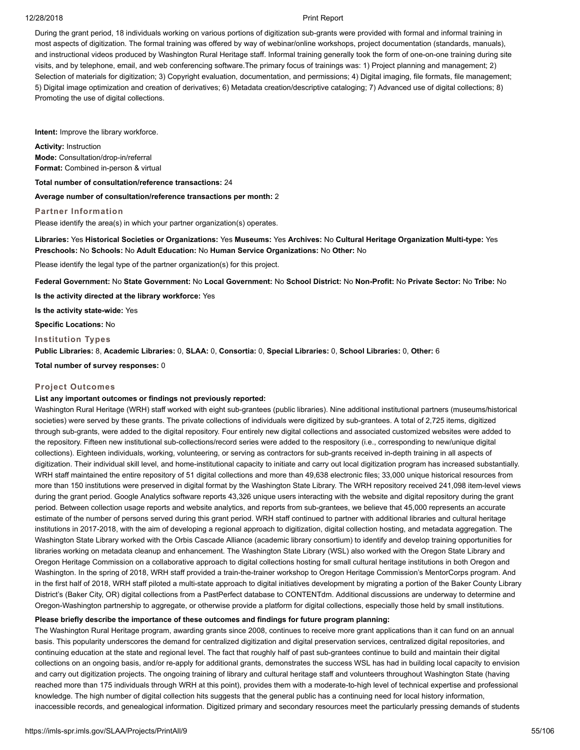During the grant period, 18 individuals working on various portions of digitization sub-grants were provided with formal and informal training in most aspects of digitization. The formal training was offered by way of webinar/online workshops, project documentation (standards, manuals), and instructional videos produced by Washington Rural Heritage staff. Informal training generally took the form of one-on-one training during site visits, and by telephone, email, and web conferencing software.The primary focus of trainings was: 1) Project planning and management; 2) Selection of materials for digitization; 3) Copyright evaluation, documentation, and permissions; 4) Digital imaging, file formats, file management; 5) Digital image optimization and creation of derivatives; 6) Metadata creation/descriptive cataloging; 7) Advanced use of digital collections; 8) Promoting the use of digital collections.

**Intent:** Improve the library workforce.

**Activity:** Instruction
**Mode:** Consultation/drop-in/referral
**Format:** Combined in-person & virtual

**Total number of consultation/reference transactions:** 24

**Average number of consultation/reference transactions per month:** 2

### Partner Information

Please identify the area(s) in which your partner organization(s) operates.

**Libraries:** Yes **Historical Societies or Organizations:** Yes **Museums:** Yes **Archives:** No **Cultural Heritage Organization Multi-type:** Yes **Preschools:** No **Schools:** No **Adult Education:** No **Human Service Organizations:** No **Other:** No

Please identify the legal type of the partner organization(s) for this project.

**Federal Government:** No **State Government:** No **Local Government:** No **School District:** No **Non-Profit:** No **Private Sector:** No **Tribe:** No

**Is the activity directed at the library workforce:** Yes

**Is the activity state-wide:** Yes

**Specific Locations:** No

### Institution Types

**Public Libraries:** 8, **Academic Libraries:** 0, **SLAA:** 0, **Consortia:** 0, **Special Libraries:** 0, **School Libraries:** 0, **Other:** 6

**Total number of survey responses:** 0

### Project Outcomes

**List any important outcomes or findings not previously reported:**

Washington Rural Heritage (WRH) staff worked with eight sub-grantees (public libraries). Nine additional institutional partners (museums/historical societies) were served by these grants. The private collections of individuals were digitized by sub-grantees. A total of 2,725 items, digitized through sub-grants, were added to the digital repository. Four entirely new digital collections and associated customized websites were added to the repository. Fifteen new institutional sub-collections/record series were added to the respository (i.e., corresponding to new/unique digital collections). Eighteen individuals, working, volunteering, or serving as contractors for sub-grants received in-depth training in all aspects of digitization. Their individual skill level, and home-institutional capacity to initiate and carry out local digitization program has increased substantially. WRH staff maintained the entire repository of 51 digital collections and more than 49,638 electronic files; 33,000 unique historical resources from more than 150 institutions were preserved in digital format by the Washington State Library. The WRH repository received 241,098 item-level views during the grant period. Google Analytics software reports 43,326 unique users interacting with the website and digital repository during the grant period. Between collection usage reports and website analytics, and reports from sub-grantees, we believe that 45,000 represents an accurate estimate of the number of persons served during this grant period. WRH staff continued to partner with additional libraries and cultural heritage institutions in 2017-2018, with the aim of developing a regional approach to digitization, digital collection hosting, and metadata aggregation. The Washington State Library worked with the Orbis Cascade Alliance (academic library consortium) to identify and develop training opportunities for libraries working on metadata cleanup and enhancement. The Washington State Library (WSL) also worked with the Oregon State Library and Oregon Heritage Commission on a collaborative approach to digital collections hosting for small cultural heritage institutions in both Oregon and Washington. In the spring of 2018, WRH staff provided a train-the-trainer workshop to Oregon Heritage Commission's MentorCorps program. And in the first half of 2018, WRH staff piloted a multi-state approach to digital initiatives development by migrating a portion of the Baker County Library District's (Baker City, OR) digital collections from a PastPerfect database to CONTENTdm. Additional discussions are underway to determine and Oregon-Washington partnership to aggregate, or otherwise provide a platform for digital collections, especially those held by small institutions.

**Please briefly describe the importance of these outcomes and findings for future program planning:**

The Washington Rural Heritage program, awarding grants since 2008, continues to receive more grant applications than it can fund on an annual basis. This popularity underscores the demand for centralized digitization and digital preservation services, centralized digital repositories, and continuing education at the state and regional level. The fact that roughly half of past sub-grantees continue to build and maintain their digital collections on an ongoing basis, and/or re-apply for additional grants, demonstrates the success WSL has had in building local capacity to envision and carry out digitization projects. The ongoing training of library and cultural heritage staff and volunteers throughout Washington State (having reached more than 175 individuals through WRH at this point), provides them with a moderate-to-high level of technical expertise and professional knowledge. The high number of digital collection hits suggests that the general public has a continuing need for local history information, inaccessible records, and genealogical information. Digitized primary and secondary resources meet the particularly pressing demands of students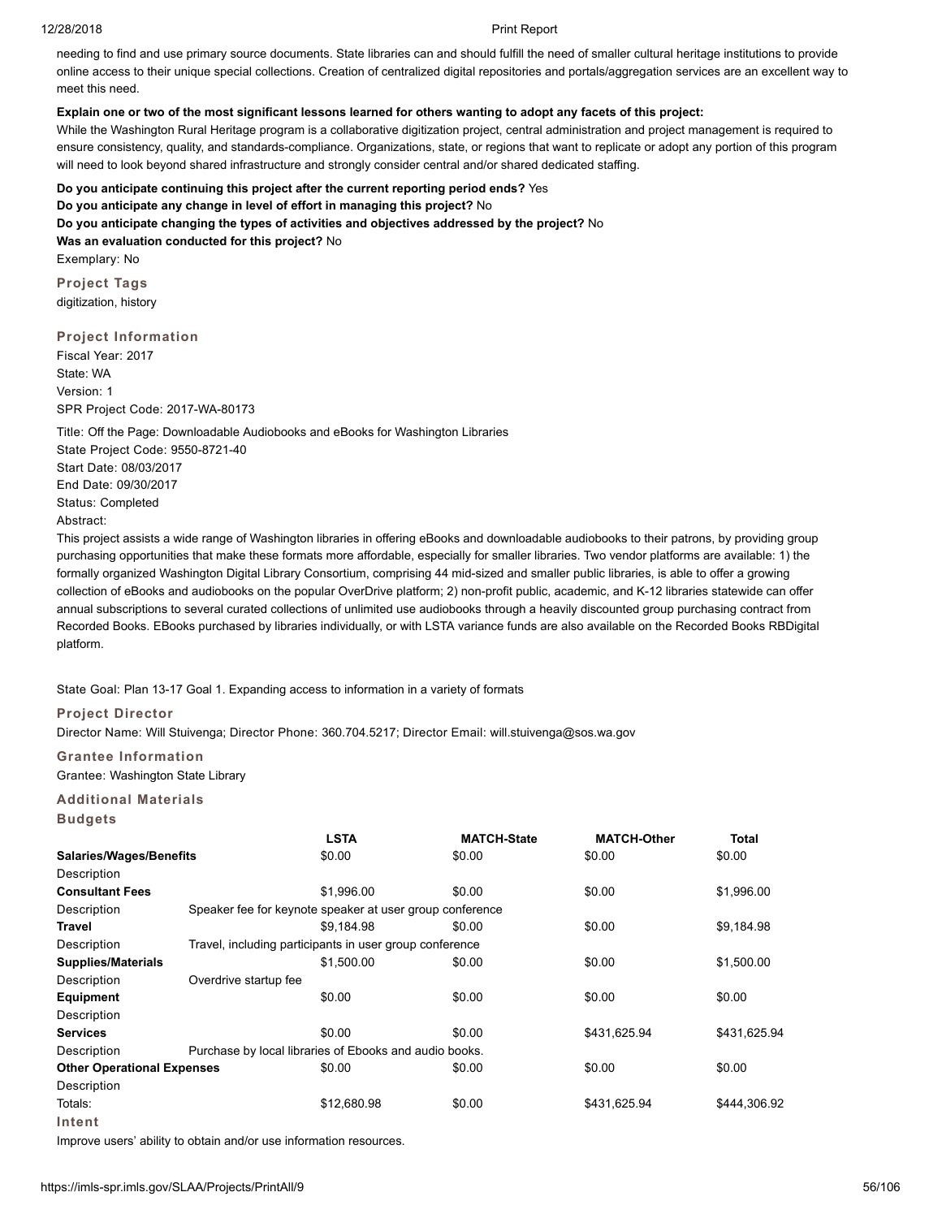needing to find and use primary source documents. State libraries can and should fulfill the need of smaller cultural heritage institutions to provide online access to their unique special collections. Creation of centralized digital repositories and portals/aggregation services are an excellent way to meet this need.

**Explain one or two of the most significant lessons learned for others wanting to adopt any facets of this project:**

While the Washington Rural Heritage program is a collaborative digitization project, central administration and project management is required to ensure consistency, quality, and standards-compliance. Organizations, state, or regions that want to replicate or adopt any portion of this program will need to look beyond shared infrastructure and strongly consider central and/or shared dedicated staffing.

**Do you anticipate continuing this project after the current reporting period ends?** Yes
**Do you anticipate any change in level of effort in managing this project?** No
**Do you anticipate changing the types of activities and objectives addressed by the project?** No
**Was an evaluation conducted for this project?** No
Exemplary: No

### Project Tags

digitization, history

### Project Information

Fiscal Year: 2017
State: WA
Version: 1
SPR Project Code: 2017-WA-80173

Title: Off the Page: Downloadable Audiobooks and eBooks for Washington Libraries
State Project Code: 9550-8721-40
Start Date: 08/03/2017
End Date: 09/30/2017
Status: Completed
Abstract:

This project assists a wide range of Washington libraries in offering eBooks and downloadable audiobooks to their patrons, by providing group purchasing opportunities that make these formats more affordable, especially for smaller libraries. Two vendor platforms are available: 1) the formally organized Washington Digital Library Consortium, comprising 44 mid-sized and smaller public libraries, is able to offer a growing collection of eBooks and audiobooks on the popular OverDrive platform; 2) non-profit public, academic, and K-12 libraries statewide can offer annual subscriptions to several curated collections of unlimited use audiobooks through a heavily discounted group purchasing contract from Recorded Books. EBooks purchased by libraries individually, or with LSTA variance funds are also available on the Recorded Books RBDigital platform.

State Goal: Plan 13-17 Goal 1. Expanding access to information in a variety of formats

### Project Director

Director Name: Will Stuivenga; Director Phone: 360.704.5217; Director Email: will.stuivenga@sos.wa.gov

### Grantee Information

Grantee: Washington State Library

### Additional Materials

### Budgets

| | LSTA | MATCH-State | MATCH-Other | Total |
|---|---|---|---|---|
| **Salaries/Wages/Benefits** | $0.00 | $0.00 | $0.00 | $0.00 |
| Description | | | | |
| **Consultant Fees** | $1,996.00 | $0.00 | $0.00 | $1,996.00 |
| Description | Speaker fee for keynote speaker at user group conference | | | |
| **Travel** | $9,184.98 | $0.00 | $0.00 | $9,184.98 |
| Description | Travel, including participants in user group conference | | | |
| **Supplies/Materials** | $1,500.00 | $0.00 | $0.00 | $1,500.00 |
| Description | Overdrive startup fee | | | |
| **Equipment** | $0.00 | $0.00 | $0.00 | $0.00 |
| Description | | | | |
| **Services** | $0.00 | $0.00 | $431,625.94 | $431,625.94 |
| Description | Purchase by local libraries of Ebooks and audio books. | | | |
| **Other Operational Expenses** | $0.00 | $0.00 | $0.00 | $0.00 |
| Description | | | | |
| Totals: | $12,680.98 | $0.00 | $431,625.94 | $444,306.92 |

### Intent

Improve users' ability to obtain and/or use information resources.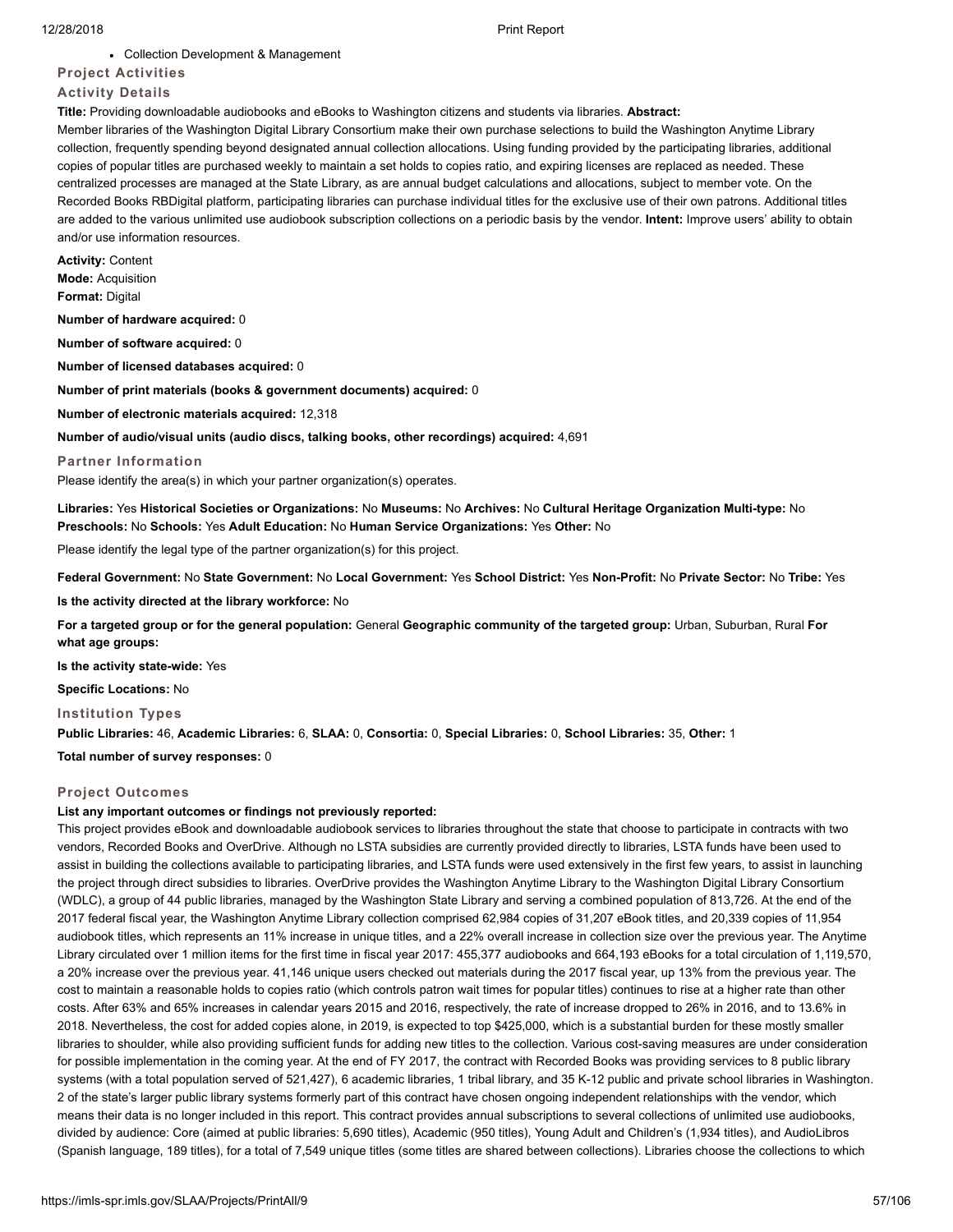- Collection Development & Management

### Project Activities

### Activity Details

**Title:** Providing downloadable audiobooks and eBooks to Washington citizens and students via libraries. **Abstract:** Member libraries of the Washington Digital Library Consortium make their own purchase selections to build the Washington Anytime Library collection, frequently spending beyond designated annual collection allocations. Using funding provided by the participating libraries, additional copies of popular titles are purchased weekly to maintain a set holds to copies ratio, and expiring licenses are replaced as needed. These centralized processes are managed at the State Library, as are annual budget calculations and allocations, subject to member vote. On the Recorded Books RBDigital platform, participating libraries can purchase individual titles for the exclusive use of their own patrons. Additional titles are added to the various unlimited use audiobook subscription collections on a periodic basis by the vendor. **Intent:** Improve users' ability to obtain and/or use information resources.

**Activity:** Content

**Mode:** Acquisition

**Format:** Digital

**Number of hardware acquired:** 0

**Number of software acquired:** 0

**Number of licensed databases acquired:** 0

**Number of print materials (books & government documents) acquired:** 0

**Number of electronic materials acquired:** 12,318

**Number of audio/visual units (audio discs, talking books, other recordings) acquired:** 4,691

### Partner Information

Please identify the area(s) in which your partner organization(s) operates.

**Libraries:** Yes **Historical Societies or Organizations:** No **Museums:** No **Archives:** No **Cultural Heritage Organization Multi-type:** No **Preschools:** No **Schools:** Yes **Adult Education:** No **Human Service Organizations:** Yes **Other:** No

Please identify the legal type of the partner organization(s) for this project.

**Federal Government:** No **State Government:** No **Local Government:** Yes **School District:** Yes **Non-Profit:** No **Private Sector:** No **Tribe:** Yes

**Is the activity directed at the library workforce:** No

**For a targeted group or for the general population:** General **Geographic community of the targeted group:** Urban, Suburban, Rural **For what age groups:**

**Is the activity state-wide:** Yes

**Specific Locations:** No

### Institution Types

**Public Libraries:** 46, **Academic Libraries:** 6, **SLAA:** 0, **Consortia:** 0, **Special Libraries:** 0, **School Libraries:** 35, **Other:** 1

**Total number of survey responses:** 0

### Project Outcomes

**List any important outcomes or findings not previously reported:**

This project provides eBook and downloadable audiobook services to libraries throughout the state that choose to participate in contracts with two vendors, Recorded Books and OverDrive. Although no LSTA subsidies are currently provided directly to libraries, LSTA funds have been used to assist in building the collections available to participating libraries, and LSTA funds were used extensively in the first few years, to assist in launching the project through direct subsidies to libraries. OverDrive provides the Washington Anytime Library to the Washington Digital Library Consortium (WDLC), a group of 44 public libraries, managed by the Washington State Library and serving a combined population of 813,726. At the end of the 2017 federal fiscal year, the Washington Anytime Library collection comprised 62,984 copies of 31,207 eBook titles, and 20,339 copies of 11,954 audiobook titles, which represents an 11% increase in unique titles, and a 22% overall increase in collection size over the previous year. The Anytime Library circulated over 1 million items for the first time in fiscal year 2017: 455,377 audiobooks and 664,193 eBooks for a total circulation of 1,119,570, a 20% increase over the previous year. 41,146 unique users checked out materials during the 2017 fiscal year, up 13% from the previous year. The cost to maintain a reasonable holds to copies ratio (which controls patron wait times for popular titles) continues to rise at a higher rate than other costs. After 63% and 65% increases in calendar years 2015 and 2016, respectively, the rate of increase dropped to 26% in 2016, and to 13.6% in 2018. Nevertheless, the cost for added copies alone, in 2019, is expected to top $425,000, which is a substantial burden for these mostly smaller libraries to shoulder, while also providing sufficient funds for adding new titles to the collection. Various cost-saving measures are under consideration for possible implementation in the coming year. At the end of FY 2017, the contract with Recorded Books was providing services to 8 public library systems (with a total population served of 521,427), 6 academic libraries, 1 tribal library, and 35 K-12 public and private school libraries in Washington. 2 of the state's larger public library systems formerly part of this contract have chosen ongoing independent relationships with the vendor, which means their data is no longer included in this report. This contract provides annual subscriptions to several collections of unlimited use audiobooks, divided by audience: Core (aimed at public libraries: 5,690 titles), Academic (950 titles), Young Adult and Children's (1,934 titles), and AudioLibros (Spanish language, 189 titles), for a total of 7,549 unique titles (some titles are shared between collections). Libraries choose the collections to which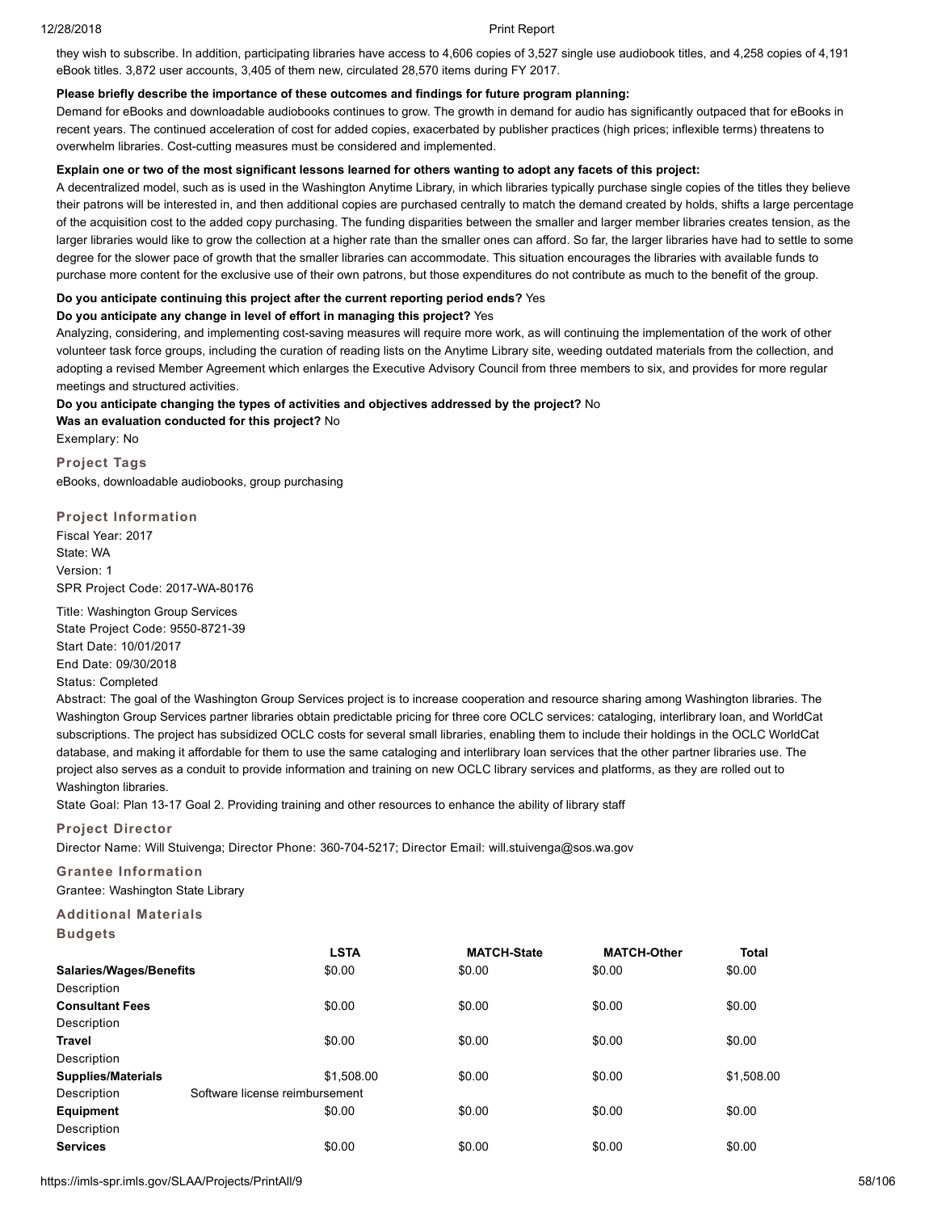they wish to subscribe. In addition, participating libraries have access to 4,606 copies of 3,527 single use audiobook titles, and 4,258 copies of 4,191 eBook titles. 3,872 user accounts, 3,405 of them new, circulated 28,570 items during FY 2017.

**Please briefly describe the importance of these outcomes and findings for future program planning:**

Demand for eBooks and downloadable audiobooks continues to grow. The growth in demand for audio has significantly outpaced that for eBooks in recent years. The continued acceleration of cost for added copies, exacerbated by publisher practices (high prices; inflexible terms) threatens to overwhelm libraries. Cost-cutting measures must be considered and implemented.

**Explain one or two of the most significant lessons learned for others wanting to adopt any facets of this project:**

A decentralized model, such as is used in the Washington Anytime Library, in which libraries typically purchase single copies of the titles they believe their patrons will be interested in, and then additional copies are purchased centrally to match the demand created by holds, shifts a large percentage of the acquisition cost to the added copy purchasing. The funding disparities between the smaller and larger member libraries creates tension, as the larger libraries would like to grow the collection at a higher rate than the smaller ones can afford. So far, the larger libraries have had to settle to some degree for the slower pace of growth that the smaller libraries can accommodate. This situation encourages the libraries with available funds to purchase more content for the exclusive use of their own patrons, but those expenditures do not contribute as much to the benefit of the group.

**Do you anticipate continuing this project after the current reporting period ends?** Yes

**Do you anticipate any change in level of effort in managing this project?** Yes

Analyzing, considering, and implementing cost-saving measures will require more work, as will continuing the implementation of the work of other volunteer task force groups, including the curation of reading lists on the Anytime Library site, weeding outdated materials from the collection, and adopting a revised Member Agreement which enlarges the Executive Advisory Council from three members to six, and provides for more regular meetings and structured activities.

**Do you anticipate changing the types of activities and objectives addressed by the project?** No

**Was an evaluation conducted for this project?** No

Exemplary: No

### Project Tags

eBooks, downloadable audiobooks, group purchasing

### Project Information

Fiscal Year: 2017
State: WA
Version: 1
SPR Project Code: 2017-WA-80176

Title: Washington Group Services
State Project Code: 9550-8721-39
Start Date: 10/01/2017
End Date: 09/30/2018
Status: Completed

Abstract: The goal of the Washington Group Services project is to increase cooperation and resource sharing among Washington libraries. The Washington Group Services partner libraries obtain predictable pricing for three core OCLC services: cataloging, interlibrary loan, and WorldCat subscriptions. The project has subsidized OCLC costs for several small libraries, enabling them to include their holdings in the OCLC WorldCat database, and making it affordable for them to use the same cataloging and interlibrary loan services that the other partner libraries use. The project also serves as a conduit to provide information and training on new OCLC library services and platforms, as they are rolled out to Washington libraries.

State Goal: Plan 13-17 Goal 2. Providing training and other resources to enhance the ability of library staff

### Project Director

Director Name: Will Stuivenga; Director Phone: 360-704-5217; Director Email: will.stuivenga@sos.wa.gov

### Grantee Information

Grantee: Washington State Library

### Additional Materials

### Budgets

| | LSTA | MATCH-State | MATCH-Other | Total |
|---|---|---|---|---|
| **Salaries/Wages/Benefits** | $0.00 | $0.00 | $0.00 | $0.00 |
| Description | | | | |
| **Consultant Fees** | $0.00 | $0.00 | $0.00 | $0.00 |
| Description | | | | |
| **Travel** | $0.00 | $0.00 | $0.00 | $0.00 |
| Description | | | | |
| **Supplies/Materials** | $1,508.00 | $0.00 | $0.00 | $1,508.00 |
| Description | Software license reimbursement | | | |
| **Equipment** | $0.00 | $0.00 | $0.00 | $0.00 |
| Description | | | | |
| **Services** | $0.00 | $0.00 | $0.00 | $0.00 |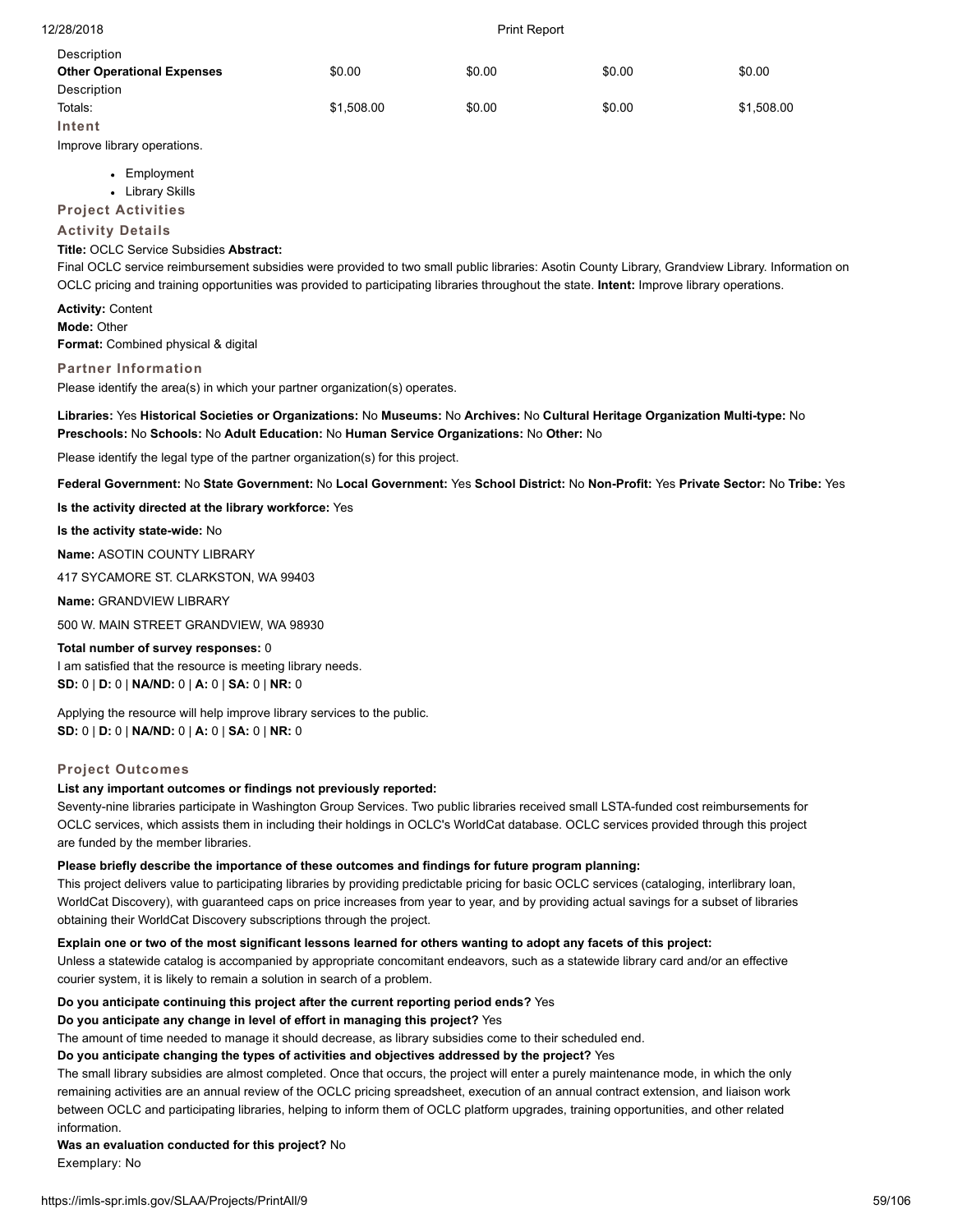| Description | | | | |
|---|---|---|---|---|
| **Other Operational Expenses** | $0.00 | $0.00 | $0.00 | $0.00 |
| Description | | | | |
| Totals: | $1,508.00 | $0.00 | $0.00 | $1,508.00 |

**Intent**

Improve library operations.

- Employment
- Library Skills

**Project Activities**

**Activity Details**

**Title:** OCLC Service Subsidies **Abstract:**
Final OCLC service reimbursement subsidies were provided to two small public libraries: Asotin County Library, Grandview Library. Information on OCLC pricing and training opportunities was provided to participating libraries throughout the state. **Intent:** Improve library operations.

**Activity:** Content
**Mode:** Other
**Format:** Combined physical & digital

**Partner Information**

Please identify the area(s) in which your partner organization(s) operates.

**Libraries:** Yes **Historical Societies or Organizations:** No **Museums:** No **Archives:** No **Cultural Heritage Organization Multi-type:** No **Preschools:** No **Schools:** No **Adult Education:** No **Human Service Organizations:** No **Other:** No

Please identify the legal type of the partner organization(s) for this project.

**Federal Government:** No **State Government:** No **Local Government:** Yes **School District:** No **Non-Profit:** Yes **Private Sector:** No **Tribe:** Yes

**Is the activity directed at the library workforce:** Yes

**Is the activity state-wide:** No

**Name:** ASOTIN COUNTY LIBRARY

417 SYCAMORE ST. CLARKSTON, WA 99403

**Name:** GRANDVIEW LIBRARY

500 W. MAIN STREET GRANDVIEW, WA 98930

**Total number of survey responses:** 0
I am satisfied that the resource is meeting library needs.
**SD:** 0 | **D:** 0 | **NA/ND:** 0 | **A:** 0 | **SA:** 0 | **NR:** 0

Applying the resource will help improve library services to the public.
**SD:** 0 | **D:** 0 | **NA/ND:** 0 | **A:** 0 | **SA:** 0 | **NR:** 0

**Project Outcomes**

**List any important outcomes or findings not previously reported:**
Seventy-nine libraries participate in Washington Group Services. Two public libraries received small LSTA-funded cost reimbursements for OCLC services, which assists them in including their holdings in OCLC's WorldCat database. OCLC services provided through this project are funded by the member libraries.

**Please briefly describe the importance of these outcomes and findings for future program planning:**
This project delivers value to participating libraries by providing predictable pricing for basic OCLC services (cataloging, interlibrary loan, WorldCat Discovery), with guaranteed caps on price increases from year to year, and by providing actual savings for a subset of libraries obtaining their WorldCat Discovery subscriptions through the project.

**Explain one or two of the most significant lessons learned for others wanting to adopt any facets of this project:**
Unless a statewide catalog is accompanied by appropriate concomitant endeavors, such as a statewide library card and/or an effective courier system, it is likely to remain a solution in search of a problem.

**Do you anticipate continuing this project after the current reporting period ends?** Yes
**Do you anticipate any change in level of effort in managing this project?** Yes
The amount of time needed to manage it should decrease, as library subsidies come to their scheduled end.
**Do you anticipate changing the types of activities and objectives addressed by the project?** Yes
The small library subsidies are almost completed. Once that occurs, the project will enter a purely maintenance mode, in which the only remaining activities are an annual review of the OCLC pricing spreadsheet, execution of an annual contract extension, and liaison work between OCLC and participating libraries, helping to inform them of OCLC platform upgrades, training opportunities, and other related information.
**Was an evaluation conducted for this project?** No
Exemplary: No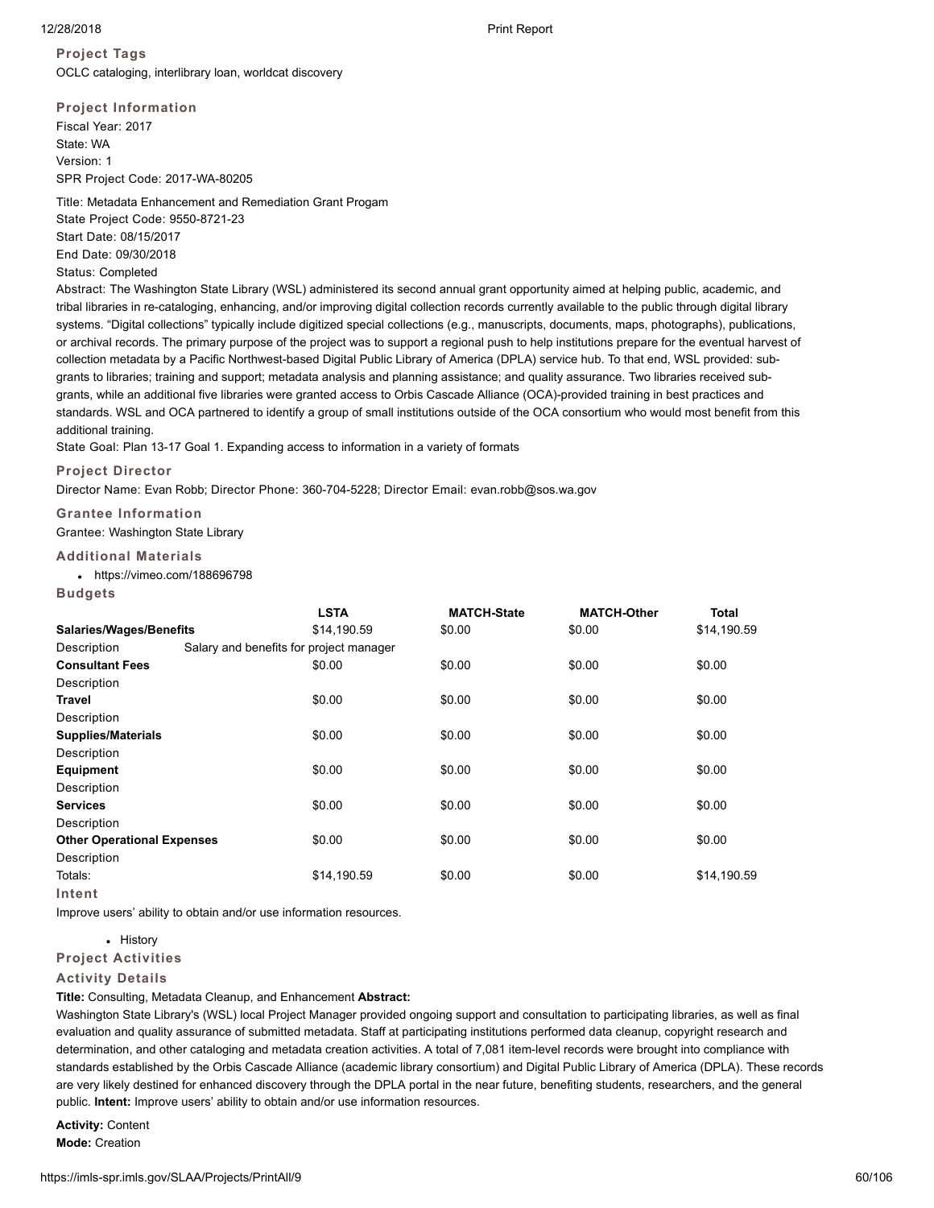### Project Tags

OCLC cataloging, interlibrary loan, worldcat discovery

### Project Information

Fiscal Year: 2017
State: WA
Version: 1
SPR Project Code: 2017-WA-80205

Title: Metadata Enhancement and Remediation Grant Progam
State Project Code: 9550-8721-23
Start Date: 08/15/2017
End Date: 09/30/2018
Status: Completed
Abstract: The Washington State Library (WSL) administered its second annual grant opportunity aimed at helping public, academic, and tribal libraries in re-cataloging, enhancing, and/or improving digital collection records currently available to the public through digital library systems. "Digital collections" typically include digitized special collections (e.g., manuscripts, documents, maps, photographs), publications, or archival records. The primary purpose of the project was to support a regional push to help institutions prepare for the eventual harvest of collection metadata by a Pacific Northwest-based Digital Public Library of America (DPLA) service hub. To that end, WSL provided: sub-grants to libraries; training and support; metadata analysis and planning assistance; and quality assurance. Two libraries received sub-grants, while an additional five libraries were granted access to Orbis Cascade Alliance (OCA)-provided training in best practices and standards. WSL and OCA partnered to identify a group of small institutions outside of the OCA consortium who would most benefit from this additional training.
State Goal: Plan 13-17 Goal 1. Expanding access to information in a variety of formats

### Project Director

Director Name: Evan Robb; Director Phone: 360-704-5228; Director Email: evan.robb@sos.wa.gov

### Grantee Information

Grantee: Washington State Library

### Additional Materials

- https://vimeo.com/188696798

### Budgets

| | LSTA | MATCH-State | MATCH-Other | Total |
|---|---|---|---|---|
| **Salaries/Wages/Benefits** | $14,190.59 | $0.00 | $0.00 | $14,190.59 |
| Description | Salary and benefits for project manager | | | |
| **Consultant Fees** | $0.00 | $0.00 | $0.00 | $0.00 |
| Description | | | | |
| **Travel** | $0.00 | $0.00 | $0.00 | $0.00 |
| Description | | | | |
| **Supplies/Materials** | $0.00 | $0.00 | $0.00 | $0.00 |
| Description | | | | |
| **Equipment** | $0.00 | $0.00 | $0.00 | $0.00 |
| Description | | | | |
| **Services** | $0.00 | $0.00 | $0.00 | $0.00 |
| Description | | | | |
| **Other Operational Expenses** | $0.00 | $0.00 | $0.00 | $0.00 |
| Description | | | | |
| Totals: | $14,190.59 | $0.00 | $0.00 | $14,190.59 |

### Intent

Improve users' ability to obtain and/or use information resources.

- History

### Project Activities

### Activity Details

**Title:** Consulting, Metadata Cleanup, and Enhancement **Abstract:**
Washington State Library's (WSL) local Project Manager provided ongoing support and consultation to participating libraries, as well as final evaluation and quality assurance of submitted metadata. Staff at participating institutions performed data cleanup, copyright research and determination, and other cataloging and metadata creation activities. A total of 7,081 item-level records were brought into compliance with standards established by the Orbis Cascade Alliance (academic library consortium) and Digital Public Library of America (DPLA). These records are very likely destined for enhanced discovery through the DPLA portal in the near future, benefiting students, researchers, and the general public. **Intent:** Improve users' ability to obtain and/or use information resources.

**Activity:** Content
**Mode:** Creation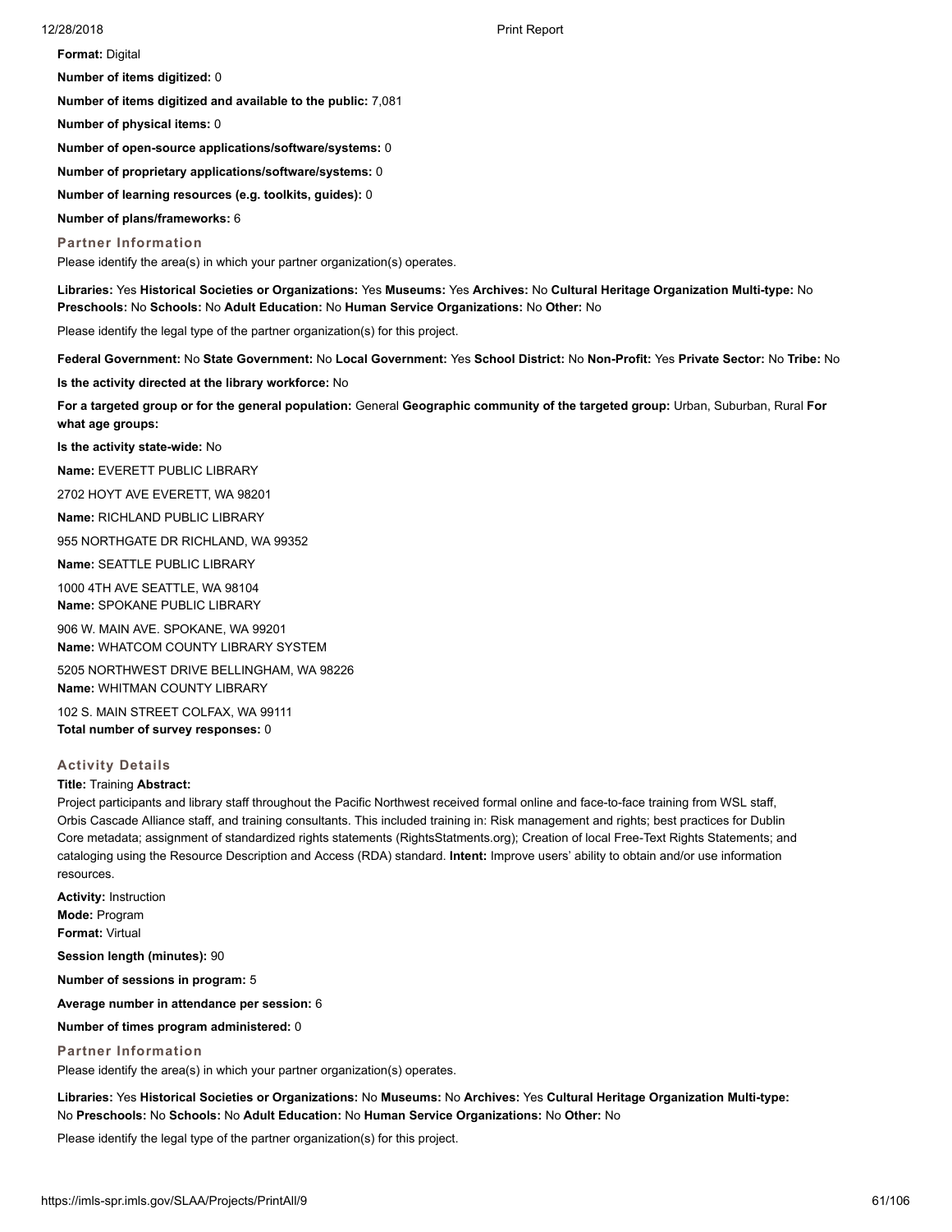**Format:** Digital

**Number of items digitized:** 0

**Number of items digitized and available to the public:** 7,081

**Number of physical items:** 0

**Number of open-source applications/software/systems:** 0

**Number of proprietary applications/software/systems:** 0

**Number of learning resources (e.g. toolkits, guides):** 0

**Number of plans/frameworks:** 6

### Partner Information

Please identify the area(s) in which your partner organization(s) operates.

**Libraries:** Yes **Historical Societies or Organizations:** Yes **Museums:** Yes **Archives:** No **Cultural Heritage Organization Multi-type:** No **Preschools:** No **Schools:** No **Adult Education:** No **Human Service Organizations:** No **Other:** No

Please identify the legal type of the partner organization(s) for this project.

**Federal Government:** No **State Government:** No **Local Government:** Yes **School District:** No **Non-Profit:** Yes **Private Sector:** No **Tribe:** No

**Is the activity directed at the library workforce:** No

**For a targeted group or for the general population:** General **Geographic community of the targeted group:** Urban, Suburban, Rural **For what age groups:**

**Is the activity state-wide:** No

**Name:** EVERETT PUBLIC LIBRARY

2702 HOYT AVE EVERETT, WA 98201

**Name:** RICHLAND PUBLIC LIBRARY

955 NORTHGATE DR RICHLAND, WA 99352

**Name:** SEATTLE PUBLIC LIBRARY

1000 4TH AVE SEATTLE, WA 98104

**Name:** SPOKANE PUBLIC LIBRARY

906 W. MAIN AVE. SPOKANE, WA 99201

**Name:** WHATCOM COUNTY LIBRARY SYSTEM

5205 NORTHWEST DRIVE BELLINGHAM, WA 98226

**Name:** WHITMAN COUNTY LIBRARY

102 S. MAIN STREET COLFAX, WA 99111

**Total number of survey responses:** 0

### Activity Details

**Title:** Training **Abstract:**

Project participants and library staff throughout the Pacific Northwest received formal online and face-to-face training from WSL staff, Orbis Cascade Alliance staff, and training consultants. This included training in: Risk management and rights; best practices for Dublin Core metadata; assignment of standardized rights statements (RightsStatments.org); Creation of local Free-Text Rights Statements; and cataloging using the Resource Description and Access (RDA) standard. **Intent:** Improve users' ability to obtain and/or use information resources.

**Activity:** Instruction

**Mode:** Program

**Format:** Virtual

**Session length (minutes):** 90

**Number of sessions in program:** 5

**Average number in attendance per session:** 6

**Number of times program administered:** 0

### Partner Information

Please identify the area(s) in which your partner organization(s) operates.

**Libraries:** Yes **Historical Societies or Organizations:** No **Museums:** No **Archives:** Yes **Cultural Heritage Organization Multi-type:** No **Preschools:** No **Schools:** No **Adult Education:** No **Human Service Organizations:** No **Other:** No

Please identify the legal type of the partner organization(s) for this project.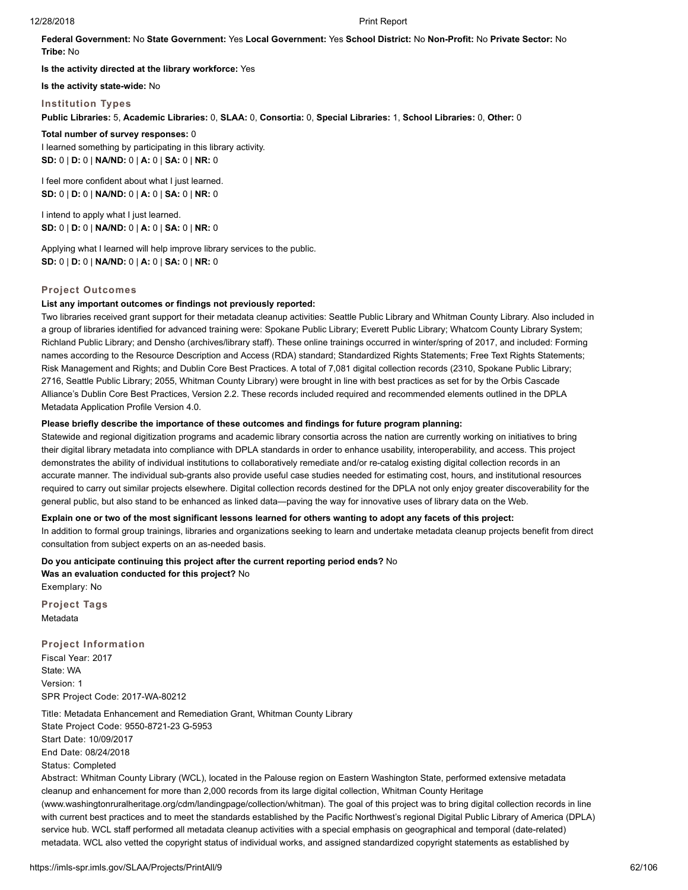**Federal Government:** No **State Government:** Yes **Local Government:** Yes **School District:** No **Non-Profit:** No **Private Sector:** No **Tribe:** No

**Is the activity directed at the library workforce:** Yes

**Is the activity state-wide:** No

### Institution Types

**Public Libraries:** 5, **Academic Libraries:** 0, **SLAA:** 0, **Consortia:** 0, **Special Libraries:** 1, **School Libraries:** 0, **Other:** 0

**Total number of survey responses:** 0

I learned something by participating in this library activity.
**SD:** 0 | **D:** 0 | **NA/ND:** 0 | **A:** 0 | **SA:** 0 | **NR:** 0

I feel more confident about what I just learned.
**SD:** 0 | **D:** 0 | **NA/ND:** 0 | **A:** 0 | **SA:** 0 | **NR:** 0

I intend to apply what I just learned.
**SD:** 0 | **D:** 0 | **NA/ND:** 0 | **A:** 0 | **SA:** 0 | **NR:** 0

Applying what I learned will help improve library services to the public.
**SD:** 0 | **D:** 0 | **NA/ND:** 0 | **A:** 0 | **SA:** 0 | **NR:** 0

### Project Outcomes

**List any important outcomes or findings not previously reported:**

Two libraries received grant support for their metadata cleanup activities: Seattle Public Library and Whitman County Library. Also included in a group of libraries identified for advanced training were: Spokane Public Library; Everett Public Library; Whatcom County Library System; Richland Public Library; and Densho (archives/library staff). These online trainings occurred in winter/spring of 2017, and included: Forming names according to the Resource Description and Access (RDA) standard; Standardized Rights Statements; Free Text Rights Statements; Risk Management and Rights; and Dublin Core Best Practices. A total of 7,081 digital collection records (2310, Spokane Public Library; 2716, Seattle Public Library; 2055, Whitman County Library) were brought in line with best practices as set for by the Orbis Cascade Alliance's Dublin Core Best Practices, Version 2.2. These records included required and recommended elements outlined in the DPLA Metadata Application Profile Version 4.0.

**Please briefly describe the importance of these outcomes and findings for future program planning:**

Statewide and regional digitization programs and academic library consortia across the nation are currently working on initiatives to bring their digital library metadata into compliance with DPLA standards in order to enhance usability, interoperability, and access. This project demonstrates the ability of individual institutions to collaboratively remediate and/or re-catalog existing digital collection records in an accurate manner. The individual sub-grants also provide useful case studies needed for estimating cost, hours, and institutional resources required to carry out similar projects elsewhere. Digital collection records destined for the DPLA not only enjoy greater discoverability for the general public, but also stand to be enhanced as linked data—paving the way for innovative uses of library data on the Web.

**Explain one or two of the most significant lessons learned for others wanting to adopt any facets of this project:**

In addition to formal group trainings, libraries and organizations seeking to learn and undertake metadata cleanup projects benefit from direct consultation from subject experts on an as-needed basis.

**Do you anticipate continuing this project after the current reporting period ends?** No
**Was an evaluation conducted for this project?** No
Exemplary: No

### Project Tags

Metadata

### Project Information

Fiscal Year: 2017
State: WA
Version: 1
SPR Project Code: 2017-WA-80212

Title: Metadata Enhancement and Remediation Grant, Whitman County Library
State Project Code: 9550-8721-23 G-5953
Start Date: 10/09/2017
End Date: 08/24/2018
Status: Completed
Abstract: Whitman County Library (WCL), located in the Palouse region on Eastern Washington State, performed extensive metadata cleanup and enhancement for more than 2,000 records from its large digital collection, Whitman County Heritage (www.washingtonruralheritage.org/cdm/landingpage/collection/whitman). The goal of this project was to bring digital collection records in line with current best practices and to meet the standards established by the Pacific Northwest's regional Digital Public Library of America (DPLA) service hub. WCL staff performed all metadata cleanup activities with a special emphasis on geographical and temporal (date-related) metadata. WCL also vetted the copyright status of individual works, and assigned standardized copyright statements as established by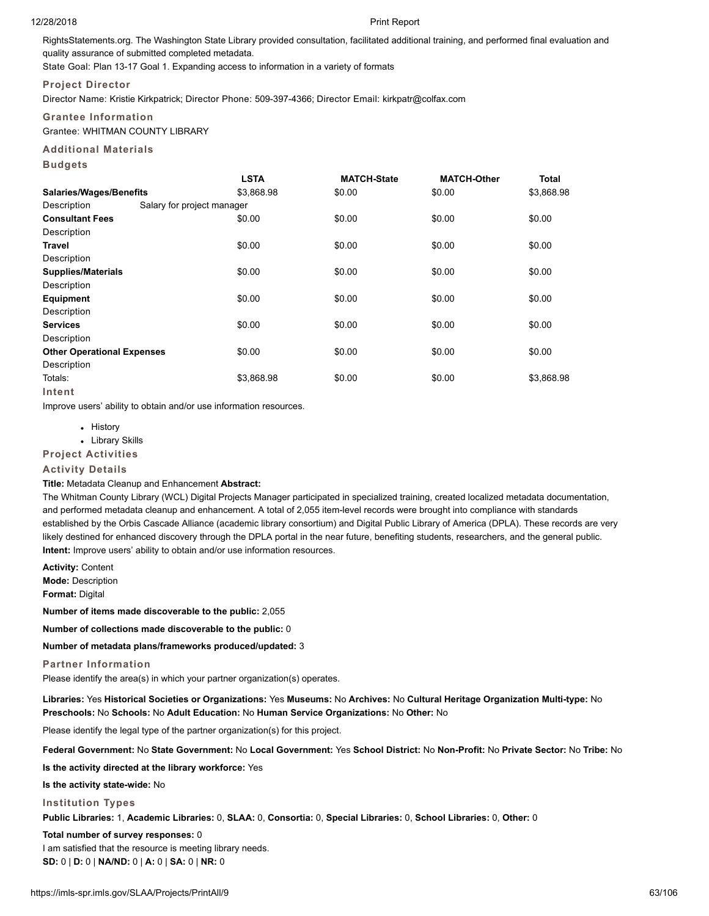RightsStatements.org. The Washington State Library provided consultation, facilitated additional training, and performed final evaluation and quality assurance of submitted completed metadata.

State Goal: Plan 13-17 Goal 1. Expanding access to information in a variety of formats

### Project Director

Director Name: Kristie Kirkpatrick; Director Phone: 509-397-4366; Director Email: kirkpatr@colfax.com

### Grantee Information

Grantee: WHITMAN COUNTY LIBRARY

### Additional Materials

### Budgets

| | LSTA | MATCH-State | MATCH-Other | Total |
|---|---|---|---|---|
| **Salaries/Wages/Benefits** | $3,868.98 | $0.00 | $0.00 | $3,868.98 |
| Description: Salary for project manager | | | | |
| **Consultant Fees** | $0.00 | $0.00 | $0.00 | $0.00 |
| Description | | | | |
| **Travel** | $0.00 | $0.00 | $0.00 | $0.00 |
| Description | | | | |
| **Supplies/Materials** | $0.00 | $0.00 | $0.00 | $0.00 |
| Description | | | | |
| **Equipment** | $0.00 | $0.00 | $0.00 | $0.00 |
| Description | | | | |
| **Services** | $0.00 | $0.00 | $0.00 | $0.00 |
| Description | | | | |
| **Other Operational Expenses** | $0.00 | $0.00 | $0.00 | $0.00 |
| Description | | | | |
| Totals: | $3,868.98 | $0.00 | $0.00 | $3,868.98 |

### Intent

Improve users' ability to obtain and/or use information resources.

- History
- Library Skills

### Project Activities

### Activity Details

**Title:** Metadata Cleanup and Enhancement **Abstract:**

The Whitman County Library (WCL) Digital Projects Manager participated in specialized training, created localized metadata documentation, and performed metadata cleanup and enhancement. A total of 2,055 item-level records were brought into compliance with standards established by the Orbis Cascade Alliance (academic library consortium) and Digital Public Library of America (DPLA). These records are very likely destined for enhanced discovery through the DPLA portal in the near future, benefiting students, researchers, and the general public.

**Intent:** Improve users' ability to obtain and/or use information resources.

**Activity:** Content

**Mode:** Description

**Format:** Digital

**Number of items made discoverable to the public:** 2,055

**Number of collections made discoverable to the public:** 0

**Number of metadata plans/frameworks produced/updated:** 3

### Partner Information

Please identify the area(s) in which your partner organization(s) operates.

**Libraries:** Yes **Historical Societies or Organizations:** Yes **Museums:** No **Archives:** No **Cultural Heritage Organization Multi-type:** No **Preschools:** No **Schools:** No **Adult Education:** No **Human Service Organizations:** No **Other:** No

Please identify the legal type of the partner organization(s) for this project.

**Federal Government:** No **State Government:** No **Local Government:** Yes **School District:** No **Non-Profit:** No **Private Sector:** No **Tribe:** No

**Is the activity directed at the library workforce:** Yes

**Is the activity state-wide:** No

### Institution Types

**Public Libraries:** 1, **Academic Libraries:** 0, **SLAA:** 0, **Consortia:** 0, **Special Libraries:** 0, **School Libraries:** 0, **Other:** 0

**Total number of survey responses:** 0

I am satisfied that the resource is meeting library needs.

**SD:** 0 | **D:** 0 | **NA/ND:** 0 | **A:** 0 | **SA:** 0 | **NR:** 0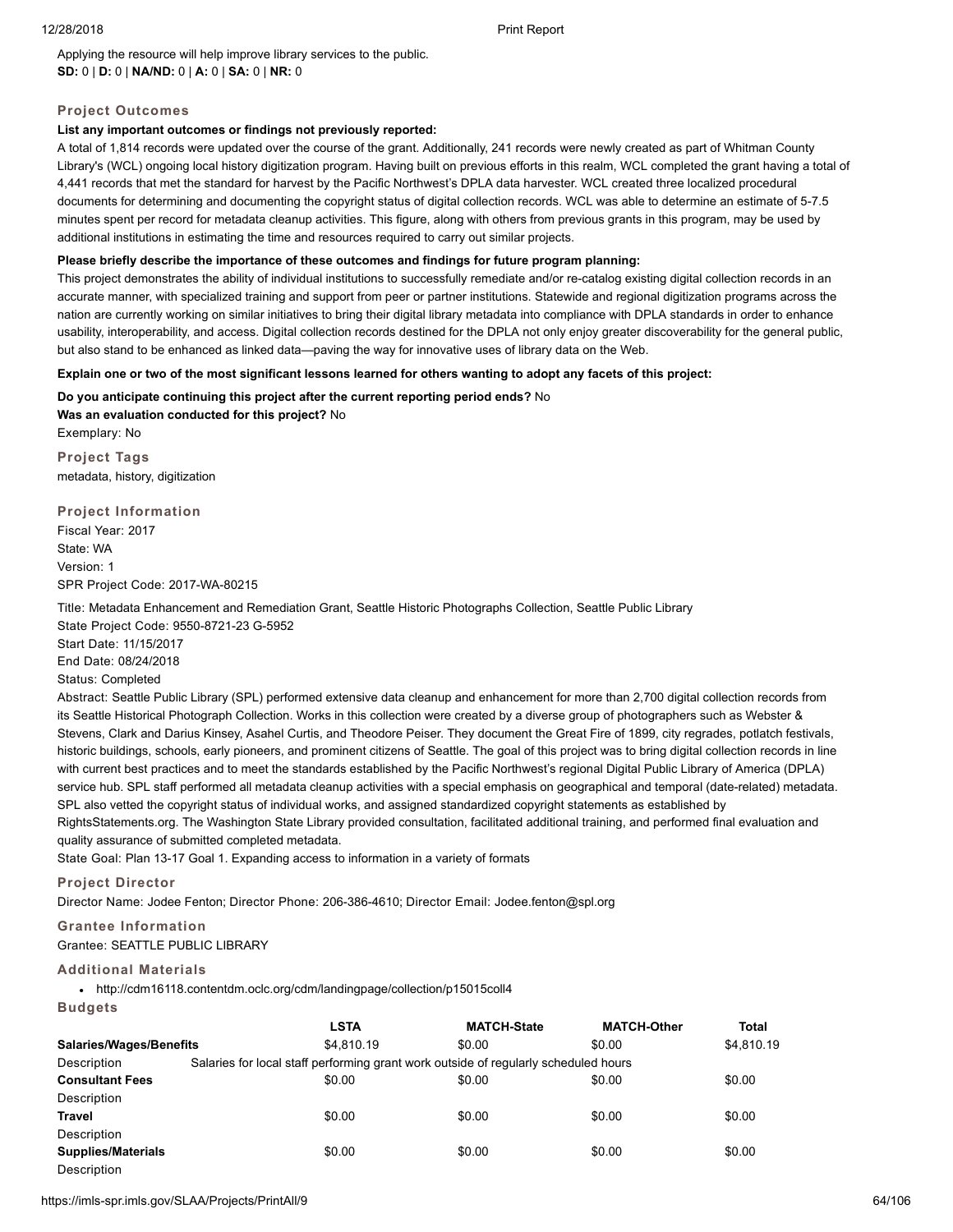Applying the resource will help improve library services to the public.
**SD:** 0 | **D:** 0 | **NA/ND:** 0 | **A:** 0 | **SA:** 0 | **NR:** 0

### Project Outcomes

**List any important outcomes or findings not previously reported:**

A total of 1,814 records were updated over the course of the grant. Additionally, 241 records were newly created as part of Whitman County Library's (WCL) ongoing local history digitization program. Having built on previous efforts in this realm, WCL completed the grant having a total of 4,441 records that met the standard for harvest by the Pacific Northwest's DPLA data harvester. WCL created three localized procedural documents for determining and documenting the copyright status of digital collection records. WCL was able to determine an estimate of 5-7.5 minutes spent per record for metadata cleanup activities. This figure, along with others from previous grants in this program, may be used by additional institutions in estimating the time and resources required to carry out similar projects.

**Please briefly describe the importance of these outcomes and findings for future program planning:**

This project demonstrates the ability of individual institutions to successfully remediate and/or re-catalog existing digital collection records in an accurate manner, with specialized training and support from peer or partner institutions. Statewide and regional digitization programs across the nation are currently working on similar initiatives to bring their digital library metadata into compliance with DPLA standards in order to enhance usability, interoperability, and access. Digital collection records destined for the DPLA not only enjoy greater discoverability for the general public, but also stand to be enhanced as linked data—paving the way for innovative uses of library data on the Web.

**Explain one or two of the most significant lessons learned for others wanting to adopt any facets of this project:**

**Do you anticipate continuing this project after the current reporting period ends?** No
**Was an evaluation conducted for this project?** No
Exemplary: No

### Project Tags

metadata, history, digitization

### Project Information

Fiscal Year: 2017
State: WA
Version: 1
SPR Project Code: 2017-WA-80215

Title: Metadata Enhancement and Remediation Grant, Seattle Historic Photographs Collection, Seattle Public Library
State Project Code: 9550-8721-23 G-5952
Start Date: 11/15/2017
End Date: 08/24/2018
Status: Completed

Abstract: Seattle Public Library (SPL) performed extensive data cleanup and enhancement for more than 2,700 digital collection records from its Seattle Historical Photograph Collection. Works in this collection were created by a diverse group of photographers such as Webster & Stevens, Clark and Darius Kinsey, Asahel Curtis, and Theodore Peiser. They document the Great Fire of 1899, city regrades, potlatch festivals, historic buildings, schools, early pioneers, and prominent citizens of Seattle. The goal of this project was to bring digital collection records in line with current best practices and to meet the standards established by the Pacific Northwest's regional Digital Public Library of America (DPLA) service hub. SPL staff performed all metadata cleanup activities with a special emphasis on geographical and temporal (date-related) metadata. SPL also vetted the copyright status of individual works, and assigned standardized copyright statements as established by RightsStatements.org. The Washington State Library provided consultation, facilitated additional training, and performed final evaluation and quality assurance of submitted completed metadata.

State Goal: Plan 13-17 Goal 1. Expanding access to information in a variety of formats

### Project Director

Director Name: Jodee Fenton; Director Phone: 206-386-4610; Director Email: Jodee.fenton@spl.org

### Grantee Information

Grantee: SEATTLE PUBLIC LIBRARY

### Additional Materials

- http://cdm16118.contentdm.oclc.org/cdm/landingpage/collection/p15015coll4

### Budgets

| | LSTA | MATCH-State | MATCH-Other | Total |
|---|---|---|---|---|
| **Salaries/Wages/Benefits** | $4,810.19 | $0.00 | $0.00 | $4,810.19 |
| Description | Salaries for local staff performing grant work outside of regularly scheduled hours | | | |
| **Consultant Fees** | $0.00 | $0.00 | $0.00 | $0.00 |
| Description | | | | |
| **Travel** | $0.00 | $0.00 | $0.00 | $0.00 |
| Description | | | | |
| **Supplies/Materials** | $0.00 | $0.00 | $0.00 | $0.00 |
| Description | | | | |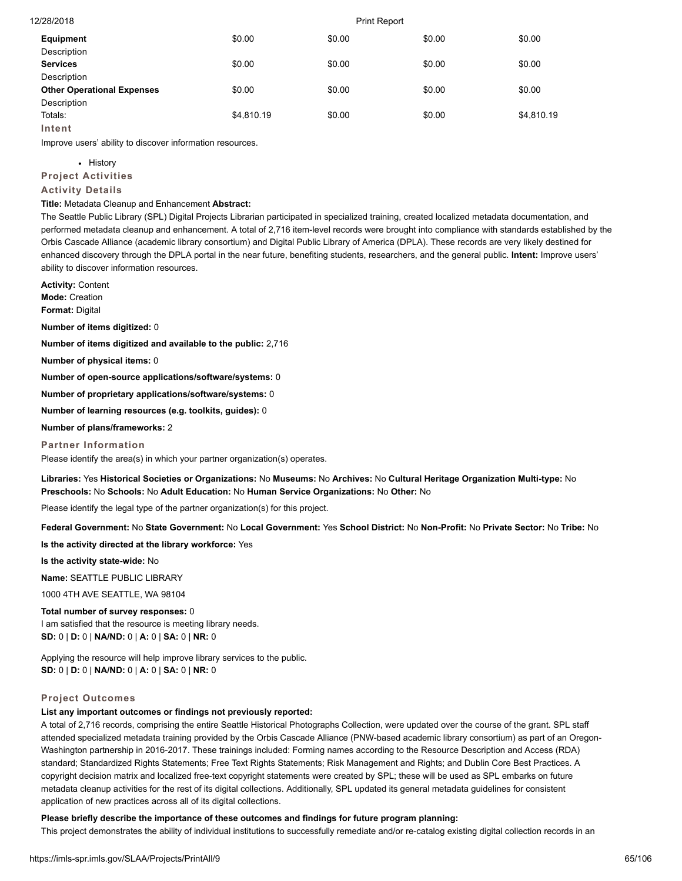| | | | | |
|---|---|---|---|---|
| **Equipment** | $0.00 | $0.00 | $0.00 | $0.00 |
| Description | | | | |
| **Services** | $0.00 | $0.00 | $0.00 | $0.00 |
| Description | | | | |
| **Other Operational Expenses** | $0.00 | $0.00 | $0.00 | $0.00 |
| Description | | | | |
| Totals: | $4,810.19 | $0.00 | $0.00 | $4,810.19 |

### Intent

Improve users' ability to discover information resources.

- History

### Project Activities

### Activity Details

**Title:** Metadata Cleanup and Enhancement **Abstract:**
The Seattle Public Library (SPL) Digital Projects Librarian participated in specialized training, created localized metadata documentation, and performed metadata cleanup and enhancement. A total of 2,716 item-level records were brought into compliance with standards established by the Orbis Cascade Alliance (academic library consortium) and Digital Public Library of America (DPLA). These records are very likely destined for enhanced discovery through the DPLA portal in the near future, benefiting students, researchers, and the general public. **Intent:** Improve users' ability to discover information resources.

**Activity:** Content
**Mode:** Creation
**Format:** Digital

**Number of items digitized:** 0

**Number of items digitized and available to the public:** 2,716

**Number of physical items:** 0

**Number of open-source applications/software/systems:** 0

**Number of proprietary applications/software/systems:** 0

**Number of learning resources (e.g. toolkits, guides):** 0

**Number of plans/frameworks:** 2

### Partner Information

Please identify the area(s) in which your partner organization(s) operates.

**Libraries:** Yes **Historical Societies or Organizations:** No **Museums:** No **Archives:** No **Cultural Heritage Organization Multi-type:** No **Preschools:** No **Schools:** No **Adult Education:** No **Human Service Organizations:** No **Other:** No

Please identify the legal type of the partner organization(s) for this project.

**Federal Government:** No **State Government:** No **Local Government:** Yes **School District:** No **Non-Profit:** No **Private Sector:** No **Tribe:** No

**Is the activity directed at the library workforce:** Yes

**Is the activity state-wide:** No

**Name:** SEATTLE PUBLIC LIBRARY

1000 4TH AVE SEATTLE, WA 98104

**Total number of survey responses:** 0
I am satisfied that the resource is meeting library needs.
**SD:** 0 | **D:** 0 | **NA/ND:** 0 | **A:** 0 | **SA:** 0 | **NR:** 0

Applying the resource will help improve library services to the public.
**SD:** 0 | **D:** 0 | **NA/ND:** 0 | **A:** 0 | **SA:** 0 | **NR:** 0

### Project Outcomes

**List any important outcomes or findings not previously reported:**
A total of 2,716 records, comprising the entire Seattle Historical Photographs Collection, were updated over the course of the grant. SPL staff attended specialized metadata training provided by the Orbis Cascade Alliance (PNW-based academic library consortium) as part of an Oregon-Washington partnership in 2016-2017. These trainings included: Forming names according to the Resource Description and Access (RDA) standard; Standardized Rights Statements; Free Text Rights Statements; Risk Management and Rights; and Dublin Core Best Practices. A copyright decision matrix and localized free-text copyright statements were created by SPL; these will be used as SPL embarks on future metadata cleanup activities for the rest of its digital collections. Additionally, SPL updated its general metadata guidelines for consistent application of new practices across all of its digital collections.

**Please briefly describe the importance of these outcomes and findings for future program planning:**
This project demonstrates the ability of individual institutions to successfully remediate and/or re-catalog existing digital collection records in an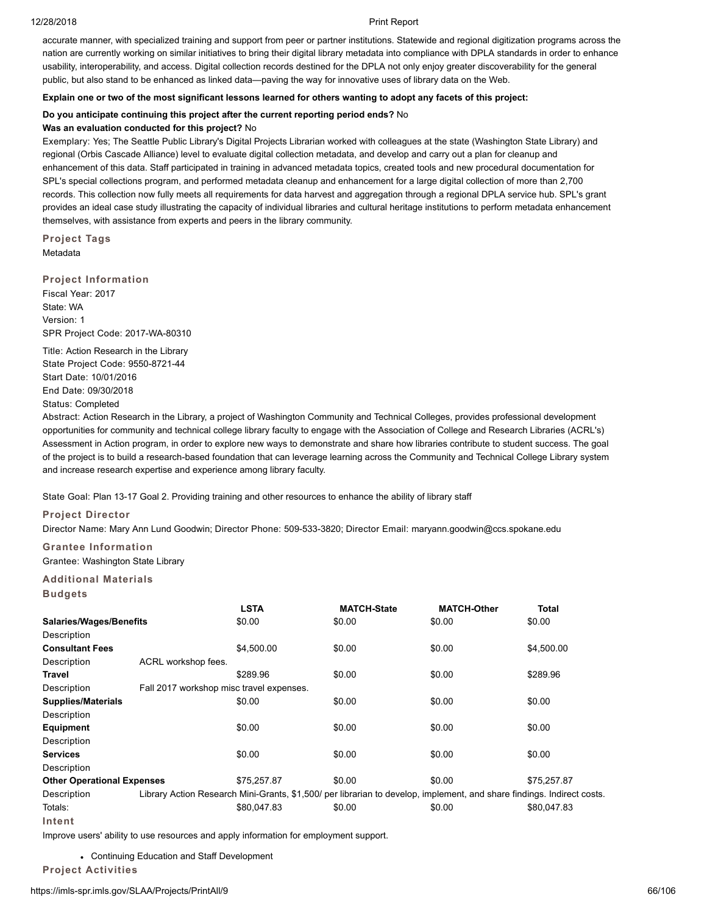accurate manner, with specialized training and support from peer or partner institutions. Statewide and regional digitization programs across the nation are currently working on similar initiatives to bring their digital library metadata into compliance with DPLA standards in order to enhance usability, interoperability, and access. Digital collection records destined for the DPLA not only enjoy greater discoverability for the general public, but also stand to be enhanced as linked data—paving the way for innovative uses of library data on the Web.

**Explain one or two of the most significant lessons learned for others wanting to adopt any facets of this project:**

**Do you anticipate continuing this project after the current reporting period ends?** No

**Was an evaluation conducted for this project?** No

Exemplary: Yes; The Seattle Public Library's Digital Projects Librarian worked with colleagues at the state (Washington State Library) and regional (Orbis Cascade Alliance) level to evaluate digital collection metadata, and develop and carry out a plan for cleanup and enhancement of this data. Staff participated in training in advanced metadata topics, created tools and new procedural documentation for SPL's special collections program, and performed metadata cleanup and enhancement for a large digital collection of more than 2,700 records. This collection now fully meets all requirements for data harvest and aggregation through a regional DPLA service hub. SPL's grant provides an ideal case study illustrating the capacity of individual libraries and cultural heritage institutions to perform metadata enhancement themselves, with assistance from experts and peers in the library community.

### Project Tags

Metadata

### Project Information

Fiscal Year: 2017
State: WA
Version: 1
SPR Project Code: 2017-WA-80310

Title: Action Research in the Library
State Project Code: 9550-8721-44
Start Date: 10/01/2016
End Date: 09/30/2018
Status: Completed
Abstract: Action Research in the Library, a project of Washington Community and Technical Colleges, provides professional development opportunities for community and technical college library faculty to engage with the Association of College and Research Libraries (ACRL's) Assessment in Action program, in order to explore new ways to demonstrate and share how libraries contribute to student success. The goal of the project is to build a research-based foundation that can leverage learning across the Community and Technical College Library system and increase research expertise and experience among library faculty.

State Goal: Plan 13-17 Goal 2. Providing training and other resources to enhance the ability of library staff

### Project Director

Director Name: Mary Ann Lund Goodwin; Director Phone: 509-533-3820; Director Email: maryann.goodwin@ccs.spokane.edu

### Grantee Information

Grantee: Washington State Library

### Additional Materials

### Budgets

| | | LSTA | MATCH-State | MATCH-Other | Total |
|---|---|---|---|---|---|
| **Salaries/Wages/Benefits** | | $0.00 | $0.00 | $0.00 | $0.00 |
| Description | | | | | |
| **Consultant Fees** | | $4,500.00 | $0.00 | $0.00 | $4,500.00 |
| Description | ACRL workshop fees. | | | | |
| **Travel** | | $289.96 | $0.00 | $0.00 | $289.96 |
| Description | Fall 2017 workshop misc travel expenses. | | | | |
| **Supplies/Materials** | | $0.00 | $0.00 | $0.00 | $0.00 |
| Description | | | | | |
| **Equipment** | | $0.00 | $0.00 | $0.00 | $0.00 |
| Description | | | | | |
| **Services** | | $0.00 | $0.00 | $0.00 | $0.00 |
| Description | | | | | |
| **Other Operational Expenses** | | $75,257.87 | $0.00 | $0.00 | $75,257.87 |
| Description | Library Action Research Mini-Grants, $1,500/ per librarian to develop, implement, and share findings. Indirect costs. | | | | |
| Totals: | | $80,047.83 | $0.00 | $0.00 | $80,047.83 |

### Intent

Improve users' ability to use resources and apply information for employment support.

- Continuing Education and Staff Development

### Project Activities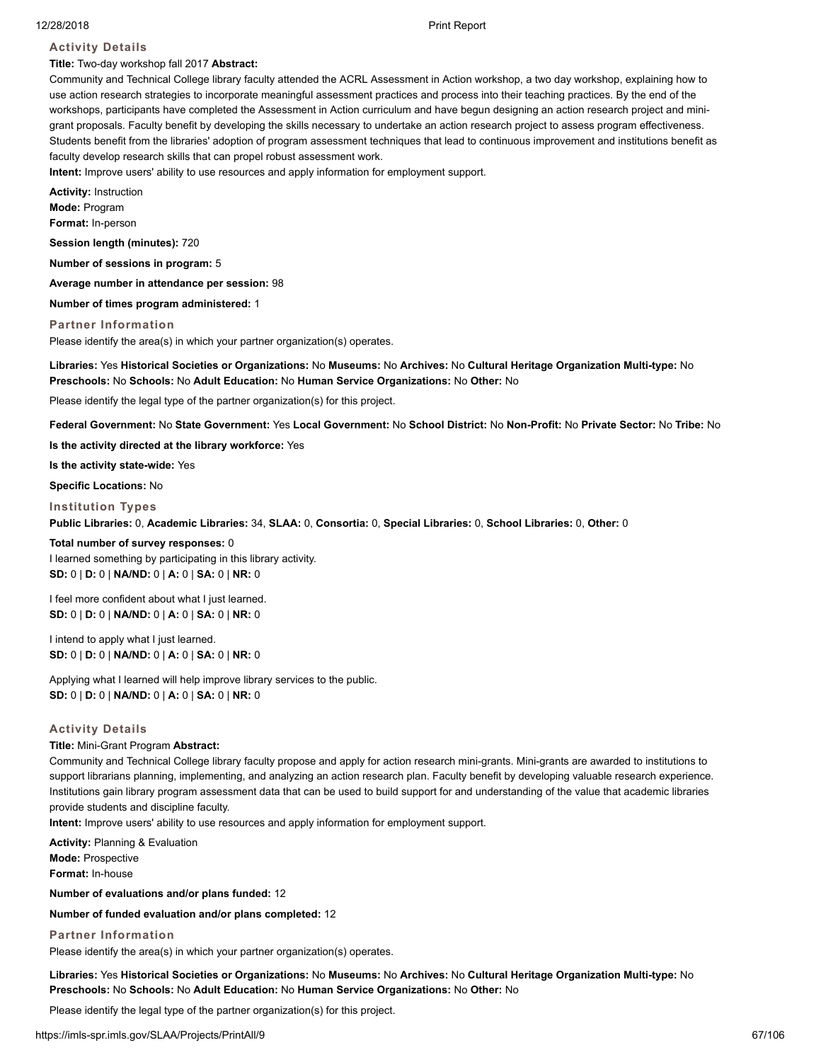### Activity Details

**Title:** Two-day workshop fall 2017 **Abstract:**
Community and Technical College library faculty attended the ACRL Assessment in Action workshop, a two day workshop, explaining how to use action research strategies to incorporate meaningful assessment practices and process into their teaching practices. By the end of the workshops, participants have completed the Assessment in Action curriculum and have begun designing an action research project and mini-grant proposals. Faculty benefit by developing the skills necessary to undertake an action research project to assess program effectiveness. Students benefit from the libraries' adoption of program assessment techniques that lead to continuous improvement and institutions benefit as faculty develop research skills that can propel robust assessment work.
**Intent:** Improve users' ability to use resources and apply information for employment support.

**Activity:** Instruction
**Mode:** Program
**Format:** In-person

**Session length (minutes):** 720

**Number of sessions in program:** 5

**Average number in attendance per session:** 98

**Number of times program administered:** 1

### Partner Information

Please identify the area(s) in which your partner organization(s) operates.

**Libraries:** Yes **Historical Societies or Organizations:** No **Museums:** No **Archives:** No **Cultural Heritage Organization Multi-type:** No **Preschools:** No **Schools:** No **Adult Education:** No **Human Service Organizations:** No **Other:** No

Please identify the legal type of the partner organization(s) for this project.

**Federal Government:** No **State Government:** Yes **Local Government:** No **School District:** No **Non-Profit:** No **Private Sector:** No **Tribe:** No

**Is the activity directed at the library workforce:** Yes

**Is the activity state-wide:** Yes

**Specific Locations:** No

### Institution Types

**Public Libraries:** 0, **Academic Libraries:** 34, **SLAA:** 0, **Consortia:** 0, **Special Libraries:** 0, **School Libraries:** 0, **Other:** 0

**Total number of survey responses:** 0
I learned something by participating in this library activity.
**SD:** 0 | **D:** 0 | **NA/ND:** 0 | **A:** 0 | **SA:** 0 | **NR:** 0

I feel more confident about what I just learned.
**SD:** 0 | **D:** 0 | **NA/ND:** 0 | **A:** 0 | **SA:** 0 | **NR:** 0

I intend to apply what I just learned.
**SD:** 0 | **D:** 0 | **NA/ND:** 0 | **A:** 0 | **SA:** 0 | **NR:** 0

Applying what I learned will help improve library services to the public.
**SD:** 0 | **D:** 0 | **NA/ND:** 0 | **A:** 0 | **SA:** 0 | **NR:** 0

### Activity Details

**Title:** Mini-Grant Program **Abstract:**
Community and Technical College library faculty propose and apply for action research mini-grants. Mini-grants are awarded to institutions to support librarians planning, implementing, and analyzing an action research plan. Faculty benefit by developing valuable research experience. Institutions gain library program assessment data that can be used to build support for and understanding of the value that academic libraries provide students and discipline faculty.
**Intent:** Improve users' ability to use resources and apply information for employment support.

**Activity:** Planning & Evaluation
**Mode:** Prospective
**Format:** In-house

**Number of evaluations and/or plans funded:** 12

**Number of funded evaluation and/or plans completed:** 12

### Partner Information

Please identify the area(s) in which your partner organization(s) operates.

**Libraries:** Yes **Historical Societies or Organizations:** No **Museums:** No **Archives:** No **Cultural Heritage Organization Multi-type:** No **Preschools:** No **Schools:** No **Adult Education:** No **Human Service Organizations:** No **Other:** No

Please identify the legal type of the partner organization(s) for this project.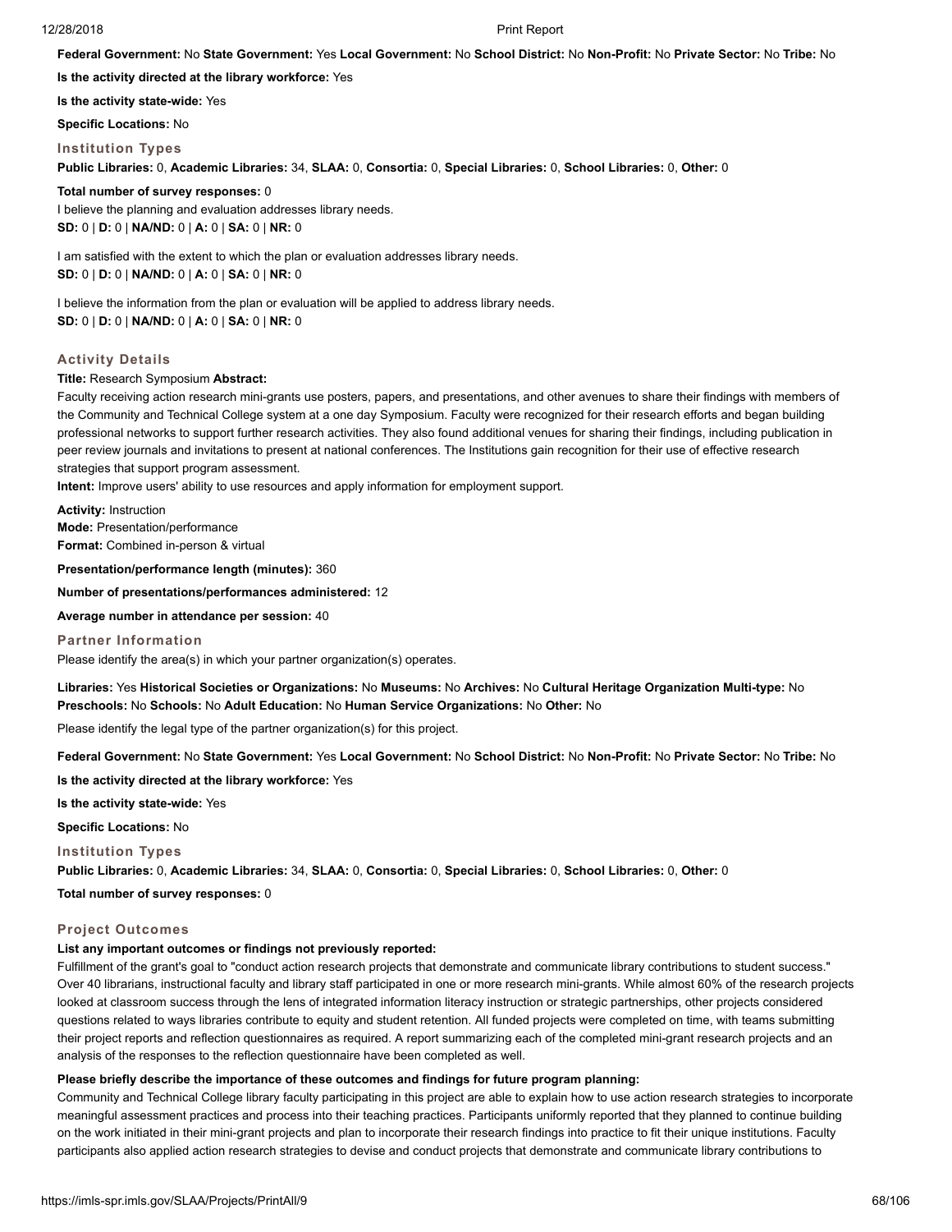**Federal Government:** No **State Government:** Yes **Local Government:** No **School District:** No **Non-Profit:** No **Private Sector:** No **Tribe:** No

**Is the activity directed at the library workforce:** Yes

**Is the activity state-wide:** Yes

**Specific Locations:** No

### Institution Types

**Public Libraries:** 0, **Academic Libraries:** 34, **SLAA:** 0, **Consortia:** 0, **Special Libraries:** 0, **School Libraries:** 0, **Other:** 0

**Total number of survey responses:** 0

I believe the planning and evaluation addresses library needs.
**SD:** 0 | **D:** 0 | **NA/ND:** 0 | **A:** 0 | **SA:** 0 | **NR:** 0

I am satisfied with the extent to which the plan or evaluation addresses library needs.
**SD:** 0 | **D:** 0 | **NA/ND:** 0 | **A:** 0 | **SA:** 0 | **NR:** 0

I believe the information from the plan or evaluation will be applied to address library needs.
**SD:** 0 | **D:** 0 | **NA/ND:** 0 | **A:** 0 | **SA:** 0 | **NR:** 0

### Activity Details

**Title:** Research Symposium **Abstract:**
Faculty receiving action research mini-grants use posters, papers, and presentations, and other avenues to share their findings with members of the Community and Technical College system at a one day Symposium. Faculty were recognized for their research efforts and began building professional networks to support further research activities. They also found additional venues for sharing their findings, including publication in peer review journals and invitations to present at national conferences. The Institutions gain recognition for their use of effective research strategies that support program assessment.

**Intent:** Improve users' ability to use resources and apply information for employment support.

**Activity:** Instruction
**Mode:** Presentation/performance
**Format:** Combined in-person & virtual

**Presentation/performance length (minutes):** 360

**Number of presentations/performances administered:** 12

**Average number in attendance per session:** 40

### Partner Information

Please identify the area(s) in which your partner organization(s) operates.

**Libraries:** Yes **Historical Societies or Organizations:** No **Museums:** No **Archives:** No **Cultural Heritage Organization Multi-type:** No **Preschools:** No **Schools:** No **Adult Education:** No **Human Service Organizations:** No **Other:** No

Please identify the legal type of the partner organization(s) for this project.

**Federal Government:** No **State Government:** Yes **Local Government:** No **School District:** No **Non-Profit:** No **Private Sector:** No **Tribe:** No

**Is the activity directed at the library workforce:** Yes

**Is the activity state-wide:** Yes

**Specific Locations:** No

### Institution Types

**Public Libraries:** 0, **Academic Libraries:** 34, **SLAA:** 0, **Consortia:** 0, **Special Libraries:** 0, **School Libraries:** 0, **Other:** 0

**Total number of survey responses:** 0

### Project Outcomes

**List any important outcomes or findings not previously reported:**

Fulfillment of the grant's goal to "conduct action research projects that demonstrate and communicate library contributions to student success." Over 40 librarians, instructional faculty and library staff participated in one or more research mini-grants. While almost 60% of the research projects looked at classroom success through the lens of integrated information literacy instruction or strategic partnerships, other projects considered questions related to ways libraries contribute to equity and student retention. All funded projects were completed on time, with teams submitting their project reports and reflection questionnaires as required. A report summarizing each of the completed mini-grant research projects and an analysis of the responses to the reflection questionnaire have been completed as well.

**Please briefly describe the importance of these outcomes and findings for future program planning:**

Community and Technical College library faculty participating in this project are able to explain how to use action research strategies to incorporate meaningful assessment practices and process into their teaching practices. Participants uniformly reported that they planned to continue building on the work initiated in their mini-grant projects and plan to incorporate their research findings into practice to fit their unique institutions. Faculty participants also applied action research strategies to devise and conduct projects that demonstrate and communicate library contributions to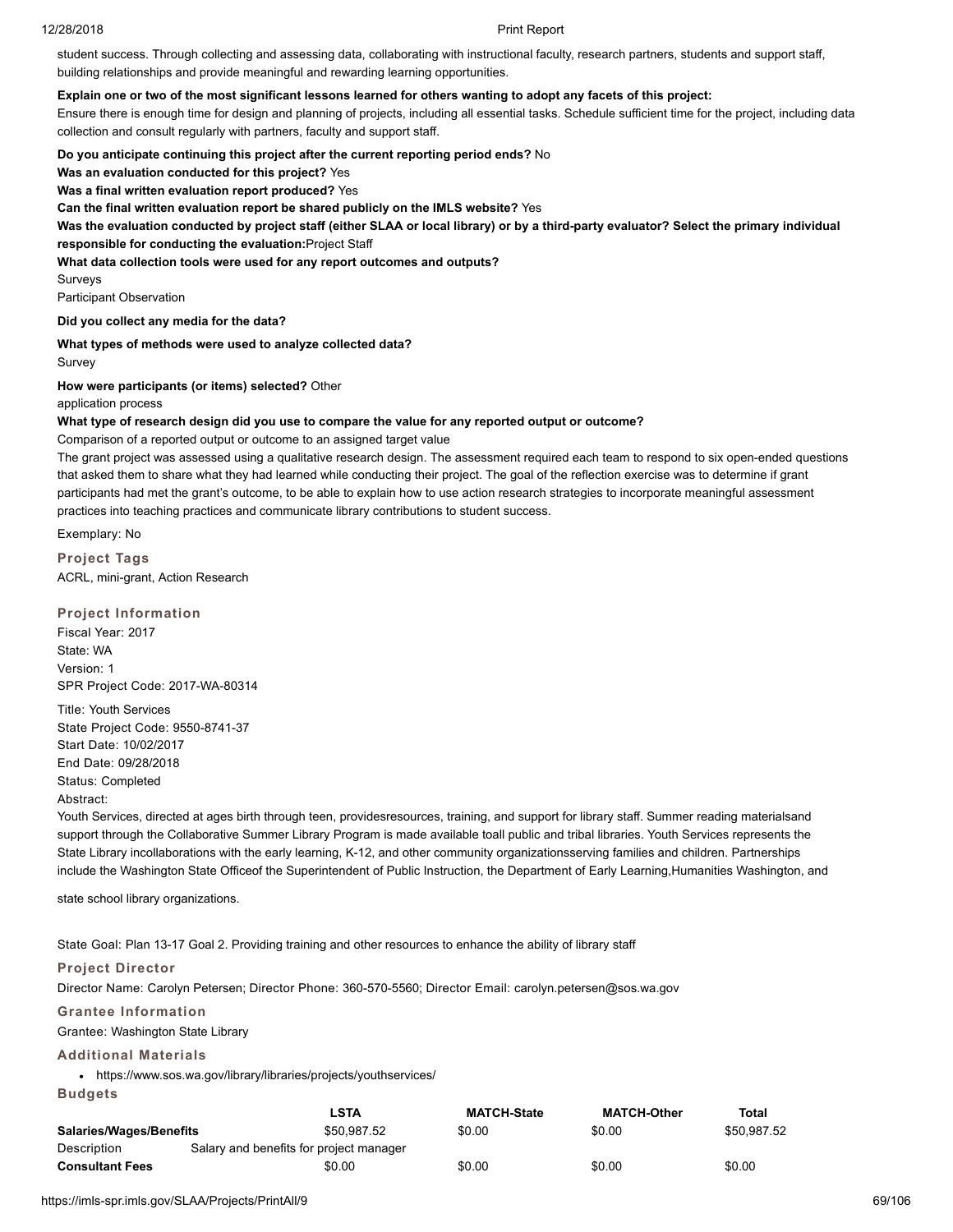student success. Through collecting and assessing data, collaborating with instructional faculty, research partners, students and support staff, building relationships and provide meaningful and rewarding learning opportunities.

**Explain one or two of the most significant lessons learned for others wanting to adopt any facets of this project:**
Ensure there is enough time for design and planning of projects, including all essential tasks. Schedule sufficient time for the project, including data collection and consult regularly with partners, faculty and support staff.

**Do you anticipate continuing this project after the current reporting period ends?** No

**Was an evaluation conducted for this project?** Yes

**Was a final written evaluation report produced?** Yes

**Can the final written evaluation report be shared publicly on the IMLS website?** Yes

**Was the evaluation conducted by project staff (either SLAA or local library) or by a third-party evaluator? Select the primary individual responsible for conducting the evaluation:** Project Staff

**What data collection tools were used for any report outcomes and outputs?**
Surveys
Participant Observation

**Did you collect any media for the data?**

**What types of methods were used to analyze collected data?**
Survey

**How were participants (or items) selected?** Other
application process

**What type of research design did you use to compare the value for any reported output or outcome?**
Comparison of a reported output or outcome to an assigned target value
The grant project was assessed using a qualitative research design. The assessment required each team to respond to six open-ended questions that asked them to share what they had learned while conducting their project. The goal of the reflection exercise was to determine if grant participants had met the grant's outcome, to be able to explain how to use action research strategies to incorporate meaningful assessment practices into teaching practices and communicate library contributions to student success.

Exemplary: No

### Project Tags

ACRL, mini-grant, Action Research

### Project Information

Fiscal Year: 2017
State: WA
Version: 1
SPR Project Code: 2017-WA-80314

Title: Youth Services
State Project Code: 9550-8741-37
Start Date: 10/02/2017
End Date: 09/28/2018
Status: Completed
Abstract:
Youth Services, directed at ages birth through teen, providesresources, training, and support for library staff. Summer reading materialsand support through the Collaborative Summer Library Program is made available toall public and tribal libraries. Youth Services represents the State Library incollaborations with the early learning, K-12, and other community organizationsserving families and children. Partnerships include the Washington State Officeof the Superintendent of Public Instruction, the Department of Early Learning,Humanities Washington, and

state school library organizations.

State Goal: Plan 13-17 Goal 2. Providing training and other resources to enhance the ability of library staff

### Project Director

Director Name: Carolyn Petersen; Director Phone: 360-570-5560; Director Email: carolyn.petersen@sos.wa.gov

### Grantee Information

Grantee: Washington State Library

### Additional Materials

- https://www.sos.wa.gov/library/libraries/projects/youthservices/

### Budgets

| | LSTA | MATCH-State | MATCH-Other | Total |
|---|---|---|---|---|
| **Salaries/Wages/Benefits** | $50,987.52 | $0.00 | $0.00 | $50,987.52 |
| Description | Salary and benefits for project manager | | | |
| **Consultant Fees** | $0.00 | $0.00 | $0.00 | $0.00 |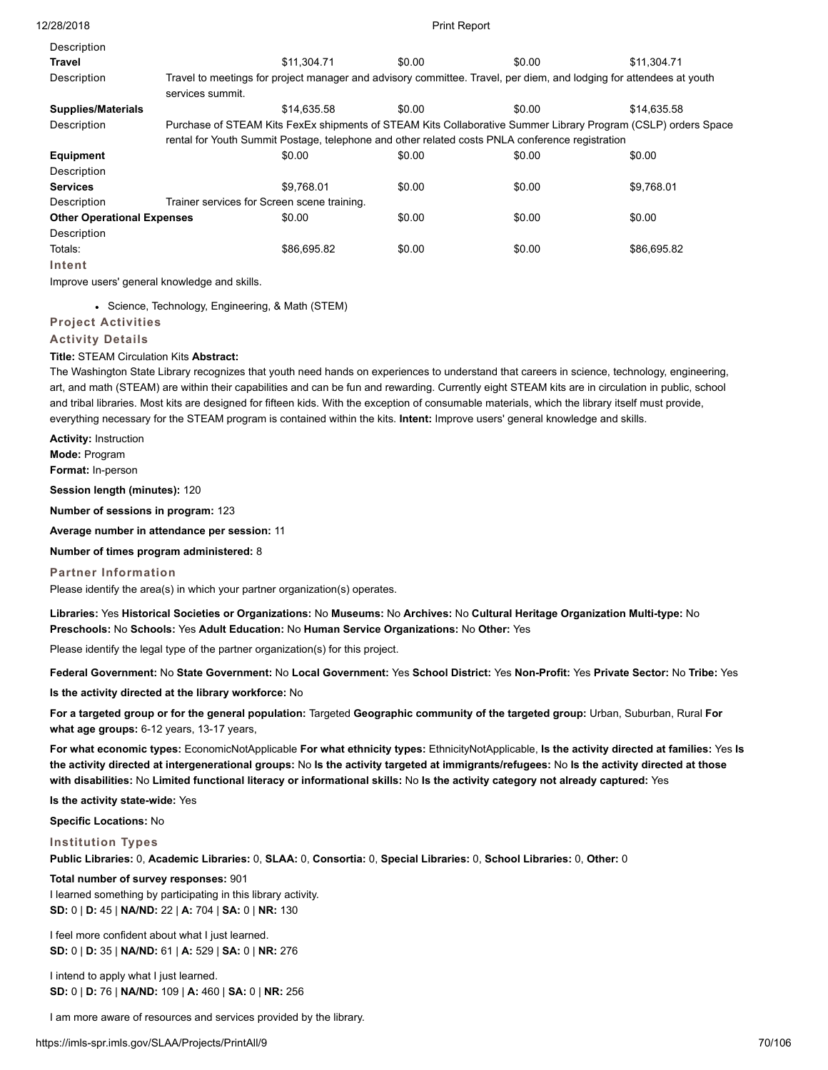| | | | | |
|---|---|---|---|---|
| Description | | | | |
| **Travel** | $11,304.71 | $0.00 | $0.00 | $11,304.71 |
| Description | Travel to meetings for project manager and advisory committee. Travel, per diem, and lodging for attendees at youth services summit. | | | |
| **Supplies/Materials** | $14,635.58 | $0.00 | $0.00 | $14,635.58 |
| Description | Purchase of STEAM Kits FexEx shipments of STEAM Kits Collaborative Summer Library Program (CSLP) orders Space rental for Youth Summit Postage, telephone and other related costs PNLA conference registration | | | |
| **Equipment** | $0.00 | $0.00 | $0.00 | $0.00 |
| Description | | | | |
| **Services** | $9,768.01 | $0.00 | $0.00 | $9,768.01 |
| Description | Trainer services for Screen scene training. | | | |
| **Other Operational Expenses** | $0.00 | $0.00 | $0.00 | $0.00 |
| Description | | | | |
| Totals: | $86,695.82 | $0.00 | $0.00 | $86,695.82 |

### Intent

Improve users' general knowledge and skills.

- Science, Technology, Engineering, & Math (STEM)

### Project Activities

### Activity Details

**Title:** STEAM Circulation Kits **Abstract:**
The Washington State Library recognizes that youth need hands on experiences to understand that careers in science, technology, engineering, art, and math (STEAM) are within their capabilities and can be fun and rewarding. Currently eight STEAM kits are in circulation in public, school and tribal libraries. Most kits are designed for fifteen kids. With the exception of consumable materials, which the library itself must provide, everything necessary for the STEAM program is contained within the kits. **Intent:** Improve users' general knowledge and skills.

**Activity:** Instruction
**Mode:** Program
**Format:** In-person

**Session length (minutes):** 120

**Number of sessions in program:** 123

**Average number in attendance per session:** 11

**Number of times program administered:** 8

### Partner Information

Please identify the area(s) in which your partner organization(s) operates.

**Libraries:** Yes **Historical Societies or Organizations:** No **Museums:** No **Archives:** No **Cultural Heritage Organization Multi-type:** No **Preschools:** No **Schools:** Yes **Adult Education:** No **Human Service Organizations:** No **Other:** Yes

Please identify the legal type of the partner organization(s) for this project.

**Federal Government:** No **State Government:** No **Local Government:** Yes **School District:** Yes **Non-Profit:** Yes **Private Sector:** No **Tribe:** Yes

**Is the activity directed at the library workforce:** No

**For a targeted group or for the general population:** Targeted **Geographic community of the targeted group:** Urban, Suburban, Rural **For what age groups:** 6-12 years, 13-17 years,

**For what economic types:** EconomicNotApplicable **For what ethnicity types:** EthnicityNotApplicable, **Is the activity directed at families:** Yes **Is the activity directed at intergenerational groups:** No **Is the activity targeted at immigrants/refugees:** No **Is the activity directed at those with disabilities:** No **Limited functional literacy or informational skills:** No **Is the activity category not already captured:** Yes

**Is the activity state-wide:** Yes

**Specific Locations:** No

### Institution Types

**Public Libraries:** 0, **Academic Libraries:** 0, **SLAA:** 0, **Consortia:** 0, **Special Libraries:** 0, **School Libraries:** 0, **Other:** 0

**Total number of survey responses:** 901
I learned something by participating in this library activity.
**SD:** 0 | **D:** 45 | **NA/ND:** 22 | **A:** 704 | **SA:** 0 | **NR:** 130

I feel more confident about what I just learned.
**SD:** 0 | **D:** 35 | **NA/ND:** 61 | **A:** 529 | **SA:** 0 | **NR:** 276

I intend to apply what I just learned.
**SD:** 0 | **D:** 76 | **NA/ND:** 109 | **A:** 460 | **SA:** 0 | **NR:** 256

I am more aware of resources and services provided by the library.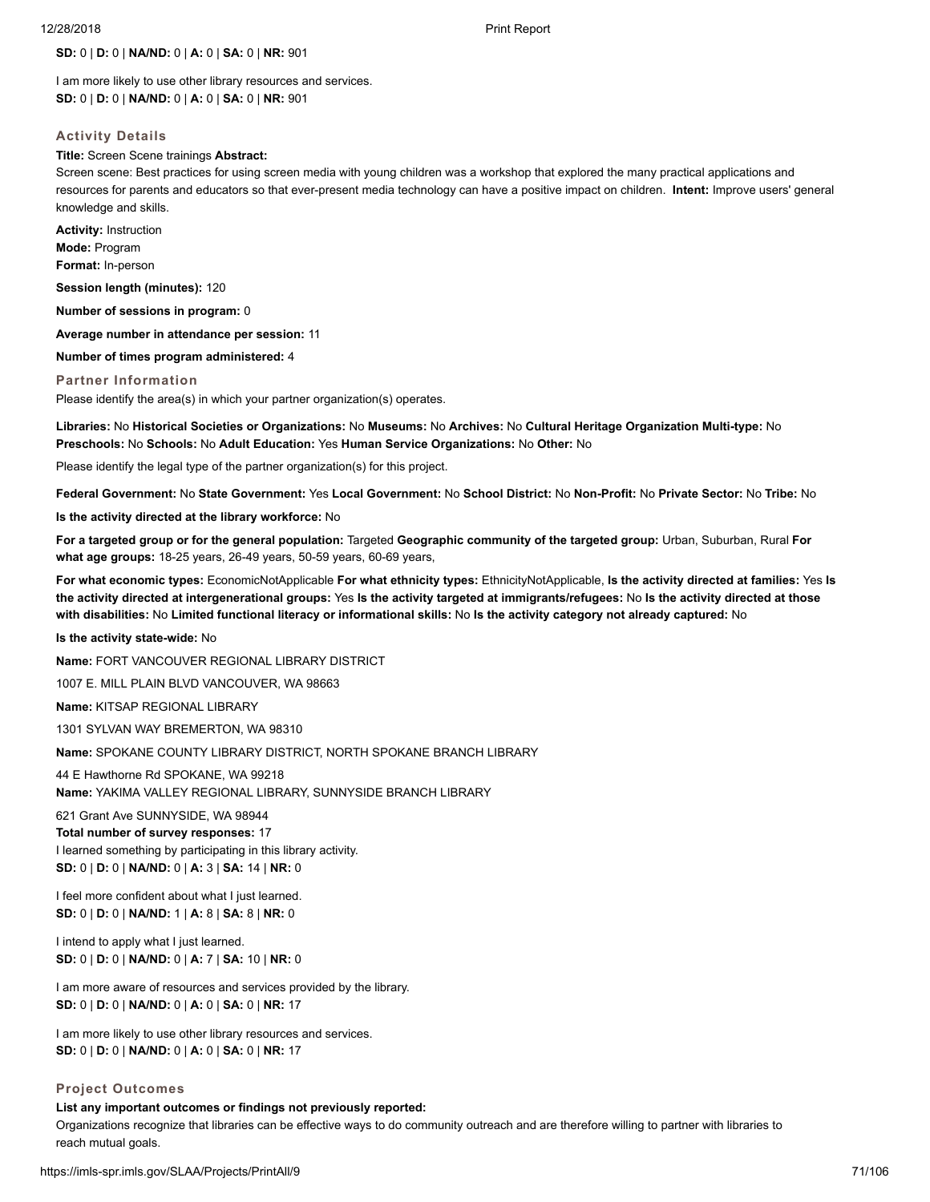**SD:** 0 | **D:** 0 | **NA/ND:** 0 | **A:** 0 | **SA:** 0 | **NR:** 901

I am more likely to use other library resources and services.
**SD:** 0 | **D:** 0 | **NA/ND:** 0 | **A:** 0 | **SA:** 0 | **NR:** 901

### Activity Details

**Title:** Screen Scene trainings **Abstract:**
Screen scene: Best practices for using screen media with young children was a workshop that explored the many practical applications and resources for parents and educators so that ever-present media technology can have a positive impact on children. **Intent:** Improve users' general knowledge and skills.

**Activity:** Instruction
**Mode:** Program
**Format:** In-person

**Session length (minutes):** 120

**Number of sessions in program:** 0

**Average number in attendance per session:** 11

**Number of times program administered:** 4

### Partner Information

Please identify the area(s) in which your partner organization(s) operates.

**Libraries:** No **Historical Societies or Organizations:** No **Museums:** No **Archives:** No **Cultural Heritage Organization Multi-type:** No **Preschools:** No **Schools:** No **Adult Education:** Yes **Human Service Organizations:** No **Other:** No

Please identify the legal type of the partner organization(s) for this project.

**Federal Government:** No **State Government:** Yes **Local Government:** No **School District:** No **Non-Profit:** No **Private Sector:** No **Tribe:** No

**Is the activity directed at the library workforce:** No

**For a targeted group or for the general population:** Targeted **Geographic community of the targeted group:** Urban, Suburban, Rural **For what age groups:** 18-25 years, 26-49 years, 50-59 years, 60-69 years,

**For what economic types:** EconomicNotApplicable **For what ethnicity types:** EthnicityNotApplicable, **Is the activity directed at families:** Yes **Is the activity directed at intergenerational groups:** Yes **Is the activity targeted at immigrants/refugees:** No **Is the activity directed at those with disabilities:** No **Limited functional literacy or informational skills:** No **Is the activity category not already captured:** No

**Is the activity state-wide:** No

**Name:** FORT VANCOUVER REGIONAL LIBRARY DISTRICT

1007 E. MILL PLAIN BLVD VANCOUVER, WA 98663

**Name:** KITSAP REGIONAL LIBRARY

1301 SYLVAN WAY BREMERTON, WA 98310

**Name:** SPOKANE COUNTY LIBRARY DISTRICT, NORTH SPOKANE BRANCH LIBRARY

44 E Hawthorne Rd SPOKANE, WA 99218
**Name:** YAKIMA VALLEY REGIONAL LIBRARY, SUNNYSIDE BRANCH LIBRARY

621 Grant Ave SUNNYSIDE, WA 98944
**Total number of survey responses:** 17
I learned something by participating in this library activity.
**SD:** 0 | **D:** 0 | **NA/ND:** 0 | **A:** 3 | **SA:** 14 | **NR:** 0

I feel more confident about what I just learned.
**SD:** 0 | **D:** 0 | **NA/ND:** 1 | **A:** 8 | **SA:** 8 | **NR:** 0

I intend to apply what I just learned.
**SD:** 0 | **D:** 0 | **NA/ND:** 0 | **A:** 7 | **SA:** 10 | **NR:** 0

I am more aware of resources and services provided by the library.
**SD:** 0 | **D:** 0 | **NA/ND:** 0 | **A:** 0 | **SA:** 0 | **NR:** 17

I am more likely to use other library resources and services.
**SD:** 0 | **D:** 0 | **NA/ND:** 0 | **A:** 0 | **SA:** 0 | **NR:** 17

### Project Outcomes

**List any important outcomes or findings not previously reported:**
Organizations recognize that libraries can be effective ways to do community outreach and are therefore willing to partner with libraries to reach mutual goals.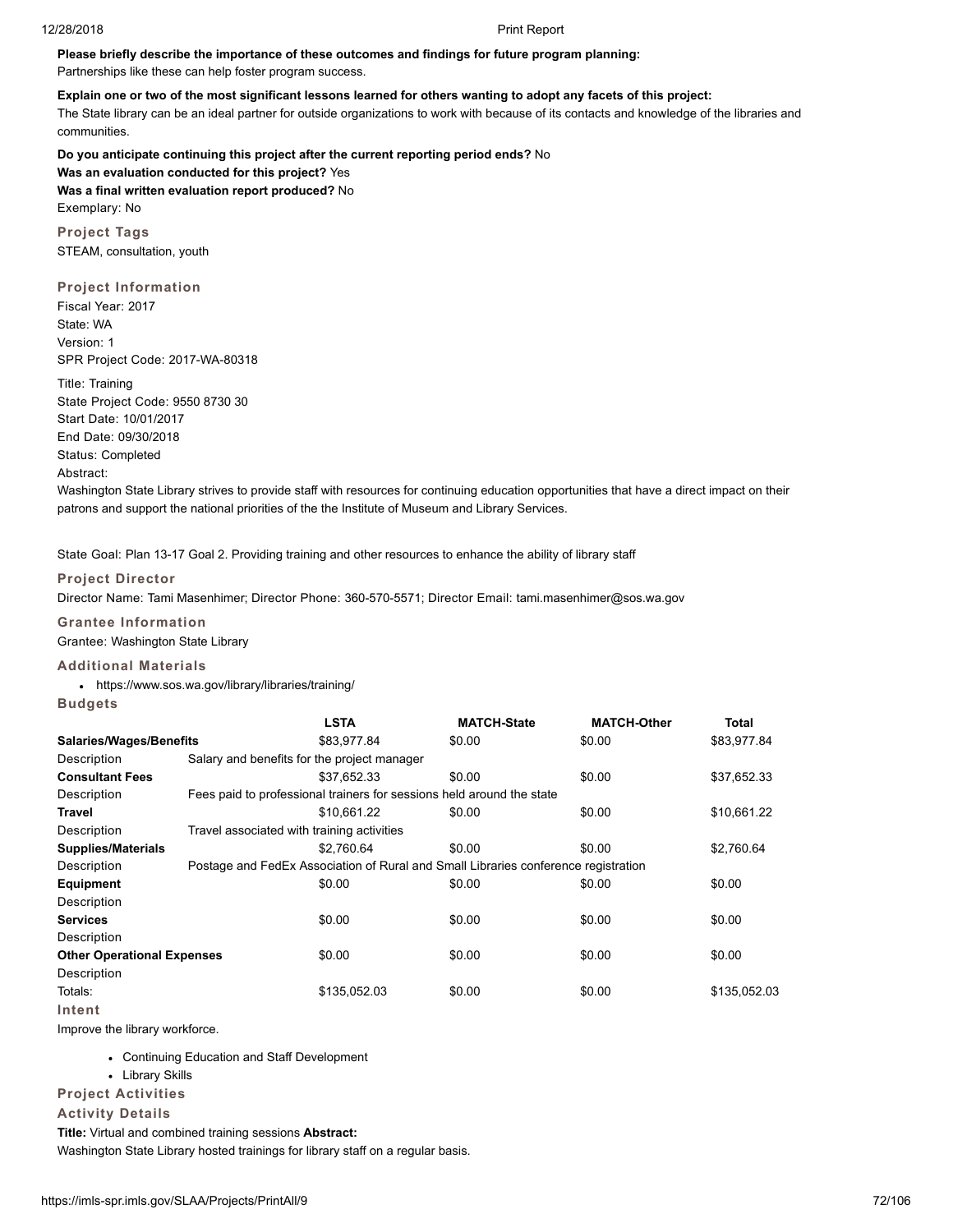**Please briefly describe the importance of these outcomes and findings for future program planning:**
Partnerships like these can help foster program success.

**Explain one or two of the most significant lessons learned for others wanting to adopt any facets of this project:**
The State library can be an ideal partner for outside organizations to work with because of its contacts and knowledge of the libraries and communities.

**Do you anticipate continuing this project after the current reporting period ends?** No
**Was an evaluation conducted for this project?** Yes
**Was a final written evaluation report produced?** No
Exemplary: No

### Project Tags

STEAM, consultation, youth

### Project Information

Fiscal Year: 2017
State: WA
Version: 1
SPR Project Code: 2017-WA-80318

Title: Training
State Project Code: 9550 8730 30
Start Date: 10/01/2017
End Date: 09/30/2018
Status: Completed
Abstract:
Washington State Library strives to provide staff with resources for continuing education opportunities that have a direct impact on their patrons and support the national priorities of the the Institute of Museum and Library Services.

State Goal: Plan 13-17 Goal 2. Providing training and other resources to enhance the ability of library staff

### Project Director

Director Name: Tami Masenhimer; Director Phone: 360-570-5571; Director Email: tami.masenhimer@sos.wa.gov

### Grantee Information

Grantee: Washington State Library

### Additional Materials

- https://www.sos.wa.gov/library/libraries/training/

### Budgets

| | LSTA | MATCH-State | MATCH-Other | Total |
|---|---|---|---|---|
| **Salaries/Wages/Benefits** | $83,977.84 | $0.00 | $0.00 | $83,977.84 |
| Description | Salary and benefits for the project manager | | | |
| **Consultant Fees** | $37,652.33 | $0.00 | $0.00 | $37,652.33 |
| Description | Fees paid to professional trainers for sessions held around the state | | | |
| **Travel** | $10,661.22 | $0.00 | $0.00 | $10,661.22 |
| Description | Travel associated with training activities | | | |
| **Supplies/Materials** | $2,760.64 | $0.00 | $0.00 | $2,760.64 |
| Description | Postage and FedEx Association of Rural and Small Libraries conference registration | | | |
| **Equipment** | $0.00 | $0.00 | $0.00 | $0.00 |
| Description | | | | |
| **Services** | $0.00 | $0.00 | $0.00 | $0.00 |
| Description | | | | |
| **Other Operational Expenses** | $0.00 | $0.00 | $0.00 | $0.00 |
| Description | | | | |
| Totals: | $135,052.03 | $0.00 | $0.00 | $135,052.03 |

### Intent

Improve the library workforce.

- Continuing Education and Staff Development
- Library Skills

### Project Activities

### Activity Details

**Title:** Virtual and combined training sessions **Abstract:**
Washington State Library hosted trainings for library staff on a regular basis.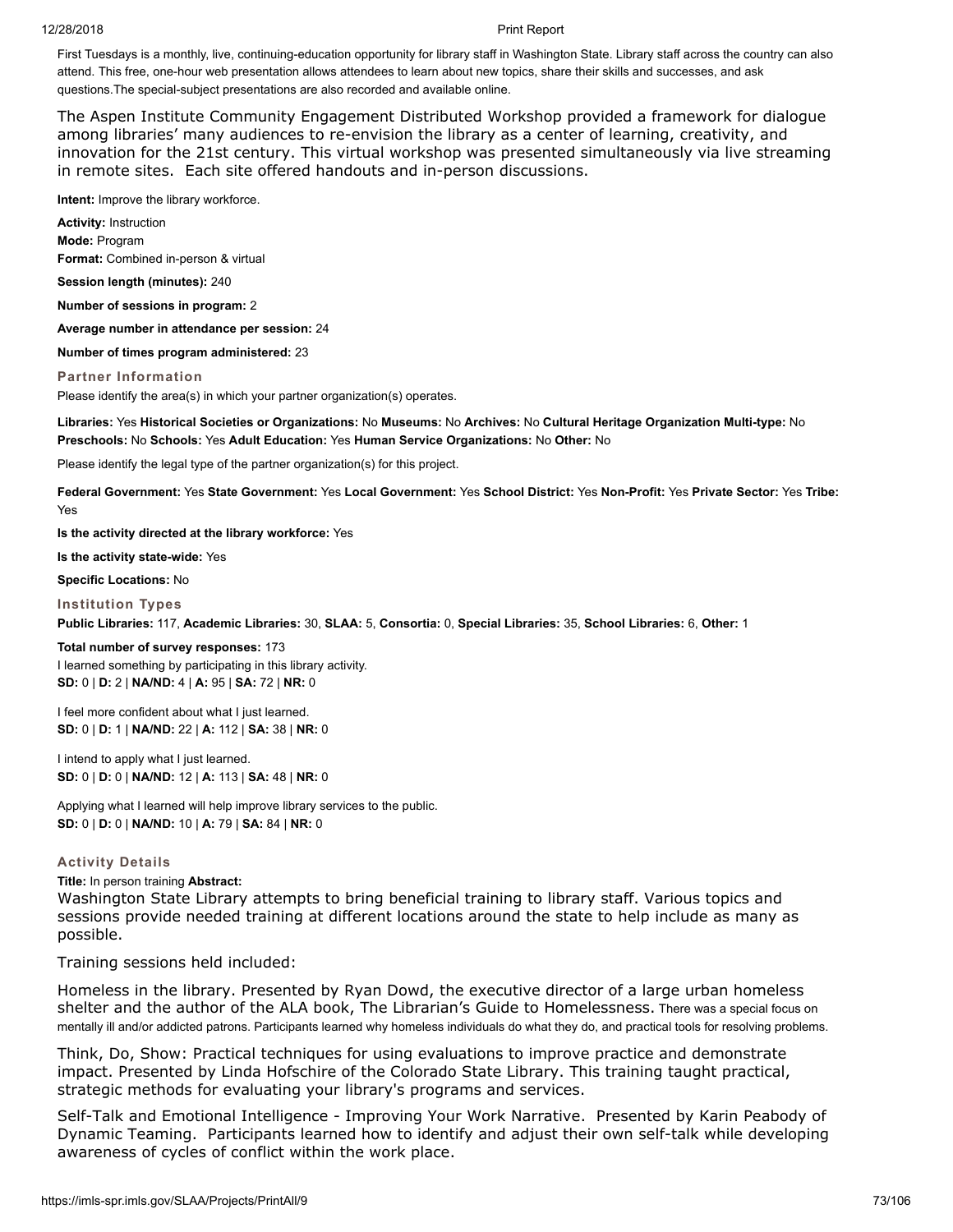First Tuesdays is a monthly, live, continuing-education opportunity for library staff in Washington State. Library staff across the country can also attend. This free, one-hour web presentation allows attendees to learn about new topics, share their skills and successes, and ask questions.The special-subject presentations are also recorded and available online.

The Aspen Institute Community Engagement Distributed Workshop provided a framework for dialogue among libraries' many audiences to re-envision the library as a center of learning, creativity, and innovation for the 21st century. This virtual workshop was presented simultaneously via live streaming in remote sites. Each site offered handouts and in-person discussions.

**Intent:** Improve the library workforce.

**Activity:** Instruction
**Mode:** Program
**Format:** Combined in-person & virtual

**Session length (minutes):** 240

**Number of sessions in program:** 2

**Average number in attendance per session:** 24

**Number of times program administered:** 23

### Partner Information

Please identify the area(s) in which your partner organization(s) operates.

**Libraries:** Yes **Historical Societies or Organizations:** No **Museums:** No **Archives:** No **Cultural Heritage Organization Multi-type:** No **Preschools:** No **Schools:** Yes **Adult Education:** Yes **Human Service Organizations:** No **Other:** No

Please identify the legal type of the partner organization(s) for this project.

**Federal Government:** Yes **State Government:** Yes **Local Government:** Yes **School District:** Yes **Non-Profit:** Yes **Private Sector:** Yes **Tribe:** Yes

**Is the activity directed at the library workforce:** Yes

**Is the activity state-wide:** Yes

**Specific Locations:** No

### Institution Types

**Public Libraries:** 117, **Academic Libraries:** 30, **SLAA:** 5, **Consortia:** 0, **Special Libraries:** 35, **School Libraries:** 6, **Other:** 1

**Total number of survey responses:** 173
I learned something by participating in this library activity.
**SD:** 0 | **D:** 2 | **NA/ND:** 4 | **A:** 95 | **SA:** 72 | **NR:** 0

I feel more confident about what I just learned.
**SD:** 0 | **D:** 1 | **NA/ND:** 22 | **A:** 112 | **SA:** 38 | **NR:** 0

I intend to apply what I just learned.
**SD:** 0 | **D:** 0 | **NA/ND:** 12 | **A:** 113 | **SA:** 48 | **NR:** 0

Applying what I learned will help improve library services to the public.
**SD:** 0 | **D:** 0 | **NA/ND:** 10 | **A:** 79 | **SA:** 84 | **NR:** 0

### Activity Details

**Title:** In person training **Abstract:**
Washington State Library attempts to bring beneficial training to library staff. Various topics and sessions provide needed training at different locations around the state to help include as many as possible.

Training sessions held included:

Homeless in the library. Presented by Ryan Dowd, the executive director of a large urban homeless shelter and the author of the ALA book, The Librarian's Guide to Homelessness. There was a special focus on mentally ill and/or addicted patrons. Participants learned why homeless individuals do what they do, and practical tools for resolving problems.

Think, Do, Show: Practical techniques for using evaluations to improve practice and demonstrate impact. Presented by Linda Hofschire of the Colorado State Library. This training taught practical, strategic methods for evaluating your library's programs and services.

Self-Talk and Emotional Intelligence - Improving Your Work Narrative. Presented by Karin Peabody of Dynamic Teaming. Participants learned how to identify and adjust their own self-talk while developing awareness of cycles of conflict within the work place.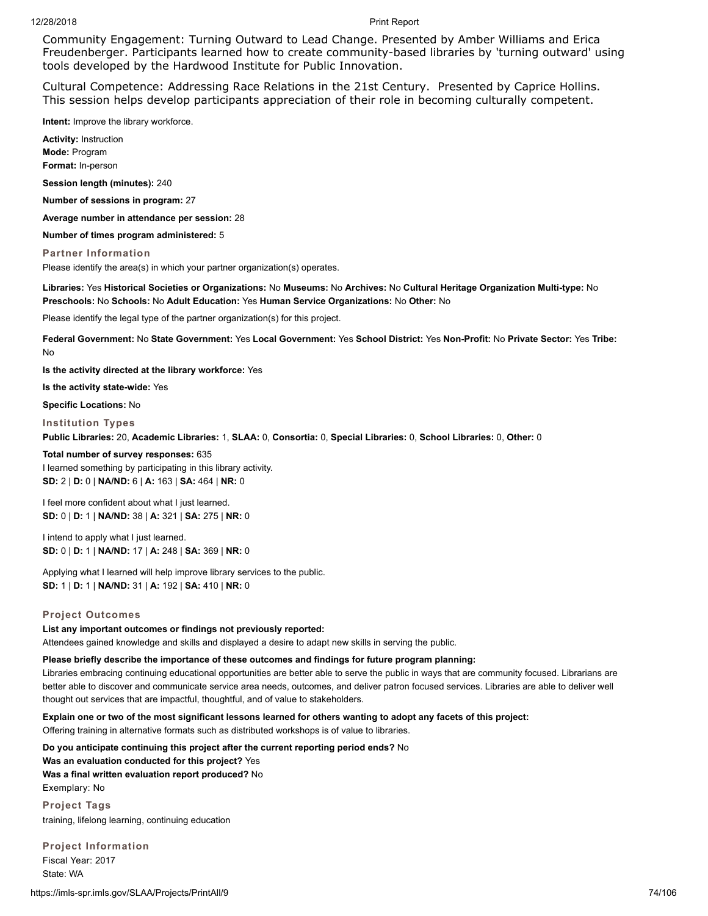Community Engagement: Turning Outward to Lead Change. Presented by Amber Williams and Erica Freudenberger. Participants learned how to create community-based libraries by 'turning outward' using tools developed by the Hardwood Institute for Public Innovation.

Cultural Competence: Addressing Race Relations in the 21st Century. Presented by Caprice Hollins. This session helps develop participants appreciation of their role in becoming culturally competent.

**Intent:** Improve the library workforce.

**Activity:** Instruction
**Mode:** Program
**Format:** In-person

**Session length (minutes):** 240

**Number of sessions in program:** 27

**Average number in attendance per session:** 28

**Number of times program administered:** 5

### Partner Information

Please identify the area(s) in which your partner organization(s) operates.

**Libraries:** Yes **Historical Societies or Organizations:** No **Museums:** No **Archives:** No **Cultural Heritage Organization Multi-type:** No **Preschools:** No **Schools:** No **Adult Education:** Yes **Human Service Organizations:** No **Other:** No

Please identify the legal type of the partner organization(s) for this project.

**Federal Government:** No **State Government:** Yes **Local Government:** Yes **School District:** Yes **Non-Profit:** No **Private Sector:** Yes **Tribe:** No

**Is the activity directed at the library workforce:** Yes

**Is the activity state-wide:** Yes

**Specific Locations:** No

### Institution Types

**Public Libraries:** 20, **Academic Libraries:** 1, **SLAA:** 0, **Consortia:** 0, **Special Libraries:** 0, **School Libraries:** 0, **Other:** 0

**Total number of survey responses:** 635
I learned something by participating in this library activity.
**SD:** 2 | **D:** 0 | **NA/ND:** 6 | **A:** 163 | **SA:** 464 | **NR:** 0

I feel more confident about what I just learned.
**SD:** 0 | **D:** 1 | **NA/ND:** 38 | **A:** 321 | **SA:** 275 | **NR:** 0

I intend to apply what I just learned.
**SD:** 0 | **D:** 1 | **NA/ND:** 17 | **A:** 248 | **SA:** 369 | **NR:** 0

Applying what I learned will help improve library services to the public.
**SD:** 1 | **D:** 1 | **NA/ND:** 31 | **A:** 192 | **SA:** 410 | **NR:** 0

### Project Outcomes

**List any important outcomes or findings not previously reported:**
Attendees gained knowledge and skills and displayed a desire to adapt new skills in serving the public.

**Please briefly describe the importance of these outcomes and findings for future program planning:**
Libraries embracing continuing educational opportunities are better able to serve the public in ways that are community focused. Librarians are better able to discover and communicate service area needs, outcomes, and deliver patron focused services. Libraries are able to deliver well thought out services that are impactful, thoughtful, and of value to stakeholders.

**Explain one or two of the most significant lessons learned for others wanting to adopt any facets of this project:**
Offering training in alternative formats such as distributed workshops is of value to libraries.

**Do you anticipate continuing this project after the current reporting period ends?** No
**Was an evaluation conducted for this project?** Yes
**Was a final written evaluation report produced?** No
Exemplary: No

### Project Tags

training, lifelong learning, continuing education

### Project Information

Fiscal Year: 2017
State: WA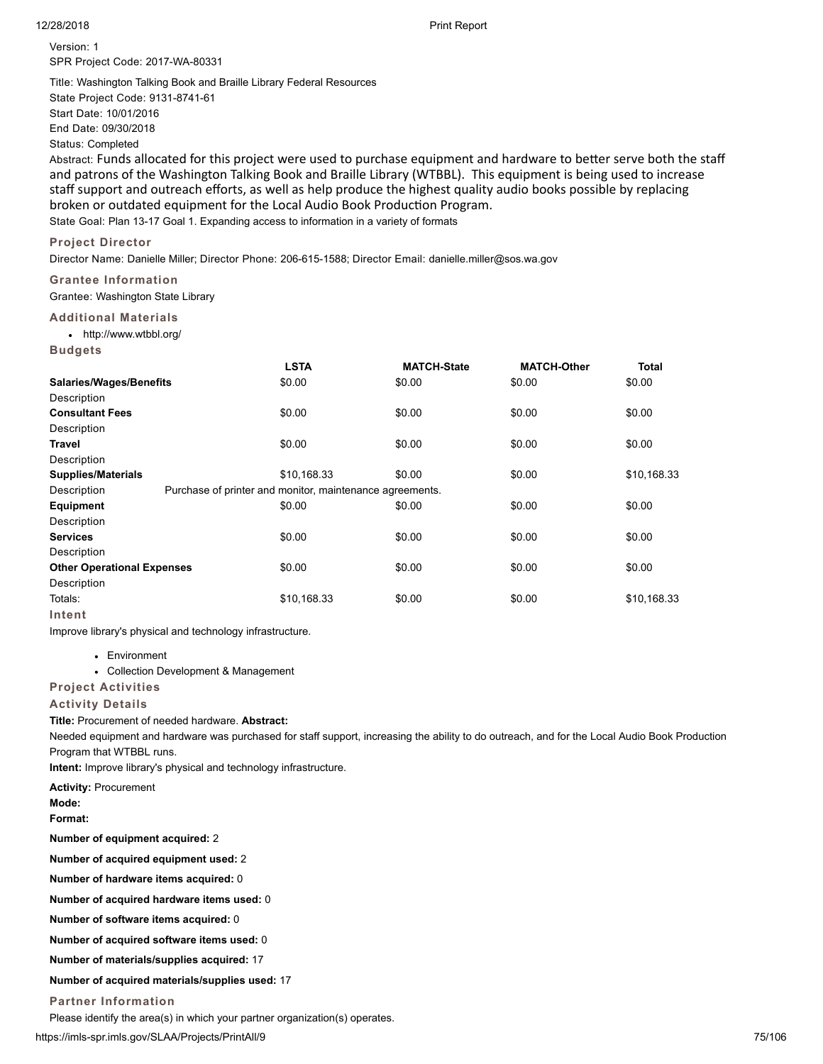Version: 1

SPR Project Code: 2017-WA-80331

Title: Washington Talking Book and Braille Library Federal Resources

State Project Code: 9131-8741-61

Start Date: 10/01/2016

End Date: 09/30/2018

Status: Completed

Abstract: Funds allocated for this project were used to purchase equipment and hardware to better serve both the staff and patrons of the Washington Talking Book and Braille Library (WTBBL). This equipment is being used to increase staff support and outreach efforts, as well as help produce the highest quality audio books possible by replacing broken or outdated equipment for the Local Audio Book Production Program.

State Goal: Plan 13-17 Goal 1. Expanding access to information in a variety of formats

### Project Director

Director Name: Danielle Miller; Director Phone: 206-615-1588; Director Email: danielle.miller@sos.wa.gov

### Grantee Information

Grantee: Washington State Library

### Additional Materials

- http://www.wtbbl.org/

### Budgets

| | LSTA | MATCH-State | MATCH-Other | Total |
|---|---|---|---|---|
| **Salaries/Wages/Benefits** | $0.00 | $0.00 | $0.00 | $0.00 |
| Description | | | | |
| **Consultant Fees** | $0.00 | $0.00 | $0.00 | $0.00 |
| Description | | | | |
| **Travel** | $0.00 | $0.00 | $0.00 | $0.00 |
| Description | | | | |
| **Supplies/Materials** | $10,168.33 | $0.00 | $0.00 | $10,168.33 |
| Description | Purchase of printer and monitor, maintenance agreements. | | | |
| **Equipment** | $0.00 | $0.00 | $0.00 | $0.00 |
| Description | | | | |
| **Services** | $0.00 | $0.00 | $0.00 | $0.00 |
| Description | | | | |
| **Other Operational Expenses** | $0.00 | $0.00 | $0.00 | $0.00 |
| Description | | | | |
| Totals: | $10,168.33 | $0.00 | $0.00 | $10,168.33 |

### Intent

Improve library's physical and technology infrastructure.

- Environment
- Collection Development & Management

### Project Activities

### Activity Details

**Title:** Procurement of needed hardware. **Abstract:**

Needed equipment and hardware was purchased for staff support, increasing the ability to do outreach, and for the Local Audio Book Production Program that WTBBL runs.

**Intent:** Improve library's physical and technology infrastructure.

**Activity:** Procurement

**Mode:**

**Format:**

**Number of equipment acquired:** 2

**Number of acquired equipment used:** 2

**Number of hardware items acquired:** 0

**Number of acquired hardware items used:** 0

**Number of software items acquired:** 0

**Number of acquired software items used:** 0

**Number of materials/supplies acquired:** 17

**Number of acquired materials/supplies used:** 17

### Partner Information

Please identify the area(s) in which your partner organization(s) operates.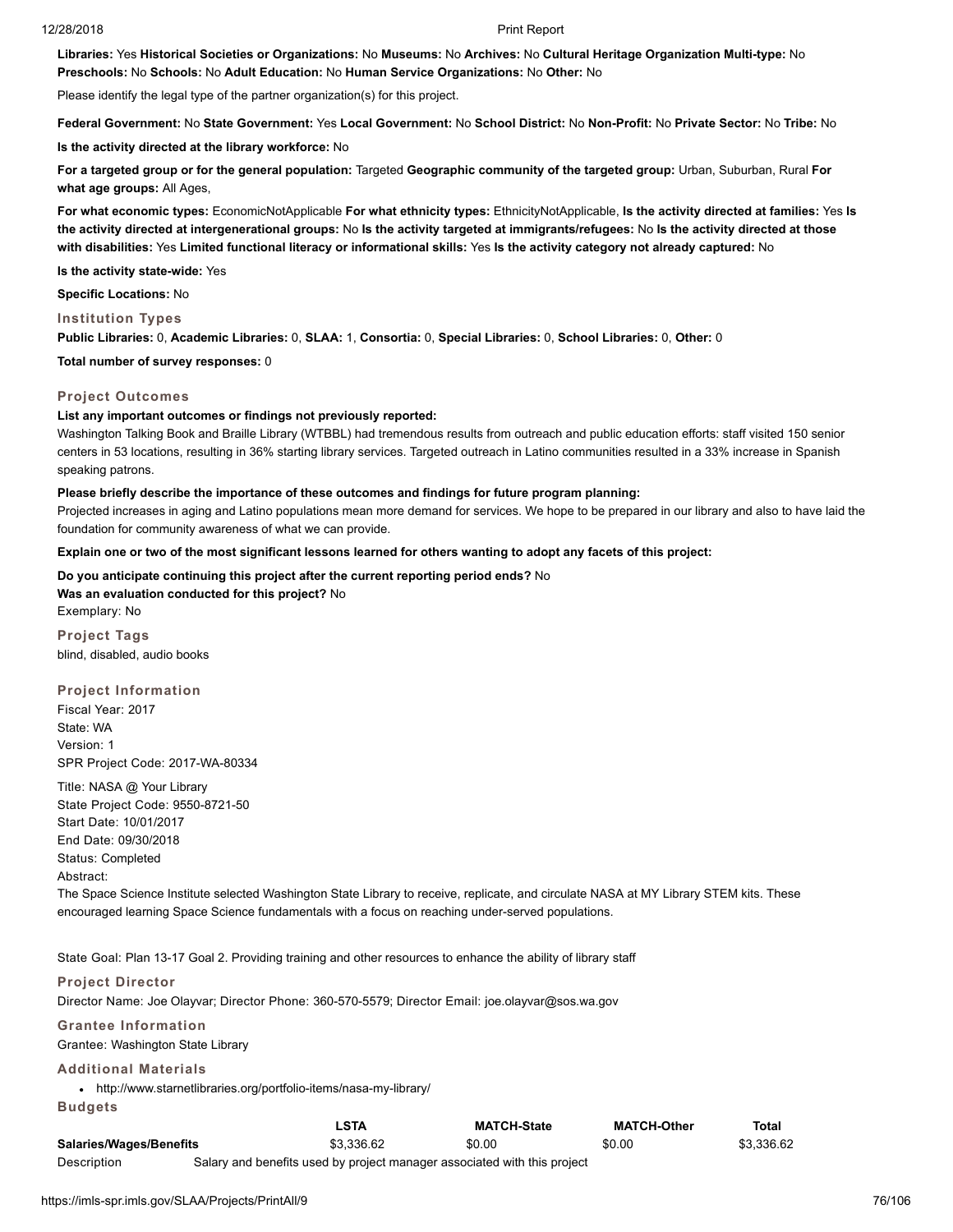**Libraries:** Yes **Historical Societies or Organizations:** No **Museums:** No **Archives:** No **Cultural Heritage Organization Multi-type:** No **Preschools:** No **Schools:** No **Adult Education:** No **Human Service Organizations:** No **Other:** No

Please identify the legal type of the partner organization(s) for this project.

**Federal Government:** No **State Government:** Yes **Local Government:** No **School District:** No **Non-Profit:** No **Private Sector:** No **Tribe:** No

**Is the activity directed at the library workforce:** No

**For a targeted group or for the general population:** Targeted **Geographic community of the targeted group:** Urban, Suburban, Rural **For what age groups:** All Ages,

**For what economic types:** EconomicNotApplicable **For what ethnicity types:** EthnicityNotApplicable, **Is the activity directed at families:** Yes **Is the activity directed at intergenerational groups:** No **Is the activity targeted at immigrants/refugees:** No **Is the activity directed at those with disabilities:** Yes **Limited functional literacy or informational skills:** Yes **Is the activity category not already captured:** No

**Is the activity state-wide:** Yes

**Specific Locations:** No

### Institution Types

**Public Libraries:** 0, **Academic Libraries:** 0, **SLAA:** 1, **Consortia:** 0, **Special Libraries:** 0, **School Libraries:** 0, **Other:** 0

**Total number of survey responses:** 0

### Project Outcomes

**List any important outcomes or findings not previously reported:**

Washington Talking Book and Braille Library (WTBBL) had tremendous results from outreach and public education efforts: staff visited 150 senior centers in 53 locations, resulting in 36% starting library services. Targeted outreach in Latino communities resulted in a 33% increase in Spanish speaking patrons.

**Please briefly describe the importance of these outcomes and findings for future program planning:**

Projected increases in aging and Latino populations mean more demand for services. We hope to be prepared in our library and also to have laid the foundation for community awareness of what we can provide.

**Explain one or two of the most significant lessons learned for others wanting to adopt any facets of this project:**

**Do you anticipate continuing this project after the current reporting period ends?** No
**Was an evaluation conducted for this project?** No
Exemplary: No

### Project Tags

blind, disabled, audio books

### Project Information

Fiscal Year: 2017
State: WA
Version: 1
SPR Project Code: 2017-WA-80334

Title: NASA @ Your Library
State Project Code: 9550-8721-50
Start Date: 10/01/2017
End Date: 09/30/2018
Status: Completed
Abstract:
The Space Science Institute selected Washington State Library to receive, replicate, and circulate NASA at MY Library STEM kits. These encouraged learning Space Science fundamentals with a focus on reaching under-served populations.

State Goal: Plan 13-17 Goal 2. Providing training and other resources to enhance the ability of library staff

### Project Director

Director Name: Joe Olayvar; Director Phone: 360-570-5579; Director Email: joe.olayvar@sos.wa.gov

### Grantee Information

Grantee: Washington State Library

### Additional Materials

- http://www.starnetlibraries.org/portfolio-items/nasa-my-library/

### Budgets

| | LSTA | MATCH-State | MATCH-Other | Total |
|---|---|---|---|---|
| **Salaries/Wages/Benefits** | $3,336.62 | $0.00 | $0.00 | $3,336.62 |
| Description | Salary and benefits used by project manager associated with this project | | | |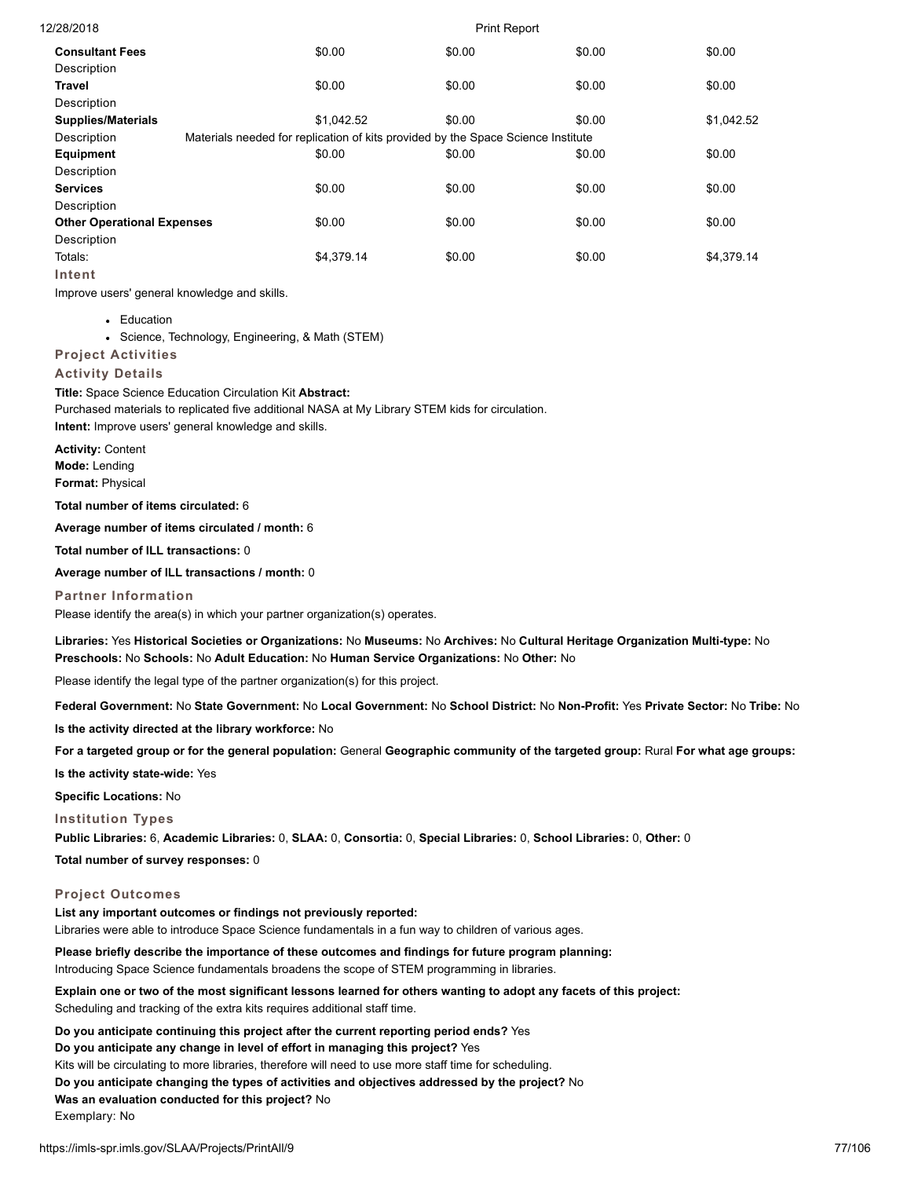| | | | | |
|---|---|---|---|---|
| **Consultant Fees** | $0.00 | $0.00 | $0.00 | $0.00 |
| Description | | | | |
| **Travel** | $0.00 | $0.00 | $0.00 | $0.00 |
| Description | | | | |
| **Supplies/Materials** | $1,042.52 | $0.00 | $0.00 | $1,042.52 |
| Description | Materials needed for replication of kits provided by the Space Science Institute | | | |
| **Equipment** | $0.00 | $0.00 | $0.00 | $0.00 |
| Description | | | | |
| **Services** | $0.00 | $0.00 | $0.00 | $0.00 |
| Description | | | | |
| **Other Operational Expenses** | $0.00 | $0.00 | $0.00 | $0.00 |
| Description | | | | |
| Totals: | $4,379.14 | $0.00 | $0.00 | $4,379.14 |

### Intent

Improve users' general knowledge and skills.

- Education
- Science, Technology, Engineering, & Math (STEM)

### Project Activities

### Activity Details

**Title:** Space Science Education Circulation Kit **Abstract:**
Purchased materials to replicated five additional NASA at My Library STEM kids for circulation.
**Intent:** Improve users' general knowledge and skills.

**Activity:** Content
**Mode:** Lending
**Format:** Physical

**Total number of items circulated:** 6

**Average number of items circulated / month:** 6

**Total number of ILL transactions:** 0

**Average number of ILL transactions / month:** 0

### Partner Information

Please identify the area(s) in which your partner organization(s) operates.

**Libraries:** Yes **Historical Societies or Organizations:** No **Museums:** No **Archives:** No **Cultural Heritage Organization Multi-type:** No **Preschools:** No **Schools:** No **Adult Education:** No **Human Service Organizations:** No **Other:** No

Please identify the legal type of the partner organization(s) for this project.

**Federal Government:** No **State Government:** No **Local Government:** No **School District:** No **Non-Profit:** Yes **Private Sector:** No **Tribe:** No

**Is the activity directed at the library workforce:** No

**For a targeted group or for the general population:** General **Geographic community of the targeted group:** Rural **For what age groups:**

**Is the activity state-wide:** Yes

**Specific Locations:** No

### Institution Types

**Public Libraries:** 6, **Academic Libraries:** 0, **SLAA:** 0, **Consortia:** 0, **Special Libraries:** 0, **School Libraries:** 0, **Other:** 0

**Total number of survey responses:** 0

### Project Outcomes

**List any important outcomes or findings not previously reported:**
Libraries were able to introduce Space Science fundamentals in a fun way to children of various ages.

**Please briefly describe the importance of these outcomes and findings for future program planning:**
Introducing Space Science fundamentals broadens the scope of STEM programming in libraries.

**Explain one or two of the most significant lessons learned for others wanting to adopt any facets of this project:**
Scheduling and tracking of the extra kits requires additional staff time.

**Do you anticipate continuing this project after the current reporting period ends?** Yes
**Do you anticipate any change in level of effort in managing this project?** Yes
Kits will be circulating to more libraries, therefore will need to use more staff time for scheduling.
**Do you anticipate changing the types of activities and objectives addressed by the project?** No
**Was an evaluation conducted for this project?** No
Exemplary: No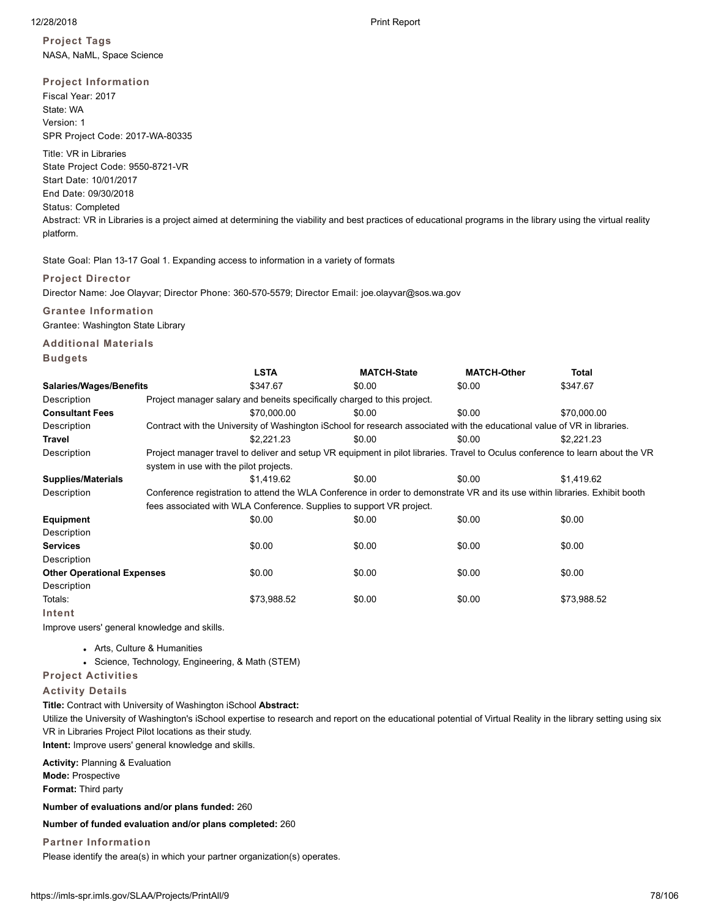### Project Tags

NASA, NaML, Space Science

### Project Information

Fiscal Year: 2017
State: WA
Version: 1
SPR Project Code: 2017-WA-80335

Title: VR in Libraries
State Project Code: 9550-8721-VR
Start Date: 10/01/2017
End Date: 09/30/2018
Status: Completed
Abstract: VR in Libraries is a project aimed at determining the viability and best practices of educational programs in the library using the virtual reality platform.

State Goal: Plan 13-17 Goal 1. Expanding access to information in a variety of formats

### Project Director

Director Name: Joe Olayvar; Director Phone: 360-570-5579; Director Email: joe.olayvar@sos.wa.gov

### Grantee Information

Grantee: Washington State Library

### Additional Materials

### Budgets

| | LSTA | MATCH-State | MATCH-Other | Total |
|---|---|---|---|---|
| **Salaries/Wages/Benefits** | $347.67 | $0.00 | $0.00 | $347.67 |
| Description | Project manager salary and beneits specifically charged to this project. | | | |
| **Consultant Fees** | $70,000.00 | $0.00 | $0.00 | $70,000.00 |
| Description | Contract with the University of Washington iSchool for research associated with the educational value of VR in libraries. | | | |
| **Travel** | $2,221.23 | $0.00 | $0.00 | $2,221.23 |
| Description | Project manager travel to deliver and setup VR equipment in pilot libraries. Travel to Oculus conference to learn about the VR system in use with the pilot projects. | | | |
| **Supplies/Materials** | $1,419.62 | $0.00 | $0.00 | $1,419.62 |
| Description | Conference registration to attend the WLA Conference in order to demonstrate VR and its use within libraries. Exhibit booth fees associated with WLA Conference. Supplies to support VR project. | | | |
| **Equipment** | $0.00 | $0.00 | $0.00 | $0.00 |
| Description | | | | |
| **Services** | $0.00 | $0.00 | $0.00 | $0.00 |
| Description | | | | |
| **Other Operational Expenses** | $0.00 | $0.00 | $0.00 | $0.00 |
| Description | | | | |
| Totals: | $73,988.52 | $0.00 | $0.00 | $73,988.52 |

### Intent

Improve users' general knowledge and skills.

- Arts, Culture & Humanities
- Science, Technology, Engineering, & Math (STEM)

### Project Activities

### Activity Details

**Title:** Contract with University of Washington iSchool **Abstract:**
Utilize the University of Washington's iSchool expertise to research and report on the educational potential of Virtual Reality in the library setting using six VR in Libraries Project Pilot locations as their study.
**Intent:** Improve users' general knowledge and skills.

**Activity:** Planning & Evaluation
**Mode:** Prospective
**Format:** Third party

**Number of evaluations and/or plans funded:** 260

**Number of funded evaluation and/or plans completed:** 260

### Partner Information

Please identify the area(s) in which your partner organization(s) operates.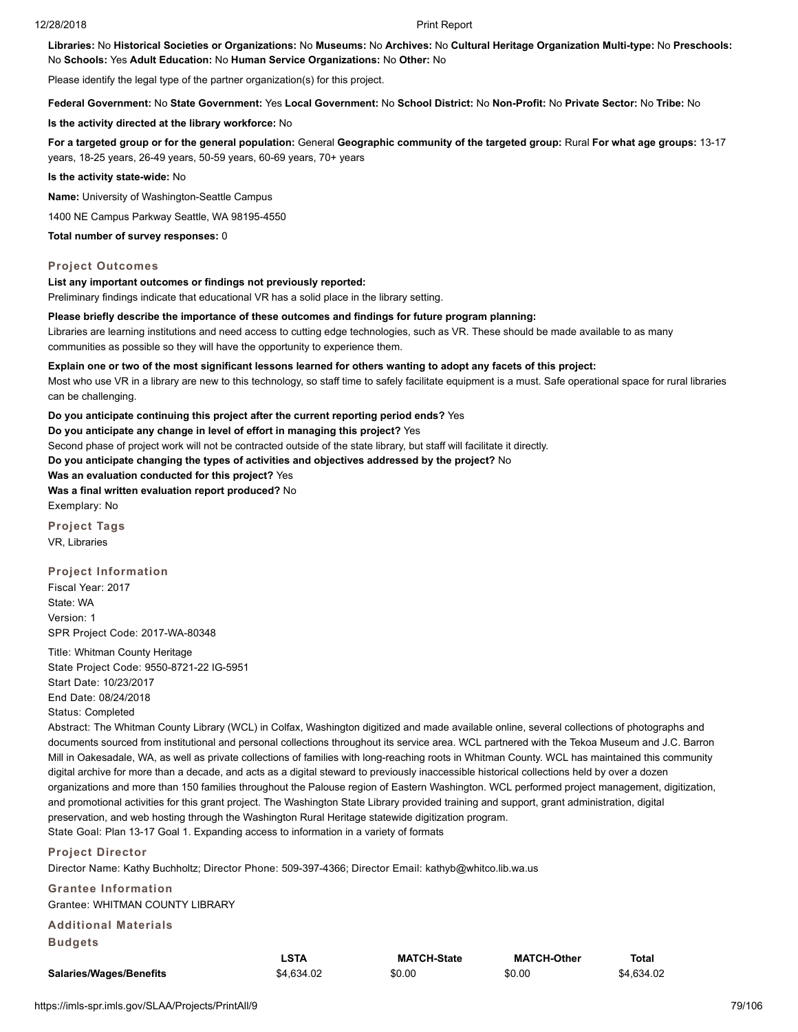**Libraries:** No **Historical Societies or Organizations:** No **Museums:** No **Archives:** No **Cultural Heritage Organization Multi-type:** No **Preschools:** No **Schools:** Yes **Adult Education:** No **Human Service Organizations:** No **Other:** No

Please identify the legal type of the partner organization(s) for this project.

**Federal Government:** No **State Government:** Yes **Local Government:** No **School District:** No **Non-Profit:** No **Private Sector:** No **Tribe:** No

**Is the activity directed at the library workforce:** No

**For a targeted group or for the general population:** General **Geographic community of the targeted group:** Rural **For what age groups:** 13-17 years, 18-25 years, 26-49 years, 50-59 years, 60-69 years, 70+ years

**Is the activity state-wide:** No

**Name:** University of Washington-Seattle Campus

1400 NE Campus Parkway Seattle, WA 98195-4550

**Total number of survey responses:** 0

### Project Outcomes

**List any important outcomes or findings not previously reported:**
Preliminary findings indicate that educational VR has a solid place in the library setting.

**Please briefly describe the importance of these outcomes and findings for future program planning:**
Libraries are learning institutions and need access to cutting edge technologies, such as VR. These should be made available to as many communities as possible so they will have the opportunity to experience them.

**Explain one or two of the most significant lessons learned for others wanting to adopt any facets of this project:**
Most who use VR in a library are new to this technology, so staff time to safely facilitate equipment is a must. Safe operational space for rural libraries can be challenging.

**Do you anticipate continuing this project after the current reporting period ends?** Yes
**Do you anticipate any change in level of effort in managing this project?** Yes
Second phase of project work will not be contracted outside of the state library, but staff will facilitate it directly.
**Do you anticipate changing the types of activities and objectives addressed by the project?** No
**Was an evaluation conducted for this project?** Yes
**Was a final written evaluation report produced?** No
Exemplary: No

### Project Tags

VR, Libraries

### Project Information

Fiscal Year: 2017
State: WA
Version: 1
SPR Project Code: 2017-WA-80348

Title: Whitman County Heritage
State Project Code: 9550-8721-22 IG-5951
Start Date: 10/23/2017
End Date: 08/24/2018
Status: Completed
Abstract: The Whitman County Library (WCL) in Colfax, Washington digitized and made available online, several collections of photographs and documents sourced from institutional and personal collections throughout its service area. WCL partnered with the Tekoa Museum and J.C. Barron Mill in Oakesdale, WA, as well as private collections of families with long-reaching roots in Whitman County. WCL has maintained this community digital archive for more than a decade, and acts as a digital steward to previously inaccessible historical collections held by over a dozen organizations and more than 150 families throughout the Palouse region of Eastern Washington. WCL performed project management, digitization, and promotional activities for this grant project. The Washington State Library provided training and support, grant administration, digital preservation, and web hosting through the Washington Rural Heritage statewide digitization program.
State Goal: Plan 13-17 Goal 1. Expanding access to information in a variety of formats

### Project Director

Director Name: Kathy Buchholtz; Director Phone: 509-397-4366; Director Email: kathyb@whitco.lib.wa.us

### Grantee Information

Grantee: WHITMAN COUNTY LIBRARY

### Additional Materials

### Budgets

| | LSTA | MATCH-State | MATCH-Other | Total |
|---|---|---|---|---|
| **Salaries/Wages/Benefits** | $4,634.02 | $0.00 | $0.00 | $4,634.02 |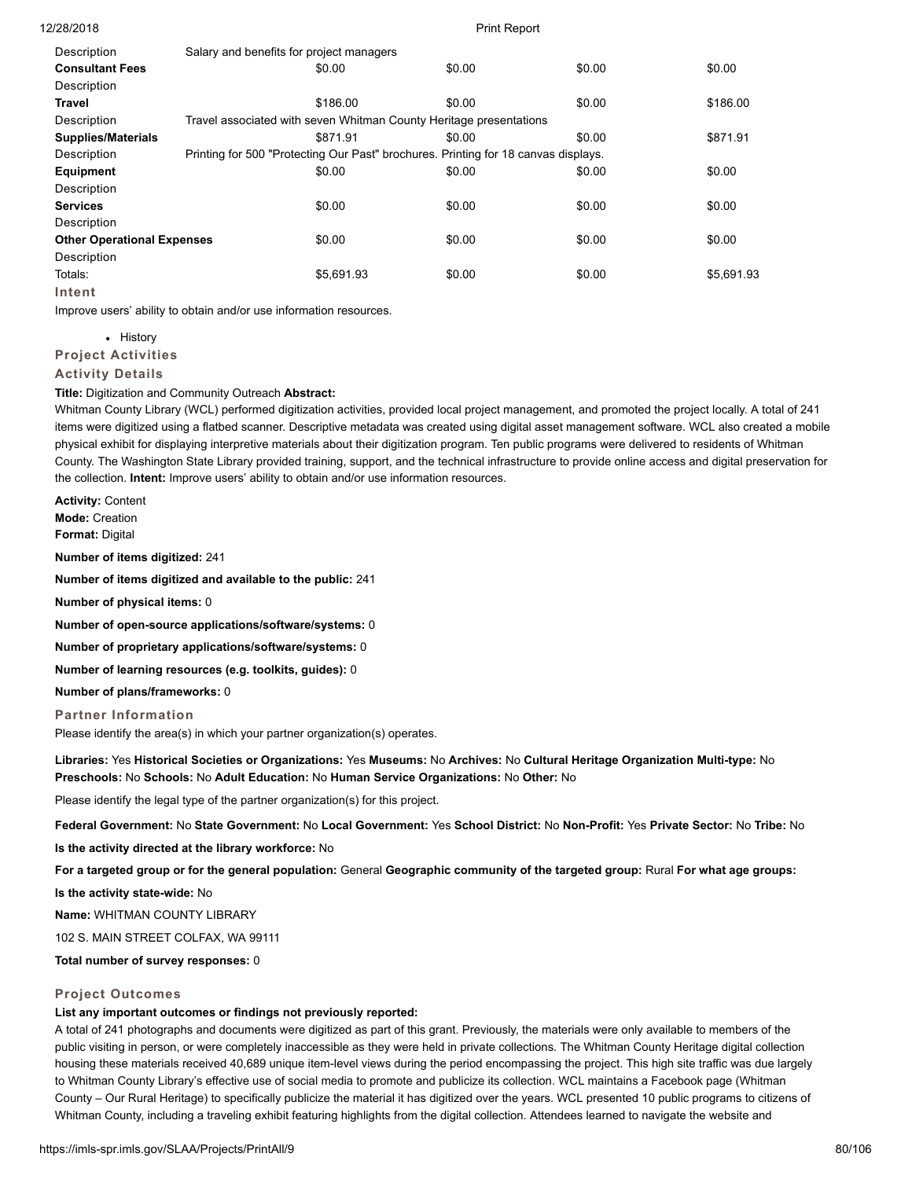| | | | | |
|---|---|---|---|---|
| Description | Salary and benefits for project managers | | | |
| **Consultant Fees** | $0.00 | $0.00 | $0.00 | $0.00 |
| Description | | | | |
| **Travel** | $186.00 | $0.00 | $0.00 | $186.00 |
| Description | Travel associated with seven Whitman County Heritage presentations | | | |
| **Supplies/Materials** | $871.91 | $0.00 | $0.00 | $871.91 |
| Description | Printing for 500 "Protecting Our Past" brochures. Printing for 18 canvas displays. | | | |
| **Equipment** | $0.00 | $0.00 | $0.00 | $0.00 |
| Description | | | | |
| **Services** | $0.00 | $0.00 | $0.00 | $0.00 |
| Description | | | | |
| **Other Operational Expenses** | $0.00 | $0.00 | $0.00 | $0.00 |
| Description | | | | |
| Totals: | $5,691.93 | $0.00 | $0.00 | $5,691.93 |

### Intent

Improve users' ability to obtain and/or use information resources.

- History

### Project Activities

#### Activity Details

**Title:** Digitization and Community Outreach **Abstract:**
Whitman County Library (WCL) performed digitization activities, provided local project management, and promoted the project locally. A total of 241 items were digitized using a flatbed scanner. Descriptive metadata was created using digital asset management software. WCL also created a mobile physical exhibit for displaying interpretive materials about their digitization program. Ten public programs were delivered to residents of Whitman County. The Washington State Library provided training, support, and the technical infrastructure to provide online access and digital preservation for the collection. **Intent:** Improve users' ability to obtain and/or use information resources.

**Activity:** Content
**Mode:** Creation
**Format:** Digital

**Number of items digitized:** 241

**Number of items digitized and available to the public:** 241

**Number of physical items:** 0

**Number of open-source applications/software/systems:** 0

**Number of proprietary applications/software/systems:** 0

**Number of learning resources (e.g. toolkits, guides):** 0

**Number of plans/frameworks:** 0

#### Partner Information

Please identify the area(s) in which your partner organization(s) operates.

**Libraries:** Yes **Historical Societies or Organizations:** Yes **Museums:** No **Archives:** No **Cultural Heritage Organization Multi-type:** No **Preschools:** No **Schools:** No **Adult Education:** No **Human Service Organizations:** No **Other:** No

Please identify the legal type of the partner organization(s) for this project.

**Federal Government:** No **State Government:** No **Local Government:** Yes **School District:** No **Non-Profit:** Yes **Private Sector:** No **Tribe:** No

**Is the activity directed at the library workforce:** No

**For a targeted group or for the general population:** General **Geographic community of the targeted group:** Rural **For what age groups:**

**Is the activity state-wide:** No

**Name:** WHITMAN COUNTY LIBRARY

102 S. MAIN STREET COLFAX, WA 99111

**Total number of survey responses:** 0

#### Project Outcomes

**List any important outcomes or findings not previously reported:**
A total of 241 photographs and documents were digitized as part of this grant. Previously, the materials were only available to members of the public visiting in person, or were completely inaccessible as they were held in private collections. The Whitman County Heritage digital collection housing these materials received 40,689 unique item-level views during the period encompassing the project. This high site traffic was due largely to Whitman County Library's effective use of social media to promote and publicize its collection. WCL maintains a Facebook page (Whitman County – Our Rural Heritage) to specifically publicize the material it has digitized over the years. WCL presented 10 public programs to citizens of Whitman County, including a traveling exhibit featuring highlights from the digital collection. Attendees learned to navigate the website and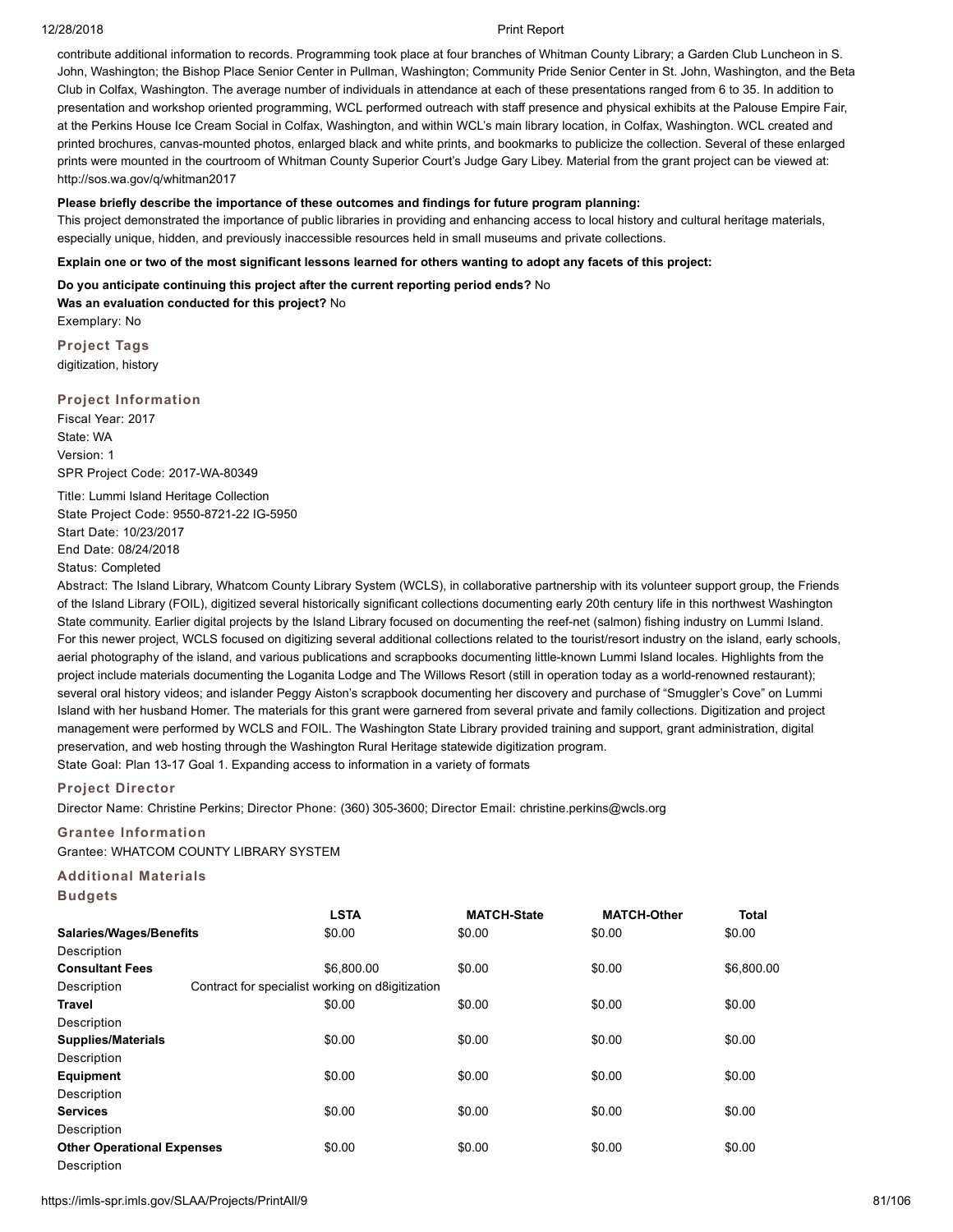contribute additional information to records. Programming took place at four branches of Whitman County Library; a Garden Club Luncheon in S. John, Washington; the Bishop Place Senior Center in Pullman, Washington; Community Pride Senior Center in St. John, Washington, and the Beta Club in Colfax, Washington. The average number of individuals in attendance at each of these presentations ranged from 6 to 35. In addition to presentation and workshop oriented programming, WCL performed outreach with staff presence and physical exhibits at the Palouse Empire Fair, at the Perkins House Ice Cream Social in Colfax, Washington, and within WCL's main library location, in Colfax, Washington. WCL created and printed brochures, canvas-mounted photos, enlarged black and white prints, and bookmarks to publicize the collection. Several of these enlarged prints were mounted in the courtroom of Whitman County Superior Court's Judge Gary Libey. Material from the grant project can be viewed at: http://sos.wa.gov/q/whitman2017

**Please briefly describe the importance of these outcomes and findings for future program planning:**

This project demonstrated the importance of public libraries in providing and enhancing access to local history and cultural heritage materials, especially unique, hidden, and previously inaccessible resources held in small museums and private collections.

**Explain one or two of the most significant lessons learned for others wanting to adopt any facets of this project:**

**Do you anticipate continuing this project after the current reporting period ends?** No
**Was an evaluation conducted for this project?** No
Exemplary: No

### Project Tags

digitization, history

### Project Information

Fiscal Year: 2017
State: WA
Version: 1
SPR Project Code: 2017-WA-80349

Title: Lummi Island Heritage Collection
State Project Code: 9550-8721-22 IG-5950
Start Date: 10/23/2017
End Date: 08/24/2018
Status: Completed
Abstract: The Island Library, Whatcom County Library System (WCLS), in collaborative partnership with its volunteer support group, the Friends of the Island Library (FOIL), digitized several historically significant collections documenting early 20th century life in this northwest Washington State community. Earlier digital projects by the Island Library focused on documenting the reef-net (salmon) fishing industry on Lummi Island. For this newer project, WCLS focused on digitizing several additional collections related to the tourist/resort industry on the island, early schools, aerial photography of the island, and various publications and scrapbooks documenting little-known Lummi Island locales. Highlights from the project include materials documenting the Loganita Lodge and The Willows Resort (still in operation today as a world-renowned restaurant); several oral history videos; and islander Peggy Aiston's scrapbook documenting her discovery and purchase of "Smuggler's Cove" on Lummi Island with her husband Homer. The materials for this grant were garnered from several private and family collections. Digitization and project management were performed by WCLS and FOIL. The Washington State Library provided training and support, grant administration, digital preservation, and web hosting through the Washington Rural Heritage statewide digitization program.
State Goal: Plan 13-17 Goal 1. Expanding access to information in a variety of formats

### Project Director

Director Name: Christine Perkins; Director Phone: (360) 305-3600; Director Email: christine.perkins@wcls.org

### Grantee Information

Grantee: WHATCOM COUNTY LIBRARY SYSTEM

### Additional Materials

### Budgets

| | LSTA | MATCH-State | MATCH-Other | Total |
|---|---|---|---|---|
| **Salaries/Wages/Benefits** | $0.00 | $0.00 | $0.00 | $0.00 |
| Description | | | | |
| **Consultant Fees** | $6,800.00 | $0.00 | $0.00 | $6,800.00 |
| Description | Contract for specialist working on d8igitization | | | |
| **Travel** | $0.00 | $0.00 | $0.00 | $0.00 |
| Description | | | | |
| **Supplies/Materials** | $0.00 | $0.00 | $0.00 | $0.00 |
| Description | | | | |
| **Equipment** | $0.00 | $0.00 | $0.00 | $0.00 |
| Description | | | | |
| **Services** | $0.00 | $0.00 | $0.00 | $0.00 |
| Description | | | | |
| **Other Operational Expenses** | $0.00 | $0.00 | $0.00 | $0.00 |
| Description | | | | |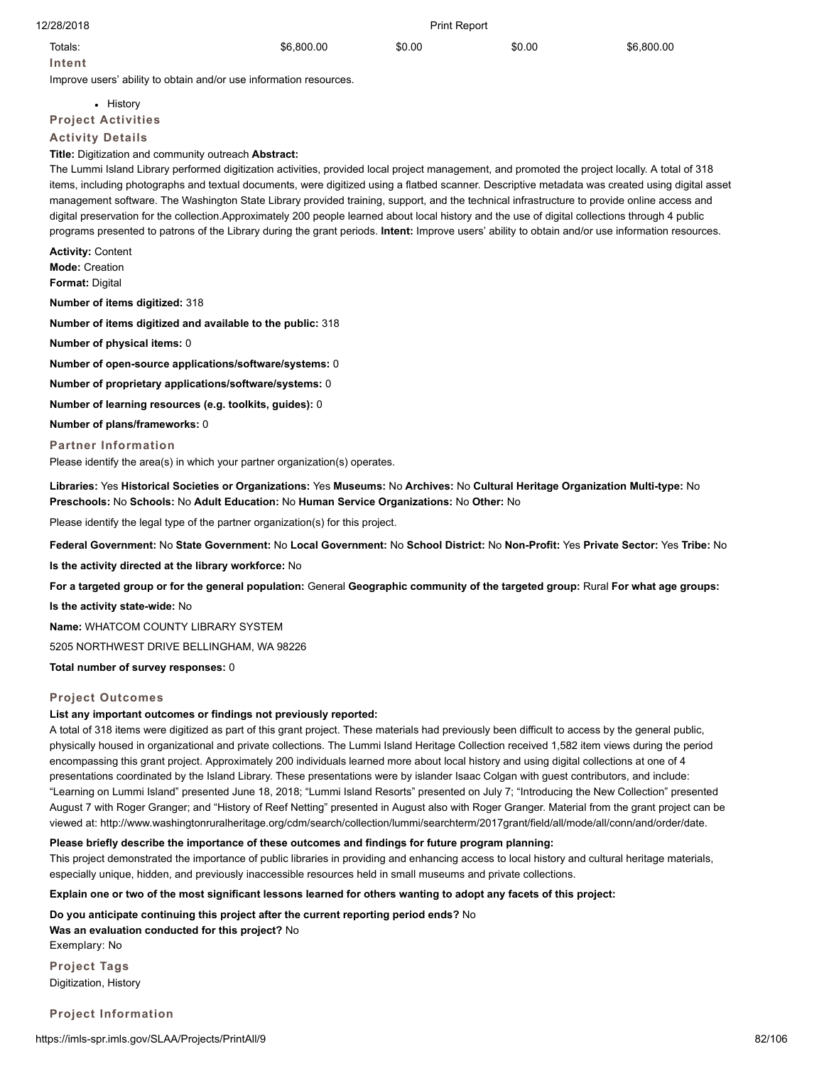| Totals: | $6,800.00 | $0.00 | $0.00 | $6,800.00 |
|---|---|---|---|---|

### Intent

Improve users' ability to obtain and/or use information resources.

- History

### Project Activities

### Activity Details

**Title:** Digitization and community outreach **Abstract:**

The Lummi Island Library performed digitization activities, provided local project management, and promoted the project locally. A total of 318 items, including photographs and textual documents, were digitized using a flatbed scanner. Descriptive metadata was created using digital asset management software. The Washington State Library provided training, support, and the technical infrastructure to provide online access and digital preservation for the collection.Approximately 200 people learned about local history and the use of digital collections through 4 public programs presented to patrons of the Library during the grant periods. **Intent:** Improve users' ability to obtain and/or use information resources.

**Activity:** Content
**Mode:** Creation
**Format:** Digital

**Number of items digitized:** 318

**Number of items digitized and available to the public:** 318

**Number of physical items:** 0

**Number of open-source applications/software/systems:** 0

**Number of proprietary applications/software/systems:** 0

**Number of learning resources (e.g. toolkits, guides):** 0

**Number of plans/frameworks:** 0

### Partner Information

Please identify the area(s) in which your partner organization(s) operates.

**Libraries:** Yes **Historical Societies or Organizations:** Yes **Museums:** No **Archives:** No **Cultural Heritage Organization Multi-type:** No **Preschools:** No **Schools:** No **Adult Education:** No **Human Service Organizations:** No **Other:** No

Please identify the legal type of the partner organization(s) for this project.

**Federal Government:** No **State Government:** No **Local Government:** No **School District:** No **Non-Profit:** Yes **Private Sector:** Yes **Tribe:** No

**Is the activity directed at the library workforce:** No

**For a targeted group or for the general population:** General **Geographic community of the targeted group:** Rural **For what age groups:**

**Is the activity state-wide:** No

**Name:** WHATCOM COUNTY LIBRARY SYSTEM

5205 NORTHWEST DRIVE BELLINGHAM, WA 98226

**Total number of survey responses:** 0

### Project Outcomes

**List any important outcomes or findings not previously reported:**

A total of 318 items were digitized as part of this grant project. These materials had previously been difficult to access by the general public, physically housed in organizational and private collections. The Lummi Island Heritage Collection received 1,582 item views during the period encompassing this grant project. Approximately 200 individuals learned more about local history and using digital collections at one of 4 presentations coordinated by the Island Library. These presentations were by islander Isaac Colgan with guest contributors, and include: "Learning on Lummi Island" presented June 18, 2018; "Lummi Island Resorts" presented on July 7; "Introducing the New Collection" presented August 7 with Roger Granger; and "History of Reef Netting" presented in August also with Roger Granger. Material from the grant project can be viewed at: http://www.washingtonruralheritage.org/cdm/search/collection/lummi/searchterm/2017grant/field/all/mode/all/conn/and/order/date.

**Please briefly describe the importance of these outcomes and findings for future program planning:**

This project demonstrated the importance of public libraries in providing and enhancing access to local history and cultural heritage materials, especially unique, hidden, and previously inaccessible resources held in small museums and private collections.

**Explain one or two of the most significant lessons learned for others wanting to adopt any facets of this project:**

**Do you anticipate continuing this project after the current reporting period ends?** No
**Was an evaluation conducted for this project?** No
Exemplary: No

### Project Tags

Digitization, History

### Project Information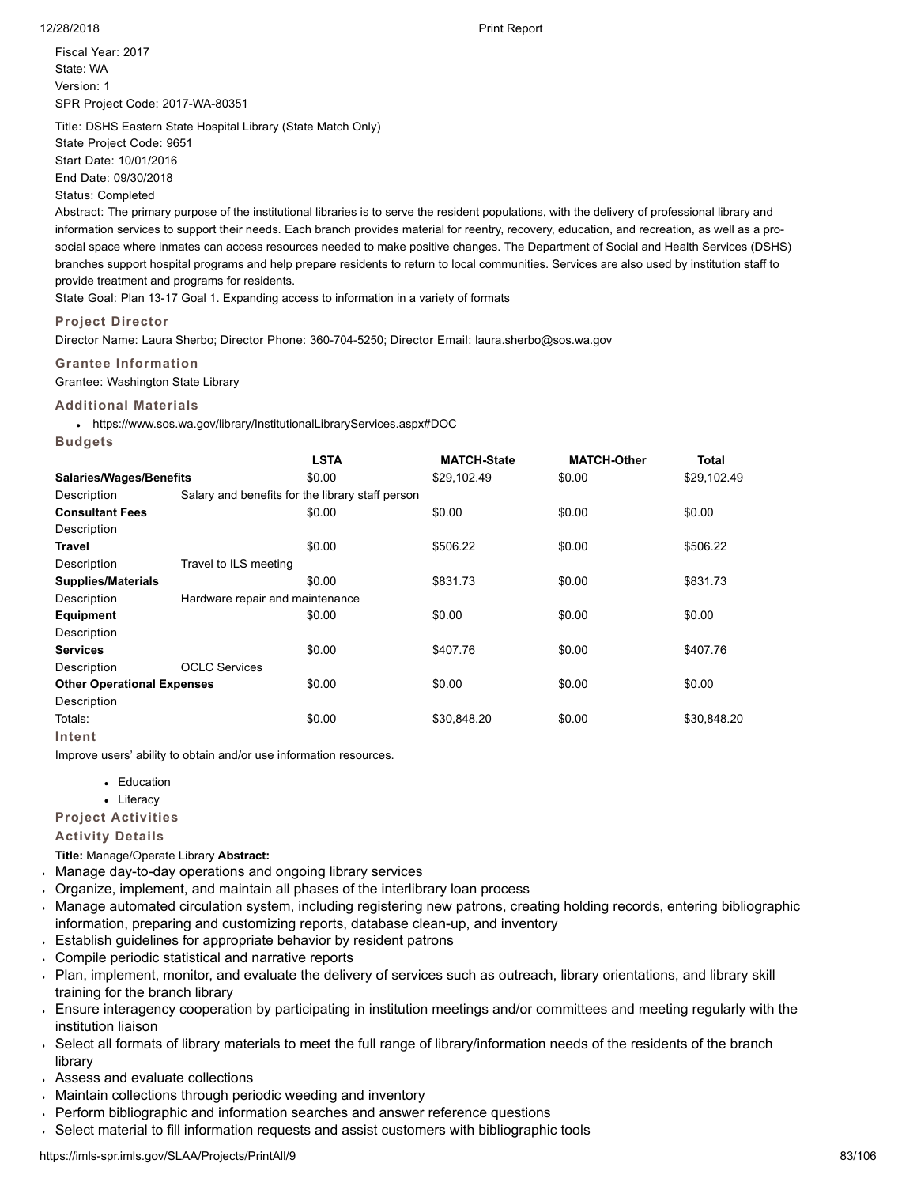Fiscal Year: 2017
State: WA
Version: 1
SPR Project Code: 2017-WA-80351

Title: DSHS Eastern State Hospital Library (State Match Only)
State Project Code: 9651
Start Date: 10/01/2016
End Date: 09/30/2018
Status: Completed
Abstract: The primary purpose of the institutional libraries is to serve the resident populations, with the delivery of professional library and information services to support their needs. Each branch provides material for reentry, recovery, education, and recreation, as well as a pro-social space where inmates can access resources needed to make positive changes. The Department of Social and Health Services (DSHS) branches support hospital programs and help prepare residents to return to local communities. Services are also used by institution staff to provide treatment and programs for residents.
State Goal: Plan 13-17 Goal 1. Expanding access to information in a variety of formats

### Project Director

Director Name: Laura Sherbo; Director Phone: 360-704-5250; Director Email: laura.sherbo@sos.wa.gov

### Grantee Information

Grantee: Washington State Library

### Additional Materials

- https://www.sos.wa.gov/library/InstitutionalLibraryServices.aspx#DOC

### Budgets

| | LSTA | MATCH-State | MATCH-Other | Total |
|---|---|---|---|---|
| **Salaries/Wages/Benefits** | $0.00 | $29,102.49 | $0.00 | $29,102.49 |
| Description | Salary and benefits for the library staff person | | | |
| **Consultant Fees** | $0.00 | $0.00 | $0.00 | $0.00 |
| Description | | | | |
| **Travel** | $0.00 | $506.22 | $0.00 | $506.22 |
| Description | Travel to ILS meeting | | | |
| **Supplies/Materials** | $0.00 | $831.73 | $0.00 | $831.73 |
| Description | Hardware repair and maintenance | | | |
| **Equipment** | $0.00 | $0.00 | $0.00 | $0.00 |
| Description | | | | |
| **Services** | $0.00 | $407.76 | $0.00 | $407.76 |
| Description | OCLC Services | | | |
| **Other Operational Expenses** | $0.00 | $0.00 | $0.00 | $0.00 |
| Description | | | | |
| Totals: | $0.00 | $30,848.20 | $0.00 | $30,848.20 |

### Intent

Improve users' ability to obtain and/or use information resources.

- Education
- Literacy

### Project Activities

### Activity Details

**Title:** Manage/Operate Library **Abstract:**

- Manage day-to-day operations and ongoing library services
- Organize, implement, and maintain all phases of the interlibrary loan process
- Manage automated circulation system, including registering new patrons, creating holding records, entering bibliographic information, preparing and customizing reports, database clean-up, and inventory
- Establish guidelines for appropriate behavior by resident patrons
- Compile periodic statistical and narrative reports
- Plan, implement, monitor, and evaluate the delivery of services such as outreach, library orientations, and library skill training for the branch library
- Ensure interagency cooperation by participating in institution meetings and/or committees and meeting regularly with the institution liaison
- Select all formats of library materials to meet the full range of library/information needs of the residents of the branch library
- Assess and evaluate collections
- Maintain collections through periodic weeding and inventory
- Perform bibliographic and information searches and answer reference questions
- Select material to fill information requests and assist customers with bibliographic tools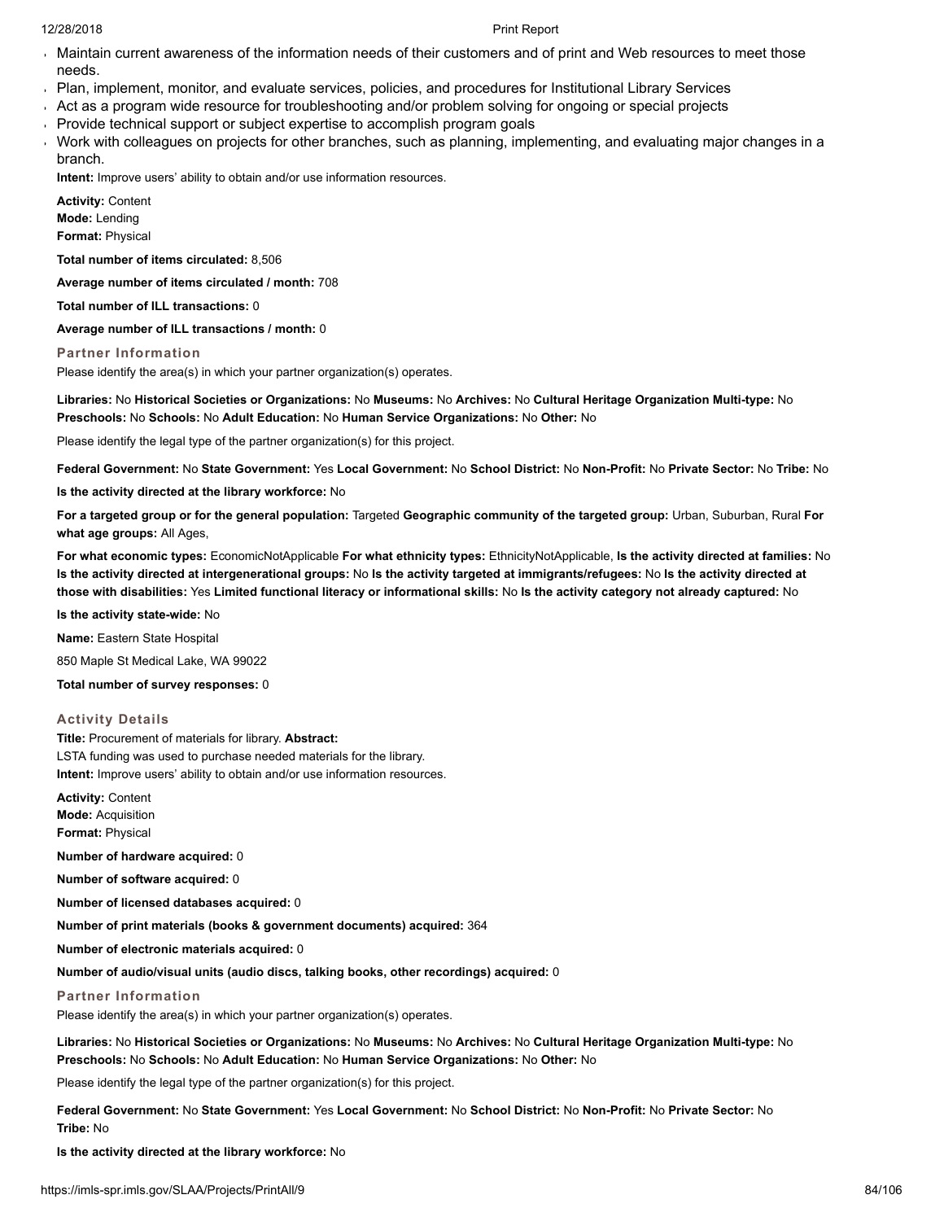- Maintain current awareness of the information needs of their customers and of print and Web resources to meet those needs.
- Plan, implement, monitor, and evaluate services, policies, and procedures for Institutional Library Services
- Act as a program wide resource for troubleshooting and/or problem solving for ongoing or special projects
- Provide technical support or subject expertise to accomplish program goals
- Work with colleagues on projects for other branches, such as planning, implementing, and evaluating major changes in a branch.

**Intent:** Improve users' ability to obtain and/or use information resources.

**Activity:** Content
**Mode:** Lending
**Format:** Physical

**Total number of items circulated:** 8,506

**Average number of items circulated / month:** 708

**Total number of ILL transactions:** 0

**Average number of ILL transactions / month:** 0

#### Partner Information

Please identify the area(s) in which your partner organization(s) operates.

**Libraries:** No **Historical Societies or Organizations:** No **Museums:** No **Archives:** No **Cultural Heritage Organization Multi-type:** No **Preschools:** No **Schools:** No **Adult Education:** No **Human Service Organizations:** No **Other:** No

Please identify the legal type of the partner organization(s) for this project.

**Federal Government:** No **State Government:** Yes **Local Government:** No **School District:** No **Non-Profit:** No **Private Sector:** No **Tribe:** No

**Is the activity directed at the library workforce:** No

**For a targeted group or for the general population:** Targeted **Geographic community of the targeted group:** Urban, Suburban, Rural **For what age groups:** All Ages,

**For what economic types:** EconomicNotApplicable **For what ethnicity types:** EthnicityNotApplicable, **Is the activity directed at families:** No **Is the activity directed at intergenerational groups:** No **Is the activity targeted at immigrants/refugees:** No **Is the activity directed at those with disabilities:** Yes **Limited functional literacy or informational skills:** No **Is the activity category not already captured:** No

**Is the activity state-wide:** No

**Name:** Eastern State Hospital

850 Maple St Medical Lake, WA 99022

**Total number of survey responses:** 0

#### Activity Details

**Title:** Procurement of materials for library. **Abstract:**
LSTA funding was used to purchase needed materials for the library.
**Intent:** Improve users' ability to obtain and/or use information resources.

**Activity:** Content
**Mode:** Acquisition
**Format:** Physical

**Number of hardware acquired:** 0

**Number of software acquired:** 0

**Number of licensed databases acquired:** 0

**Number of print materials (books & government documents) acquired:** 364

**Number of electronic materials acquired:** 0

**Number of audio/visual units (audio discs, talking books, other recordings) acquired:** 0

#### Partner Information

Please identify the area(s) in which your partner organization(s) operates.

**Libraries:** No **Historical Societies or Organizations:** No **Museums:** No **Archives:** No **Cultural Heritage Organization Multi-type:** No **Preschools:** No **Schools:** No **Adult Education:** No **Human Service Organizations:** No **Other:** No

Please identify the legal type of the partner organization(s) for this project.

**Federal Government:** No **State Government:** Yes **Local Government:** No **School District:** No **Non-Profit:** No **Private Sector:** No **Tribe:** No

**Is the activity directed at the library workforce:** No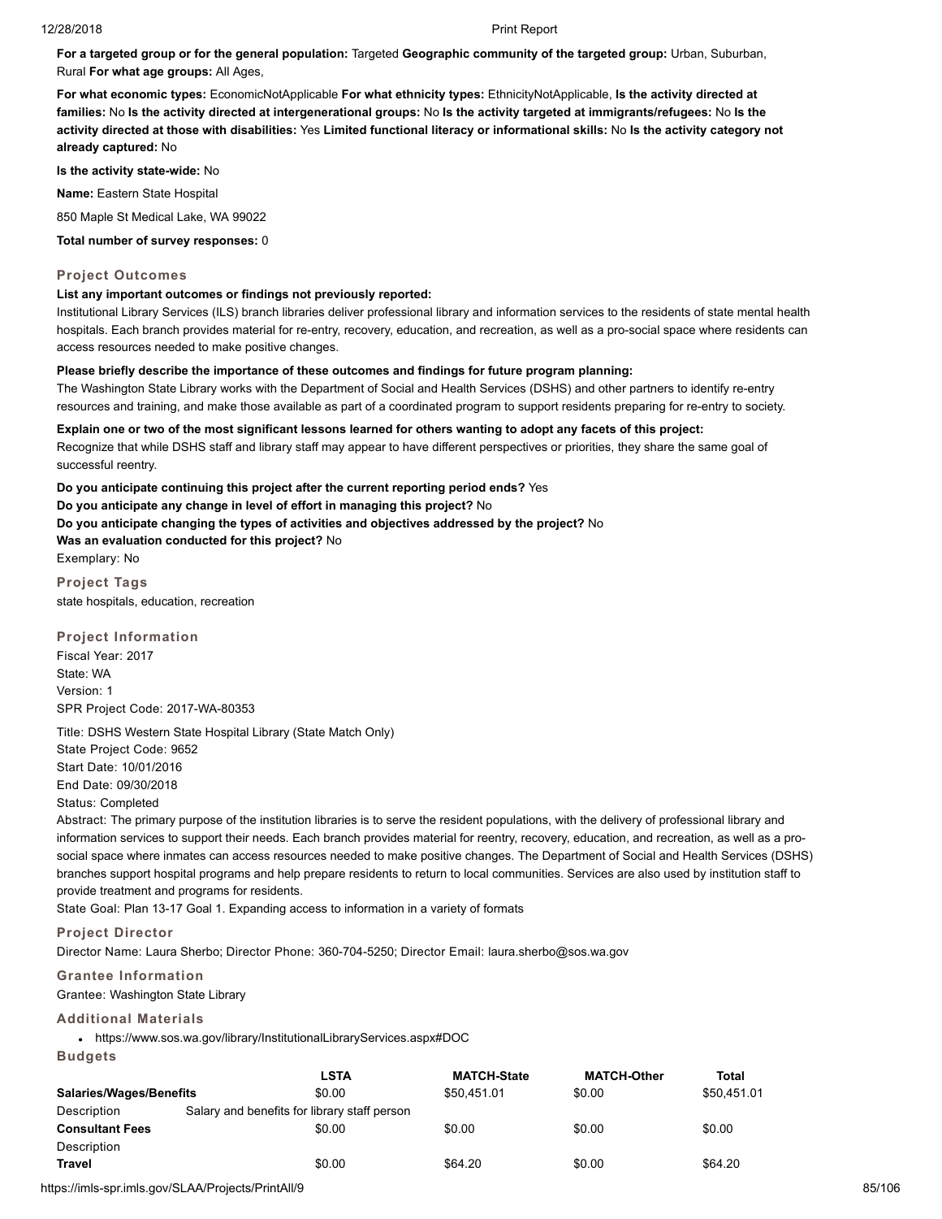**For a targeted group or for the general population:** Targeted **Geographic community of the targeted group:** Urban, Suburban, Rural **For what age groups:** All Ages,

**For what economic types:** EconomicNotApplicable **For what ethnicity types:** EthnicityNotApplicable, **Is the activity directed at families:** No **Is the activity directed at intergenerational groups:** No **Is the activity targeted at immigrants/refugees:** No **Is the activity directed at those with disabilities:** Yes **Limited functional literacy or informational skills:** No **Is the activity category not already captured:** No

**Is the activity state-wide:** No

**Name:** Eastern State Hospital

850 Maple St Medical Lake, WA 99022

**Total number of survey responses:** 0

### Project Outcomes

**List any important outcomes or findings not previously reported:**

Institutional Library Services (ILS) branch libraries deliver professional library and information services to the residents of state mental health hospitals. Each branch provides material for re-entry, recovery, education, and recreation, as well as a pro-social space where residents can access resources needed to make positive changes.

**Please briefly describe the importance of these outcomes and findings for future program planning:**

The Washington State Library works with the Department of Social and Health Services (DSHS) and other partners to identify re-entry resources and training, and make those available as part of a coordinated program to support residents preparing for re-entry to society.

**Explain one or two of the most significant lessons learned for others wanting to adopt any facets of this project:**

Recognize that while DSHS staff and library staff may appear to have different perspectives or priorities, they share the same goal of successful reentry.

**Do you anticipate continuing this project after the current reporting period ends?** Yes

**Do you anticipate any change in level of effort in managing this project?** No

**Do you anticipate changing the types of activities and objectives addressed by the project?** No

**Was an evaluation conducted for this project?** No

Exemplary: No

### Project Tags

state hospitals, education, recreation

### Project Information

Fiscal Year: 2017

State: WA

Version: 1

SPR Project Code: 2017-WA-80353

Title: DSHS Western State Hospital Library (State Match Only)

State Project Code: 9652

Start Date: 10/01/2016

End Date: 09/30/2018

Status: Completed

Abstract: The primary purpose of the institution libraries is to serve the resident populations, with the delivery of professional library and information services to support their needs. Each branch provides material for reentry, recovery, education, and recreation, as well as a pro-social space where inmates can access resources needed to make positive changes. The Department of Social and Health Services (DSHS) branches support hospital programs and help prepare residents to return to local communities. Services are also used by institution staff to provide treatment and programs for residents.

State Goal: Plan 13-17 Goal 1. Expanding access to information in a variety of formats

### Project Director

Director Name: Laura Sherbo; Director Phone: 360-704-5250; Director Email: laura.sherbo@sos.wa.gov

### Grantee Information

Grantee: Washington State Library

### Additional Materials

- https://www.sos.wa.gov/library/InstitutionalLibraryServices.aspx#DOC

### Budgets

| | LSTA | MATCH-State | MATCH-Other | Total |
|---|---|---|---|---|
| **Salaries/Wages/Benefits** | $0.00 | $50,451.01 | $0.00 | $50,451.01 |
| Description | Salary and benefits for library staff person | | | |
| **Consultant Fees** | $0.00 | $0.00 | $0.00 | $0.00 |
| Description | | | | |
| **Travel** | $0.00 | $64.20 | $0.00 | $64.20 |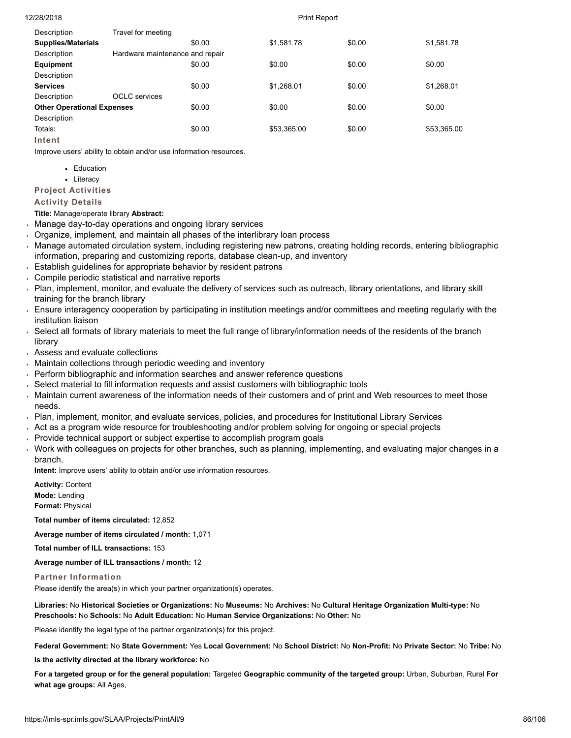| | | | | | |
|---|---|---|---|---|---|
| Description | Travel for meeting | | | | |
| **Supplies/Materials** | | $0.00 | $1,581.78 | $0.00 | $1,581.78 |
| Description | Hardware maintenance and repair | | | | |
| **Equipment** | | $0.00 | $0.00 | $0.00 | $0.00 |
| Description | | | | | |
| **Services** | | $0.00 | $1,268.01 | $0.00 | $1,268.01 |
| Description | OCLC services | | | | |
| **Other Operational Expenses** | | $0.00 | $0.00 | $0.00 | $0.00 |
| Description | | | | | |
| Totals: | | $0.00 | $53,365.00 | $0.00 | $53,365.00 |

### Intent

Improve users' ability to obtain and/or use information resources.

- Education
- Literacy

### Project Activities

### Activity Details

**Title:** Manage/operate library **Abstract:**

- Manage day-to-day operations and ongoing library services
- Organize, implement, and maintain all phases of the interlibrary loan process
- Manage automated circulation system, including registering new patrons, creating holding records, entering bibliographic information, preparing and customizing reports, database clean-up, and inventory
- Establish guidelines for appropriate behavior by resident patrons
- Compile periodic statistical and narrative reports
- Plan, implement, monitor, and evaluate the delivery of services such as outreach, library orientations, and library skill training for the branch library
- Ensure interagency cooperation by participating in institution meetings and/or committees and meeting regularly with the institution liaison
- Select all formats of library materials to meet the full range of library/information needs of the residents of the branch library
- Assess and evaluate collections
- Maintain collections through periodic weeding and inventory
- Perform bibliographic and information searches and answer reference questions
- Select material to fill information requests and assist customers with bibliographic tools
- Maintain current awareness of the information needs of their customers and of print and Web resources to meet those needs.
- Plan, implement, monitor, and evaluate services, policies, and procedures for Institutional Library Services
- Act as a program wide resource for troubleshooting and/or problem solving for ongoing or special projects
- Provide technical support or subject expertise to accomplish program goals
- Work with colleagues on projects for other branches, such as planning, implementing, and evaluating major changes in a branch.

**Intent:** Improve users' ability to obtain and/or use information resources.

**Activity:** Content
**Mode:** Lending
**Format:** Physical

**Total number of items circulated:** 12,852

**Average number of items circulated / month:** 1,071

**Total number of ILL transactions:** 153

**Average number of ILL transactions / month:** 12

### Partner Information

Please identify the area(s) in which your partner organization(s) operates.

**Libraries:** No **Historical Societies or Organizations:** No **Museums:** No **Archives:** No **Cultural Heritage Organization Multi-type:** No **Preschools:** No **Schools:** No **Adult Education:** No **Human Service Organizations:** No **Other:** No

Please identify the legal type of the partner organization(s) for this project.

**Federal Government:** No **State Government:** Yes **Local Government:** No **School District:** No **Non-Profit:** No **Private Sector:** No **Tribe:** No

**Is the activity directed at the library workforce:** No

**For a targeted group or for the general population:** Targeted **Geographic community of the targeted group:** Urban, Suburban, Rural **For what age groups:** All Ages,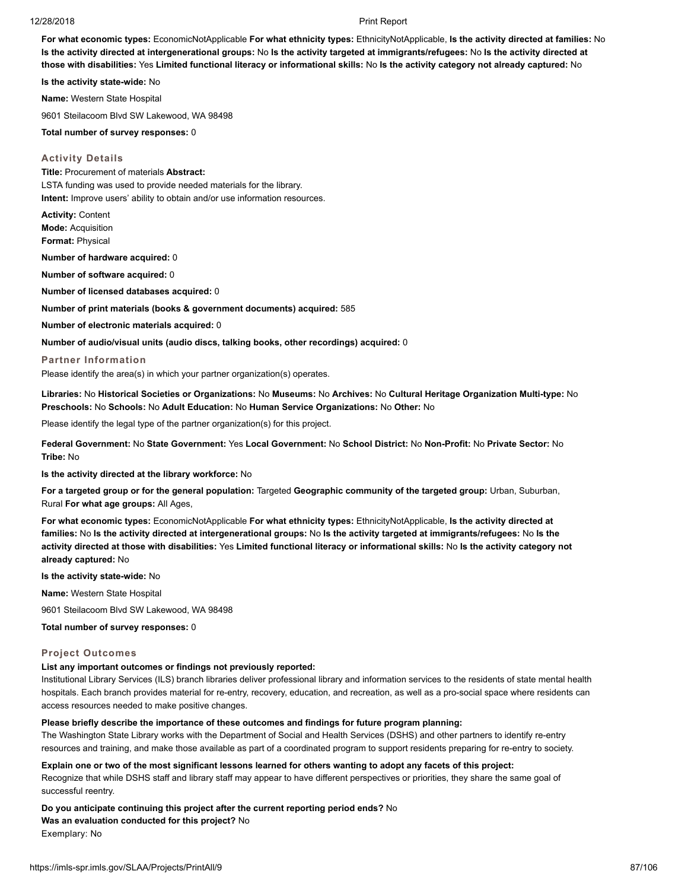**For what economic types:** EconomicNotApplicable **For what ethnicity types:** EthnicityNotApplicable, **Is the activity directed at families:** No **Is the activity directed at intergenerational groups:** No **Is the activity targeted at immigrants/refugees:** No **Is the activity directed at those with disabilities:** Yes **Limited functional literacy or informational skills:** No **Is the activity category not already captured:** No

**Is the activity state-wide:** No

**Name:** Western State Hospital

9601 Steilacoom Blvd SW Lakewood, WA 98498

**Total number of survey responses:** 0

### Activity Details

**Title:** Procurement of materials **Abstract:**
LSTA funding was used to provide needed materials for the library.
**Intent:** Improve users' ability to obtain and/or use information resources.

**Activity:** Content
**Mode:** Acquisition
**Format:** Physical

**Number of hardware acquired:** 0

**Number of software acquired:** 0

**Number of licensed databases acquired:** 0

**Number of print materials (books & government documents) acquired:** 585

**Number of electronic materials acquired:** 0

**Number of audio/visual units (audio discs, talking books, other recordings) acquired:** 0

### Partner Information

Please identify the area(s) in which your partner organization(s) operates.

**Libraries:** No **Historical Societies or Organizations:** No **Museums:** No **Archives:** No **Cultural Heritage Organization Multi-type:** No **Preschools:** No **Schools:** No **Adult Education:** No **Human Service Organizations:** No **Other:** No

Please identify the legal type of the partner organization(s) for this project.

**Federal Government:** No **State Government:** Yes **Local Government:** No **School District:** No **Non-Profit:** No **Private Sector:** No **Tribe:** No

**Is the activity directed at the library workforce:** No

**For a targeted group or for the general population:** Targeted **Geographic community of the targeted group:** Urban, Suburban, Rural **For what age groups:** All Ages,

**For what economic types:** EconomicNotApplicable **For what ethnicity types:** EthnicityNotApplicable, **Is the activity directed at families:** No **Is the activity directed at intergenerational groups:** No **Is the activity targeted at immigrants/refugees:** No **Is the activity directed at those with disabilities:** Yes **Limited functional literacy or informational skills:** No **Is the activity category not already captured:** No

**Is the activity state-wide:** No

**Name:** Western State Hospital

9601 Steilacoom Blvd SW Lakewood, WA 98498

**Total number of survey responses:** 0

### Project Outcomes

**List any important outcomes or findings not previously reported:**
Institutional Library Services (ILS) branch libraries deliver professional library and information services to the residents of state mental health hospitals. Each branch provides material for re-entry, recovery, education, and recreation, as well as a pro-social space where residents can access resources needed to make positive changes.

**Please briefly describe the importance of these outcomes and findings for future program planning:**
The Washington State Library works with the Department of Social and Health Services (DSHS) and other partners to identify re-entry resources and training, and make those available as part of a coordinated program to support residents preparing for re-entry to society.

**Explain one or two of the most significant lessons learned for others wanting to adopt any facets of this project:**
Recognize that while DSHS staff and library staff may appear to have different perspectives or priorities, they share the same goal of successful reentry.

**Do you anticipate continuing this project after the current reporting period ends?** No
**Was an evaluation conducted for this project?** No
Exemplary: No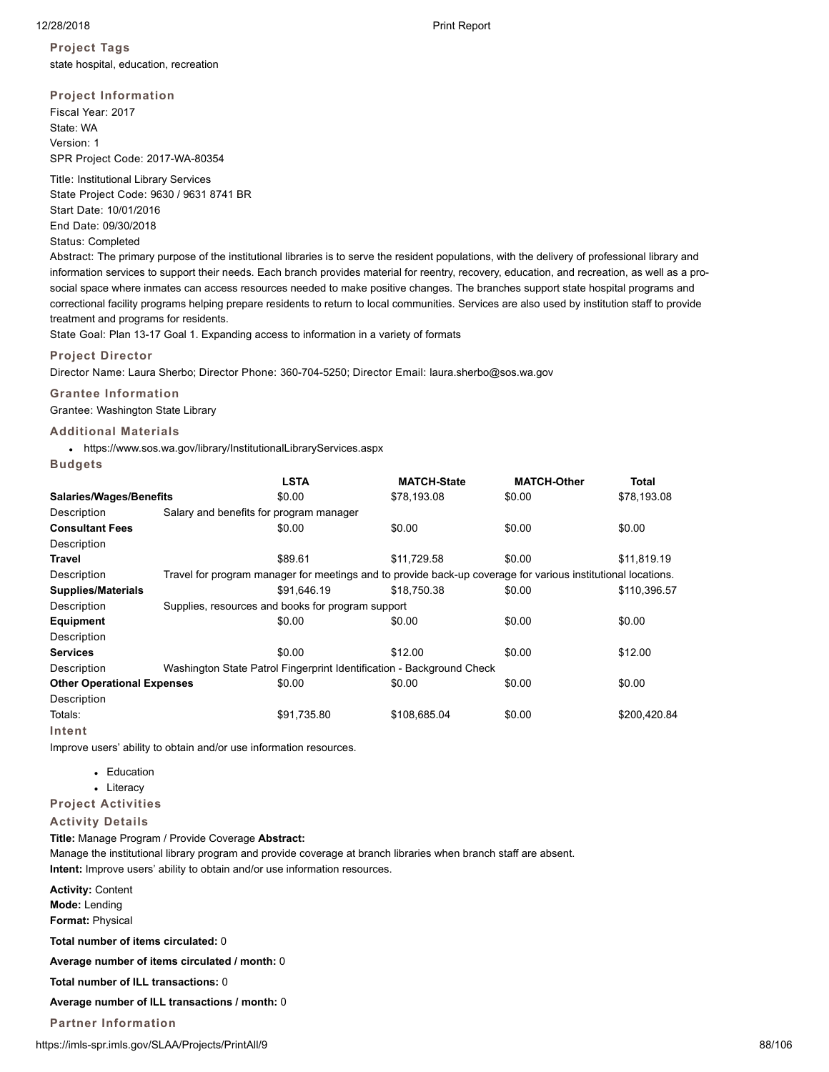### Project Tags

state hospital, education, recreation

### Project Information

Fiscal Year: 2017
State: WA
Version: 1
SPR Project Code: 2017-WA-80354

Title: Institutional Library Services
State Project Code: 9630 / 9631 8741 BR
Start Date: 10/01/2016
End Date: 09/30/2018
Status: Completed

Abstract: The primary purpose of the institutional libraries is to serve the resident populations, with the delivery of professional library and information services to support their needs. Each branch provides material for reentry, recovery, education, and recreation, as well as a pro-social space where inmates can access resources needed to make positive changes. The branches support state hospital programs and correctional facility programs helping prepare residents to return to local communities. Services are also used by institution staff to provide treatment and programs for residents.

State Goal: Plan 13-17 Goal 1. Expanding access to information in a variety of formats

### Project Director

Director Name: Laura Sherbo; Director Phone: 360-704-5250; Director Email: laura.sherbo@sos.wa.gov

### Grantee Information

Grantee: Washington State Library

### Additional Materials

- https://www.sos.wa.gov/library/InstitutionalLibraryServices.aspx

### Budgets

| | LSTA | MATCH-State | MATCH-Other | Total |
|---|---|---|---|---|
| **Salaries/Wages/Benefits** | $0.00 | $78,193.08 | $0.00 | $78,193.08 |
| Description | Salary and benefits for program manager | | | |
| **Consultant Fees** | $0.00 | $0.00 | $0.00 | $0.00 |
| Description | | | | |
| **Travel** | $89.61 | $11,729.58 | $0.00 | $11,819.19 |
| Description | Travel for program manager for meetings and to provide back-up coverage for various institutional locations. | | | |
| **Supplies/Materials** | $91,646.19 | $18,750.38 | $0.00 | $110,396.57 |
| Description | Supplies, resources and books for program support | | | |
| **Equipment** | $0.00 | $0.00 | $0.00 | $0.00 |
| Description | | | | |
| **Services** | $0.00 | $12.00 | $0.00 | $12.00 |
| Description | Washington State Patrol Fingerprint Identification - Background Check | | | |
| **Other Operational Expenses** | $0.00 | $0.00 | $0.00 | $0.00 |
| Description | | | | |
| Totals: | $91,735.80 | $108,685.04 | $0.00 | $200,420.84 |

### Intent

Improve users' ability to obtain and/or use information resources.

- Education
- Literacy

### Project Activities

### Activity Details

**Title:** Manage Program / Provide Coverage **Abstract:**
Manage the institutional library program and provide coverage at branch libraries when branch staff are absent.
**Intent:** Improve users' ability to obtain and/or use information resources.

**Activity:** Content
**Mode:** Lending
**Format:** Physical

**Total number of items circulated:** 0

**Average number of items circulated / month:** 0

**Total number of ILL transactions:** 0

**Average number of ILL transactions / month:** 0

### Partner Information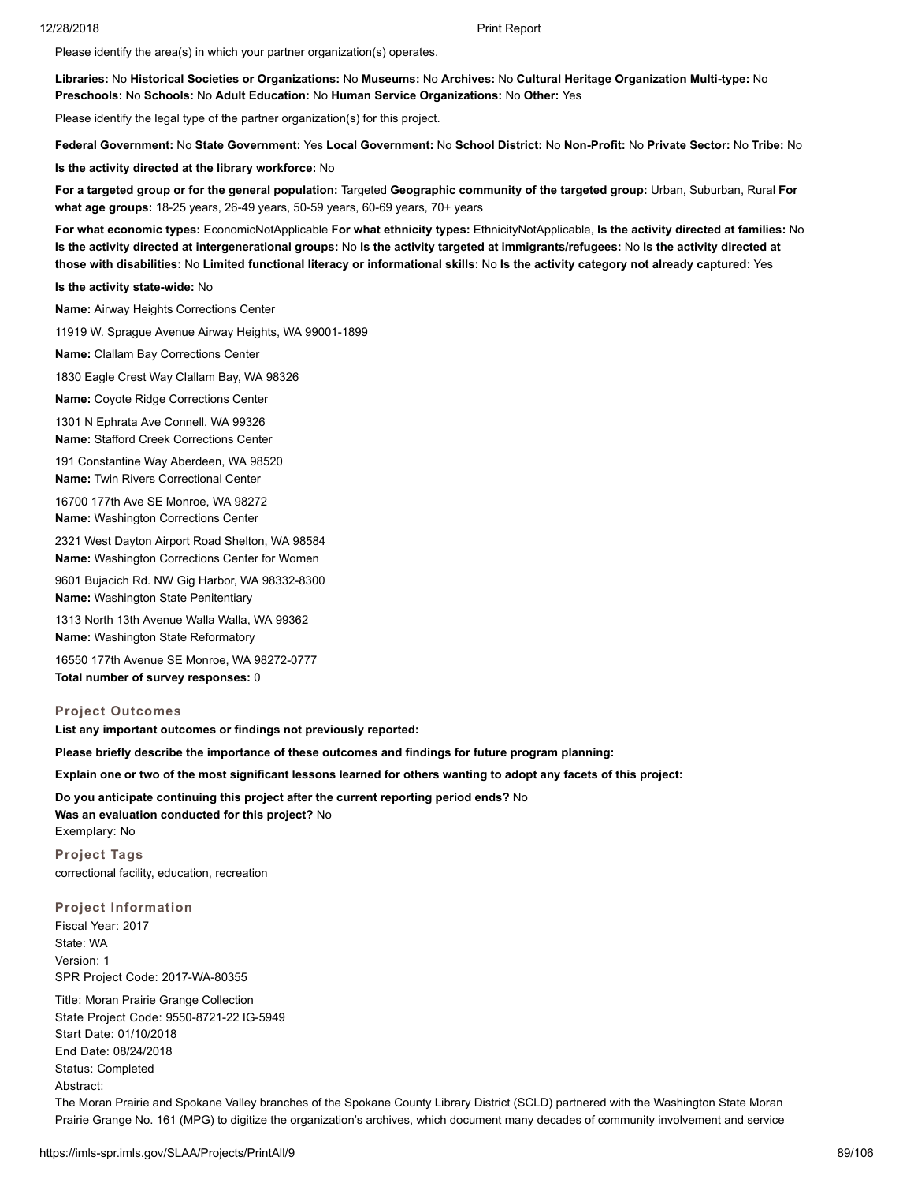Please identify the area(s) in which your partner organization(s) operates.

**Libraries:** No **Historical Societies or Organizations:** No **Museums:** No **Archives:** No **Cultural Heritage Organization Multi-type:** No **Preschools:** No **Schools:** No **Adult Education:** No **Human Service Organizations:** No **Other:** Yes

Please identify the legal type of the partner organization(s) for this project.

**Federal Government:** No **State Government:** Yes **Local Government:** No **School District:** No **Non-Profit:** No **Private Sector:** No **Tribe:** No

**Is the activity directed at the library workforce:** No

**For a targeted group or for the general population:** Targeted **Geographic community of the targeted group:** Urban, Suburban, Rural **For what age groups:** 18-25 years, 26-49 years, 50-59 years, 60-69 years, 70+ years

**For what economic types:** EconomicNotApplicable **For what ethnicity types:** EthnicityNotApplicable, **Is the activity directed at families:** No **Is the activity directed at intergenerational groups:** No **Is the activity targeted at immigrants/refugees:** No **Is the activity directed at those with disabilities:** No **Limited functional literacy or informational skills:** No **Is the activity category not already captured:** Yes

**Is the activity state-wide:** No

**Name:** Airway Heights Corrections Center

11919 W. Sprague Avenue Airway Heights, WA 99001-1899

**Name:** Clallam Bay Corrections Center

1830 Eagle Crest Way Clallam Bay, WA 98326

**Name:** Coyote Ridge Corrections Center

1301 N Ephrata Ave Connell, WA 99326

**Name:** Stafford Creek Corrections Center

191 Constantine Way Aberdeen, WA 98520

**Name:** Twin Rivers Correctional Center

16700 177th Ave SE Monroe, WA 98272

**Name:** Washington Corrections Center

2321 West Dayton Airport Road Shelton, WA 98584

**Name:** Washington Corrections Center for Women

9601 Bujacich Rd. NW Gig Harbor, WA 98332-8300

**Name:** Washington State Penitentiary

1313 North 13th Avenue Walla Walla, WA 99362

**Name:** Washington State Reformatory

16550 177th Avenue SE Monroe, WA 98272-0777

**Total number of survey responses:** 0

### Project Outcomes

**List any important outcomes or findings not previously reported:**

**Please briefly describe the importance of these outcomes and findings for future program planning:**

**Explain one or two of the most significant lessons learned for others wanting to adopt any facets of this project:**

**Do you anticipate continuing this project after the current reporting period ends?** No
**Was an evaluation conducted for this project?** No
Exemplary: No

### Project Tags

correctional facility, education, recreation

### Project Information

Fiscal Year: 2017
State: WA
Version: 1
SPR Project Code: 2017-WA-80355

Title: Moran Prairie Grange Collection
State Project Code: 9550-8721-22 IG-5949
Start Date: 01/10/2018
End Date: 08/24/2018
Status: Completed
Abstract:
The Moran Prairie and Spokane Valley branches of the Spokane County Library District (SCLD) partnered with the Washington State Moran Prairie Grange No. 161 (MPG) to digitize the organization's archives, which document many decades of community involvement and service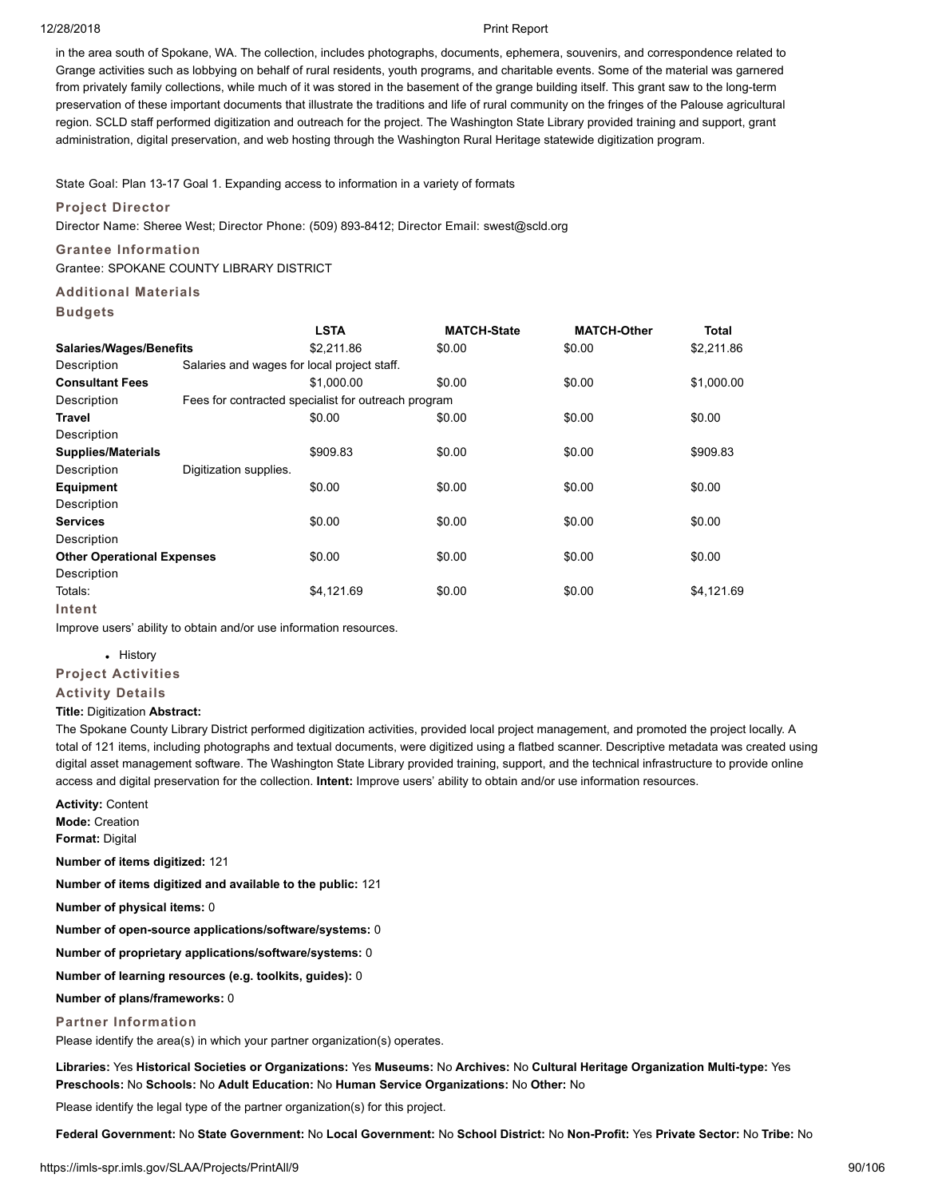in the area south of Spokane, WA. The collection, includes photographs, documents, ephemera, souvenirs, and correspondence related to Grange activities such as lobbying on behalf of rural residents, youth programs, and charitable events. Some of the material was garnered from privately family collections, while much of it was stored in the basement of the grange building itself. This grant saw to the long-term preservation of these important documents that illustrate the traditions and life of rural community on the fringes of the Palouse agricultural region. SCLD staff performed digitization and outreach for the project. The Washington State Library provided training and support, grant administration, digital preservation, and web hosting through the Washington Rural Heritage statewide digitization program.

State Goal: Plan 13-17 Goal 1. Expanding access to information in a variety of formats

### Project Director

Director Name: Sheree West; Director Phone: (509) 893-8412; Director Email: swest@scld.org

### Grantee Information

Grantee: SPOKANE COUNTY LIBRARY DISTRICT

### Additional Materials

### Budgets

| | LSTA | MATCH-State | MATCH-Other | Total |
|---|---|---|---|---|
| **Salaries/Wages/Benefits** | $2,211.86 | $0.00 | $0.00 | $2,211.86 |
| Description | Salaries and wages for local project staff. | | | |
| **Consultant Fees** | $1,000.00 | $0.00 | $0.00 | $1,000.00 |
| Description | Fees for contracted specialist for outreach program | | | |
| **Travel** | $0.00 | $0.00 | $0.00 | $0.00 |
| Description | | | | |
| **Supplies/Materials** | $909.83 | $0.00 | $0.00 | $909.83 |
| Description | Digitization supplies. | | | |
| **Equipment** | $0.00 | $0.00 | $0.00 | $0.00 |
| Description | | | | |
| **Services** | $0.00 | $0.00 | $0.00 | $0.00 |
| Description | | | | |
| **Other Operational Expenses** | $0.00 | $0.00 | $0.00 | $0.00 |
| Description | | | | |
| Totals: | $4,121.69 | $0.00 | $0.00 | $4,121.69 |

### Intent

Improve users' ability to obtain and/or use information resources.

- History

### Project Activities

### Activity Details

**Title:** Digitization **Abstract:**
The Spokane County Library District performed digitization activities, provided local project management, and promoted the project locally. A total of 121 items, including photographs and textual documents, were digitized using a flatbed scanner. Descriptive metadata was created using digital asset management software. The Washington State Library provided training, support, and the technical infrastructure to provide online access and digital preservation for the collection. **Intent:** Improve users' ability to obtain and/or use information resources.

**Activity:** Content
**Mode:** Creation
**Format:** Digital

**Number of items digitized:** 121

**Number of items digitized and available to the public:** 121

**Number of physical items:** 0

**Number of open-source applications/software/systems:** 0

**Number of proprietary applications/software/systems:** 0

**Number of learning resources (e.g. toolkits, guides):** 0

**Number of plans/frameworks:** 0

### Partner Information

Please identify the area(s) in which your partner organization(s) operates.

**Libraries:** Yes **Historical Societies or Organizations:** Yes **Museums:** No **Archives:** No **Cultural Heritage Organization Multi-type:** Yes **Preschools:** No **Schools:** No **Adult Education:** No **Human Service Organizations:** No **Other:** No

Please identify the legal type of the partner organization(s) for this project.

**Federal Government:** No **State Government:** No **Local Government:** No **School District:** No **Non-Profit:** Yes **Private Sector:** No **Tribe:** No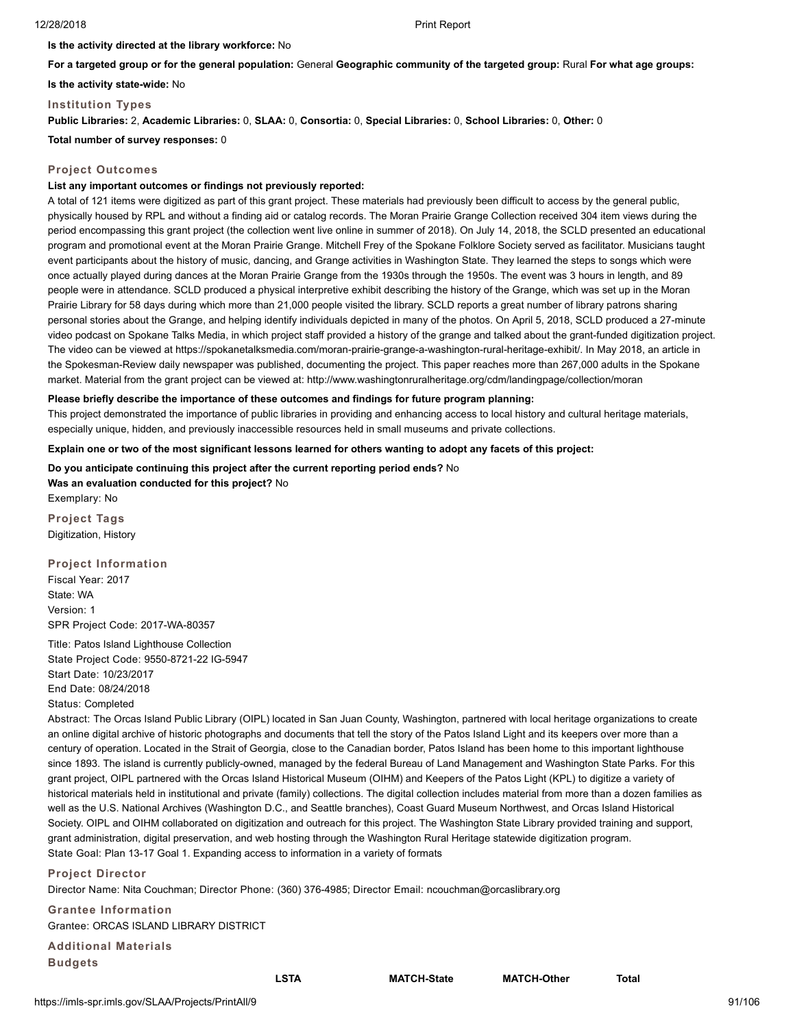**Is the activity directed at the library workforce:** No

**For a targeted group or for the general population:** General **Geographic community of the targeted group:** Rural **For what age groups:**

**Is the activity state-wide:** No

### Institution Types

**Public Libraries:** 2, **Academic Libraries:** 0, **SLAA:** 0, **Consortia:** 0, **Special Libraries:** 0, **School Libraries:** 0, **Other:** 0

**Total number of survey responses:** 0

### Project Outcomes

**List any important outcomes or findings not previously reported:**

A total of 121 items were digitized as part of this grant project. These materials had previously been difficult to access by the general public, physically housed by RPL and without a finding aid or catalog records. The Moran Prairie Grange Collection received 304 item views during the period encompassing this grant project (the collection went live online in summer of 2018). On July 14, 2018, the SCLD presented an educational program and promotional event at the Moran Prairie Grange. Mitchell Frey of the Spokane Folklore Society served as facilitator. Musicians taught event participants about the history of music, dancing, and Grange activities in Washington State. They learned the steps to songs which were once actually played during dances at the Moran Prairie Grange from the 1930s through the 1950s. The event was 3 hours in length, and 89 people were in attendance. SCLD produced a physical interpretive exhibit describing the history of the Grange, which was set up in the Moran Prairie Library for 58 days during which more than 21,000 people visited the library. SCLD reports a great number of library patrons sharing personal stories about the Grange, and helping identify individuals depicted in many of the photos. On April 5, 2018, SCLD produced a 27-minute video podcast on Spokane Talks Media, in which project staff provided a history of the grange and talked about the grant-funded digitization project. The video can be viewed at https://spokanetalksmedia.com/moran-prairie-grange-a-washington-rural-heritage-exhibit/. In May 2018, an article in the Spokesman-Review daily newspaper was published, documenting the project. This paper reaches more than 267,000 adults in the Spokane market. Material from the grant project can be viewed at: http://www.washingtonruralheritage.org/cdm/landingpage/collection/moran

**Please briefly describe the importance of these outcomes and findings for future program planning:**

This project demonstrated the importance of public libraries in providing and enhancing access to local history and cultural heritage materials, especially unique, hidden, and previously inaccessible resources held in small museums and private collections.

**Explain one or two of the most significant lessons learned for others wanting to adopt any facets of this project:**

**Do you anticipate continuing this project after the current reporting period ends?** No

**Was an evaluation conducted for this project?** No

Exemplary: No

### Project Tags

Digitization, History

### Project Information

Fiscal Year: 2017
State: WA
Version: 1
SPR Project Code: 2017-WA-80357

Title: Patos Island Lighthouse Collection
State Project Code: 9550-8721-22 IG-5947
Start Date: 10/23/2017
End Date: 08/24/2018
Status: Completed

Abstract: The Orcas Island Public Library (OIPL) located in San Juan County, Washington, partnered with local heritage organizations to create an online digital archive of historic photographs and documents that tell the story of the Patos Island Light and its keepers over more than a century of operation. Located in the Strait of Georgia, close to the Canadian border, Patos Island has been home to this important lighthouse since 1893. The island is currently publicly-owned, managed by the federal Bureau of Land Management and Washington State Parks. For this grant project, OIPL partnered with the Orcas Island Historical Museum (OIHM) and Keepers of the Patos Light (KPL) to digitize a variety of historical materials held in institutional and private (family) collections. The digital collection includes material from more than a dozen families as well as the U.S. National Archives (Washington D.C., and Seattle branches), Coast Guard Museum Northwest, and Orcas Island Historical Society. OIPL and OIHM collaborated on digitization and outreach for this project. The Washington State Library provided training and support, grant administration, digital preservation, and web hosting through the Washington Rural Heritage statewide digitization program.

State Goal: Plan 13-17 Goal 1. Expanding access to information in a variety of formats

### Project Director

Director Name: Nita Couchman; Director Phone: (360) 376-4985; Director Email: ncouchman@orcaslibrary.org

### Grantee Information

Grantee: ORCAS ISLAND LIBRARY DISTRICT

### Additional Materials

### Budgets

| | LSTA | MATCH-State | MATCH-Other | Total |
|---|---|---|---|---|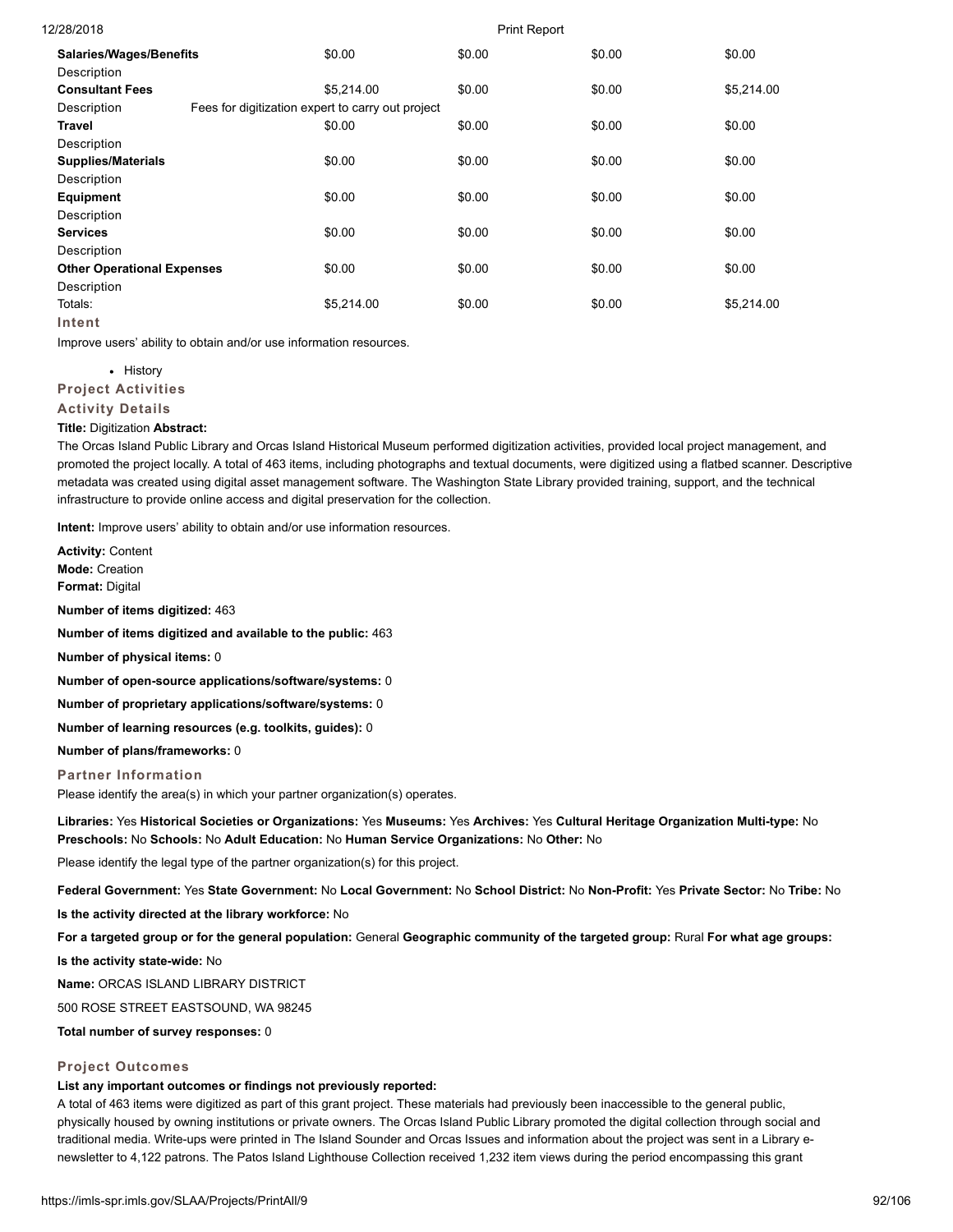| | | | | |
|---|---|---|---|---|
| **Salaries/Wages/Benefits** | $0.00 | $0.00 | $0.00 | $0.00 |
| Description | | | | |
| **Consultant Fees** | $5,214.00 | $0.00 | $0.00 | $5,214.00 |
| Description | Fees for digitization expert to carry out project | | | |
| **Travel** | $0.00 | $0.00 | $0.00 | $0.00 |
| Description | | | | |
| **Supplies/Materials** | $0.00 | $0.00 | $0.00 | $0.00 |
| Description | | | | |
| **Equipment** | $0.00 | $0.00 | $0.00 | $0.00 |
| Description | | | | |
| **Services** | $0.00 | $0.00 | $0.00 | $0.00 |
| Description | | | | |
| **Other Operational Expenses** | $0.00 | $0.00 | $0.00 | $0.00 |
| Description | | | | |
| Totals: | $5,214.00 | $0.00 | $0.00 | $5,214.00 |

### Intent

Improve users' ability to obtain and/or use information resources.

- History

### Project Activities

### Activity Details

**Title:** Digitization **Abstract:**

The Orcas Island Public Library and Orcas Island Historical Museum performed digitization activities, provided local project management, and promoted the project locally. A total of 463 items, including photographs and textual documents, were digitized using a flatbed scanner. Descriptive metadata was created using digital asset management software. The Washington State Library provided training, support, and the technical infrastructure to provide online access and digital preservation for the collection.

**Intent:** Improve users' ability to obtain and/or use information resources.

**Activity:** Content
**Mode:** Creation
**Format:** Digital

**Number of items digitized:** 463

**Number of items digitized and available to the public:** 463

**Number of physical items:** 0

**Number of open-source applications/software/systems:** 0

**Number of proprietary applications/software/systems:** 0

**Number of learning resources (e.g. toolkits, guides):** 0

**Number of plans/frameworks:** 0

### Partner Information

Please identify the area(s) in which your partner organization(s) operates.

**Libraries:** Yes **Historical Societies or Organizations:** Yes **Museums:** Yes **Archives:** Yes **Cultural Heritage Organization Multi-type:** No **Preschools:** No **Schools:** No **Adult Education:** No **Human Service Organizations:** No **Other:** No

Please identify the legal type of the partner organization(s) for this project.

**Federal Government:** Yes **State Government:** No **Local Government:** No **School District:** No **Non-Profit:** Yes **Private Sector:** No **Tribe:** No

**Is the activity directed at the library workforce:** No

**For a targeted group or for the general population:** General **Geographic community of the targeted group:** Rural **For what age groups:**

**Is the activity state-wide:** No

**Name:** ORCAS ISLAND LIBRARY DISTRICT

500 ROSE STREET EASTSOUND, WA 98245

**Total number of survey responses:** 0

### Project Outcomes

**List any important outcomes or findings not previously reported:**

A total of 463 items were digitized as part of this grant project. These materials had previously been inaccessible to the general public, physically housed by owning institutions or private owners. The Orcas Island Public Library promoted the digital collection through social and traditional media. Write-ups were printed in The Island Sounder and Orcas Issues and information about the project was sent in a Library e-newsletter to 4,122 patrons. The Patos Island Lighthouse Collection received 1,232 item views during the period encompassing this grant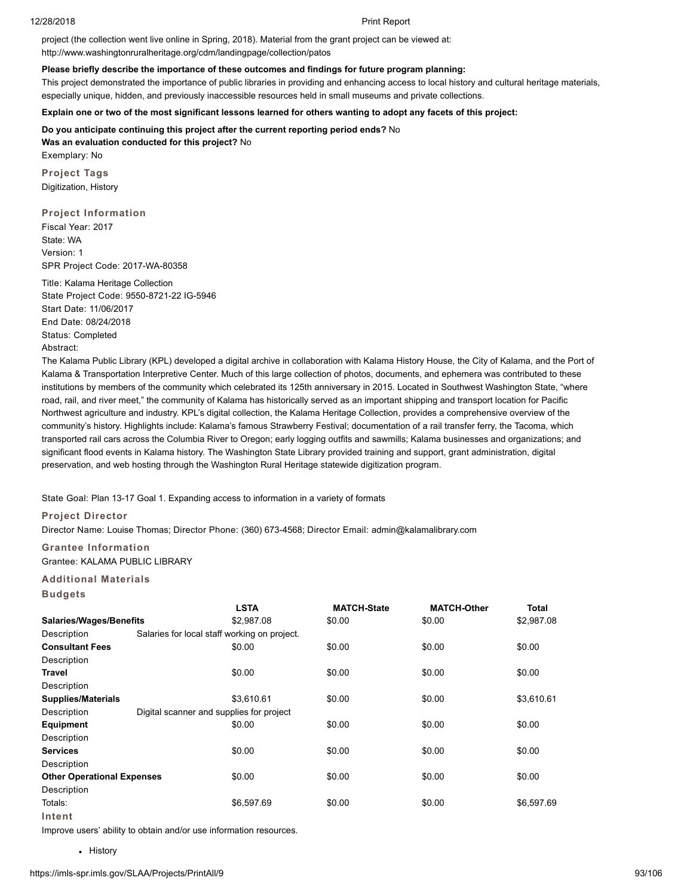project (the collection went live online in Spring, 2018). Material from the grant project can be viewed at: http://www.washingtonruralheritage.org/cdm/landingpage/collection/patos

**Please briefly describe the importance of these outcomes and findings for future program planning:**
This project demonstrated the importance of public libraries in providing and enhancing access to local history and cultural heritage materials, especially unique, hidden, and previously inaccessible resources held in small museums and private collections.

**Explain one or two of the most significant lessons learned for others wanting to adopt any facets of this project:**

**Do you anticipate continuing this project after the current reporting period ends?** No
**Was an evaluation conducted for this project?** No
Exemplary: No

### Project Tags

Digitization, History

### Project Information

Fiscal Year: 2017
State: WA
Version: 1
SPR Project Code: 2017-WA-80358

Title: Kalama Heritage Collection
State Project Code: 9550-8721-22 IG-5946
Start Date: 11/06/2017
End Date: 08/24/2018
Status: Completed
Abstract:
The Kalama Public Library (KPL) developed a digital archive in collaboration with Kalama History House, the City of Kalama, and the Port of Kalama & Transportation Interpretive Center. Much of this large collection of photos, documents, and ephemera was contributed to these institutions by members of the community which celebrated its 125th anniversary in 2015. Located in Southwest Washington State, "where road, rail, and river meet," the community of Kalama has historically served as an important shipping and transport location for Pacific Northwest agriculture and industry. KPL's digital collection, the Kalama Heritage Collection, provides a comprehensive overview of the community's history. Highlights include: Kalama's famous Strawberry Festival; documentation of a rail transfer ferry, the Tacoma, which transported rail cars across the Columbia River to Oregon; early logging outfits and sawmills; Kalama businesses and organizations; and significant flood events in Kalama history. The Washington State Library provided training and support, grant administration, digital preservation, and web hosting through the Washington Rural Heritage statewide digitization program.

State Goal: Plan 13-17 Goal 1. Expanding access to information in a variety of formats

### Project Director

Director Name: Louise Thomas; Director Phone: (360) 673-4568; Director Email: admin@kalamalibrary.com

### Grantee Information

Grantee: KALAMA PUBLIC LIBRARY

### Additional Materials

### Budgets

| | LSTA | MATCH-State | MATCH-Other | Total |
|---|---|---|---|---|
| **Salaries/Wages/Benefits** | $2,987.08 | $0.00 | $0.00 | $2,987.08 |
| Description | Salaries for local staff working on project. | | | |
| **Consultant Fees** | $0.00 | $0.00 | $0.00 | $0.00 |
| Description | | | | |
| **Travel** | $0.00 | $0.00 | $0.00 | $0.00 |
| Description | | | | |
| **Supplies/Materials** | $3,610.61 | $0.00 | $0.00 | $3,610.61 |
| Description | Digital scanner and supplies for project | | | |
| **Equipment** | $0.00 | $0.00 | $0.00 | $0.00 |
| Description | | | | |
| **Services** | $0.00 | $0.00 | $0.00 | $0.00 |
| Description | | | | |
| **Other Operational Expenses** | $0.00 | $0.00 | $0.00 | $0.00 |
| Description | | | | |
| Totals: | $6,597.69 | $0.00 | $0.00 | $6,597.69 |

### Intent

Improve users' ability to obtain and/or use information resources.

- History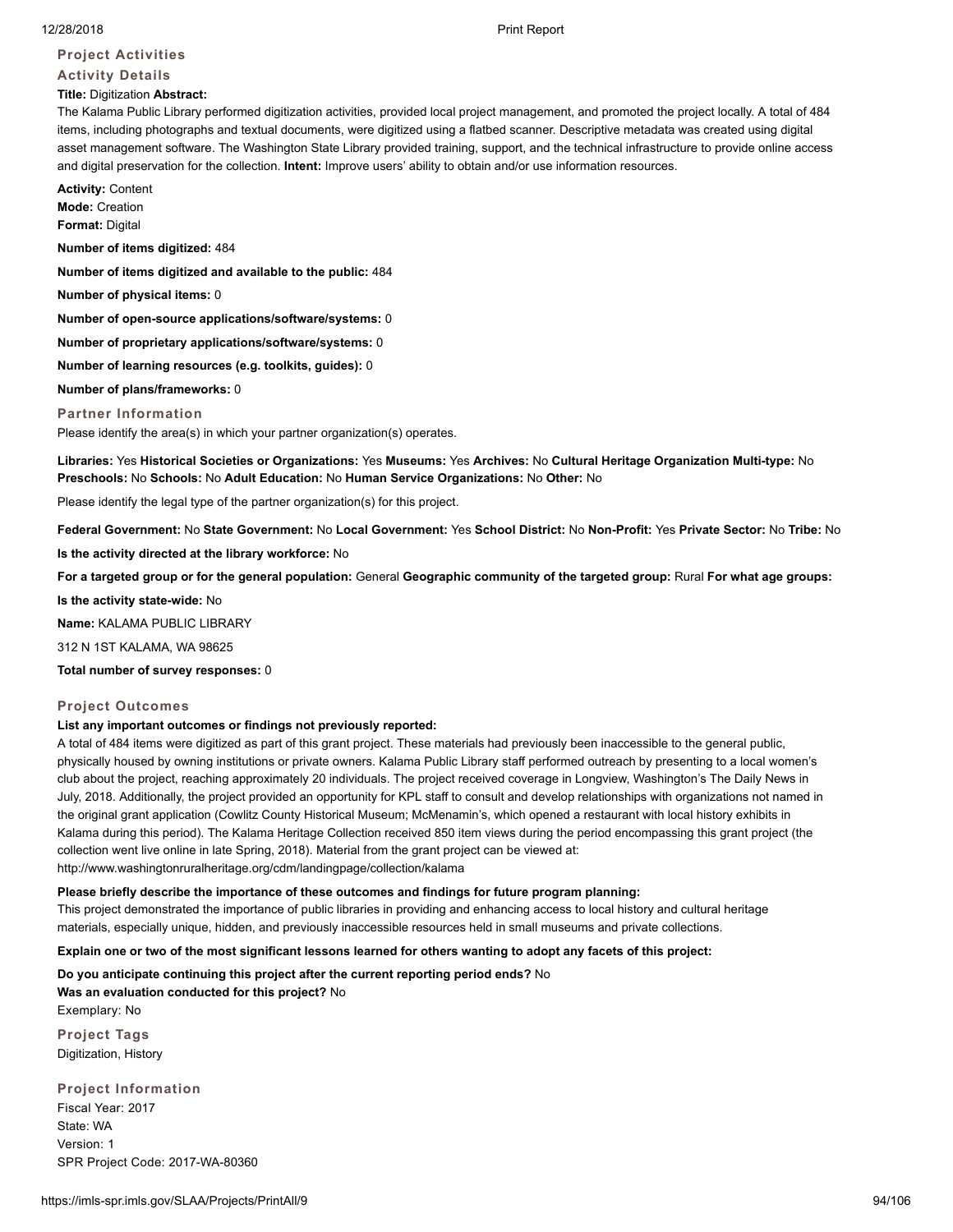## Project Activities

### Activity Details

**Title:** Digitization **Abstract:**
The Kalama Public Library performed digitization activities, provided local project management, and promoted the project locally. A total of 484 items, including photographs and textual documents, were digitized using a flatbed scanner. Descriptive metadata was created using digital asset management software. The Washington State Library provided training, support, and the technical infrastructure to provide online access and digital preservation for the collection. **Intent:** Improve users' ability to obtain and/or use information resources.

**Activity:** Content
**Mode:** Creation
**Format:** Digital

**Number of items digitized:** 484

**Number of items digitized and available to the public:** 484

**Number of physical items:** 0

**Number of open-source applications/software/systems:** 0

**Number of proprietary applications/software/systems:** 0

**Number of learning resources (e.g. toolkits, guides):** 0

**Number of plans/frameworks:** 0

### Partner Information

Please identify the area(s) in which your partner organization(s) operates.

**Libraries:** Yes **Historical Societies or Organizations:** Yes **Museums:** Yes **Archives:** No **Cultural Heritage Organization Multi-type:** No **Preschools:** No **Schools:** No **Adult Education:** No **Human Service Organizations:** No **Other:** No

Please identify the legal type of the partner organization(s) for this project.

**Federal Government:** No **State Government:** No **Local Government:** Yes **School District:** No **Non-Profit:** Yes **Private Sector:** No **Tribe:** No

**Is the activity directed at the library workforce:** No

**For a targeted group or for the general population:** General **Geographic community of the targeted group:** Rural **For what age groups:**

**Is the activity state-wide:** No

**Name:** KALAMA PUBLIC LIBRARY

312 N 1ST KALAMA, WA 98625

**Total number of survey responses:** 0

## Project Outcomes

**List any important outcomes or findings not previously reported:**
A total of 484 items were digitized as part of this grant project. These materials had previously been inaccessible to the general public, physically housed by owning institutions or private owners. Kalama Public Library staff performed outreach by presenting to a local women's club about the project, reaching approximately 20 individuals. The project received coverage in Longview, Washington's The Daily News in July, 2018. Additionally, the project provided an opportunity for KPL staff to consult and develop relationships with organizations not named in the original grant application (Cowlitz County Historical Museum; McMenamin's, which opened a restaurant with local history exhibits in Kalama during this period). The Kalama Heritage Collection received 850 item views during the period encompassing this grant project (the collection went live online in late Spring, 2018). Material from the grant project can be viewed at:
http://www.washingtonruralheritage.org/cdm/landingpage/collection/kalama

**Please briefly describe the importance of these outcomes and findings for future program planning:**
This project demonstrated the importance of public libraries in providing and enhancing access to local history and cultural heritage materials, especially unique, hidden, and previously inaccessible resources held in small museums and private collections.

**Explain one or two of the most significant lessons learned for others wanting to adopt any facets of this project:**

**Do you anticipate continuing this project after the current reporting period ends?** No
**Was an evaluation conducted for this project?** No
Exemplary: No

## Project Tags

Digitization, History

## Project Information

Fiscal Year: 2017
State: WA
Version: 1
SPR Project Code: 2017-WA-80360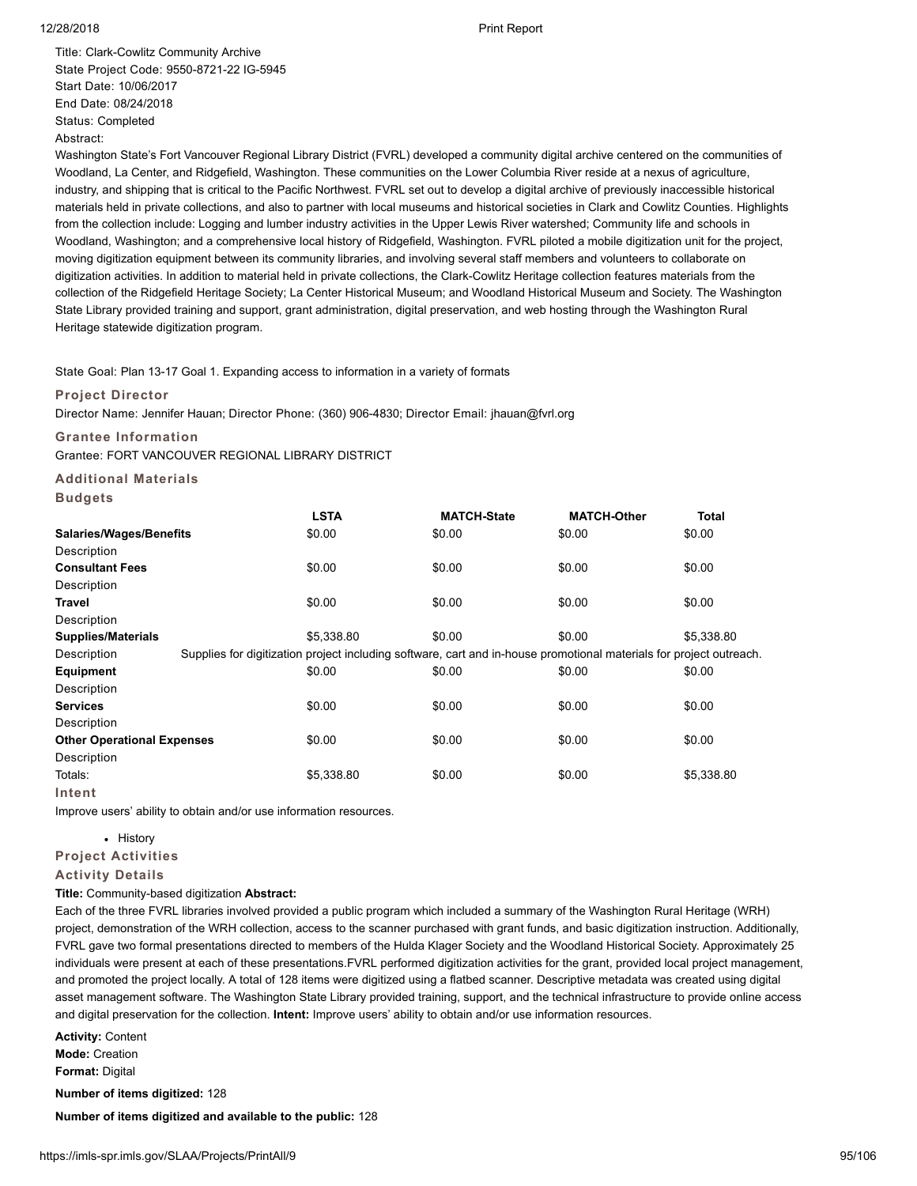Title: Clark-Cowlitz Community Archive
State Project Code: 9550-8721-22 IG-5945
Start Date: 10/06/2017
End Date: 08/24/2018
Status: Completed
Abstract:
Washington State's Fort Vancouver Regional Library District (FVRL) developed a community digital archive centered on the communities of Woodland, La Center, and Ridgefield, Washington. These communities on the Lower Columbia River reside at a nexus of agriculture, industry, and shipping that is critical to the Pacific Northwest. FVRL set out to develop a digital archive of previously inaccessible historical materials held in private collections, and also to partner with local museums and historical societies in Clark and Cowlitz Counties. Highlights from the collection include: Logging and lumber industry activities in the Upper Lewis River watershed; Community life and schools in Woodland, Washington; and a comprehensive local history of Ridgefield, Washington. FVRL piloted a mobile digitization unit for the project, moving digitization equipment between its community libraries, and involving several staff members and volunteers to collaborate on digitization activities. In addition to material held in private collections, the Clark-Cowlitz Heritage collection features materials from the collection of the Ridgefield Heritage Society; La Center Historical Museum; and Woodland Historical Museum and Society. The Washington State Library provided training and support, grant administration, digital preservation, and web hosting through the Washington Rural Heritage statewide digitization program.

State Goal: Plan 13-17 Goal 1. Expanding access to information in a variety of formats

### Project Director

Director Name: Jennifer Hauan; Director Phone: (360) 906-4830; Director Email: jhauan@fvrl.org

### Grantee Information

Grantee: FORT VANCOUVER REGIONAL LIBRARY DISTRICT

### Additional Materials

### Budgets

| | LSTA | MATCH-State | MATCH-Other | Total |
|---|---|---|---|---|
| **Salaries/Wages/Benefits** | $0.00 | $0.00 | $0.00 | $0.00 |
| Description | | | | |
| **Consultant Fees** | $0.00 | $0.00 | $0.00 | $0.00 |
| Description | | | | |
| **Travel** | $0.00 | $0.00 | $0.00 | $0.00 |
| Description | | | | |
| **Supplies/Materials** | $5,338.80 | $0.00 | $0.00 | $5,338.80 |
| Description | Supplies for digitization project including software, cart and in-house promotional materials for project outreach. | | | |
| **Equipment** | $0.00 | $0.00 | $0.00 | $0.00 |
| Description | | | | |
| **Services** | $0.00 | $0.00 | $0.00 | $0.00 |
| Description | | | | |
| **Other Operational Expenses** | $0.00 | $0.00 | $0.00 | $0.00 |
| Description | | | | |
| Totals: | $5,338.80 | $0.00 | $0.00 | $5,338.80 |

### Intent

Improve users' ability to obtain and/or use information resources.

- History

### Project Activities

### Activity Details

**Title:** Community-based digitization **Abstract:**
Each of the three FVRL libraries involved provided a public program which included a summary of the Washington Rural Heritage (WRH) project, demonstration of the WRH collection, access to the scanner purchased with grant funds, and basic digitization instruction. Additionally, FVRL gave two formal presentations directed to members of the Hulda Klager Society and the Woodland Historical Society. Approximately 25 individuals were present at each of these presentations.FVRL performed digitization activities for the grant, provided local project management, and promoted the project locally. A total of 128 items were digitized using a flatbed scanner. Descriptive metadata was created using digital asset management software. The Washington State Library provided training, support, and the technical infrastructure to provide online access and digital preservation for the collection. **Intent:** Improve users' ability to obtain and/or use information resources.

**Activity:** Content
**Mode:** Creation
**Format:** Digital

**Number of items digitized:** 128

**Number of items digitized and available to the public:** 128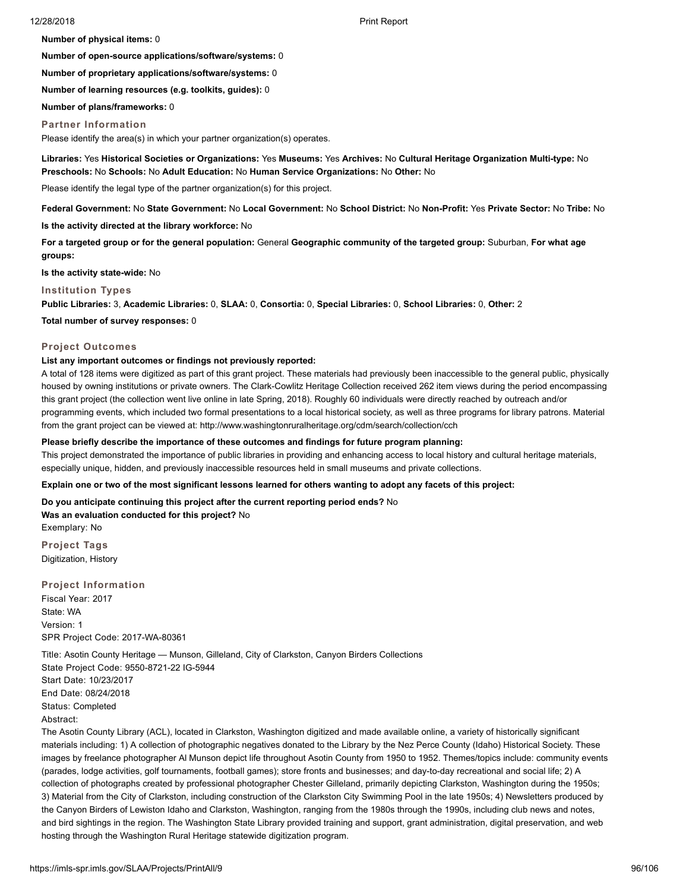**Number of physical items:** 0

**Number of open-source applications/software/systems:** 0

**Number of proprietary applications/software/systems:** 0

**Number of learning resources (e.g. toolkits, guides):** 0

**Number of plans/frameworks:** 0

### Partner Information

Please identify the area(s) in which your partner organization(s) operates.

**Libraries:** Yes **Historical Societies or Organizations:** Yes **Museums:** Yes **Archives:** No **Cultural Heritage Organization Multi-type:** No **Preschools:** No **Schools:** No **Adult Education:** No **Human Service Organizations:** No **Other:** No

Please identify the legal type of the partner organization(s) for this project.

**Federal Government:** No **State Government:** No **Local Government:** No **School District:** No **Non-Profit:** Yes **Private Sector:** No **Tribe:** No

**Is the activity directed at the library workforce:** No

**For a targeted group or for the general population:** General **Geographic community of the targeted group:** Suburban, **For what age groups:**

**Is the activity state-wide:** No

### Institution Types

**Public Libraries:** 3, **Academic Libraries:** 0, **SLAA:** 0, **Consortia:** 0, **Special Libraries:** 0, **School Libraries:** 0, **Other:** 2

**Total number of survey responses:** 0

### Project Outcomes

**List any important outcomes or findings not previously reported:**

A total of 128 items were digitized as part of this grant project. These materials had previously been inaccessible to the general public, physically housed by owning institutions or private owners. The Clark-Cowlitz Heritage Collection received 262 item views during the period encompassing this grant project (the collection went live online in late Spring, 2018). Roughly 60 individuals were directly reached by outreach and/or programming events, which included two formal presentations to a local historical society, as well as three programs for library patrons. Material from the grant project can be viewed at: http://www.washingtonruralheritage.org/cdm/search/collection/cch

**Please briefly describe the importance of these outcomes and findings for future program planning:**

This project demonstrated the importance of public libraries in providing and enhancing access to local history and cultural heritage materials, especially unique, hidden, and previously inaccessible resources held in small museums and private collections.

**Explain one or two of the most significant lessons learned for others wanting to adopt any facets of this project:**

**Do you anticipate continuing this project after the current reporting period ends?** No
**Was an evaluation conducted for this project?** No
Exemplary: No

### Project Tags

Digitization, History

### Project Information

Fiscal Year: 2017
State: WA
Version: 1
SPR Project Code: 2017-WA-80361

Title: Asotin County Heritage — Munson, Gilleland, City of Clarkston, Canyon Birders Collections
State Project Code: 9550-8721-22 IG-5944
Start Date: 10/23/2017
End Date: 08/24/2018
Status: Completed
Abstract:

The Asotin County Library (ACL), located in Clarkston, Washington digitized and made available online, a variety of historically significant materials including: 1) A collection of photographic negatives donated to the Library by the Nez Perce County (Idaho) Historical Society. These images by freelance photographer Al Munson depict life throughout Asotin County from 1950 to 1952. Themes/topics include: community events (parades, lodge activities, golf tournaments, football games); store fronts and businesses; and day-to-day recreational and social life; 2) A collection of photographs created by professional photographer Chester Gilleland, primarily depicting Clarkston, Washington during the 1950s; 3) Material from the City of Clarkston, including construction of the Clarkston City Swimming Pool in the late 1950s; 4) Newsletters produced by the Canyon Birders of Lewiston Idaho and Clarkston, Washington, ranging from the 1980s through the 1990s, including club news and notes, and bird sightings in the region. The Washington State Library provided training and support, grant administration, digital preservation, and web hosting through the Washington Rural Heritage statewide digitization program.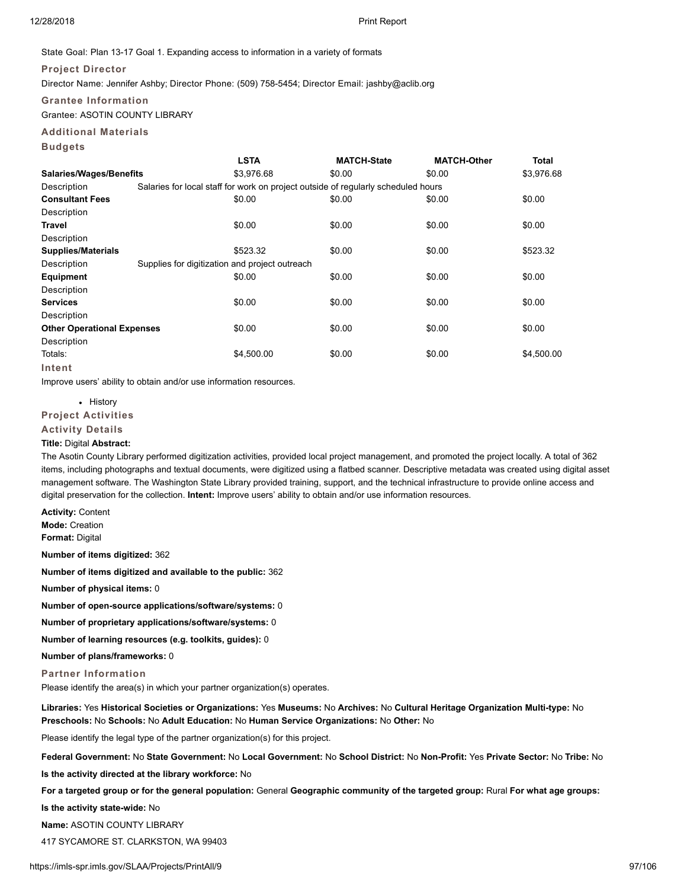State Goal: Plan 13-17 Goal 1. Expanding access to information in a variety of formats

### Project Director

Director Name: Jennifer Ashby; Director Phone: (509) 758-5454; Director Email: jashby@aclib.org

### Grantee Information

Grantee: ASOTIN COUNTY LIBRARY

### Additional Materials

### Budgets

| | LSTA | MATCH-State | MATCH-Other | Total |
|---|---|---|---|---|
| **Salaries/Wages/Benefits** | $3,976.68 | $0.00 | $0.00 | $3,976.68 |
| Description | Salaries for local staff for work on project outside of regularly scheduled hours | | | |
| **Consultant Fees** | $0.00 | $0.00 | $0.00 | $0.00 |
| Description | | | | |
| **Travel** | $0.00 | $0.00 | $0.00 | $0.00 |
| Description | | | | |
| **Supplies/Materials** | $523.32 | $0.00 | $0.00 | $523.32 |
| Description | Supplies for digitization and project outreach | | | |
| **Equipment** | $0.00 | $0.00 | $0.00 | $0.00 |
| Description | | | | |
| **Services** | $0.00 | $0.00 | $0.00 | $0.00 |
| Description | | | | |
| **Other Operational Expenses** | $0.00 | $0.00 | $0.00 | $0.00 |
| Description | | | | |
| Totals: | $4,500.00 | $0.00 | $0.00 | $4,500.00 |

### Intent

Improve users' ability to obtain and/or use information resources.

- History

### Project Activities

### Activity Details

**Title:** Digital **Abstract:**

The Asotin County Library performed digitization activities, provided local project management, and promoted the project locally. A total of 362 items, including photographs and textual documents, were digitized using a flatbed scanner. Descriptive metadata was created using digital asset management software. The Washington State Library provided training, support, and the technical infrastructure to provide online access and digital preservation for the collection. **Intent:** Improve users' ability to obtain and/or use information resources.

**Activity:** Content
**Mode:** Creation
**Format:** Digital

**Number of items digitized:** 362

**Number of items digitized and available to the public:** 362

**Number of physical items:** 0

**Number of open-source applications/software/systems:** 0

**Number of proprietary applications/software/systems:** 0

**Number of learning resources (e.g. toolkits, guides):** 0

**Number of plans/frameworks:** 0

### Partner Information

Please identify the area(s) in which your partner organization(s) operates.

**Libraries:** Yes **Historical Societies or Organizations:** Yes **Museums:** No **Archives:** No **Cultural Heritage Organization Multi-type:** No **Preschools:** No **Schools:** No **Adult Education:** No **Human Service Organizations:** No **Other:** No

Please identify the legal type of the partner organization(s) for this project.

**Federal Government:** No **State Government:** No **Local Government:** No **School District:** No **Non-Profit:** Yes **Private Sector:** No **Tribe:** No

**Is the activity directed at the library workforce:** No

**For a targeted group or for the general population:** General **Geographic community of the targeted group:** Rural **For what age groups:**

**Is the activity state-wide:** No

**Name:** ASOTIN COUNTY LIBRARY

417 SYCAMORE ST. CLARKSTON, WA 99403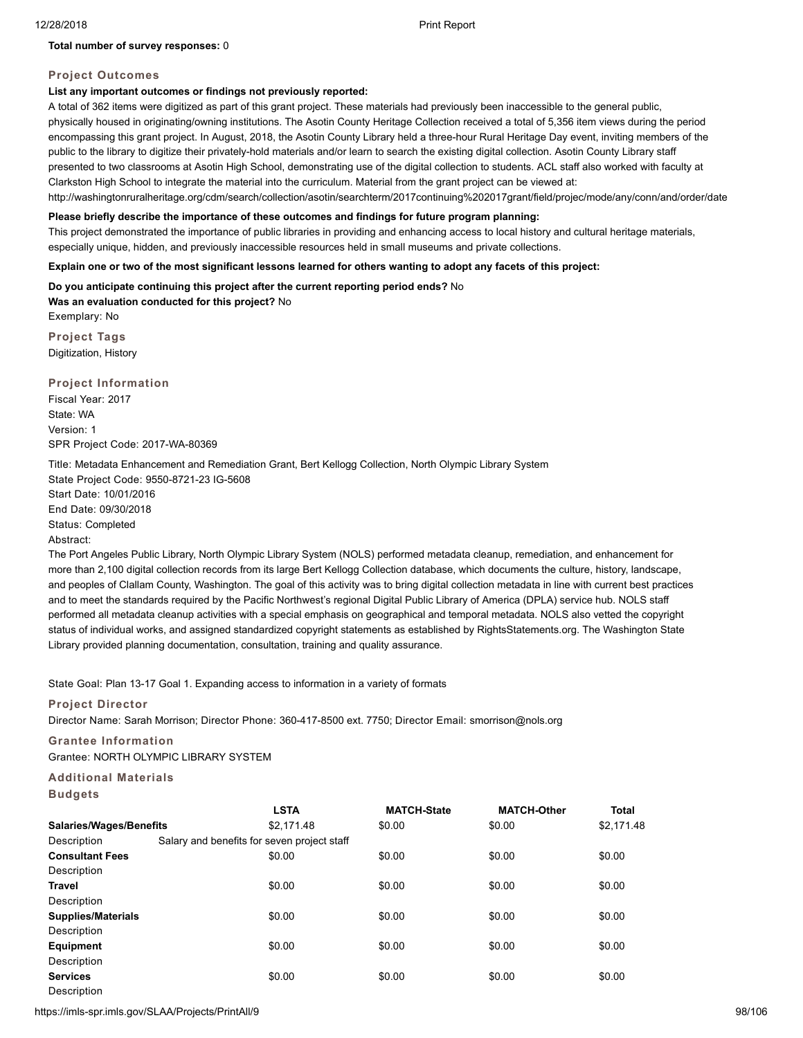**Total number of survey responses:** 0

### Project Outcomes

**List any important outcomes or findings not previously reported:**

A total of 362 items were digitized as part of this grant project. These materials had previously been inaccessible to the general public, physically housed in originating/owning institutions. The Asotin County Heritage Collection received a total of 5,356 item views during the period encompassing this grant project. In August, 2018, the Asotin County Library held a three-hour Rural Heritage Day event, inviting members of the public to the library to digitize their privately-hold materials and/or learn to search the existing digital collection. Asotin County Library staff presented to two classrooms at Asotin High School, demonstrating use of the digital collection to students. ACL staff also worked with faculty at Clarkston High School to integrate the material into the curriculum. Material from the grant project can be viewed at: http://washingtonruralheritage.org/cdm/search/collection/asotin/searchterm/2017continuing%202017grant/field/projec/mode/any/conn/and/order/date

**Please briefly describe the importance of these outcomes and findings for future program planning:**

This project demonstrated the importance of public libraries in providing and enhancing access to local history and cultural heritage materials, especially unique, hidden, and previously inaccessible resources held in small museums and private collections.

**Explain one or two of the most significant lessons learned for others wanting to adopt any facets of this project:**

**Do you anticipate continuing this project after the current reporting period ends?** No

**Was an evaluation conducted for this project?** No

Exemplary: No

### Project Tags

Digitization, History

### Project Information

Fiscal Year: 2017
State: WA
Version: 1
SPR Project Code: 2017-WA-80369

Title: Metadata Enhancement and Remediation Grant, Bert Kellogg Collection, North Olympic Library System
State Project Code: 9550-8721-23 IG-5608
Start Date: 10/01/2016
End Date: 09/30/2018
Status: Completed
Abstract:

The Port Angeles Public Library, North Olympic Library System (NOLS) performed metadata cleanup, remediation, and enhancement for more than 2,100 digital collection records from its large Bert Kellogg Collection database, which documents the culture, history, landscape, and peoples of Clallam County, Washington. The goal of this activity was to bring digital collection metadata in line with current best practices and to meet the standards required by the Pacific Northwest's regional Digital Public Library of America (DPLA) service hub. NOLS staff performed all metadata cleanup activities with a special emphasis on geographical and temporal metadata. NOLS also vetted the copyright status of individual works, and assigned standardized copyright statements as established by RightsStatements.org. The Washington State Library provided planning documentation, consultation, training and quality assurance.

State Goal: Plan 13-17 Goal 1. Expanding access to information in a variety of formats

### Project Director

Director Name: Sarah Morrison; Director Phone: 360-417-8500 ext. 7750; Director Email: smorrison@nols.org

### Grantee Information

Grantee: NORTH OLYMPIC LIBRARY SYSTEM

### Additional Materials

### Budgets

| | LSTA | MATCH-State | MATCH-Other | Total |
|---|---|---|---|---|
| **Salaries/Wages/Benefits** | $2,171.48 | $0.00 | $0.00 | $2,171.48 |
| Description | Salary and benefits for seven project staff | | | |
| **Consultant Fees** | $0.00 | $0.00 | $0.00 | $0.00 |
| Description | | | | |
| **Travel** | $0.00 | $0.00 | $0.00 | $0.00 |
| Description | | | | |
| **Supplies/Materials** | $0.00 | $0.00 | $0.00 | $0.00 |
| Description | | | | |
| **Equipment** | $0.00 | $0.00 | $0.00 | $0.00 |
| Description | | | | |
| **Services** | $0.00 | $0.00 | $0.00 | $0.00 |
| Description | | | | |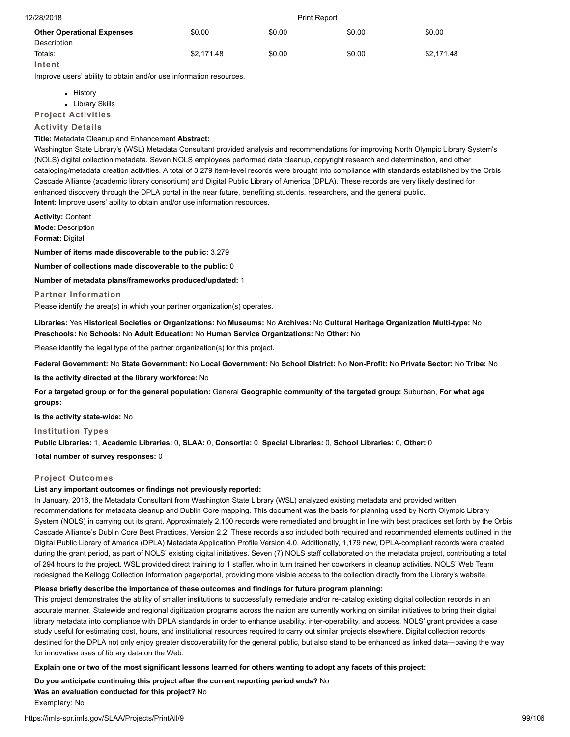| Other Operational Expenses | $0.00 | $0.00 | $0.00 | $0.00 |
|---|---|---|---|---|
| Description | | | | |
| Totals: | $2,171.48 | $0.00 | $0.00 | $2,171.48 |

### Intent

Improve users' ability to obtain and/or use information resources.

- History
- Library Skills

### Project Activities

### Activity Details

**Title:** Metadata Cleanup and Enhancement **Abstract:**
Washington State Library's (WSL) Metadata Consultant provided analysis and recommendations for improving North Olympic Library System's (NOLS) digital collection metadata. Seven NOLS employees performed data cleanup, copyright research and determination, and other cataloging/metadata creation activities. A total of 3,279 item-level records were brought into compliance with standards established by the Orbis Cascade Alliance (academic library consortium) and Digital Public Library of America (DPLA). These records are very likely destined for enhanced discovery through the DPLA portal in the near future, benefiting students, researchers, and the general public.
**Intent:** Improve users' ability to obtain and/or use information resources.

**Activity:** Content
**Mode:** Description
**Format:** Digital

**Number of items made discoverable to the public:** 3,279

**Number of collections made discoverable to the public:** 0

**Number of metadata plans/frameworks produced/updated:** 1

### Partner Information

Please identify the area(s) in which your partner organization(s) operates.

**Libraries:** Yes **Historical Societies or Organizations:** No **Museums:** No **Archives:** No **Cultural Heritage Organization Multi-type:** No **Preschools:** No **Schools:** No **Adult Education:** No **Human Service Organizations:** No **Other:** No

Please identify the legal type of the partner organization(s) for this project.

**Federal Government:** No **State Government:** No **Local Government:** No **School District:** No **Non-Profit:** No **Private Sector:** No **Tribe:** No

**Is the activity directed at the library workforce:** No

**For a targeted group or for the general population:** General **Geographic community of the targeted group:** Suburban, **For what age groups:**

**Is the activity state-wide:** No

### Institution Types

**Public Libraries:** 1, **Academic Libraries:** 0, **SLAA:** 0, **Consortia:** 0, **Special Libraries:** 0, **School Libraries:** 0, **Other:** 0

**Total number of survey responses:** 0

### Project Outcomes

**List any important outcomes or findings not previously reported:**

In January, 2016, the Metadata Consultant from Washington State Library (WSL) analyzed existing metadata and provided written recommendations for metadata cleanup and Dublin Core mapping. This document was the basis for planning used by North Olympic Library System (NOLS) in carrying out its grant. Approximately 2,100 records were remediated and brought in line with best practices set forth by the Orbis Cascade Alliance's Dublin Core Best Practices, Version 2.2. These records also included both required and recommended elements outlined in the Digital Public Library of America (DPLA) Metadata Application Profile Version 4.0. Additionally, 1,179 new, DPLA-compliant records were created during the grant period, as part of NOLS' existing digital initiatives. Seven (7) NOLS staff collaborated on the metadata project, contributing a total of 294 hours to the project. WSL provided direct training to 1 staffer, who in turn trained her coworkers in cleanup activities. NOLS' Web Team redesigned the Kellogg Collection information page/portal, providing more visible access to the collection directly from the Library's website.

**Please briefly describe the importance of these outcomes and findings for future program planning:**

This project demonstrates the ability of smaller institutions to successfully remediate and/or re-catalog existing digital collection records in an accurate manner. Statewide and regional digitization programs across the nation are currently working on similar initiatives to bring their digital library metadata into compliance with DPLA standards in order to enhance usability, inter-operability, and access. NOLS' grant provides a case study useful for estimating cost, hours, and institutional resources required to carry out similar projects elsewhere. Digital collection records destined for the DPLA not only enjoy greater discoverability for the general public, but also stand to be enhanced as linked data—paving the way for innovative uses of library data on the Web.

**Explain one or two of the most significant lessons learned for others wanting to adopt any facets of this project:**

**Do you anticipate continuing this project after the current reporting period ends?** No
**Was an evaluation conducted for this project?** No
Exemplary: No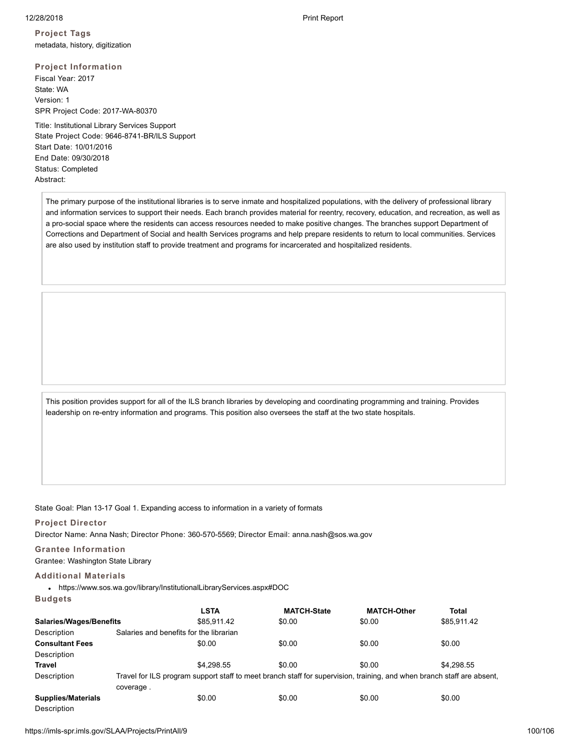### Project Tags

metadata, history, digitization

### Project Information

Fiscal Year: 2017
State: WA
Version: 1
SPR Project Code: 2017-WA-80370

Title: Institutional Library Services Support
State Project Code: 9646-8741-BR/ILS Support
Start Date: 10/01/2016
End Date: 09/30/2018
Status: Completed
Abstract:

The primary purpose of the institutional libraries is to serve inmate and hospitalized populations, with the delivery of professional library and information services to support their needs. Each branch provides material for reentry, recovery, education, and recreation, as well as a pro-social space where the residents can access resources needed to make positive changes. The branches support Department of Corrections and Department of Social and health Services programs and help prepare residents to return to local communities. Services are also used by institution staff to provide treatment and programs for incarcerated and hospitalized residents.

This position provides support for all of the ILS branch libraries by developing and coordinating programming and training. Provides leadership on re-entry information and programs. This position also oversees the staff at the two state hospitals.

State Goal: Plan 13-17 Goal 1. Expanding access to information in a variety of formats

### Project Director

Director Name: Anna Nash; Director Phone: 360-570-5569; Director Email: anna.nash@sos.wa.gov

### Grantee Information

Grantee: Washington State Library

### Additional Materials

- https://www.sos.wa.gov/library/InstitutionalLibraryServices.aspx#DOC

### Budgets

| | LSTA | MATCH-State | MATCH-Other | Total |
|---|---|---|---|---|
| **Salaries/Wages/Benefits** | $85,911.42 | $0.00 | $0.00 | $85,911.42 |
| Description | Salaries and benefits for the librarian | | | |
| **Consultant Fees** | $0.00 | $0.00 | $0.00 | $0.00 |
| Description | | | | |
| **Travel** | $4,298.55 | $0.00 | $0.00 | $4,298.55 |
| Description | Travel for ILS program support staff to meet branch staff for supervision, training, and when branch staff are absent, coverage . | | | |
| **Supplies/Materials** | $0.00 | $0.00 | $0.00 | $0.00 |
| Description | | | | |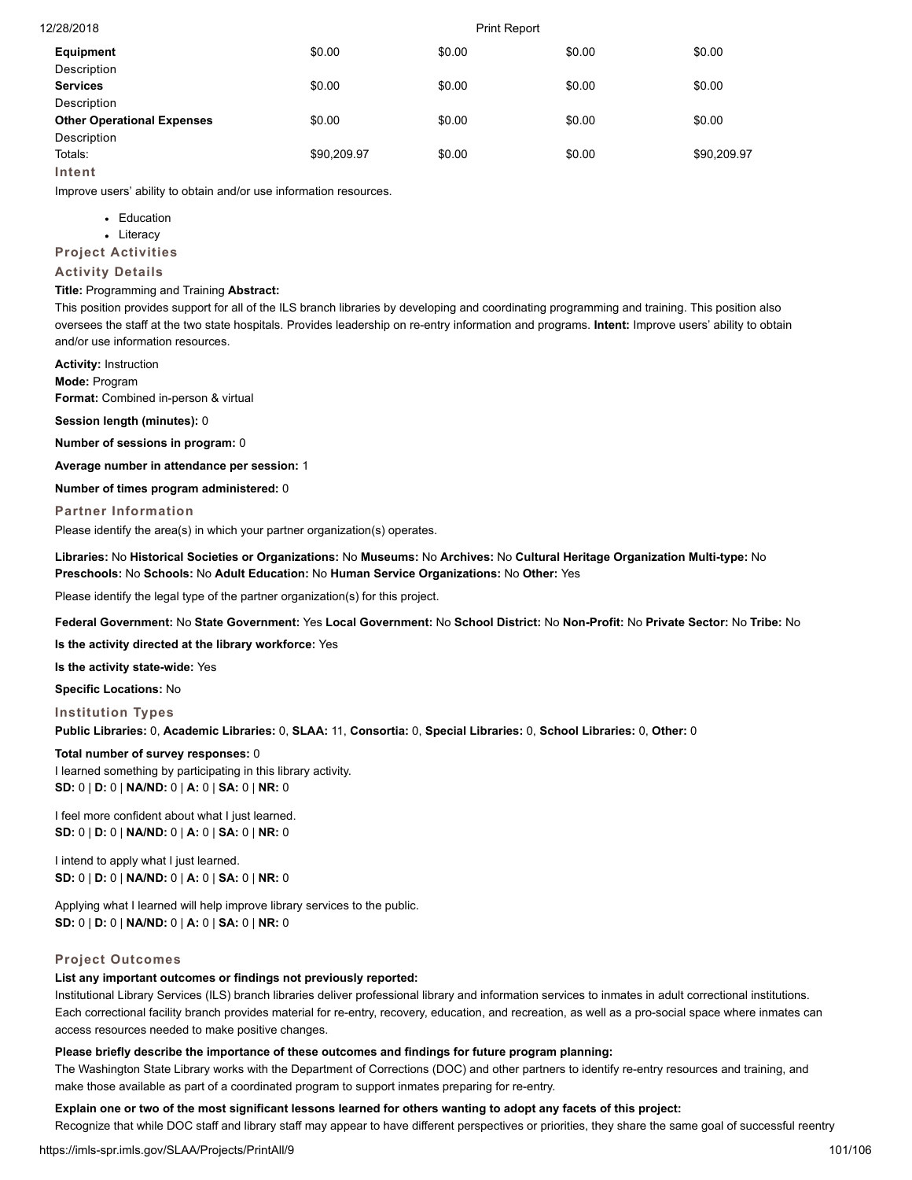| | | | | |
|---|---|---|---|---|
| **Equipment** | $0.00 | $0.00 | $0.00 | $0.00 |
| Description | | | | |
| **Services** | $0.00 | $0.00 | $0.00 | $0.00 |
| Description | | | | |
| **Other Operational Expenses** | $0.00 | $0.00 | $0.00 | $0.00 |
| Description | | | | |
| Totals: | $90,209.97 | $0.00 | $0.00 | $90,209.97 |

### Intent

Improve users' ability to obtain and/or use information resources.

- Education
- Literacy

### Project Activities

### Activity Details

**Title:** Programming and Training **Abstract:**
This position provides support for all of the ILS branch libraries by developing and coordinating programming and training. This position also oversees the staff at the two state hospitals. Provides leadership on re-entry information and programs. **Intent:** Improve users' ability to obtain and/or use information resources.

**Activity:** Instruction
**Mode:** Program
**Format:** Combined in-person & virtual

**Session length (minutes):** 0

**Number of sessions in program:** 0

**Average number in attendance per session:** 1

**Number of times program administered:** 0

### Partner Information

Please identify the area(s) in which your partner organization(s) operates.

**Libraries:** No **Historical Societies or Organizations:** No **Museums:** No **Archives:** No **Cultural Heritage Organization Multi-type:** No **Preschools:** No **Schools:** No **Adult Education:** No **Human Service Organizations:** No **Other:** Yes

Please identify the legal type of the partner organization(s) for this project.

**Federal Government:** No **State Government:** Yes **Local Government:** No **School District:** No **Non-Profit:** No **Private Sector:** No **Tribe:** No

**Is the activity directed at the library workforce:** Yes

**Is the activity state-wide:** Yes

**Specific Locations:** No

### Institution Types

**Public Libraries:** 0, **Academic Libraries:** 0, **SLAA:** 11, **Consortia:** 0, **Special Libraries:** 0, **School Libraries:** 0, **Other:** 0

**Total number of survey responses:** 0
I learned something by participating in this library activity.
**SD:** 0 | **D:** 0 | **NA/ND:** 0 | **A:** 0 | **SA:** 0 | **NR:** 0

I feel more confident about what I just learned.
**SD:** 0 | **D:** 0 | **NA/ND:** 0 | **A:** 0 | **SA:** 0 | **NR:** 0

I intend to apply what I just learned.
**SD:** 0 | **D:** 0 | **NA/ND:** 0 | **A:** 0 | **SA:** 0 | **NR:** 0

Applying what I learned will help improve library services to the public.
**SD:** 0 | **D:** 0 | **NA/ND:** 0 | **A:** 0 | **SA:** 0 | **NR:** 0

### Project Outcomes

**List any important outcomes or findings not previously reported:**
Institutional Library Services (ILS) branch libraries deliver professional library and information services to inmates in adult correctional institutions. Each correctional facility branch provides material for re-entry, recovery, education, and recreation, as well as a pro-social space where inmates can access resources needed to make positive changes.

**Please briefly describe the importance of these outcomes and findings for future program planning:**
The Washington State Library works with the Department of Corrections (DOC) and other partners to identify re-entry resources and training, and make those available as part of a coordinated program to support inmates preparing for re-entry.

**Explain one or two of the most significant lessons learned for others wanting to adopt any facets of this project:**
Recognize that while DOC staff and library staff may appear to have different perspectives or priorities, they share the same goal of successful reentry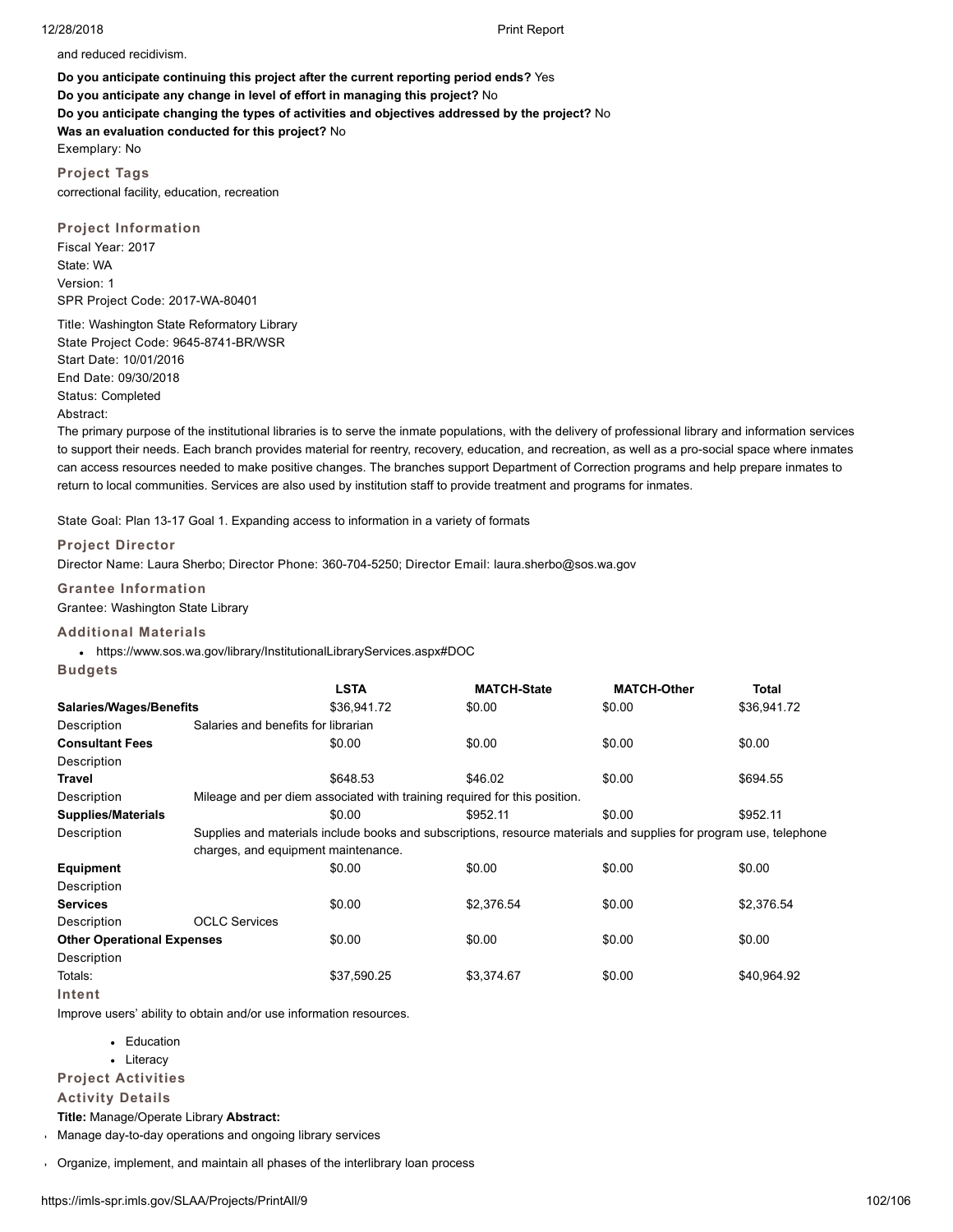and reduced recidivism.

**Do you anticipate continuing this project after the current reporting period ends?** Yes
**Do you anticipate any change in level of effort in managing this project?** No
**Do you anticipate changing the types of activities and objectives addressed by the project?** No
**Was an evaluation conducted for this project?** No
Exemplary: No

### Project Tags

correctional facility, education, recreation

### Project Information

Fiscal Year: 2017
State: WA
Version: 1
SPR Project Code: 2017-WA-80401

Title: Washington State Reformatory Library
State Project Code: 9645-8741-BR/WSR
Start Date: 10/01/2016
End Date: 09/30/2018
Status: Completed
Abstract:

The primary purpose of the institutional libraries is to serve the inmate populations, with the delivery of professional library and information services to support their needs. Each branch provides material for reentry, recovery, education, and recreation, as well as a pro-social space where inmates can access resources needed to make positive changes. The branches support Department of Correction programs and help prepare inmates to return to local communities. Services are also used by institution staff to provide treatment and programs for inmates.

State Goal: Plan 13-17 Goal 1. Expanding access to information in a variety of formats

### Project Director

Director Name: Laura Sherbo; Director Phone: 360-704-5250; Director Email: laura.sherbo@sos.wa.gov

### Grantee Information

Grantee: Washington State Library

### Additional Materials

- https://www.sos.wa.gov/library/InstitutionalLibraryServices.aspx#DOC

### Budgets

| | | LSTA | MATCH-State | MATCH-Other | Total |
|---|---|---|---|---|---|
| **Salaries/Wages/Benefits** | | $36,941.72 | $0.00 | $0.00 | $36,941.72 |
| Description | Salaries and benefits for librarian | | | | |
| **Consultant Fees** | | $0.00 | $0.00 | $0.00 | $0.00 |
| Description | | | | | |
| **Travel** | | $648.53 | $46.02 | $0.00 | $694.55 |
| Description | Mileage and per diem associated with training required for this position. | | | | |
| **Supplies/Materials** | | $0.00 | $952.11 | $0.00 | $952.11 |
| Description | Supplies and materials include books and subscriptions, resource materials and supplies for program use, telephone charges, and equipment maintenance. | | | | |
| **Equipment** | | $0.00 | $0.00 | $0.00 | $0.00 |
| Description | | | | | |
| **Services** | | $0.00 | $2,376.54 | $0.00 | $2,376.54 |
| Description | OCLC Services | | | | |
| **Other Operational Expenses** | | $0.00 | $0.00 | $0.00 | $0.00 |
| Description | | | | | |
| Totals: | | $37,590.25 | $3,374.67 | $0.00 | $40,964.92 |

### Intent

Improve users' ability to obtain and/or use information resources.

- Education
- Literacy

### Project Activities

### Activity Details

**Title:** Manage/Operate Library **Abstract:**

- Manage day-to-day operations and ongoing library services
- Organize, implement, and maintain all phases of the interlibrary loan process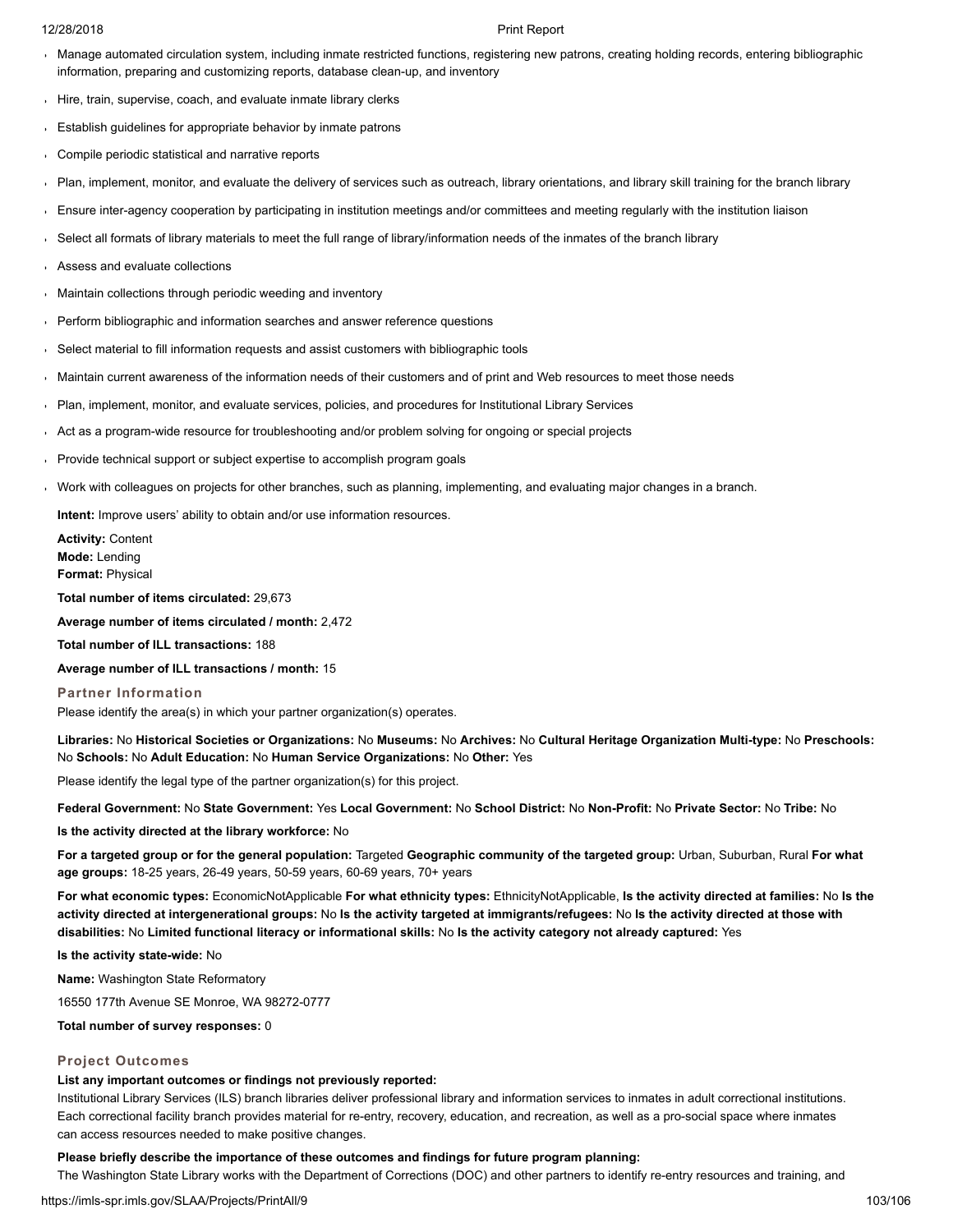- Manage automated circulation system, including inmate restricted functions, registering new patrons, creating holding records, entering bibliographic information, preparing and customizing reports, database clean-up, and inventory
- Hire, train, supervise, coach, and evaluate inmate library clerks
- Establish guidelines for appropriate behavior by inmate patrons
- Compile periodic statistical and narrative reports
- Plan, implement, monitor, and evaluate the delivery of services such as outreach, library orientations, and library skill training for the branch library
- Ensure inter-agency cooperation by participating in institution meetings and/or committees and meeting regularly with the institution liaison
- Select all formats of library materials to meet the full range of library/information needs of the inmates of the branch library
- Assess and evaluate collections
- Maintain collections through periodic weeding and inventory
- Perform bibliographic and information searches and answer reference questions
- Select material to fill information requests and assist customers with bibliographic tools
- Maintain current awareness of the information needs of their customers and of print and Web resources to meet those needs
- Plan, implement, monitor, and evaluate services, policies, and procedures for Institutional Library Services
- Act as a program-wide resource for troubleshooting and/or problem solving for ongoing or special projects
- Provide technical support or subject expertise to accomplish program goals
- Work with colleagues on projects for other branches, such as planning, implementing, and evaluating major changes in a branch.

**Intent:** Improve users' ability to obtain and/or use information resources.

**Activity:** Content
**Mode:** Lending
**Format:** Physical

**Total number of items circulated:** 29,673

**Average number of items circulated / month:** 2,472

**Total number of ILL transactions:** 188

**Average number of ILL transactions / month:** 15

### Partner Information

Please identify the area(s) in which your partner organization(s) operates.

**Libraries:** No **Historical Societies or Organizations:** No **Museums:** No **Archives:** No **Cultural Heritage Organization Multi-type:** No **Preschools:** No **Schools:** No **Adult Education:** No **Human Service Organizations:** No **Other:** Yes

Please identify the legal type of the partner organization(s) for this project.

**Federal Government:** No **State Government:** Yes **Local Government:** No **School District:** No **Non-Profit:** No **Private Sector:** No **Tribe:** No

**Is the activity directed at the library workforce:** No

**For a targeted group or for the general population:** Targeted **Geographic community of the targeted group:** Urban, Suburban, Rural **For what age groups:** 18-25 years, 26-49 years, 50-59 years, 60-69 years, 70+ years

**For what economic types:** EconomicNotApplicable **For what ethnicity types:** EthnicityNotApplicable, **Is the activity directed at families:** No **Is the activity directed at intergenerational groups:** No **Is the activity targeted at immigrants/refugees:** No **Is the activity directed at those with disabilities:** No **Limited functional literacy or informational skills:** No **Is the activity category not already captured:** Yes

**Is the activity state-wide:** No

**Name:** Washington State Reformatory

16550 177th Avenue SE Monroe, WA 98272-0777

**Total number of survey responses:** 0

### Project Outcomes

**List any important outcomes or findings not previously reported:**

Institutional Library Services (ILS) branch libraries deliver professional library and information services to inmates in adult correctional institutions. Each correctional facility branch provides material for re-entry, recovery, education, and recreation, as well as a pro-social space where inmates can access resources needed to make positive changes.

**Please briefly describe the importance of these outcomes and findings for future program planning:**

The Washington State Library works with the Department of Corrections (DOC) and other partners to identify re-entry resources and training, and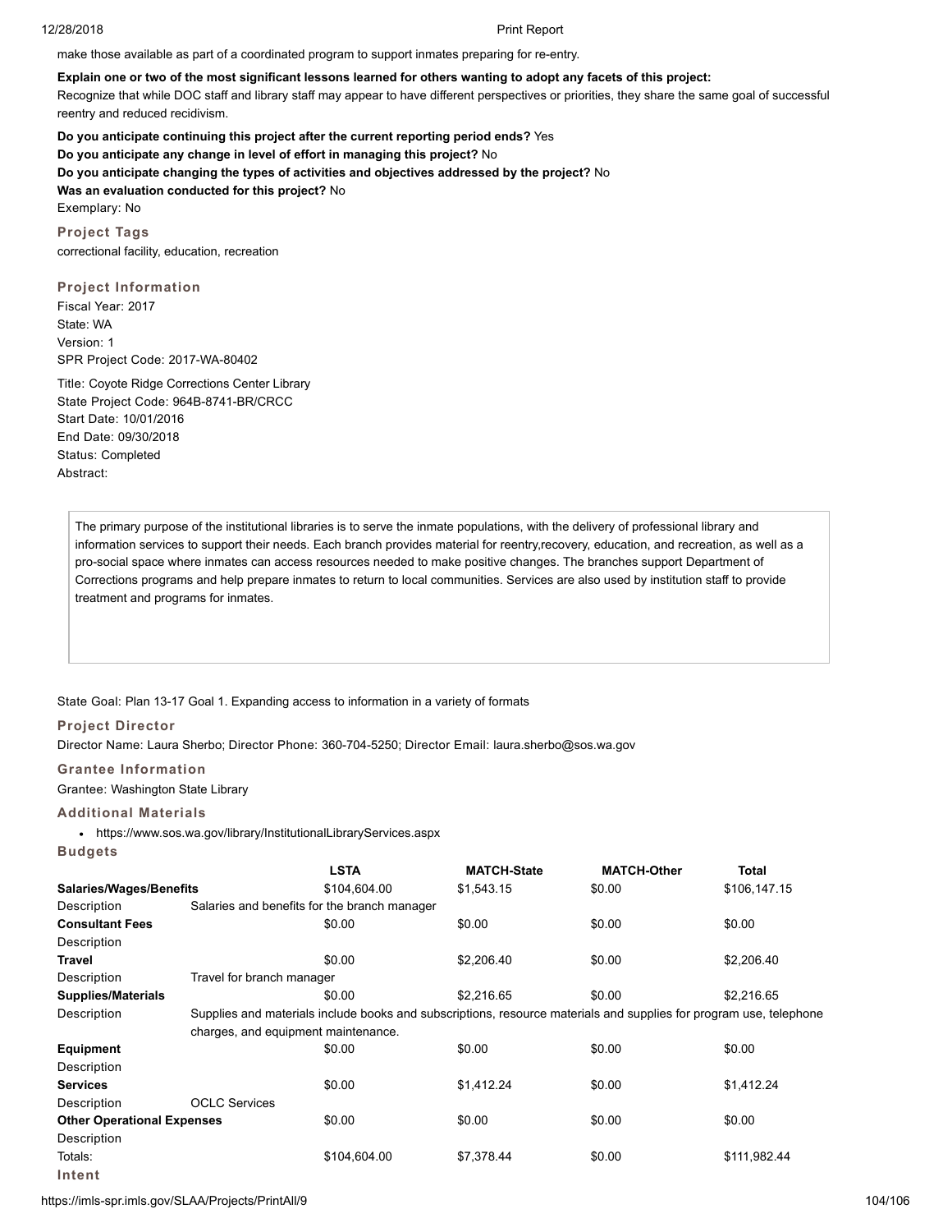make those available as part of a coordinated program to support inmates preparing for re-entry.

**Explain one or two of the most significant lessons learned for others wanting to adopt any facets of this project:**
Recognize that while DOC staff and library staff may appear to have different perspectives or priorities, they share the same goal of successful reentry and reduced recidivism.

**Do you anticipate continuing this project after the current reporting period ends?** Yes
**Do you anticipate any change in level of effort in managing this project?** No
**Do you anticipate changing the types of activities and objectives addressed by the project?** No
**Was an evaluation conducted for this project?** No
Exemplary: No

### Project Tags

correctional facility, education, recreation

### Project Information

Fiscal Year: 2017
State: WA
Version: 1
SPR Project Code: 2017-WA-80402

Title: Coyote Ridge Corrections Center Library
State Project Code: 964B-8741-BR/CRCC
Start Date: 10/01/2016
End Date: 09/30/2018
Status: Completed
Abstract:

> The primary purpose of the institutional libraries is to serve the inmate populations, with the delivery of professional library and information services to support their needs. Each branch provides material for reentry,recovery, education, and recreation, as well as a pro-social space where inmates can access resources needed to make positive changes. The branches support Department of Corrections programs and help prepare inmates to return to local communities. Services are also used by institution staff to provide treatment and programs for inmates.

State Goal: Plan 13-17 Goal 1. Expanding access to information in a variety of formats

### Project Director

Director Name: Laura Sherbo; Director Phone: 360-704-5250; Director Email: laura.sherbo@sos.wa.gov

### Grantee Information

Grantee: Washington State Library

### Additional Materials

- https://www.sos.wa.gov/library/InstitutionalLibraryServices.aspx

### Budgets

| | LSTA | MATCH-State | MATCH-Other | Total |
|---|---|---|---|---|
| **Salaries/Wages/Benefits** | $104,604.00 | $1,543.15 | $0.00 | $106,147.15 |
| Description | Salaries and benefits for the branch manager | | | |
| **Consultant Fees** | $0.00 | $0.00 | $0.00 | $0.00 |
| Description | | | | |
| **Travel** | $0.00 | $2,206.40 | $0.00 | $2,206.40 |
| Description | Travel for branch manager | | | |
| **Supplies/Materials** | $0.00 | $2,216.65 | $0.00 | $2,216.65 |
| Description | Supplies and materials include books and subscriptions, resource materials and supplies for program use, telephone charges, and equipment maintenance. | | | |
| **Equipment** | $0.00 | $0.00 | $0.00 | $0.00 |
| Description | | | | |
| **Services** | $0.00 | $1,412.24 | $0.00 | $1,412.24 |
| Description | OCLC Services | | | |
| **Other Operational Expenses** | $0.00 | $0.00 | $0.00 | $0.00 |
| Description | | | | |
| Totals: | $104,604.00 | $7,378.44 | $0.00 | $111,982.44 |

### Intent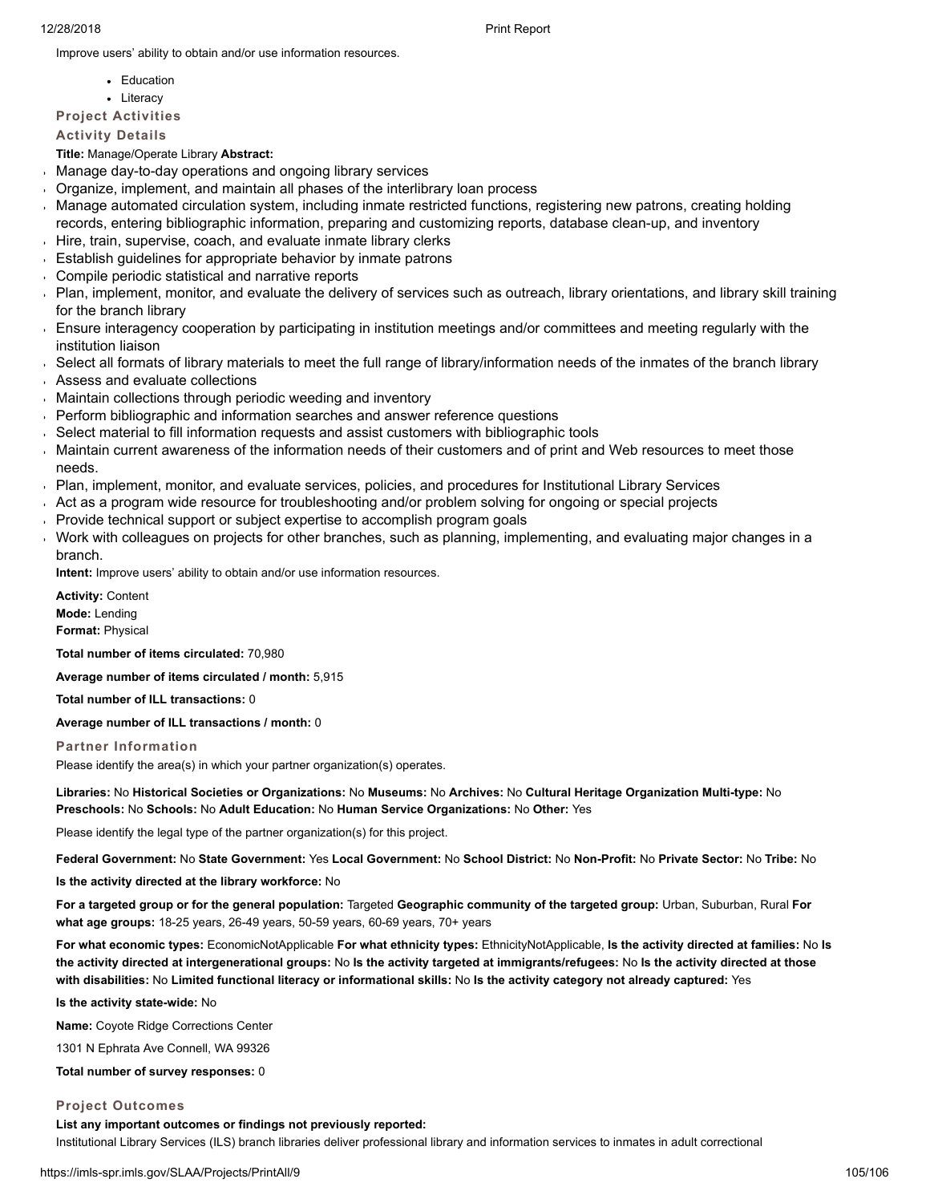Improve users' ability to obtain and/or use information resources.

- Education
- Literacy

### Project Activities

### Activity Details

**Title:** Manage/Operate Library **Abstract:**

- Manage day-to-day operations and ongoing library services
- Organize, implement, and maintain all phases of the interlibrary loan process
- Manage automated circulation system, including inmate restricted functions, registering new patrons, creating holding records, entering bibliographic information, preparing and customizing reports, database clean-up, and inventory
- Hire, train, supervise, coach, and evaluate inmate library clerks
- Establish guidelines for appropriate behavior by inmate patrons
- Compile periodic statistical and narrative reports
- Plan, implement, monitor, and evaluate the delivery of services such as outreach, library orientations, and library skill training for the branch library
- Ensure interagency cooperation by participating in institution meetings and/or committees and meeting regularly with the institution liaison
- Select all formats of library materials to meet the full range of library/information needs of the inmates of the branch library
- Assess and evaluate collections
- Maintain collections through periodic weeding and inventory
- Perform bibliographic and information searches and answer reference questions
- Select material to fill information requests and assist customers with bibliographic tools
- Maintain current awareness of the information needs of their customers and of print and Web resources to meet those needs.
- Plan, implement, monitor, and evaluate services, policies, and procedures for Institutional Library Services
- Act as a program wide resource for troubleshooting and/or problem solving for ongoing or special projects
- Provide technical support or subject expertise to accomplish program goals
- Work with colleagues on projects for other branches, such as planning, implementing, and evaluating major changes in a branch.

**Intent:** Improve users' ability to obtain and/or use information resources.

**Activity:** Content
**Mode:** Lending
**Format:** Physical

**Total number of items circulated:** 70,980

**Average number of items circulated / month:** 5,915

**Total number of ILL transactions:** 0

**Average number of ILL transactions / month:** 0

### Partner Information

Please identify the area(s) in which your partner organization(s) operates.

**Libraries:** No **Historical Societies or Organizations:** No **Museums:** No **Archives:** No **Cultural Heritage Organization Multi-type:** No **Preschools:** No **Schools:** No **Adult Education:** No **Human Service Organizations:** No **Other:** Yes

Please identify the legal type of the partner organization(s) for this project.

**Federal Government:** No **State Government:** Yes **Local Government:** No **School District:** No **Non-Profit:** No **Private Sector:** No **Tribe:** No

**Is the activity directed at the library workforce:** No

**For a targeted group or for the general population:** Targeted **Geographic community of the targeted group:** Urban, Suburban, Rural **For what age groups:** 18-25 years, 26-49 years, 50-59 years, 60-69 years, 70+ years

**For what economic types:** EconomicNotApplicable **For what ethnicity types:** EthnicityNotApplicable, **Is the activity directed at families:** No **Is the activity directed at intergenerational groups:** No **Is the activity targeted at immigrants/refugees:** No **Is the activity directed at those with disabilities:** No **Limited functional literacy or informational skills:** No **Is the activity category not already captured:** Yes

**Is the activity state-wide:** No

**Name:** Coyote Ridge Corrections Center

1301 N Ephrata Ave Connell, WA 99326

**Total number of survey responses:** 0

### Project Outcomes

**List any important outcomes or findings not previously reported:**

Institutional Library Services (ILS) branch libraries deliver professional library and information services to inmates in adult correctional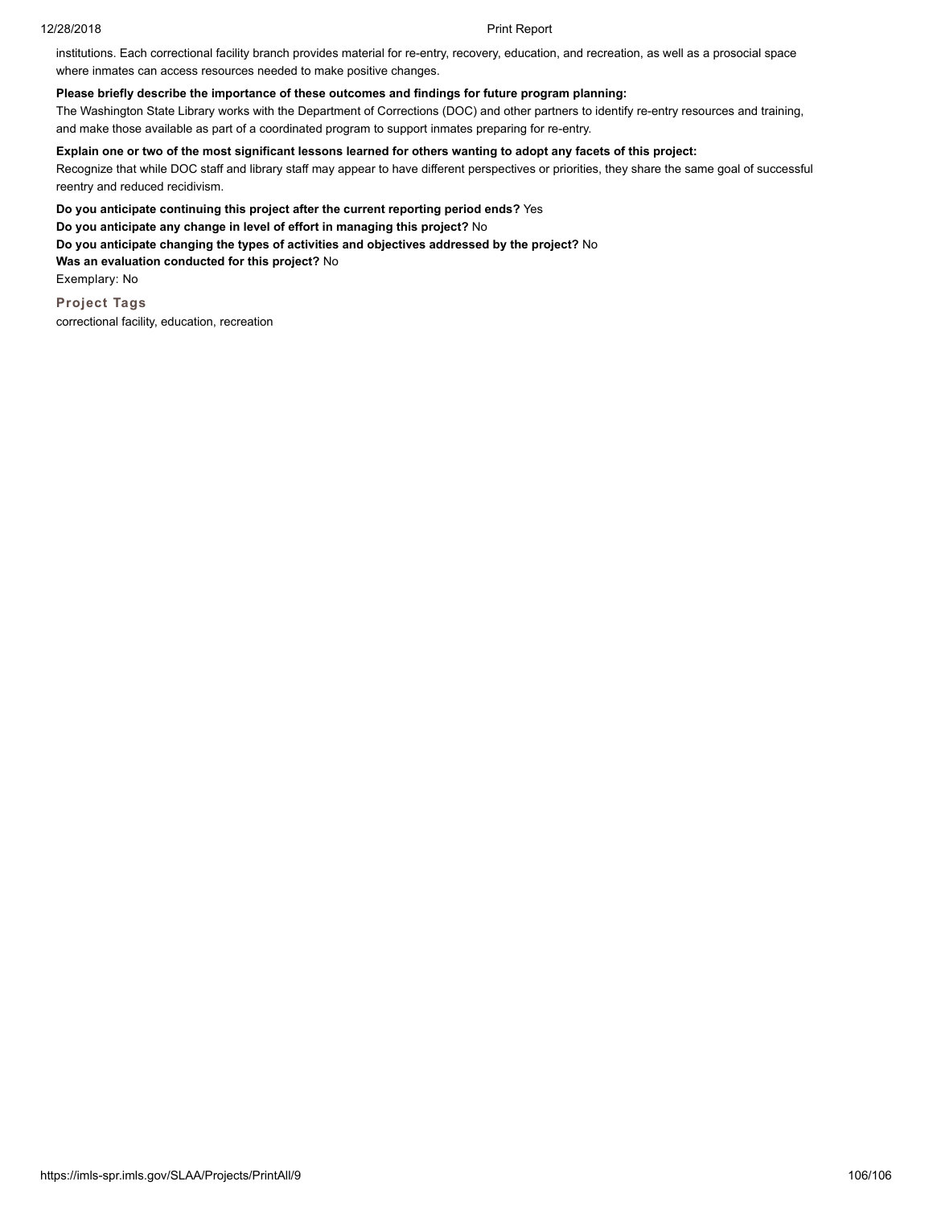institutions. Each correctional facility branch provides material for re-entry, recovery, education, and recreation, as well as a prosocial space where inmates can access resources needed to make positive changes.

**Please briefly describe the importance of these outcomes and findings for future program planning:**
The Washington State Library works with the Department of Corrections (DOC) and other partners to identify re-entry resources and training, and make those available as part of a coordinated program to support inmates preparing for re-entry.

**Explain one or two of the most significant lessons learned for others wanting to adopt any facets of this project:**
Recognize that while DOC staff and library staff may appear to have different perspectives or priorities, they share the same goal of successful reentry and reduced recidivism.

**Do you anticipate continuing this project after the current reporting period ends?** Yes
**Do you anticipate any change in level of effort in managing this project?** No
**Do you anticipate changing the types of activities and objectives addressed by the project?** No
**Was an evaluation conducted for this project?** No
Exemplary: No

### Project Tags

correctional facility, education, recreation